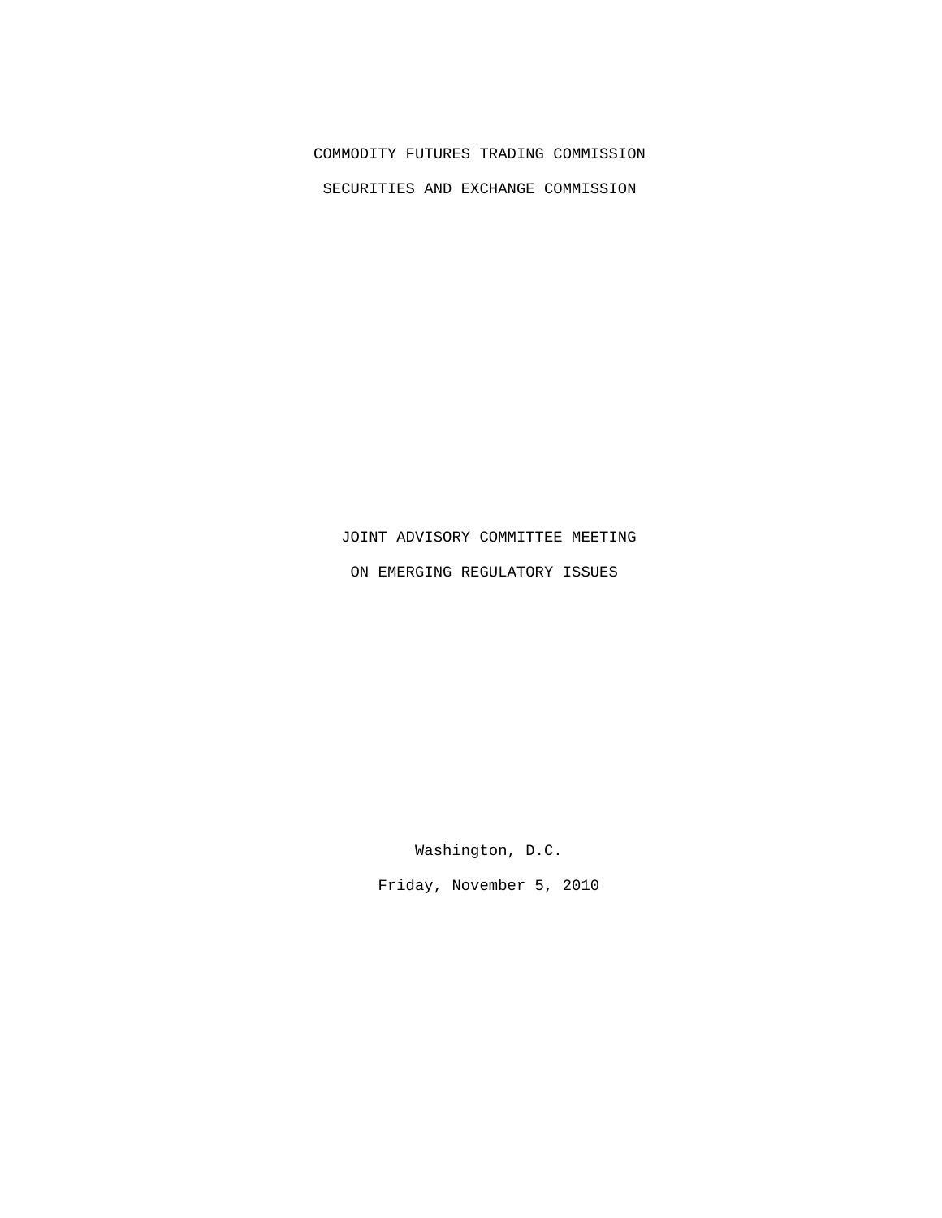COMMODITY FUTURES TRADING COMMISSION

SECURITIES AND EXCHANGE COMMISSION

JOINT ADVISORY COMMITTEE MEETING

ON EMERGING REGULATORY ISSUES

Washington, D.C.

Friday, November 5, 2010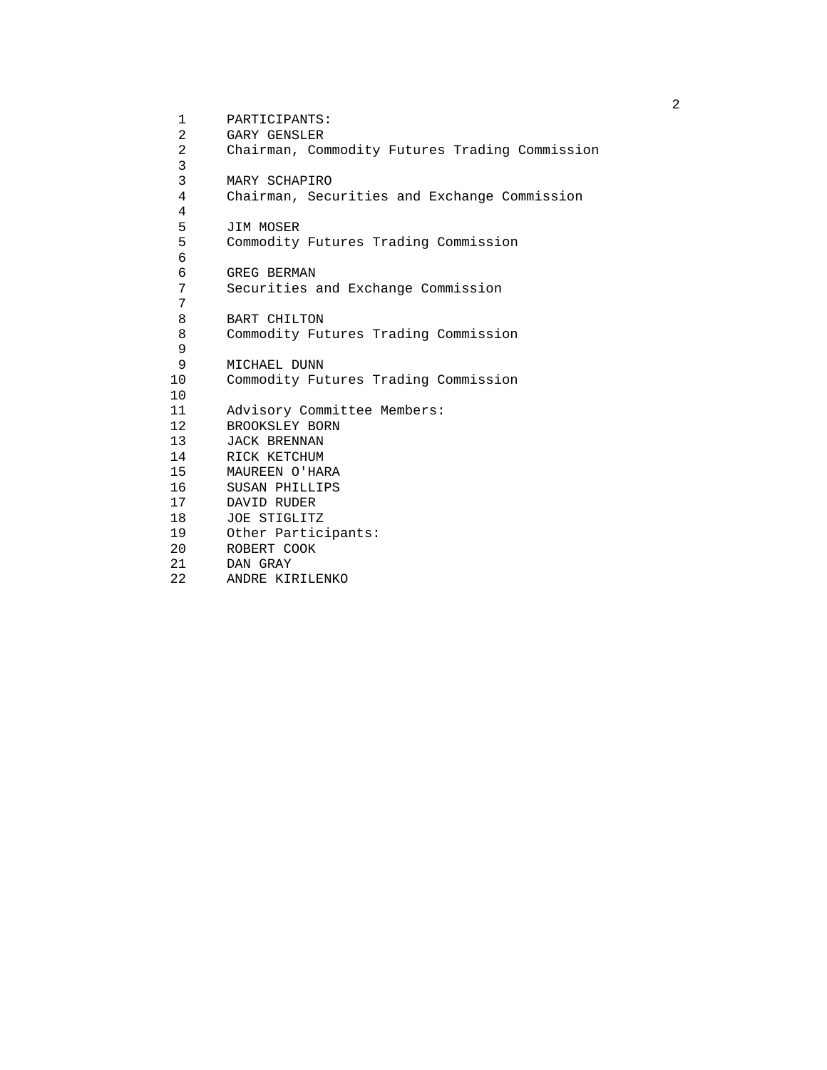PARTICIPANTS:

GARY GENSLER
Chairman, Commodity Futures Trading Commission

MARY SCHAPIRO
Chairman, Securities and Exchange Commission

JIM MOSER
Commodity Futures Trading Commission

GREG BERMAN
Securities and Exchange Commission

BART CHILTON
Commodity Futures Trading Commission

MICHAEL DUNN
Commodity Futures Trading Commission

Advisory Committee Members:

BROOKSLEY BORN
JACK BRENNAN
RICK KETCHUM
MAUREEN O'HARA
SUSAN PHILLIPS
DAVID RUDER
JOE STIGLITZ

Other Participants:

ROBERT COOK
DAN GRAY
ANDRE KIRILENKO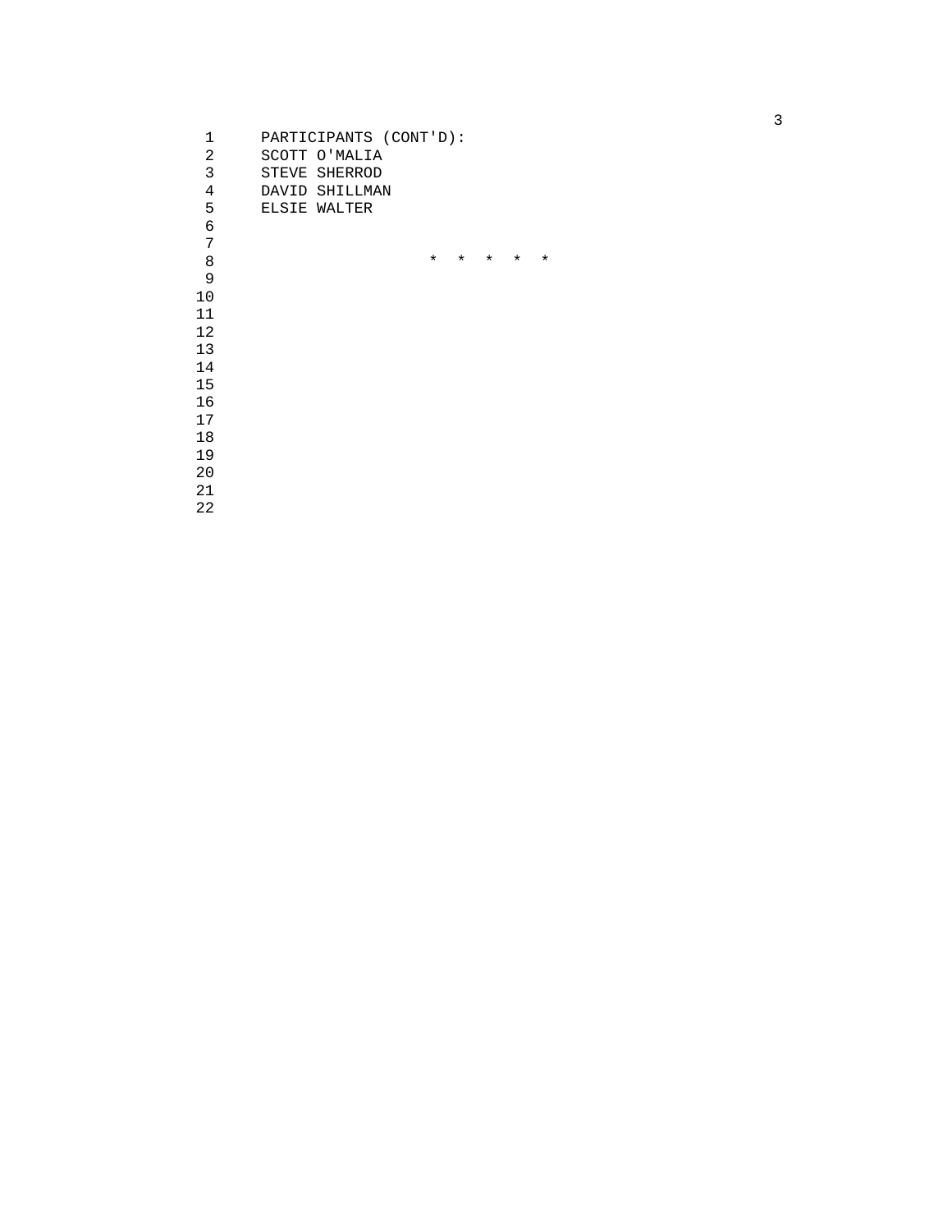PARTICIPANTS (CONT'D):

SCOTT O'MALIA

STEVE SHERROD

DAVID SHILLMAN

ELSIE WALTER

* * * * *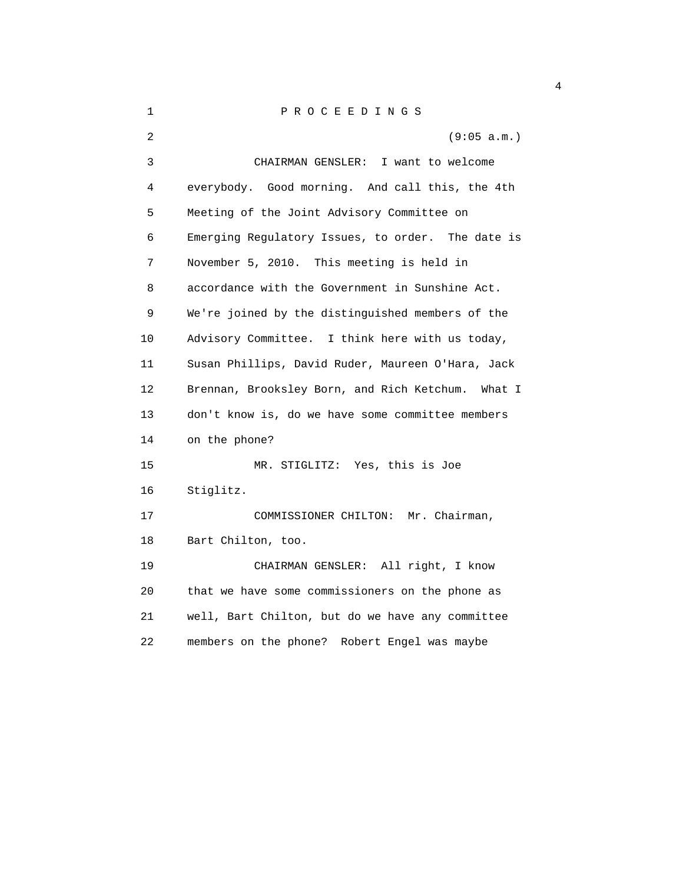P R O C E E D I N G S

(9:05 a.m.)

CHAIRMAN GENSLER: I want to welcome everybody. Good morning. And call this, the 4th Meeting of the Joint Advisory Committee on Emerging Regulatory Issues, to order. The date is November 5, 2010. This meeting is held in accordance with the Government in Sunshine Act. We're joined by the distinguished members of the Advisory Committee. I think here with us today, Susan Phillips, David Ruder, Maureen O'Hara, Jack Brennan, Brooksley Born, and Rich Ketchum. What I don't know is, do we have some committee members on the phone?

MR. STIGLITZ: Yes, this is Joe Stiglitz.

COMMISSIONER CHILTON: Mr. Chairman, Bart Chilton, too.

CHAIRMAN GENSLER: All right, I know that we have some commissioners on the phone as well, Bart Chilton, but do we have any committee members on the phone? Robert Engel was maybe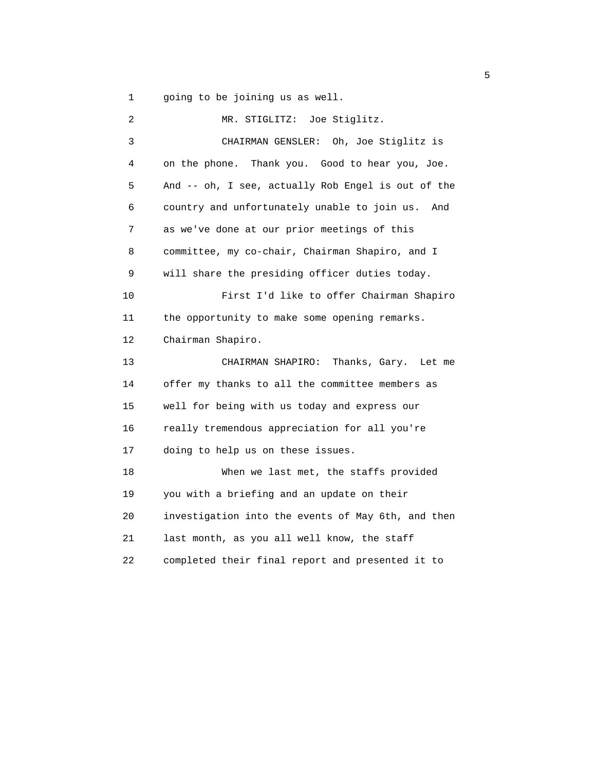going to be joining us as well.

MR. STIGLITZ: Joe Stiglitz.

CHAIRMAN GENSLER: Oh, Joe Stiglitz is on the phone. Thank you. Good to hear you, Joe. And -- oh, I see, actually Rob Engel is out of the country and unfortunately unable to join us. And as we've done at our prior meetings of this committee, my co-chair, Chairman Shapiro, and I will share the presiding officer duties today.

First I'd like to offer Chairman Shapiro the opportunity to make some opening remarks. Chairman Shapiro.

CHAIRMAN SHAPIRO: Thanks, Gary. Let me offer my thanks to all the committee members as well for being with us today and express our really tremendous appreciation for all you're doing to help us on these issues.

When we last met, the staffs provided you with a briefing and an update on their investigation into the events of May 6th, and then last month, as you all well know, the staff completed their final report and presented it to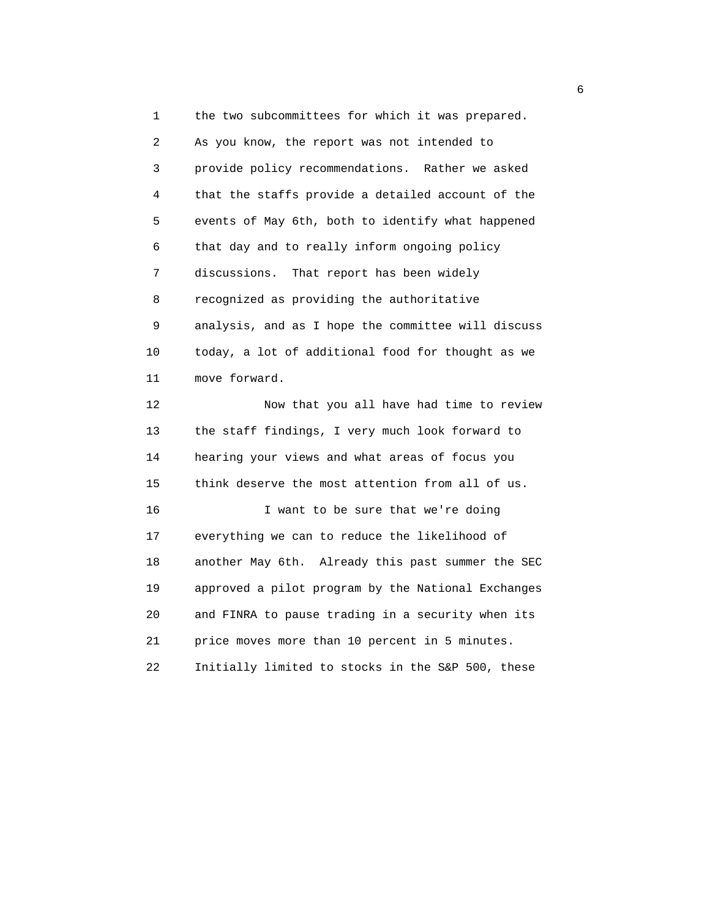the two subcommittees for which it was prepared. As you know, the report was not intended to provide policy recommendations. Rather we asked that the staffs provide a detailed account of the events of May 6th, both to identify what happened that day and to really inform ongoing policy discussions. That report has been widely recognized as providing the authoritative analysis, and as I hope the committee will discuss today, a lot of additional food for thought as we move forward.

Now that you all have had time to review the staff findings, I very much look forward to hearing your views and what areas of focus you think deserve the most attention from all of us.

I want to be sure that we're doing everything we can to reduce the likelihood of another May 6th. Already this past summer the SEC approved a pilot program by the National Exchanges and FINRA to pause trading in a security when its price moves more than 10 percent in 5 minutes. Initially limited to stocks in the S&P 500, these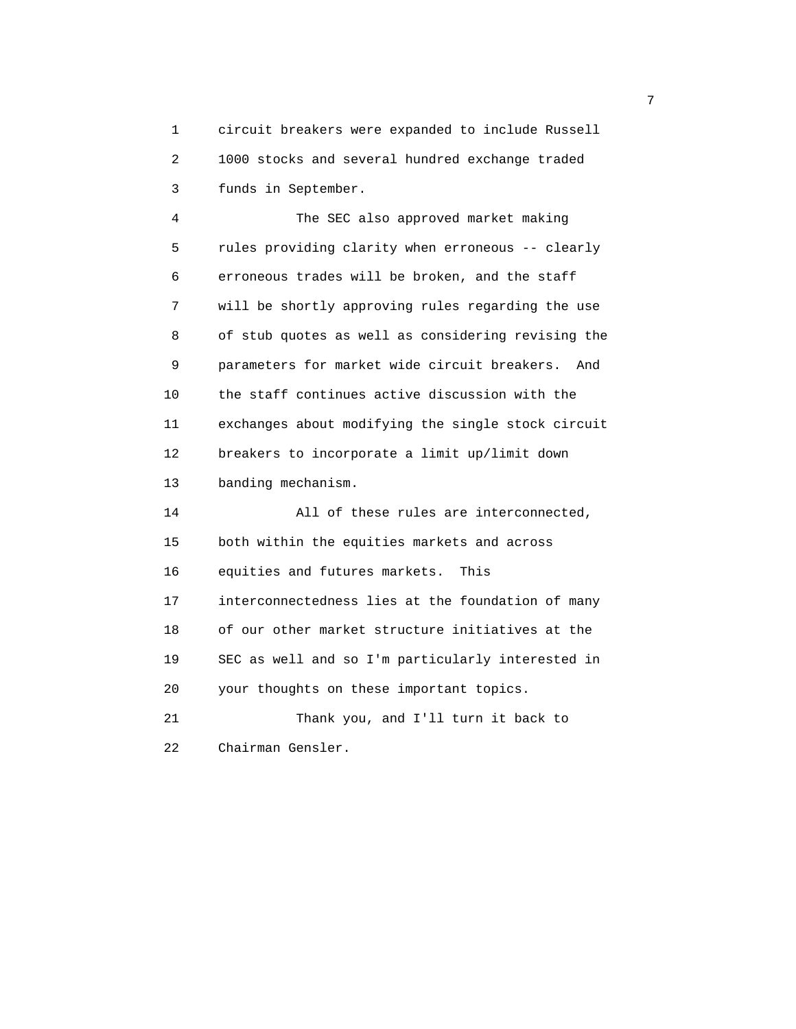circuit breakers were expanded to include Russell 1000 stocks and several hundred exchange traded funds in September.

The SEC also approved market making rules providing clarity when erroneous -- clearly erroneous trades will be broken, and the staff will be shortly approving rules regarding the use of stub quotes as well as considering revising the parameters for market wide circuit breakers. And the staff continues active discussion with the exchanges about modifying the single stock circuit breakers to incorporate a limit up/limit down banding mechanism.

All of these rules are interconnected, both within the equities markets and across equities and futures markets. This interconnectedness lies at the foundation of many of our other market structure initiatives at the SEC as well and so I'm particularly interested in your thoughts on these important topics.

Thank you, and I'll turn it back to Chairman Gensler.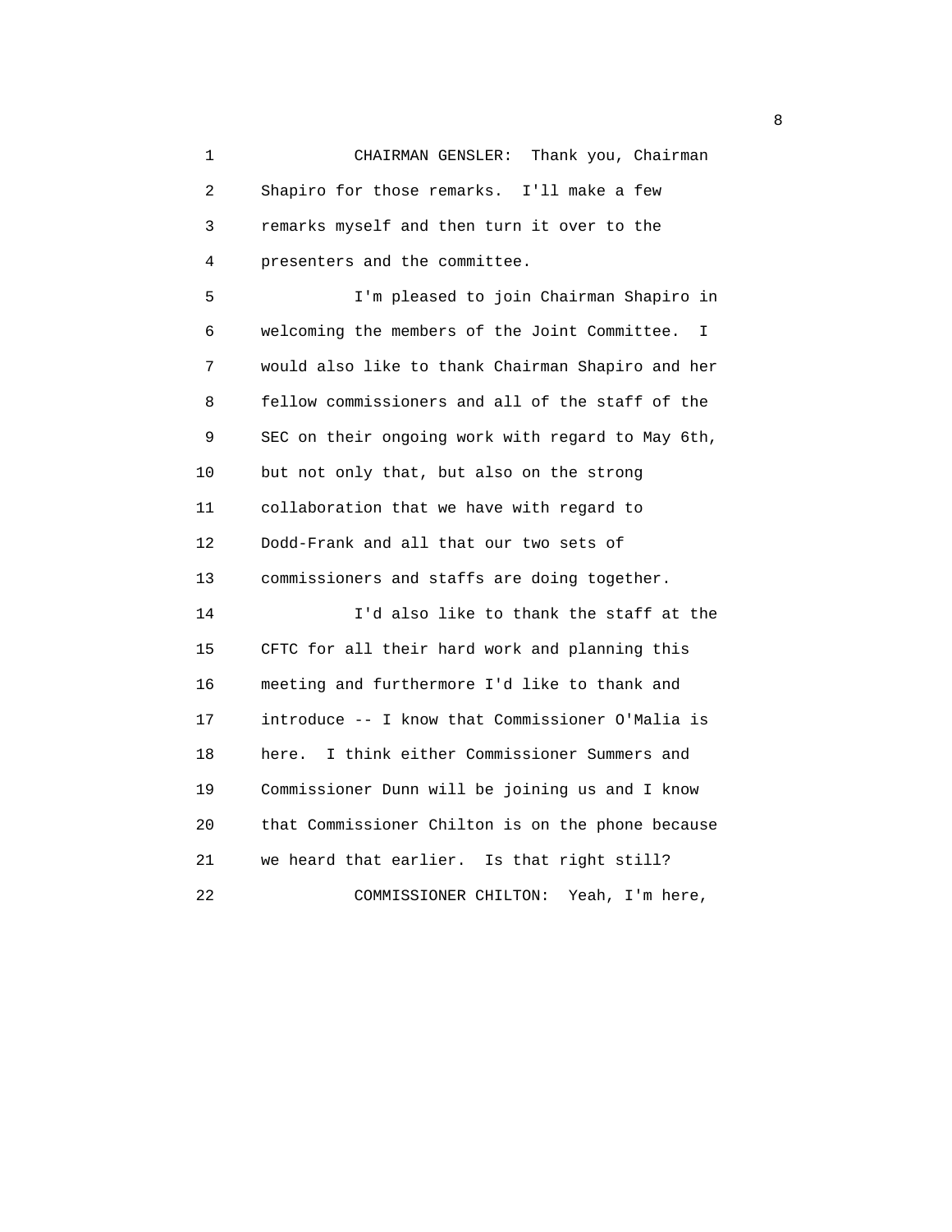CHAIRMAN GENSLER: Thank you, Chairman Shapiro for those remarks. I'll make a few remarks myself and then turn it over to the presenters and the committee.

I'm pleased to join Chairman Shapiro in welcoming the members of the Joint Committee. I would also like to thank Chairman Shapiro and her fellow commissioners and all of the staff of the SEC on their ongoing work with regard to May 6th, but not only that, but also on the strong collaboration that we have with regard to Dodd-Frank and all that our two sets of commissioners and staffs are doing together.

I'd also like to thank the staff at the CFTC for all their hard work and planning this meeting and furthermore I'd like to thank and introduce -- I know that Commissioner O'Malia is here. I think either Commissioner Summers and Commissioner Dunn will be joining us and I know that Commissioner Chilton is on the phone because we heard that earlier. Is that right still?

COMMISSIONER CHILTON: Yeah, I'm here,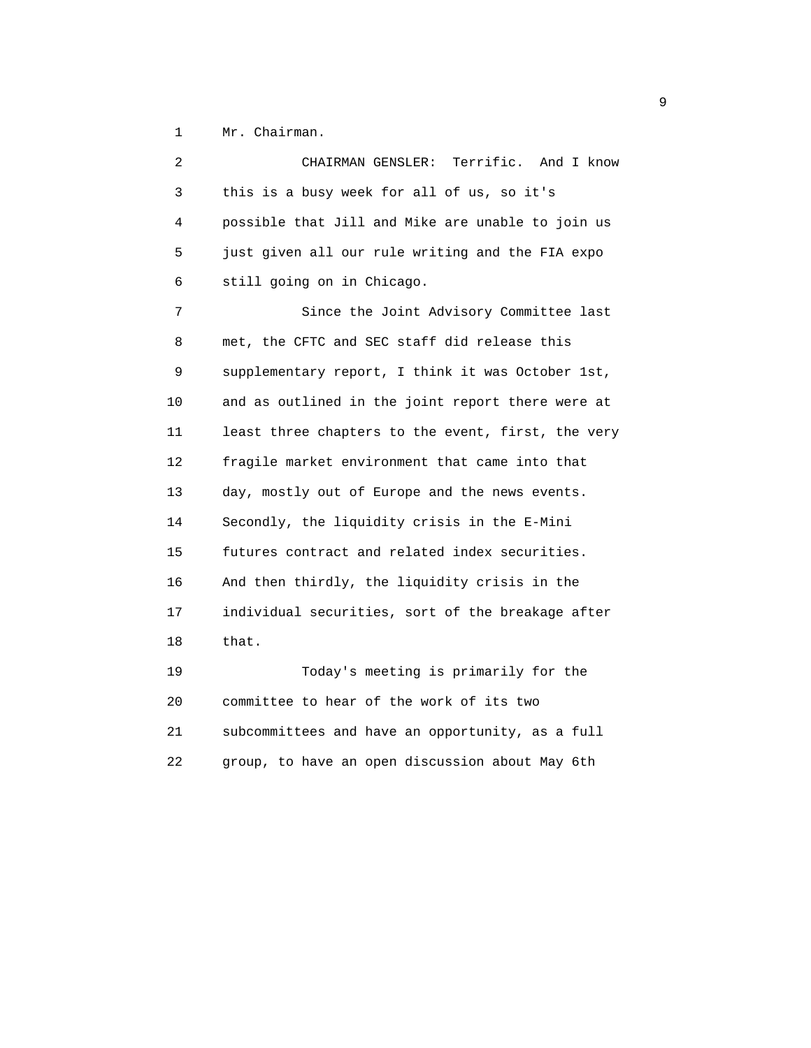Mr. Chairman.

CHAIRMAN GENSLER: Terrific. And I know this is a busy week for all of us, so it's possible that Jill and Mike are unable to join us just given all our rule writing and the FIA expo still going on in Chicago.

Since the Joint Advisory Committee last met, the CFTC and SEC staff did release this supplementary report, I think it was October 1st, and as outlined in the joint report there were at least three chapters to the event, first, the very fragile market environment that came into that day, mostly out of Europe and the news events. Secondly, the liquidity crisis in the E-Mini futures contract and related index securities. And then thirdly, the liquidity crisis in the individual securities, sort of the breakage after that.

Today's meeting is primarily for the committee to hear of the work of its two subcommittees and have an opportunity, as a full group, to have an open discussion about May 6th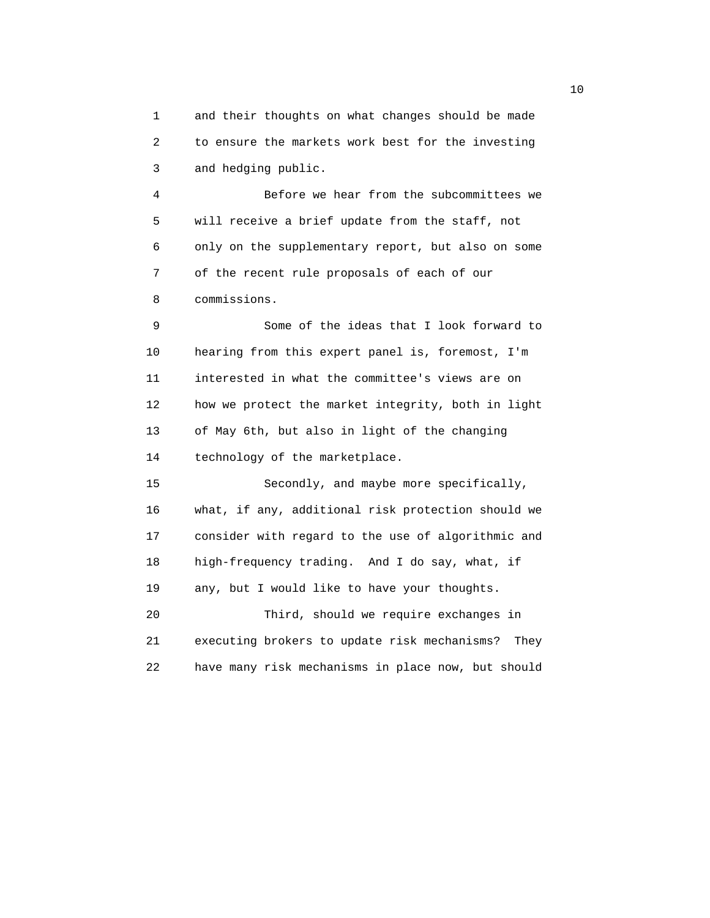and their thoughts on what changes should be made to ensure the markets work best for the investing and hedging public.

Before we hear from the subcommittees we will receive a brief update from the staff, not only on the supplementary report, but also on some of the recent rule proposals of each of our commissions.

Some of the ideas that I look forward to hearing from this expert panel is, foremost, I'm interested in what the committee's views are on how we protect the market integrity, both in light of May 6th, but also in light of the changing technology of the marketplace.

Secondly, and maybe more specifically, what, if any, additional risk protection should we consider with regard to the use of algorithmic and high-frequency trading. And I do say, what, if any, but I would like to have your thoughts.

Third, should we require exchanges in executing brokers to update risk mechanisms? They have many risk mechanisms in place now, but should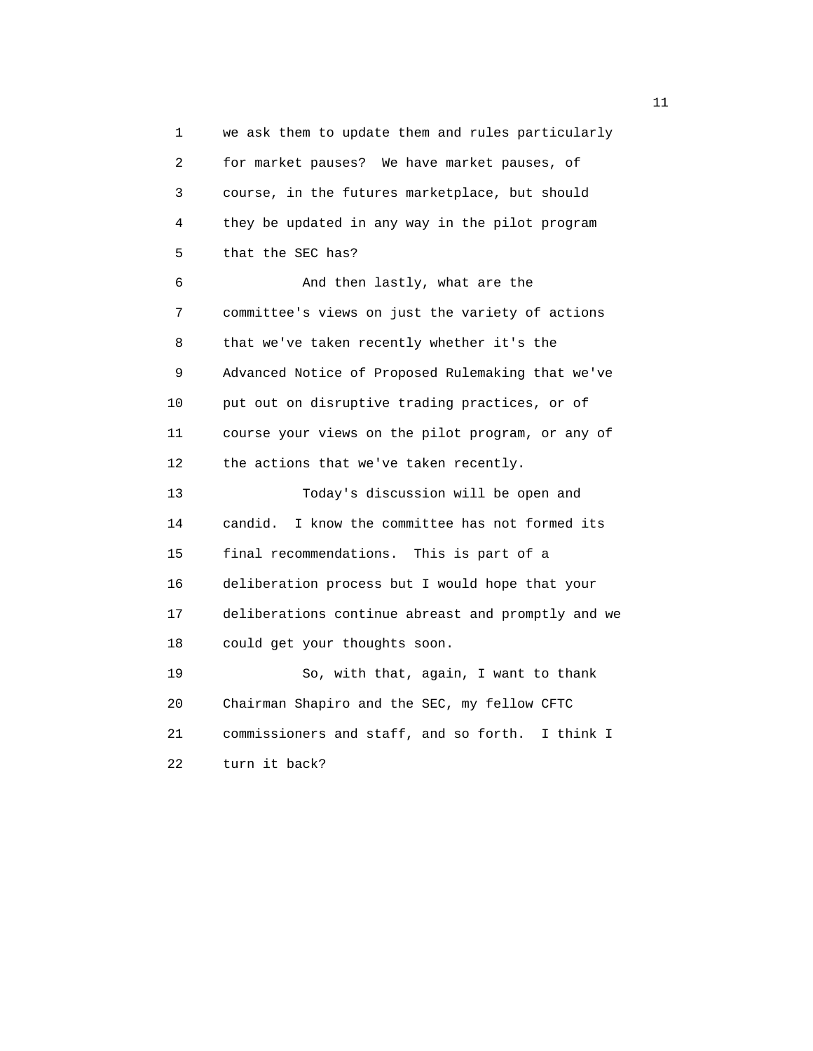we ask them to update them and rules particularly for market pauses? We have market pauses, of course, in the futures marketplace, but should they be updated in any way in the pilot program that the SEC has?

And then lastly, what are the committee's views on just the variety of actions that we've taken recently whether it's the Advanced Notice of Proposed Rulemaking that we've put out on disruptive trading practices, or of course your views on the pilot program, or any of the actions that we've taken recently.

Today's discussion will be open and candid. I know the committee has not formed its final recommendations. This is part of a deliberation process but I would hope that your deliberations continue abreast and promptly and we could get your thoughts soon.

So, with that, again, I want to thank Chairman Shapiro and the SEC, my fellow CFTC commissioners and staff, and so forth. I think I turn it back?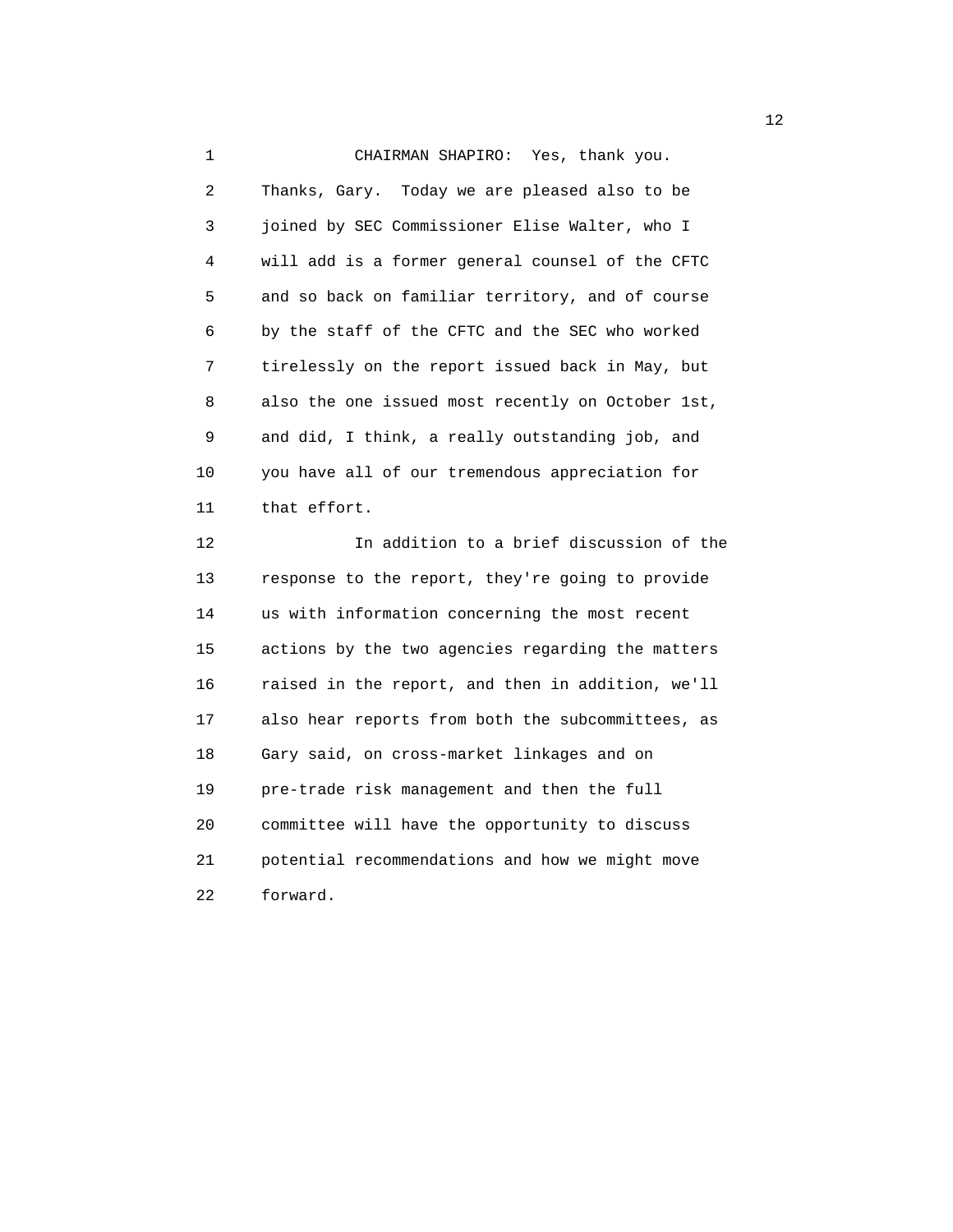CHAIRMAN SHAPIRO: Yes, thank you. Thanks, Gary. Today we are pleased also to be joined by SEC Commissioner Elise Walter, who I will add is a former general counsel of the CFTC and so back on familiar territory, and of course by the staff of the CFTC and the SEC who worked tirelessly on the report issued back in May, but also the one issued most recently on October 1st, and did, I think, a really outstanding job, and you have all of our tremendous appreciation for that effort.

In addition to a brief discussion of the response to the report, they're going to provide us with information concerning the most recent actions by the two agencies regarding the matters raised in the report, and then in addition, we'll also hear reports from both the subcommittees, as Gary said, on cross-market linkages and on pre-trade risk management and then the full committee will have the opportunity to discuss potential recommendations and how we might move forward.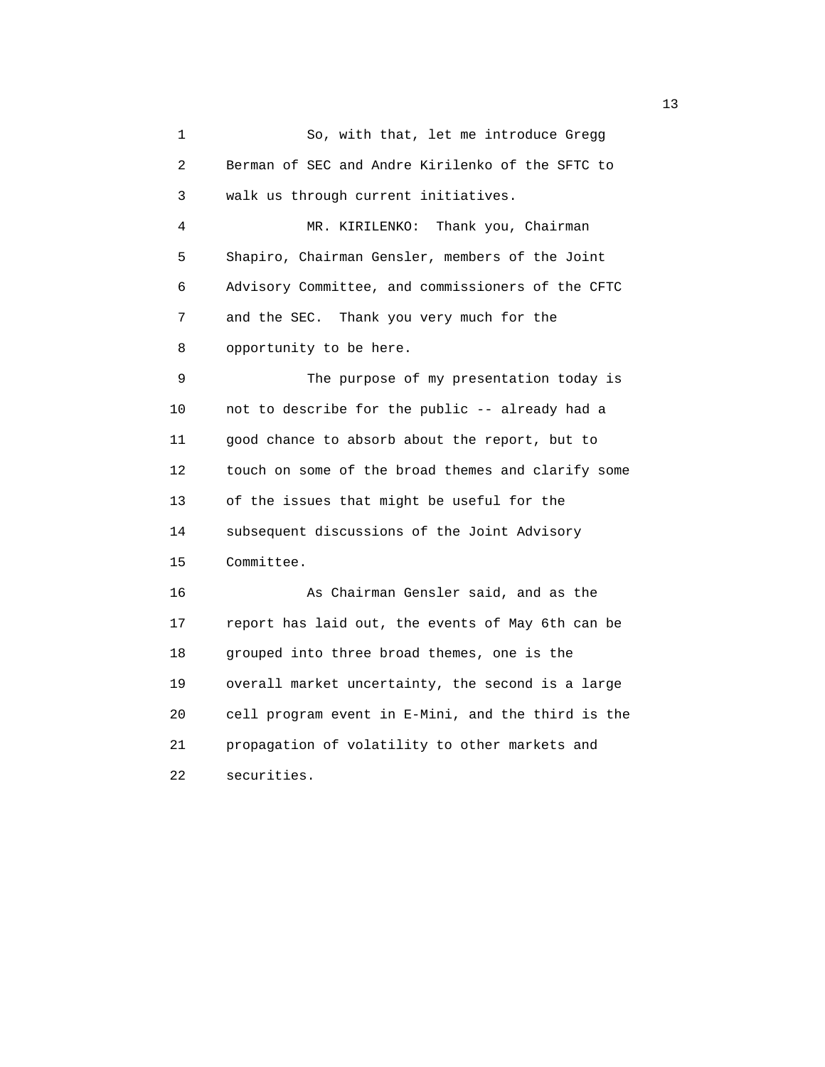So, with that, let me introduce Gregg Berman of SEC and Andre Kirilenko of the SFTC to walk us through current initiatives.

MR. KIRILENKO: Thank you, Chairman Shapiro, Chairman Gensler, members of the Joint Advisory Committee, and commissioners of the CFTC and the SEC. Thank you very much for the opportunity to be here.

The purpose of my presentation today is not to describe for the public -- already had a good chance to absorb about the report, but to touch on some of the broad themes and clarify some of the issues that might be useful for the subsequent discussions of the Joint Advisory Committee.

As Chairman Gensler said, and as the report has laid out, the events of May 6th can be grouped into three broad themes, one is the overall market uncertainty, the second is a large cell program event in E-Mini, and the third is the propagation of volatility to other markets and securities.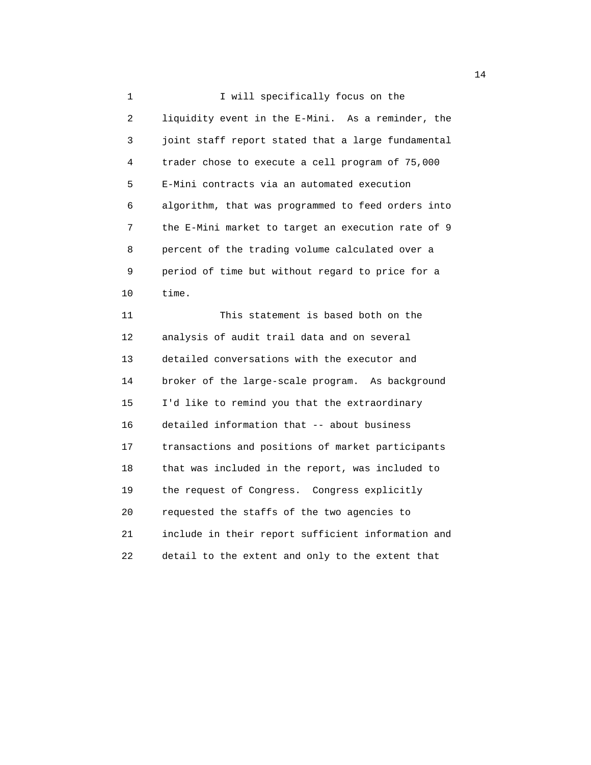I will specifically focus on the liquidity event in the E-Mini. As a reminder, the joint staff report stated that a large fundamental trader chose to execute a cell program of 75,000 E-Mini contracts via an automated execution algorithm, that was programmed to feed orders into the E-Mini market to target an execution rate of 9 percent of the trading volume calculated over a period of time but without regard to price for a time.

This statement is based both on the analysis of audit trail data and on several detailed conversations with the executor and broker of the large-scale program. As background I'd like to remind you that the extraordinary detailed information that -- about business transactions and positions of market participants that was included in the report, was included to the request of Congress. Congress explicitly requested the staffs of the two agencies to include in their report sufficient information and detail to the extent and only to the extent that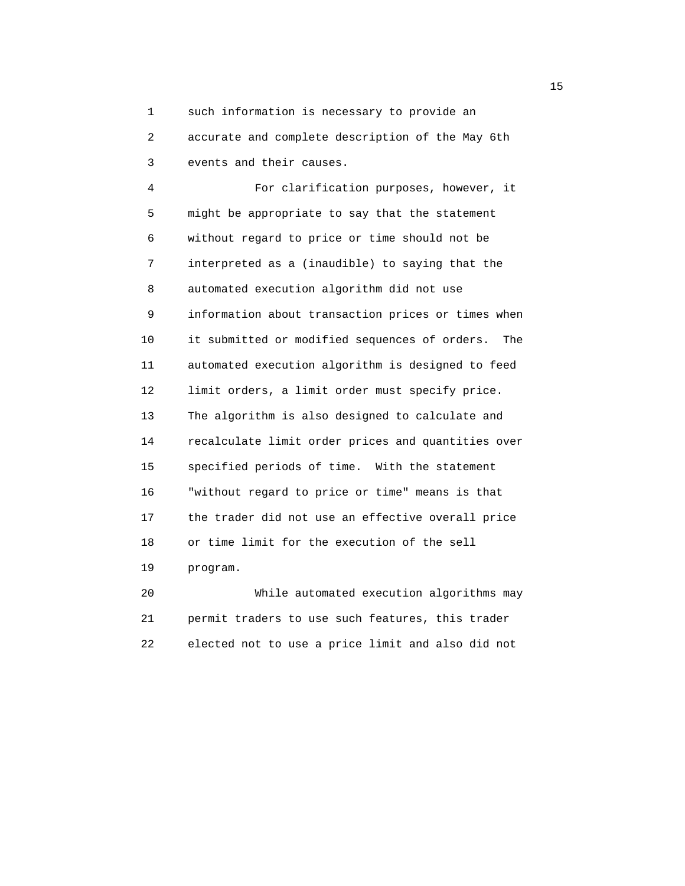such information is necessary to provide an accurate and complete description of the May 6th events and their causes.

For clarification purposes, however, it might be appropriate to say that the statement without regard to price or time should not be interpreted as a (inaudible) to saying that the automated execution algorithm did not use information about transaction prices or times when it submitted or modified sequences of orders. The automated execution algorithm is designed to feed limit orders, a limit order must specify price. The algorithm is also designed to calculate and recalculate limit order prices and quantities over specified periods of time. With the statement "without regard to price or time" means is that the trader did not use an effective overall price or time limit for the execution of the sell program.

While automated execution algorithms may permit traders to use such features, this trader elected not to use a price limit and also did not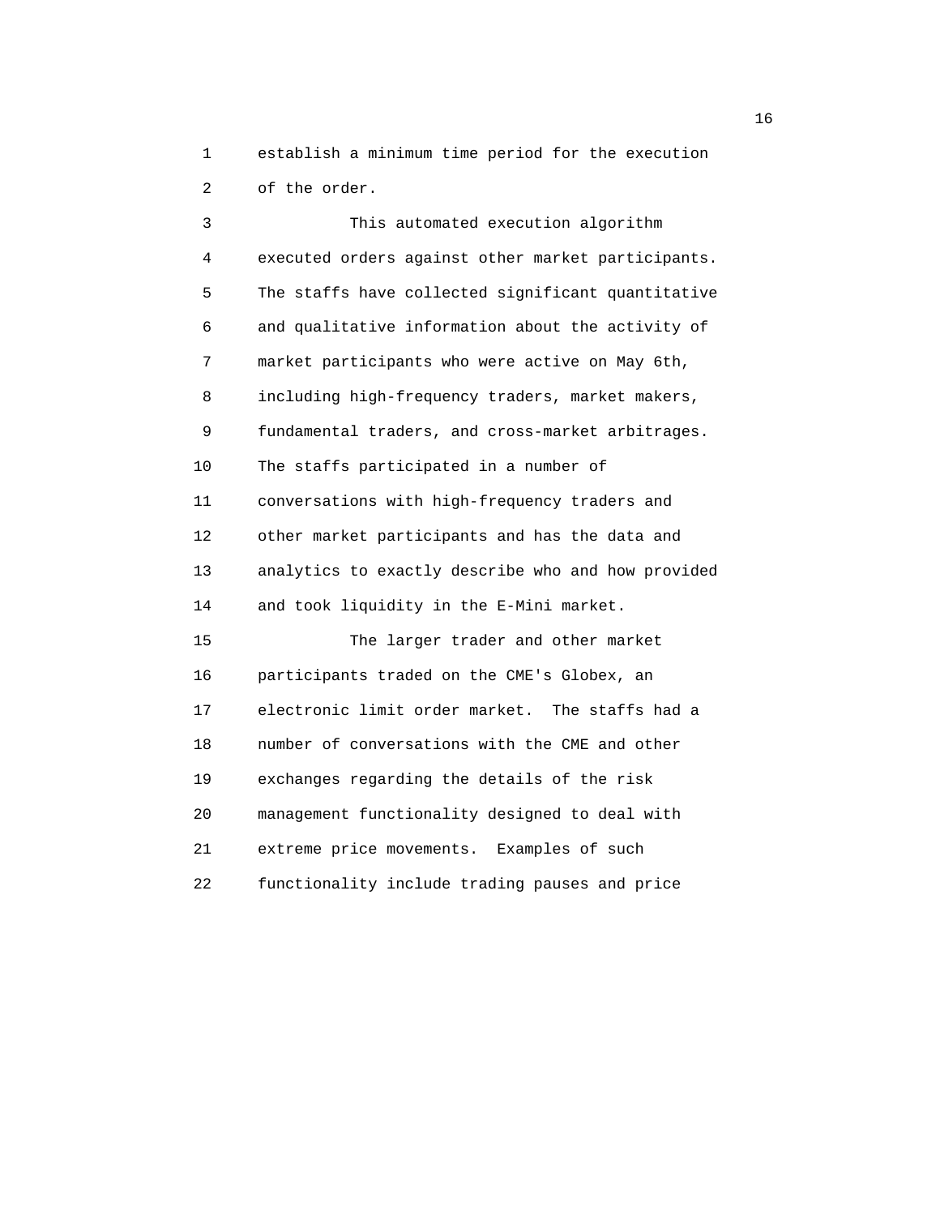establish a minimum time period for the execution of the order.

This automated execution algorithm executed orders against other market participants. The staffs have collected significant quantitative and qualitative information about the activity of market participants who were active on May 6th, including high-frequency traders, market makers, fundamental traders, and cross-market arbitrages. The staffs participated in a number of conversations with high-frequency traders and other market participants and has the data and analytics to exactly describe who and how provided and took liquidity in the E-Mini market.

The larger trader and other market participants traded on the CME's Globex, an electronic limit order market. The staffs had a number of conversations with the CME and other exchanges regarding the details of the risk management functionality designed to deal with extreme price movements. Examples of such functionality include trading pauses and price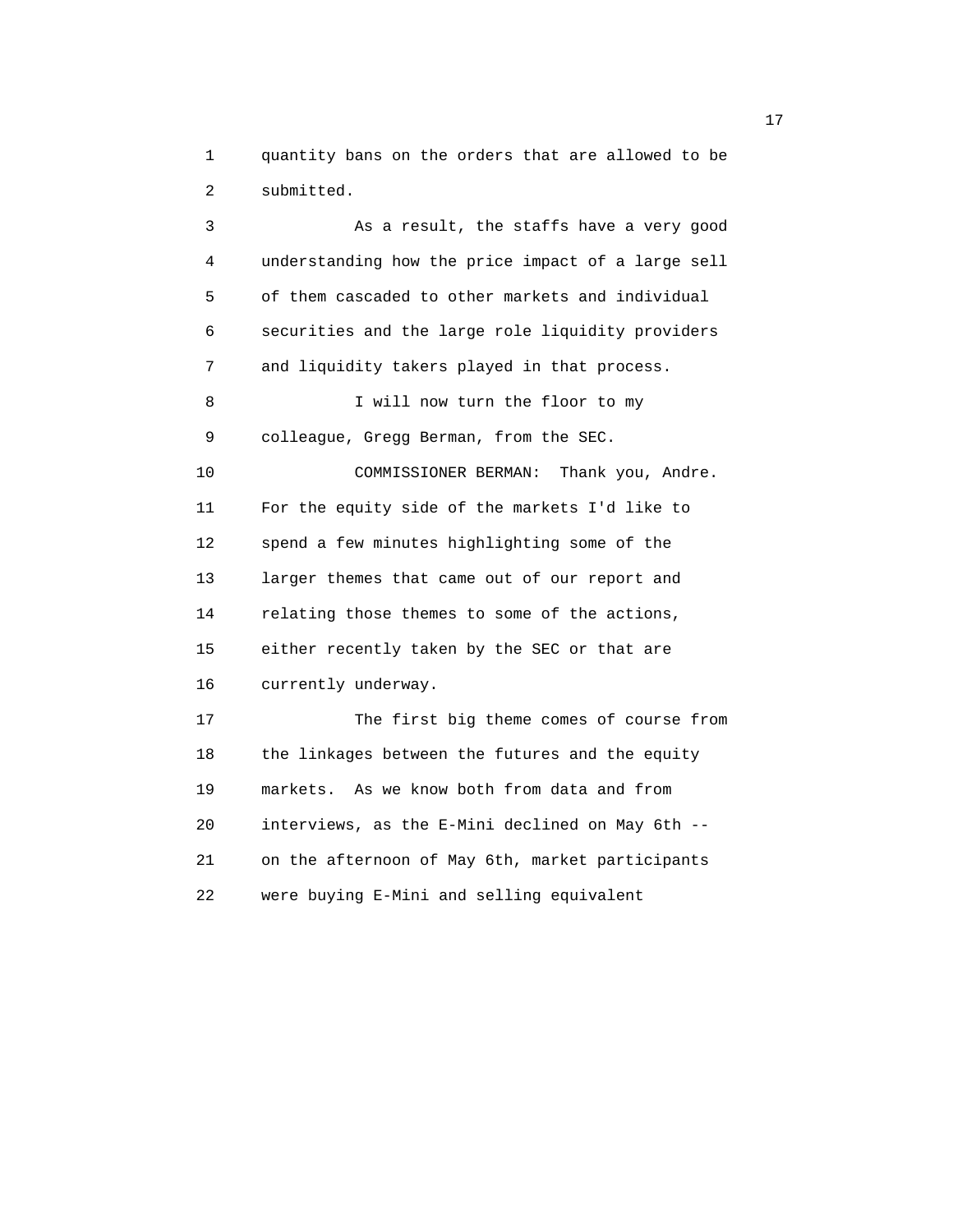quantity bans on the orders that are allowed to be submitted.

As a result, the staffs have a very good understanding how the price impact of a large sell of them cascaded to other markets and individual securities and the large role liquidity providers and liquidity takers played in that process.

I will now turn the floor to my colleague, Gregg Berman, from the SEC.

COMMISSIONER BERMAN: Thank you, Andre. For the equity side of the markets I'd like to spend a few minutes highlighting some of the larger themes that came out of our report and relating those themes to some of the actions, either recently taken by the SEC or that are currently underway.

The first big theme comes of course from the linkages between the futures and the equity markets. As we know both from data and from interviews, as the E-Mini declined on May 6th -- on the afternoon of May 6th, market participants were buying E-Mini and selling equivalent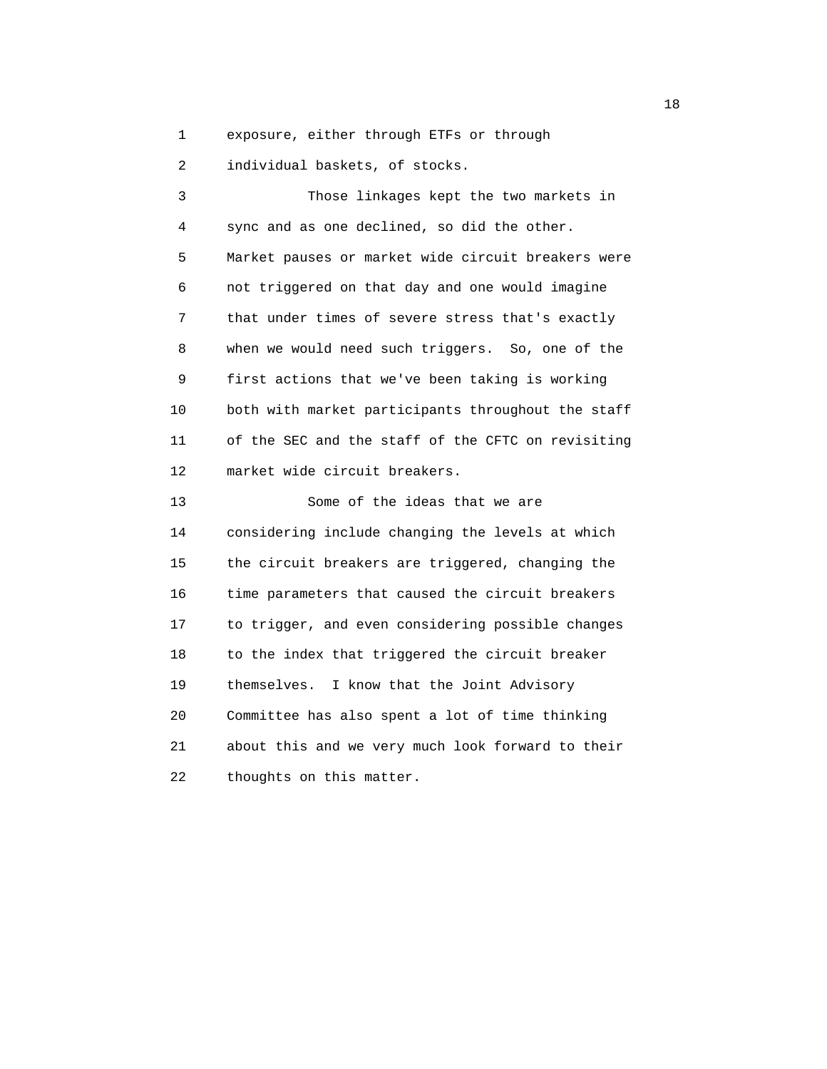exposure, either through ETFs or through individual baskets, of stocks.

Those linkages kept the two markets in sync and as one declined, so did the other. Market pauses or market wide circuit breakers were not triggered on that day and one would imagine that under times of severe stress that's exactly when we would need such triggers. So, one of the first actions that we've been taking is working both with market participants throughout the staff of the SEC and the staff of the CFTC on revisiting market wide circuit breakers.

Some of the ideas that we are considering include changing the levels at which the circuit breakers are triggered, changing the time parameters that caused the circuit breakers to trigger, and even considering possible changes to the index that triggered the circuit breaker themselves. I know that the Joint Advisory Committee has also spent a lot of time thinking about this and we very much look forward to their thoughts on this matter.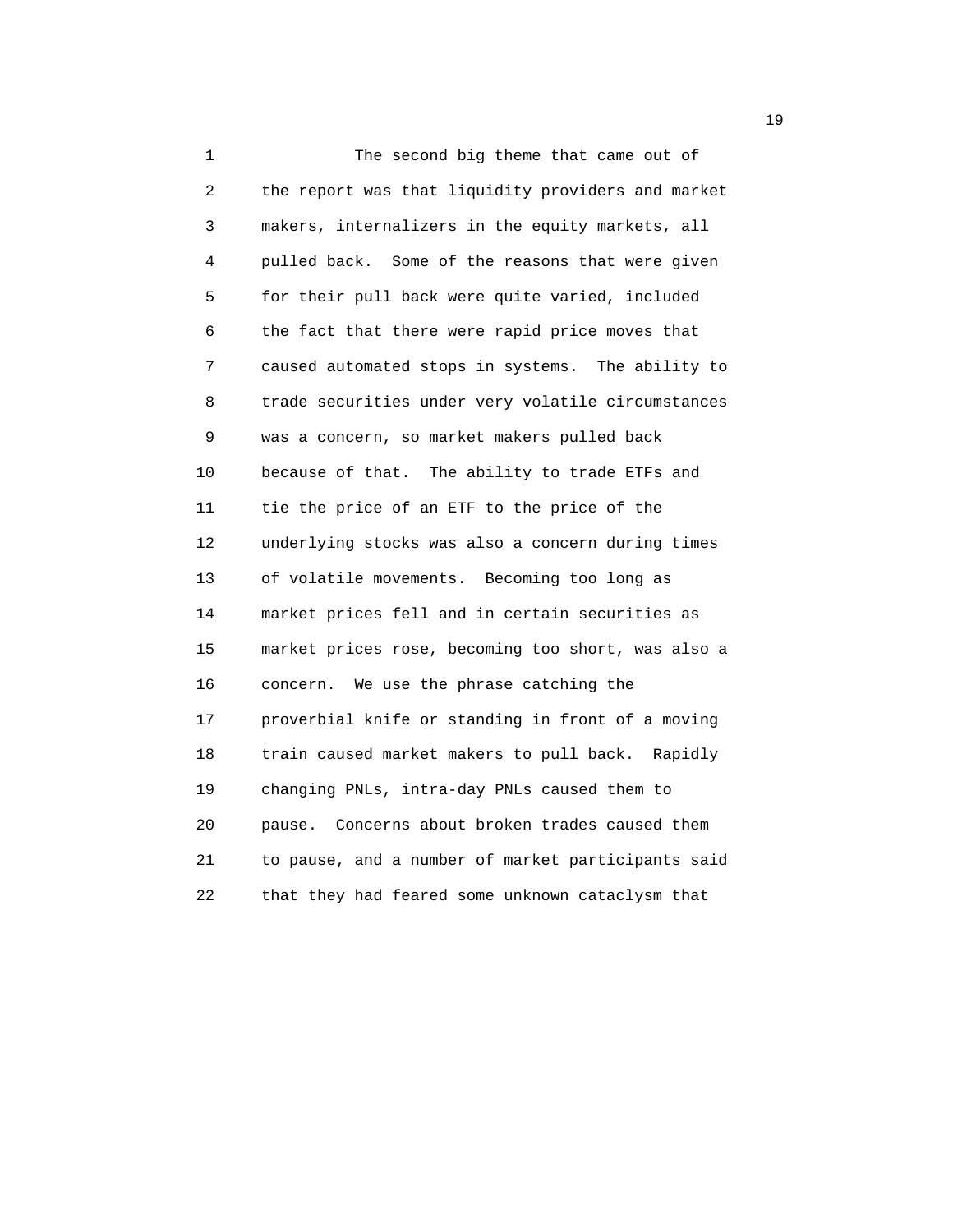The second big theme that came out of the report was that liquidity providers and market makers, internalizers in the equity markets, all pulled back. Some of the reasons that were given for their pull back were quite varied, included the fact that there were rapid price moves that caused automated stops in systems. The ability to trade securities under very volatile circumstances was a concern, so market makers pulled back because of that. The ability to trade ETFs and tie the price of an ETF to the price of the underlying stocks was also a concern during times of volatile movements. Becoming too long as market prices fell and in certain securities as market prices rose, becoming too short, was also a concern. We use the phrase catching the proverbial knife or standing in front of a moving train caused market makers to pull back. Rapidly changing PNLs, intra-day PNLs caused them to pause. Concerns about broken trades caused them to pause, and a number of market participants said that they had feared some unknown cataclysm that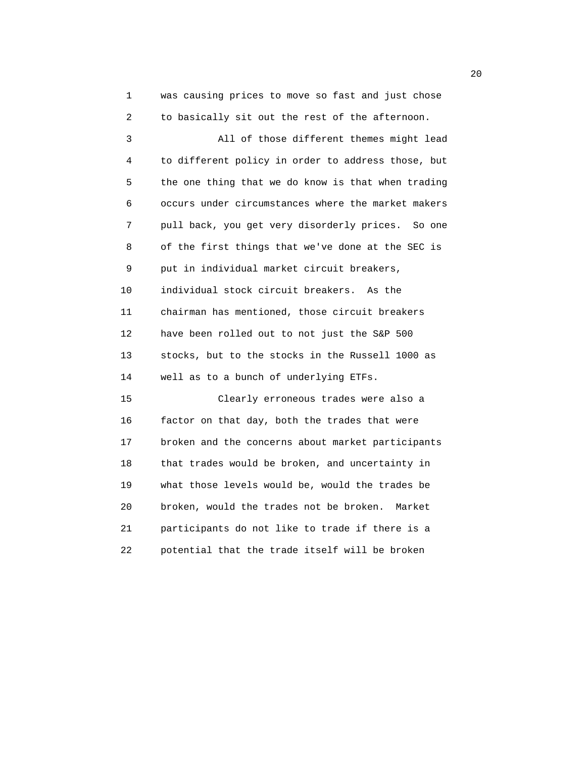was causing prices to move so fast and just chose to basically sit out the rest of the afternoon.

All of those different themes might lead to different policy in order to address those, but the one thing that we do know is that when trading occurs under circumstances where the market makers pull back, you get very disorderly prices. So one of the first things that we've done at the SEC is put in individual market circuit breakers, individual stock circuit breakers. As the chairman has mentioned, those circuit breakers have been rolled out to not just the S&P 500 stocks, but to the stocks in the Russell 1000 as well as to a bunch of underlying ETFs.

Clearly erroneous trades were also a factor on that day, both the trades that were broken and the concerns about market participants that trades would be broken, and uncertainty in what those levels would be, would the trades be broken, would the trades not be broken. Market participants do not like to trade if there is a potential that the trade itself will be broken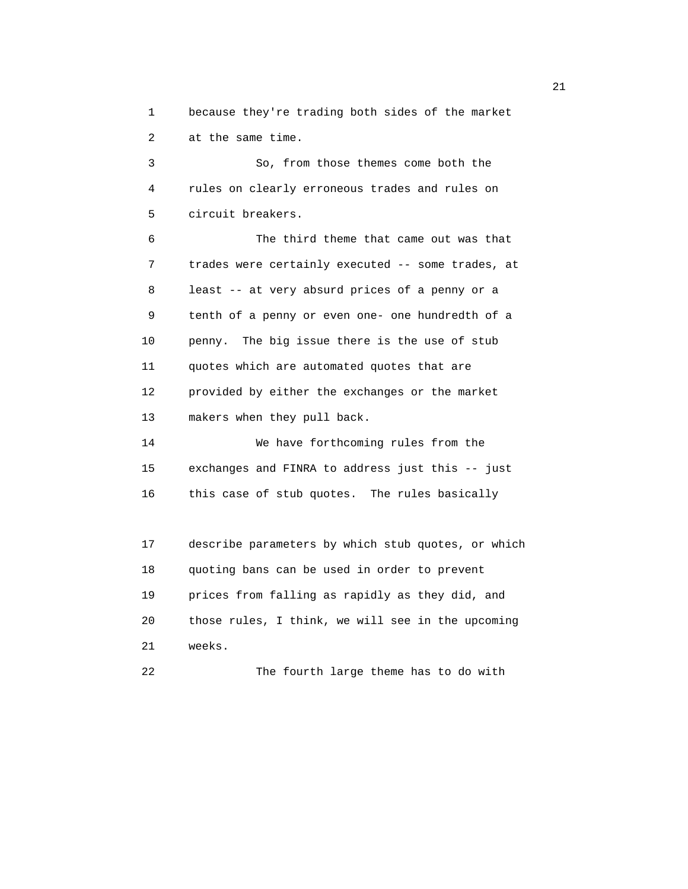because they're trading both sides of the market at the same time.

So, from those themes come both the rules on clearly erroneous trades and rules on circuit breakers.

The third theme that came out was that trades were certainly executed -- some trades, at least -- at very absurd prices of a penny or a tenth of a penny or even one- one hundredth of a penny. The big issue there is the use of stub quotes which are automated quotes that are provided by either the exchanges or the market makers when they pull back.

We have forthcoming rules from the exchanges and FINRA to address just this -- just this case of stub quotes. The rules basically describe parameters by which stub quotes, or which quoting bans can be used in order to prevent prices from falling as rapidly as they did, and those rules, I think, we will see in the upcoming weeks.

The fourth large theme has to do with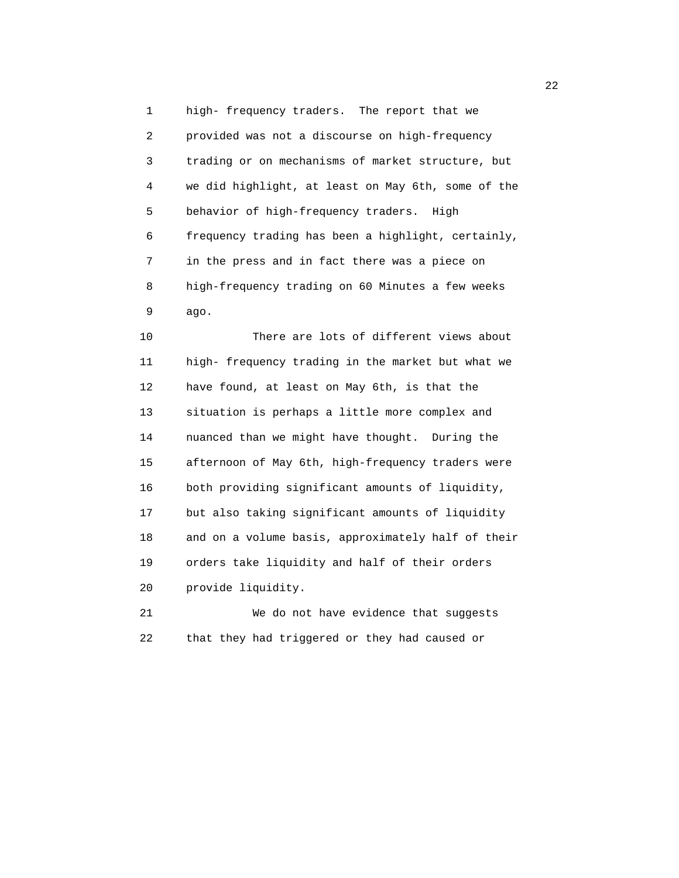high- frequency traders. The report that we provided was not a discourse on high-frequency trading or on mechanisms of market structure, but we did highlight, at least on May 6th, some of the behavior of high-frequency traders. High frequency trading has been a highlight, certainly, in the press and in fact there was a piece on high-frequency trading on 60 Minutes a few weeks ago.

There are lots of different views about high- frequency trading in the market but what we have found, at least on May 6th, is that the situation is perhaps a little more complex and nuanced than we might have thought. During the afternoon of May 6th, high-frequency traders were both providing significant amounts of liquidity, but also taking significant amounts of liquidity and on a volume basis, approximately half of their orders take liquidity and half of their orders provide liquidity.

We do not have evidence that suggests that they had triggered or they had caused or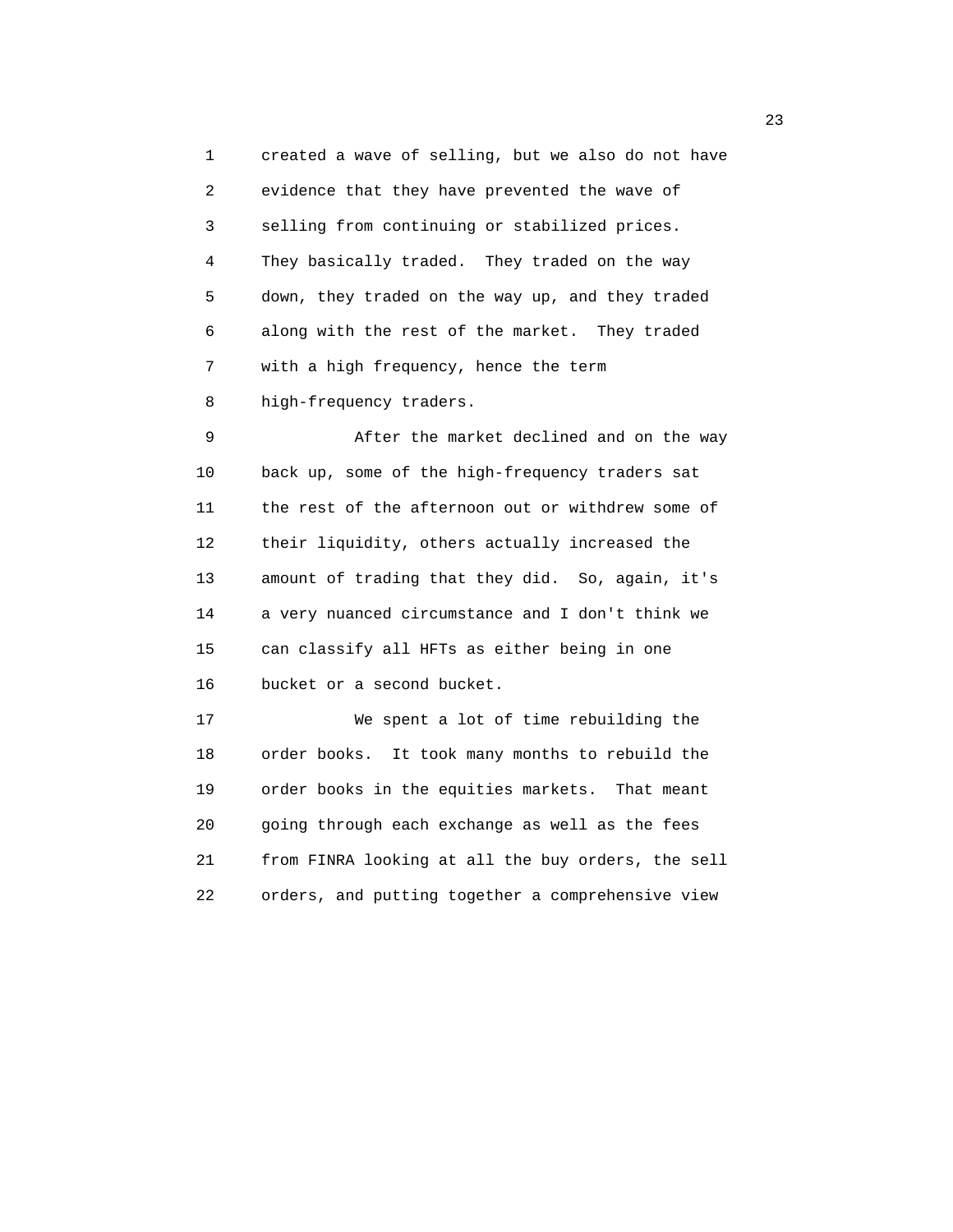created a wave of selling, but we also do not have evidence that they have prevented the wave of selling from continuing or stabilized prices. They basically traded. They traded on the way down, they traded on the way up, and they traded along with the rest of the market. They traded with a high frequency, hence the term high-frequency traders.

After the market declined and on the way back up, some of the high-frequency traders sat the rest of the afternoon out or withdrew some of their liquidity, others actually increased the amount of trading that they did. So, again, it's a very nuanced circumstance and I don't think we can classify all HFTs as either being in one bucket or a second bucket.

We spent a lot of time rebuilding the order books. It took many months to rebuild the order books in the equities markets. That meant going through each exchange as well as the fees from FINRA looking at all the buy orders, the sell orders, and putting together a comprehensive view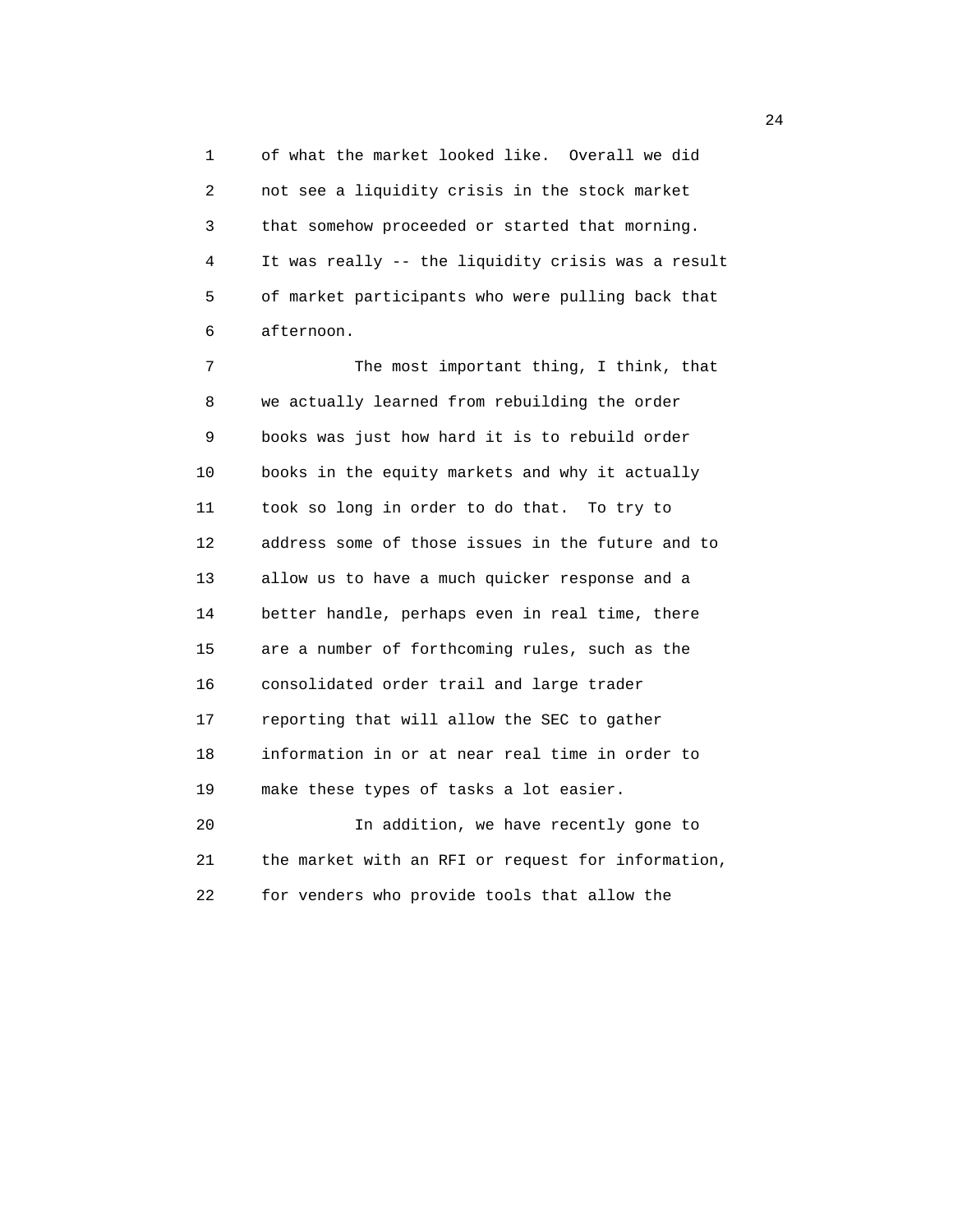of what the market looked like. Overall we did not see a liquidity crisis in the stock market that somehow proceeded or started that morning. It was really -- the liquidity crisis was a result of market participants who were pulling back that afternoon.

The most important thing, I think, that we actually learned from rebuilding the order books was just how hard it is to rebuild order books in the equity markets and why it actually took so long in order to do that. To try to address some of those issues in the future and to allow us to have a much quicker response and a better handle, perhaps even in real time, there are a number of forthcoming rules, such as the consolidated order trail and large trader reporting that will allow the SEC to gather information in or at near real time in order to make these types of tasks a lot easier.

In addition, we have recently gone to the market with an RFI or request for information, for venders who provide tools that allow the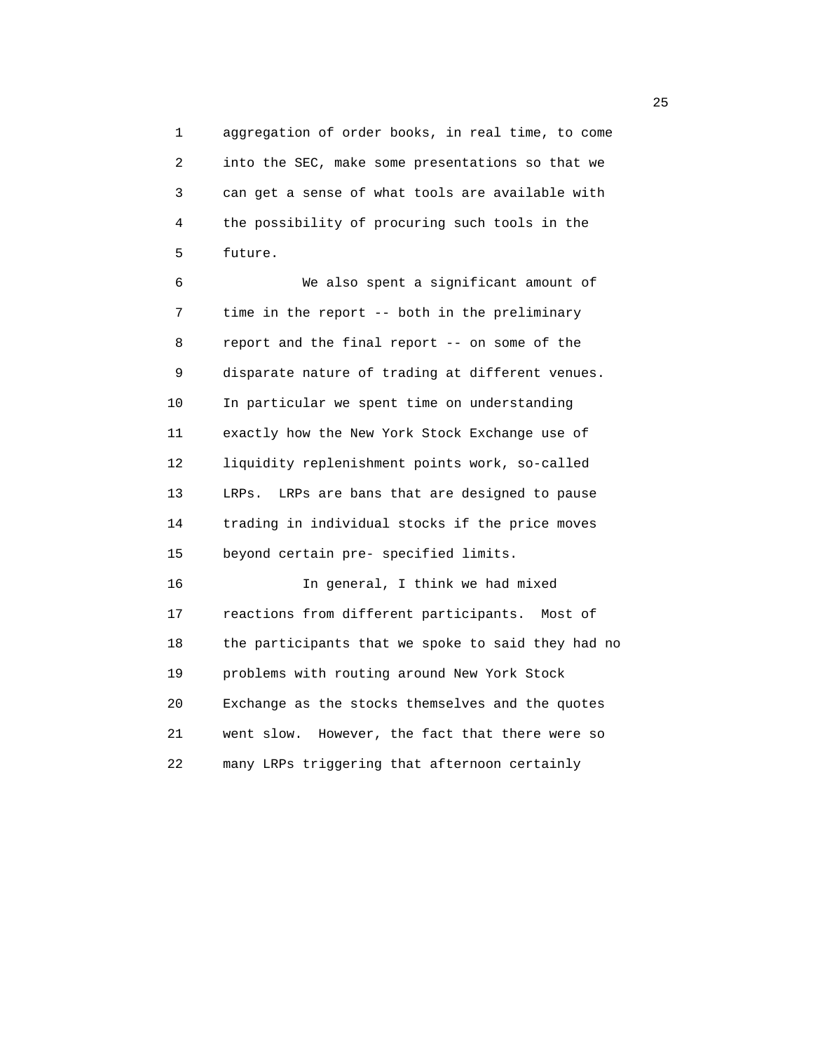aggregation of order books, in real time, to come into the SEC, make some presentations so that we can get a sense of what tools are available with the possibility of procuring such tools in the future.

We also spent a significant amount of time in the report -- both in the preliminary report and the final report -- on some of the disparate nature of trading at different venues. In particular we spent time on understanding exactly how the New York Stock Exchange use of liquidity replenishment points work, so-called LRPs. LRPs are bans that are designed to pause trading in individual stocks if the price moves beyond certain pre- specified limits.

In general, I think we had mixed reactions from different participants. Most of the participants that we spoke to said they had no problems with routing around New York Stock Exchange as the stocks themselves and the quotes went slow. However, the fact that there were so many LRPs triggering that afternoon certainly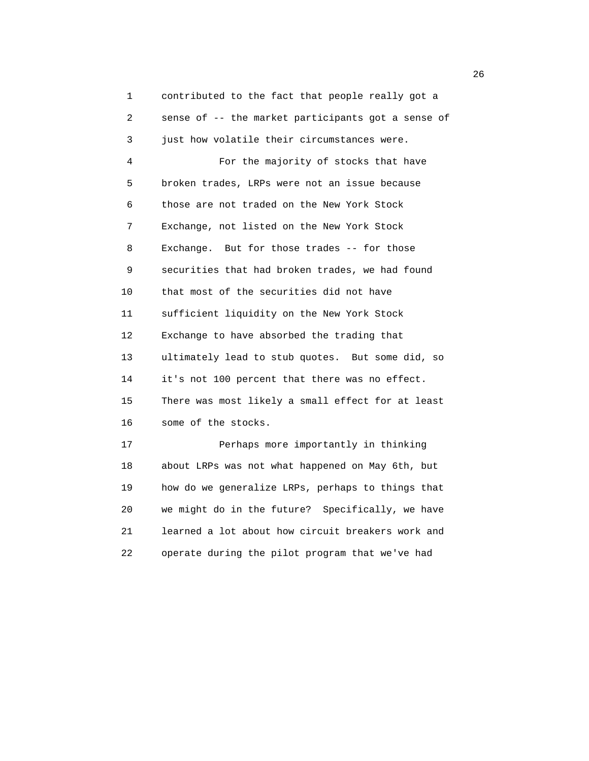contributed to the fact that people really got a sense of -- the market participants got a sense of just how volatile their circumstances were.

For the majority of stocks that have broken trades, LRPs were not an issue because those are not traded on the New York Stock Exchange, not listed on the New York Stock Exchange. But for those trades -- for those securities that had broken trades, we had found that most of the securities did not have sufficient liquidity on the New York Stock Exchange to have absorbed the trading that ultimately lead to stub quotes. But some did, so it's not 100 percent that there was no effect. There was most likely a small effect for at least some of the stocks.

Perhaps more importantly in thinking about LRPs was not what happened on May 6th, but how do we generalize LRPs, perhaps to things that we might do in the future? Specifically, we have learned a lot about how circuit breakers work and operate during the pilot program that we've had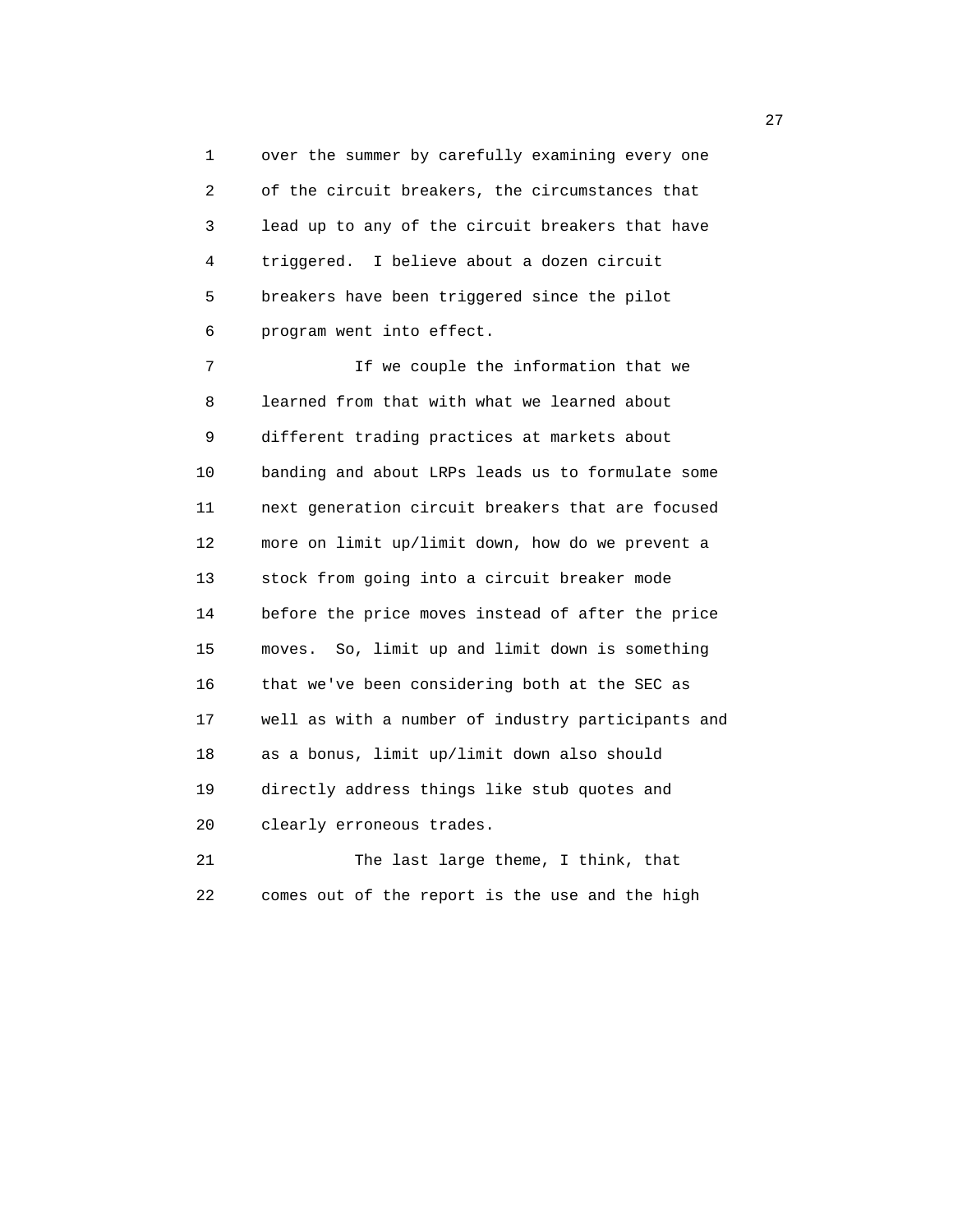over the summer by carefully examining every one of the circuit breakers, the circumstances that lead up to any of the circuit breakers that have triggered. I believe about a dozen circuit breakers have been triggered since the pilot program went into effect.

If we couple the information that we learned from that with what we learned about different trading practices at markets about banding and about LRPs leads us to formulate some next generation circuit breakers that are focused more on limit up/limit down, how do we prevent a stock from going into a circuit breaker mode before the price moves instead of after the price moves. So, limit up and limit down is something that we've been considering both at the SEC as well as with a number of industry participants and as a bonus, limit up/limit down also should directly address things like stub quotes and clearly erroneous trades.

The last large theme, I think, that comes out of the report is the use and the high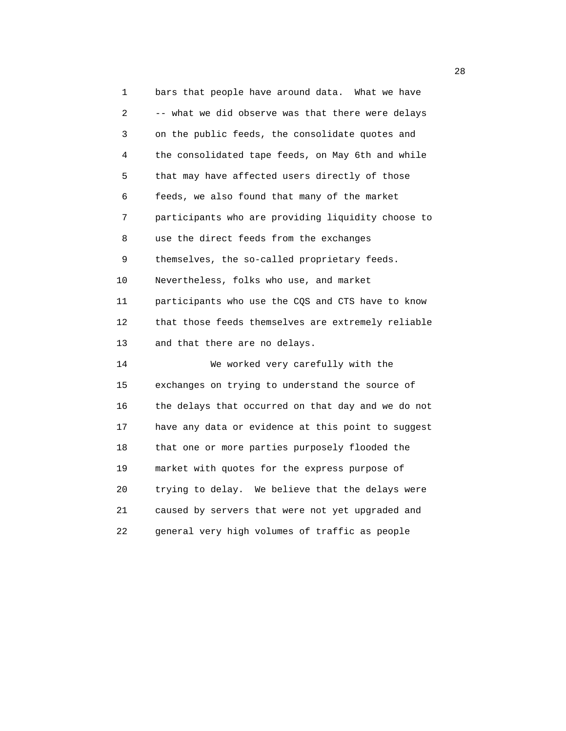bars that people have around data. What we have -- what we did observe was that there were delays on the public feeds, the consolidate quotes and the consolidated tape feeds, on May 6th and while that may have affected users directly of those feeds, we also found that many of the market participants who are providing liquidity choose to use the direct feeds from the exchanges themselves, the so-called proprietary feeds. Nevertheless, folks who use, and market participants who use the CQS and CTS have to know that those feeds themselves are extremely reliable and that there are no delays.

We worked very carefully with the exchanges on trying to understand the source of the delays that occurred on that day and we do not have any data or evidence at this point to suggest that one or more parties purposely flooded the market with quotes for the express purpose of trying to delay. We believe that the delays were caused by servers that were not yet upgraded and general very high volumes of traffic as people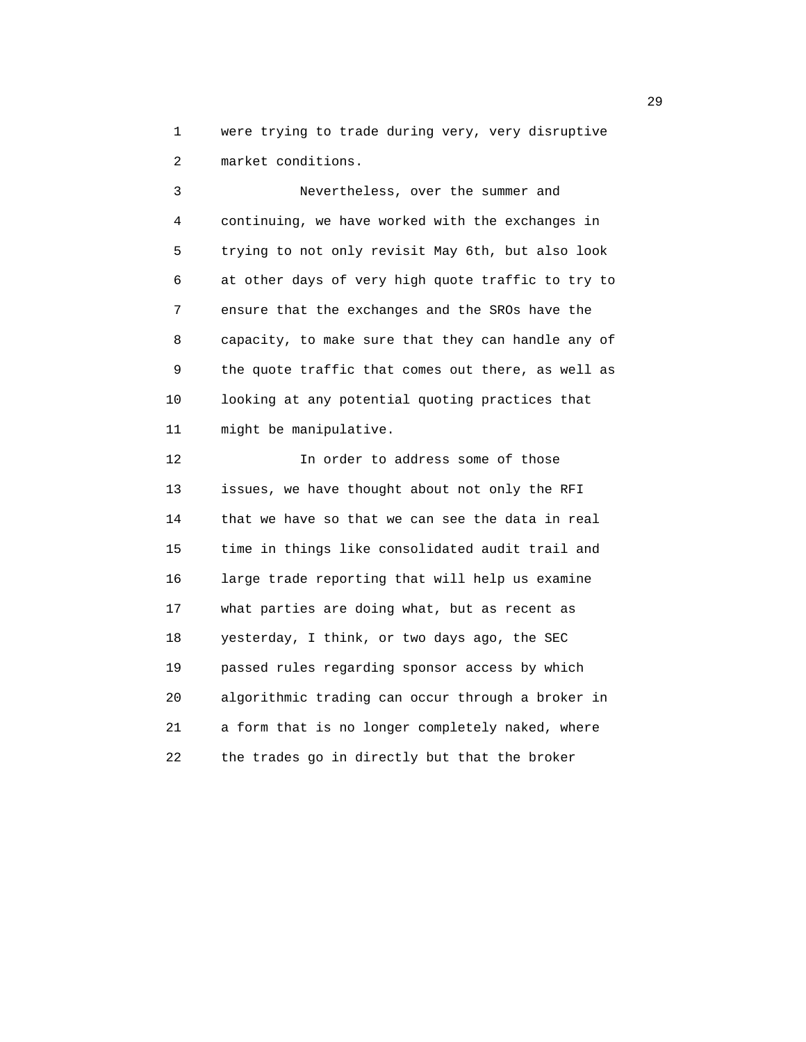were trying to trade during very, very disruptive market conditions.

Nevertheless, over the summer and continuing, we have worked with the exchanges in trying to not only revisit May 6th, but also look at other days of very high quote traffic to try to ensure that the exchanges and the SROs have the capacity, to make sure that they can handle any of the quote traffic that comes out there, as well as looking at any potential quoting practices that might be manipulative.

In order to address some of those issues, we have thought about not only the RFI that we have so that we can see the data in real time in things like consolidated audit trail and large trade reporting that will help us examine what parties are doing what, but as recent as yesterday, I think, or two days ago, the SEC passed rules regarding sponsor access by which algorithmic trading can occur through a broker in a form that is no longer completely naked, where the trades go in directly but that the broker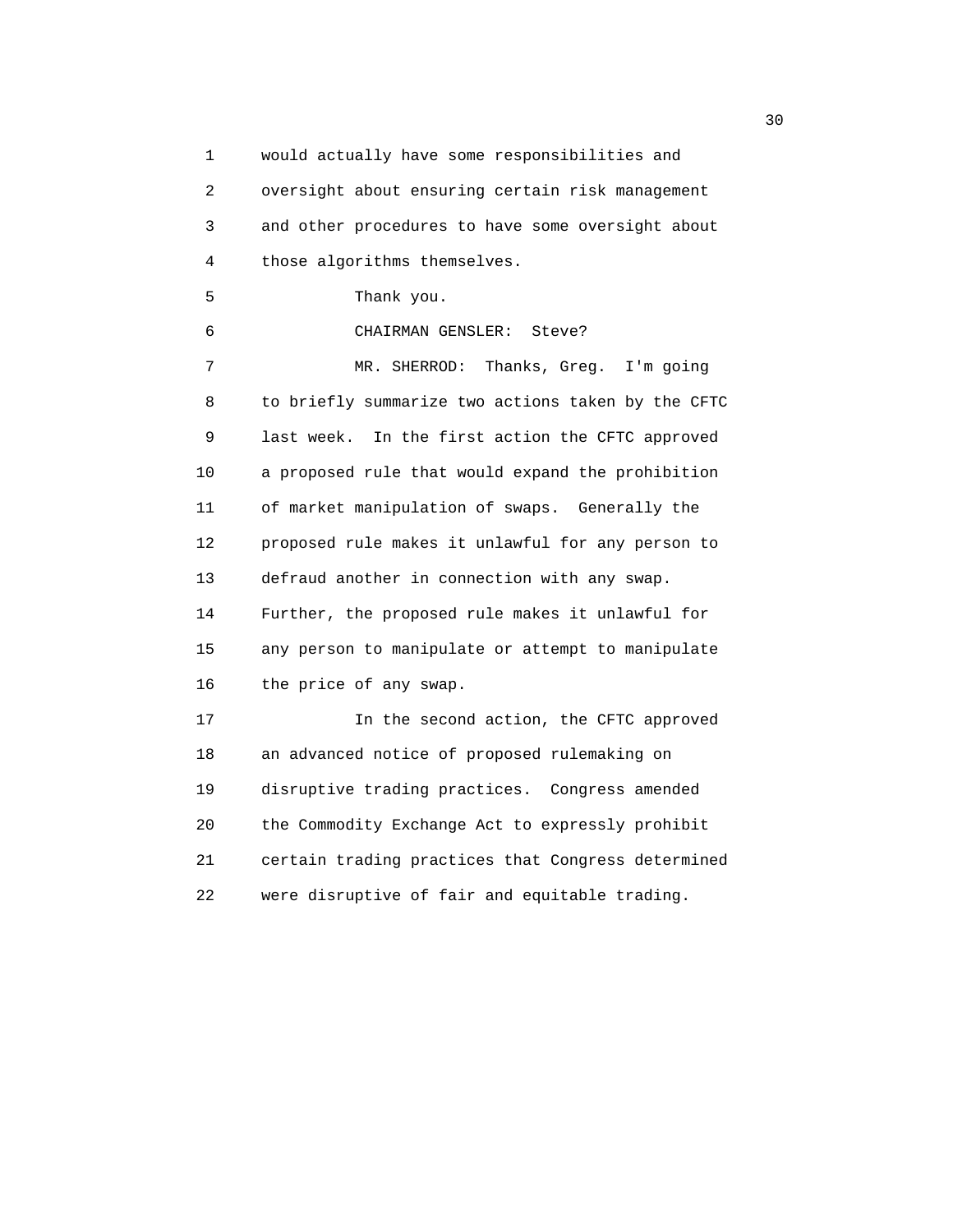would actually have some responsibilities and oversight about ensuring certain risk management and other procedures to have some oversight about those algorithms themselves.

Thank you.

CHAIRMAN GENSLER: Steve?

MR. SHERROD: Thanks, Greg. I'm going to briefly summarize two actions taken by the CFTC last week. In the first action the CFTC approved a proposed rule that would expand the prohibition of market manipulation of swaps. Generally the proposed rule makes it unlawful for any person to defraud another in connection with any swap. Further, the proposed rule makes it unlawful for any person to manipulate or attempt to manipulate the price of any swap.

In the second action, the CFTC approved an advanced notice of proposed rulemaking on disruptive trading practices. Congress amended the Commodity Exchange Act to expressly prohibit certain trading practices that Congress determined were disruptive of fair and equitable trading.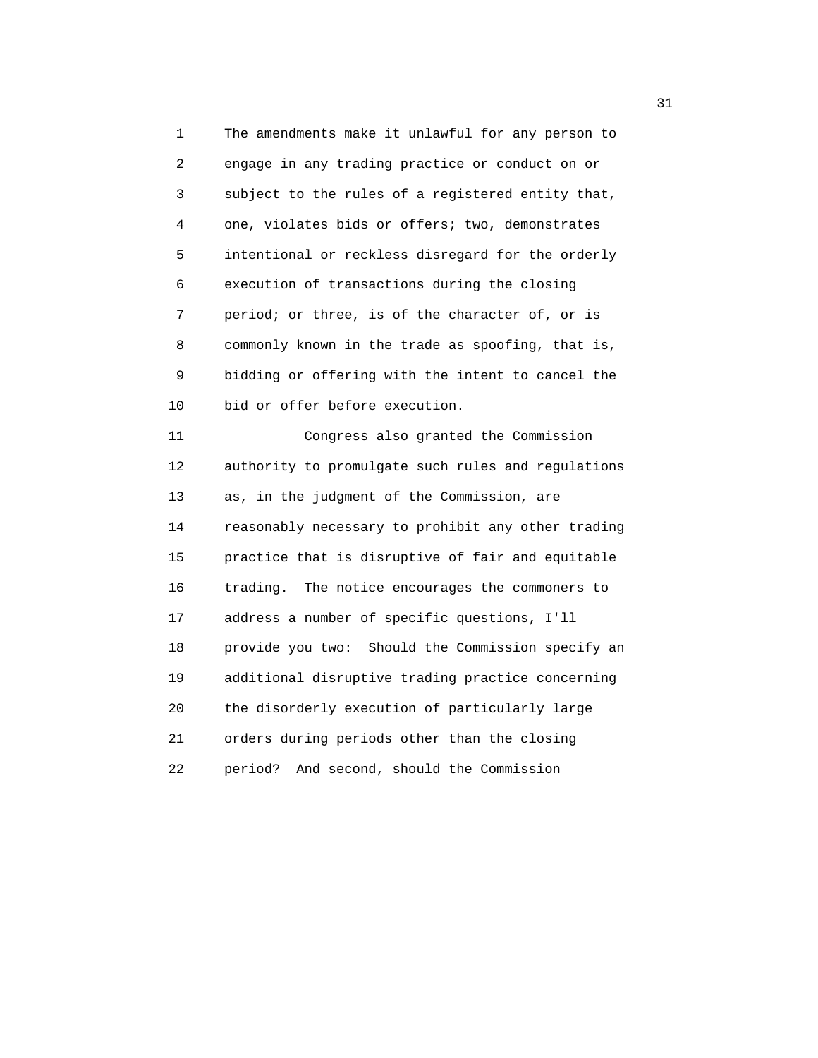The amendments make it unlawful for any person to engage in any trading practice or conduct on or subject to the rules of a registered entity that, one, violates bids or offers; two, demonstrates intentional or reckless disregard for the orderly execution of transactions during the closing period; or three, is of the character of, or is commonly known in the trade as spoofing, that is, bidding or offering with the intent to cancel the bid or offer before execution.

Congress also granted the Commission authority to promulgate such rules and regulations as, in the judgment of the Commission, are reasonably necessary to prohibit any other trading practice that is disruptive of fair and equitable trading. The notice encourages the commoners to address a number of specific questions, I'll provide you two: Should the Commission specify an additional disruptive trading practice concerning the disorderly execution of particularly large orders during periods other than the closing period? And second, should the Commission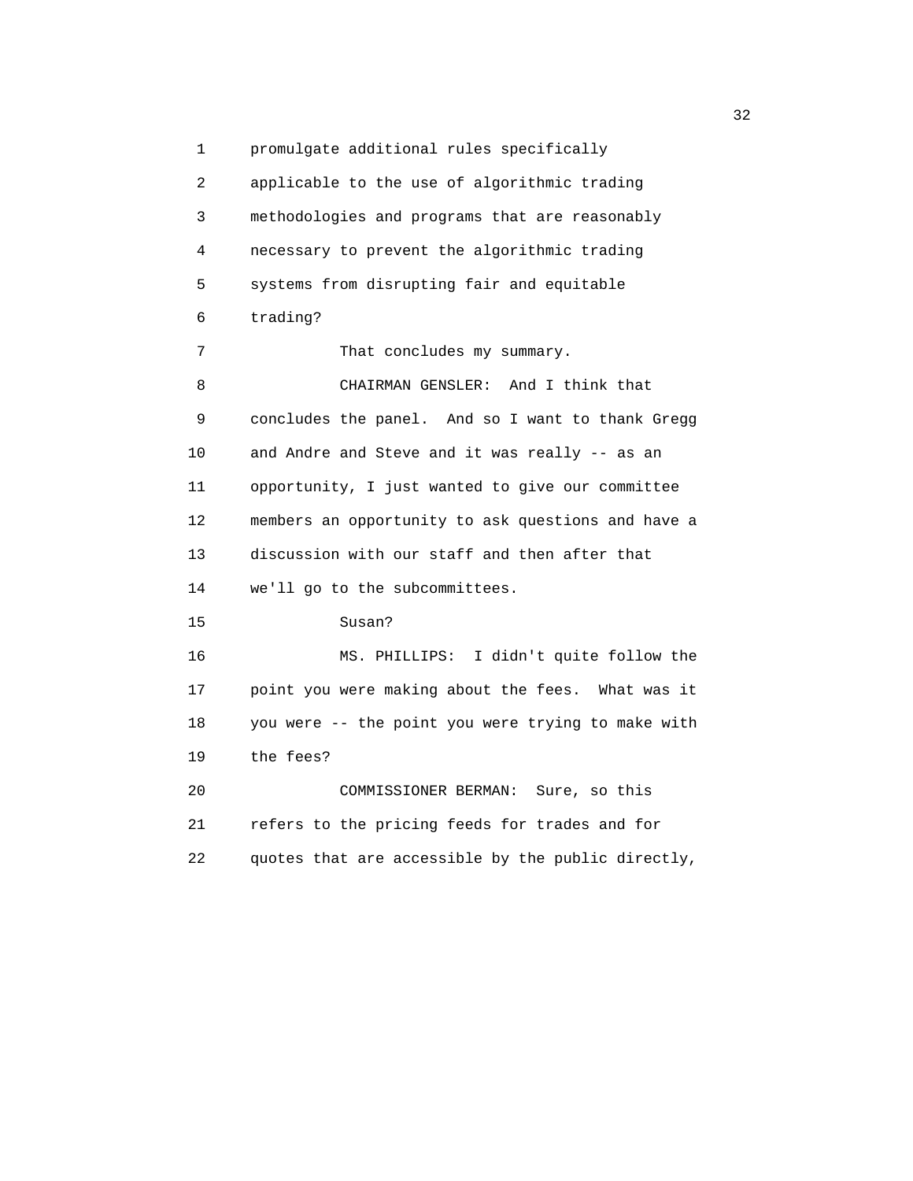promulgate additional rules specifically applicable to the use of algorithmic trading methodologies and programs that are reasonably necessary to prevent the algorithmic trading systems from disrupting fair and equitable trading?

That concludes my summary.

CHAIRMAN GENSLER: And I think that concludes the panel. And so I want to thank Gregg and Andre and Steve and it was really -- as an opportunity, I just wanted to give our committee members an opportunity to ask questions and have a discussion with our staff and then after that we'll go to the subcommittees.

Susan?

MS. PHILLIPS: I didn't quite follow the point you were making about the fees. What was it you were -- the point you were trying to make with the fees?

COMMISSIONER BERMAN: Sure, so this refers to the pricing feeds for trades and for quotes that are accessible by the public directly,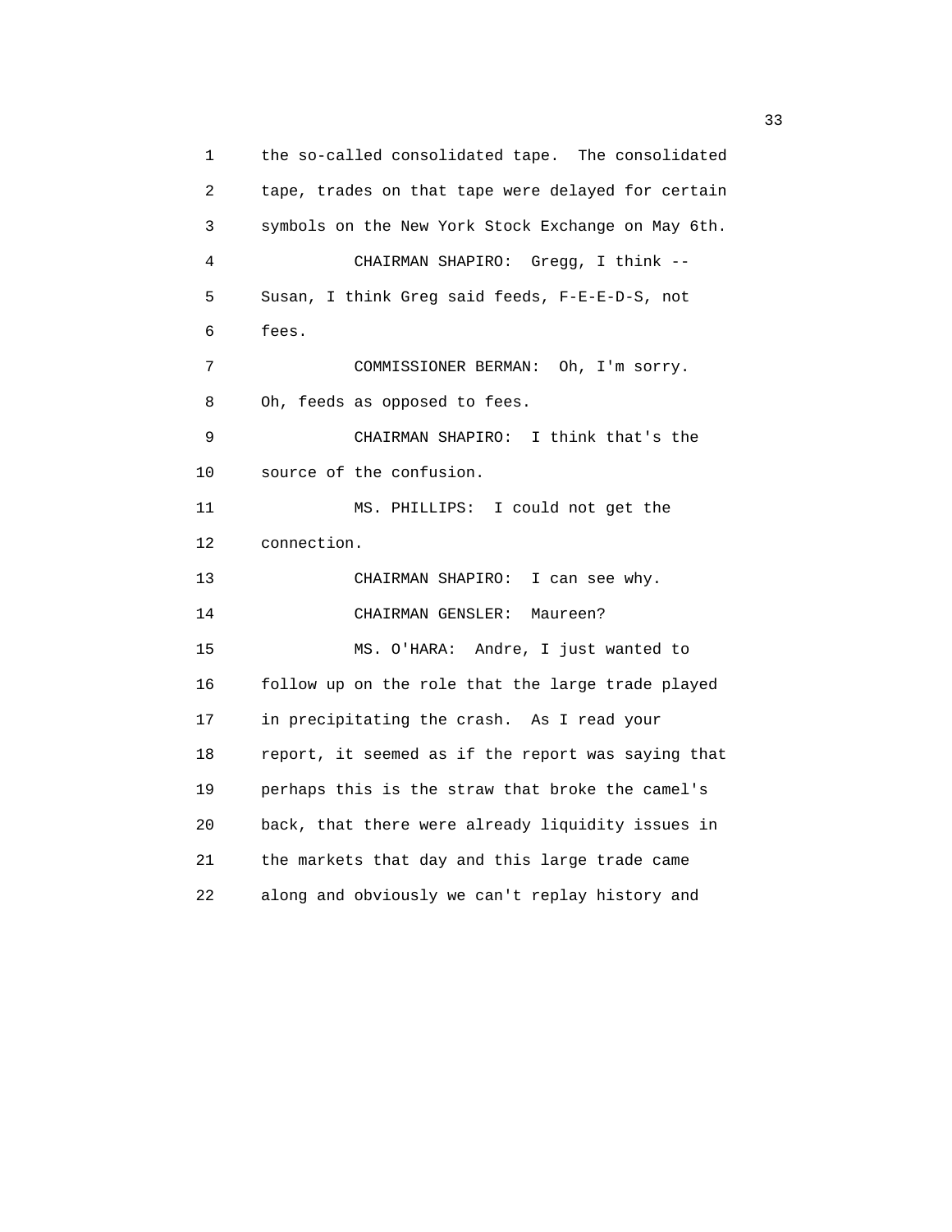the so-called consolidated tape. The consolidated tape, trades on that tape were delayed for certain symbols on the New York Stock Exchange on May 6th.

CHAIRMAN SHAPIRO: Gregg, I think -- Susan, I think Greg said feeds, F-E-E-D-S, not fees.

COMMISSIONER BERMAN: Oh, I'm sorry. Oh, feeds as opposed to fees.

CHAIRMAN SHAPIRO: I think that's the source of the confusion.

MS. PHILLIPS: I could not get the connection.

CHAIRMAN SHAPIRO: I can see why.

CHAIRMAN GENSLER: Maureen?

MS. O'HARA: Andre, I just wanted to follow up on the role that the large trade played in precipitating the crash. As I read your report, it seemed as if the report was saying that perhaps this is the straw that broke the camel's back, that there were already liquidity issues in the markets that day and this large trade came along and obviously we can't replay history and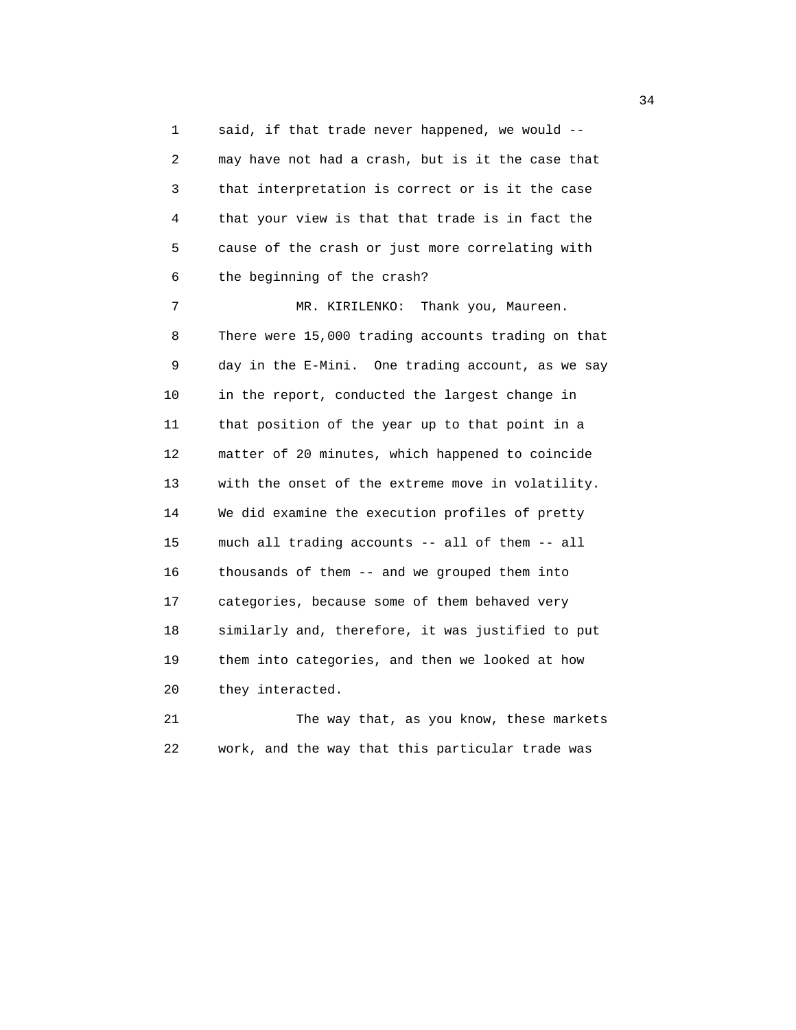said, if that trade never happened, we would -- may have not had a crash, but is it the case that that interpretation is correct or is it the case that your view is that that trade is in fact the cause of the crash or just more correlating with the beginning of the crash?

MR. KIRILENKO: Thank you, Maureen. There were 15,000 trading accounts trading on that day in the E-Mini. One trading account, as we say in the report, conducted the largest change in that position of the year up to that point in a matter of 20 minutes, which happened to coincide with the onset of the extreme move in volatility. We did examine the execution profiles of pretty much all trading accounts -- all of them -- all thousands of them -- and we grouped them into categories, because some of them behaved very similarly and, therefore, it was justified to put them into categories, and then we looked at how they interacted.

The way that, as you know, these markets work, and the way that this particular trade was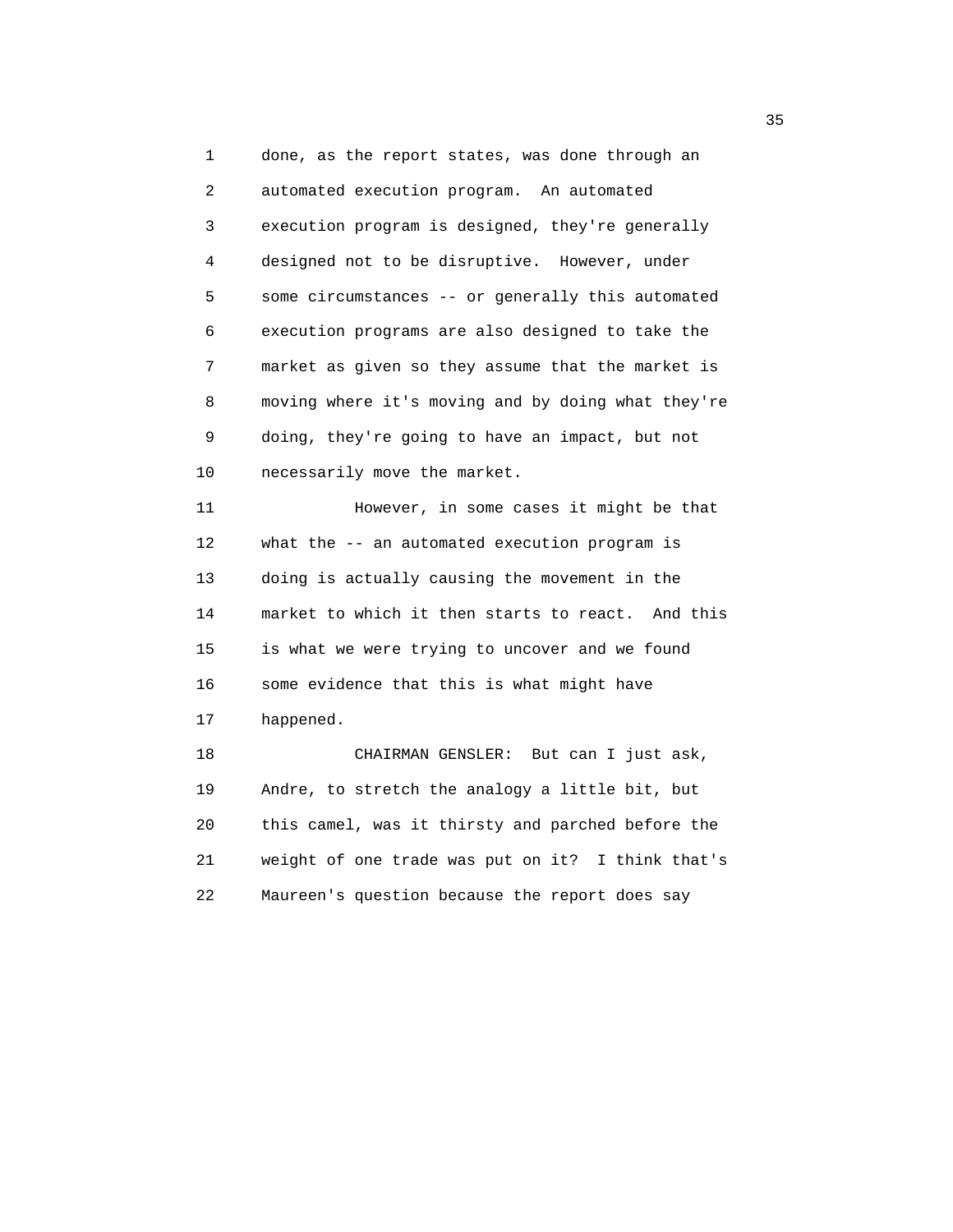done, as the report states, was done through an automated execution program. An automated execution program is designed, they're generally designed not to be disruptive. However, under some circumstances -- or generally this automated execution programs are also designed to take the market as given so they assume that the market is moving where it's moving and by doing what they're doing, they're going to have an impact, but not necessarily move the market.

However, in some cases it might be that what the -- an automated execution program is doing is actually causing the movement in the market to which it then starts to react. And this is what we were trying to uncover and we found some evidence that this is what might have happened.

CHAIRMAN GENSLER: But can I just ask, Andre, to stretch the analogy a little bit, but this camel, was it thirsty and parched before the weight of one trade was put on it? I think that's Maureen's question because the report does say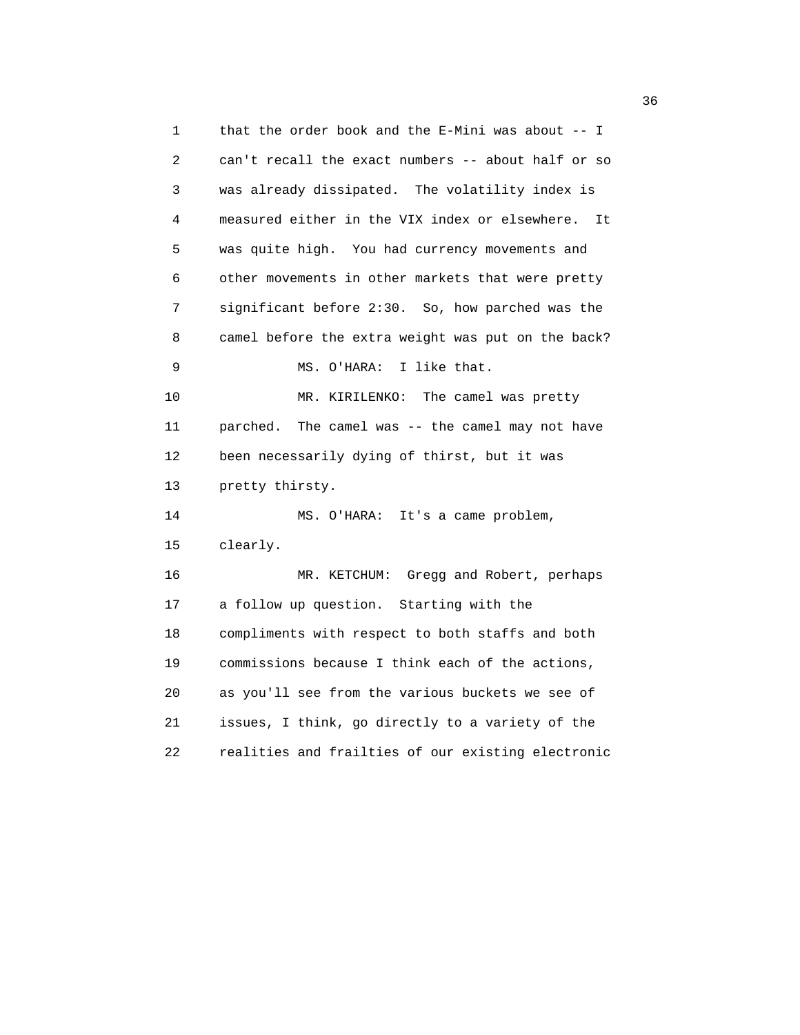1 that the order book and the E-Mini was about -- I
2 can't recall the exact numbers -- about half or so
3 was already dissipated. The volatility index is
4 measured either in the VIX index or elsewhere. It
5 was quite high. You had currency movements and
6 other movements in other markets that were pretty
7 significant before 2:30. So, how parched was the
8 camel before the extra weight was put on the back?

9 MS. O'HARA: I like that.

10 MR. KIRILENKO: The camel was pretty
11 parched. The camel was -- the camel may not have
12 been necessarily dying of thirst, but it was
13 pretty thirsty.

14 MS. O'HARA: It's a came problem,
15 clearly.

16 MR. KETCHUM: Gregg and Robert, perhaps
17 a follow up question. Starting with the
18 compliments with respect to both staffs and both
19 commissions because I think each of the actions,
20 as you'll see from the various buckets we see of
21 issues, I think, go directly to a variety of the
22 realities and frailties of our existing electronic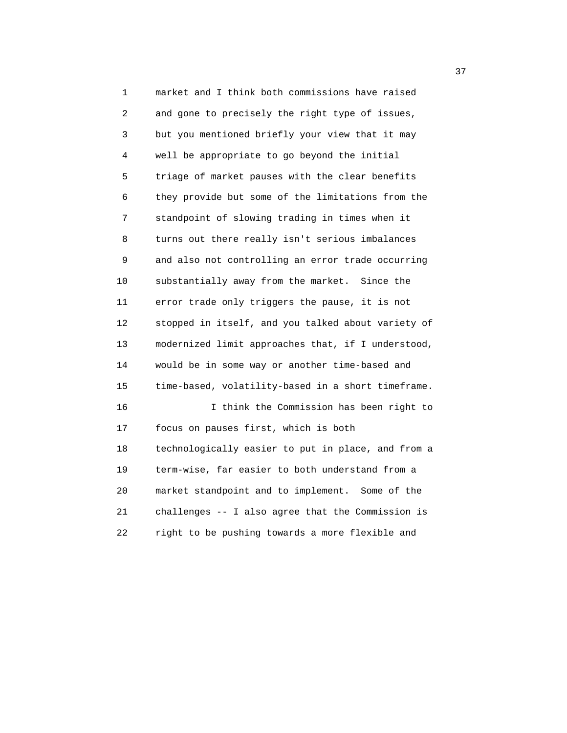market and I think both commissions have raised and gone to precisely the right type of issues, but you mentioned briefly your view that it may well be appropriate to go beyond the initial triage of market pauses with the clear benefits they provide but some of the limitations from the standpoint of slowing trading in times when it turns out there really isn't serious imbalances and also not controlling an error trade occurring substantially away from the market. Since the error trade only triggers the pause, it is not stopped in itself, and you talked about variety of modernized limit approaches that, if I understood, would be in some way or another time-based and time-based, volatility-based in a short timeframe.

I think the Commission has been right to focus on pauses first, which is both technologically easier to put in place, and from a term-wise, far easier to both understand from a market standpoint and to implement. Some of the challenges -- I also agree that the Commission is right to be pushing towards a more flexible and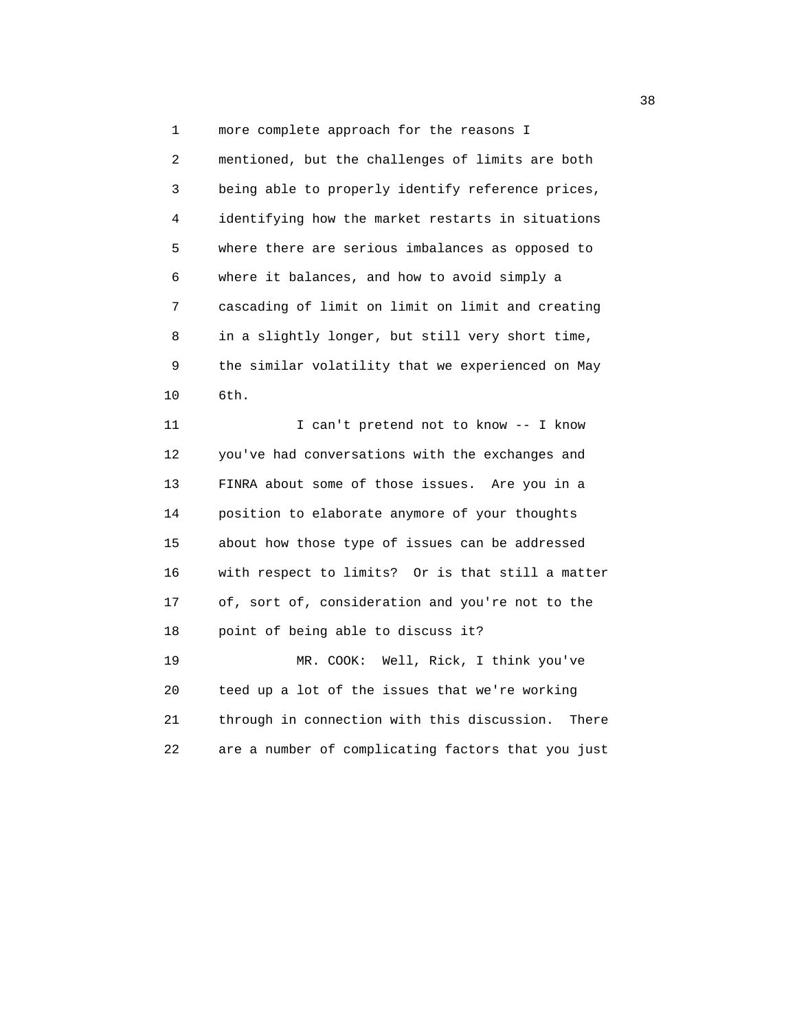more complete approach for the reasons I mentioned, but the challenges of limits are both being able to properly identify reference prices, identifying how the market restarts in situations where there are serious imbalances as opposed to where it balances, and how to avoid simply a cascading of limit on limit on limit and creating in a slightly longer, but still very short time, the similar volatility that we experienced on May 6th.

I can't pretend not to know -- I know you've had conversations with the exchanges and FINRA about some of those issues. Are you in a position to elaborate anymore of your thoughts about how those type of issues can be addressed with respect to limits? Or is that still a matter of, sort of, consideration and you're not to the point of being able to discuss it?

MR. COOK: Well, Rick, I think you've teed up a lot of the issues that we're working through in connection with this discussion. There are a number of complicating factors that you just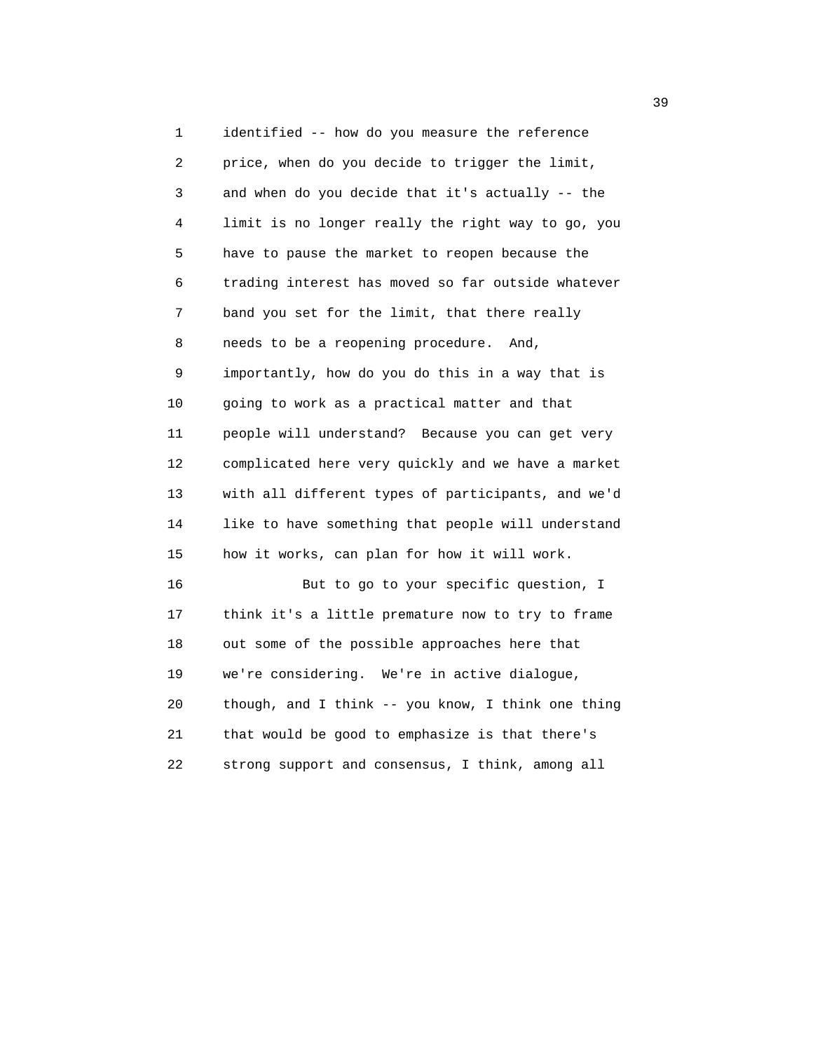identified -- how do you measure the reference price, when do you decide to trigger the limit, and when do you decide that it's actually -- the limit is no longer really the right way to go, you have to pause the market to reopen because the trading interest has moved so far outside whatever band you set for the limit, that there really needs to be a reopening procedure. And, importantly, how do you do this in a way that is going to work as a practical matter and that people will understand? Because you can get very complicated here very quickly and we have a market with all different types of participants, and we'd like to have something that people will understand how it works, can plan for how it will work.

But to go to your specific question, I think it's a little premature now to try to frame out some of the possible approaches here that we're considering. We're in active dialogue, though, and I think -- you know, I think one thing that would be good to emphasize is that there's strong support and consensus, I think, among all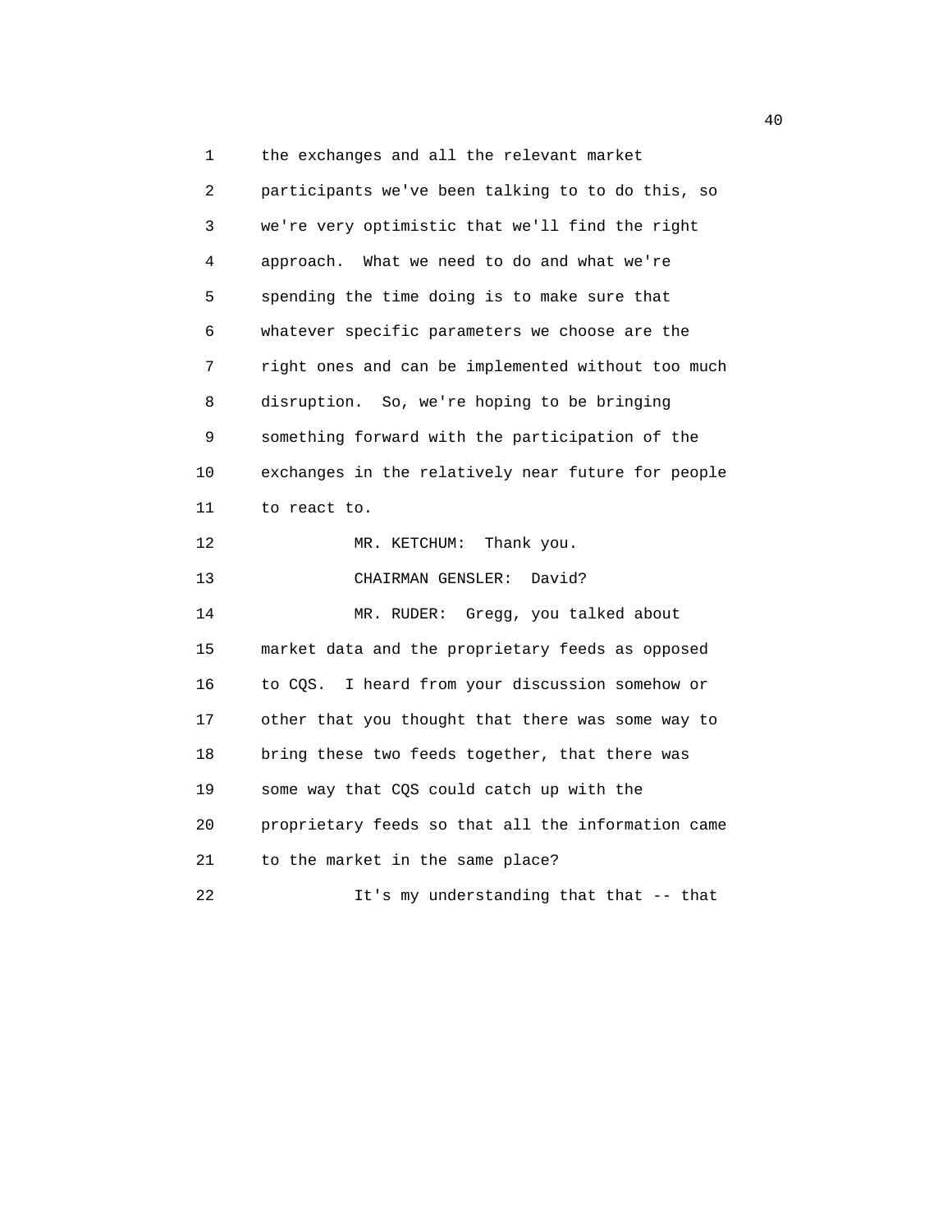the exchanges and all the relevant market participants we've been talking to to do this, so we're very optimistic that we'll find the right approach. What we need to do and what we're spending the time doing is to make sure that whatever specific parameters we choose are the right ones and can be implemented without too much disruption. So, we're hoping to be bringing something forward with the participation of the exchanges in the relatively near future for people to react to.

MR. KETCHUM: Thank you.

CHAIRMAN GENSLER: David?

MR. RUDER: Gregg, you talked about market data and the proprietary feeds as opposed to CQS. I heard from your discussion somehow or other that you thought that there was some way to bring these two feeds together, that there was some way that CQS could catch up with the proprietary feeds so that all the information came to the market in the same place?

It's my understanding that that -- that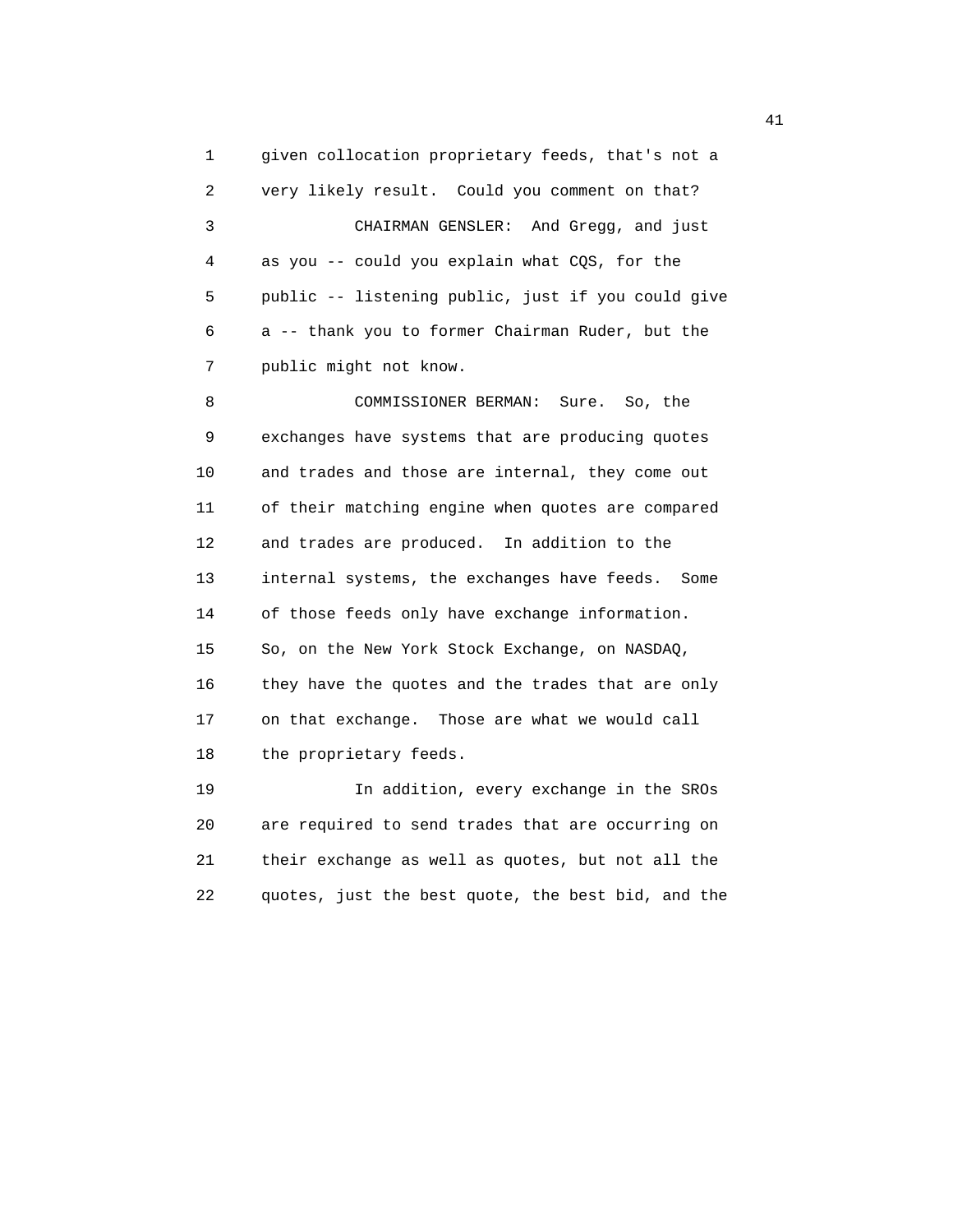given collocation proprietary feeds, that's not a very likely result. Could you comment on that?

CHAIRMAN GENSLER: And Gregg, and just as you -- could you explain what CQS, for the public -- listening public, just if you could give a -- thank you to former Chairman Ruder, but the public might not know.

COMMISSIONER BERMAN: Sure. So, the exchanges have systems that are producing quotes and trades and those are internal, they come out of their matching engine when quotes are compared and trades are produced. In addition to the internal systems, the exchanges have feeds. Some of those feeds only have exchange information. So, on the New York Stock Exchange, on NASDAQ, they have the quotes and the trades that are only on that exchange. Those are what we would call the proprietary feeds.

In addition, every exchange in the SROs are required to send trades that are occurring on their exchange as well as quotes, but not all the quotes, just the best quote, the best bid, and the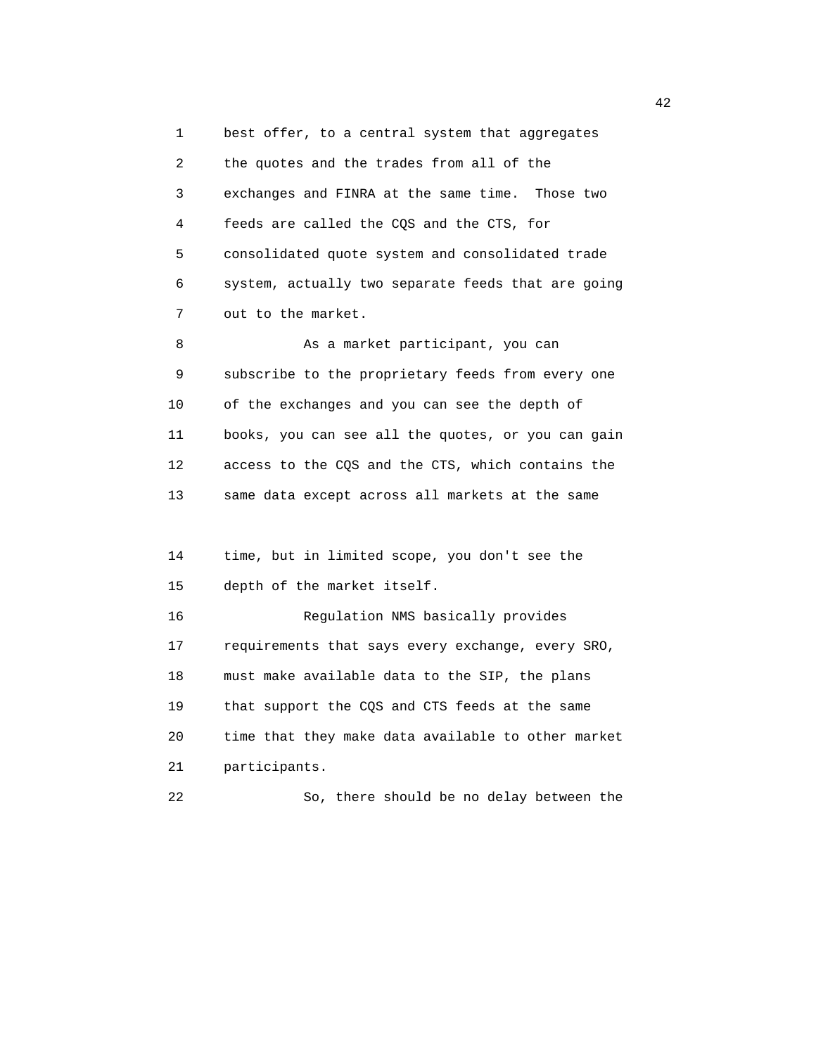best offer, to a central system that aggregates the quotes and the trades from all of the exchanges and FINRA at the same time. Those two feeds are called the CQS and the CTS, for consolidated quote system and consolidated trade system, actually two separate feeds that are going out to the market.

As a market participant, you can subscribe to the proprietary feeds from every one of the exchanges and you can see the depth of books, you can see all the quotes, or you can gain access to the CQS and the CTS, which contains the same data except across all markets at the same time, but in limited scope, you don't see the depth of the market itself.

Regulation NMS basically provides requirements that says every exchange, every SRO, must make available data to the SIP, the plans that support the CQS and CTS feeds at the same time that they make data available to other market participants.

So, there should be no delay between the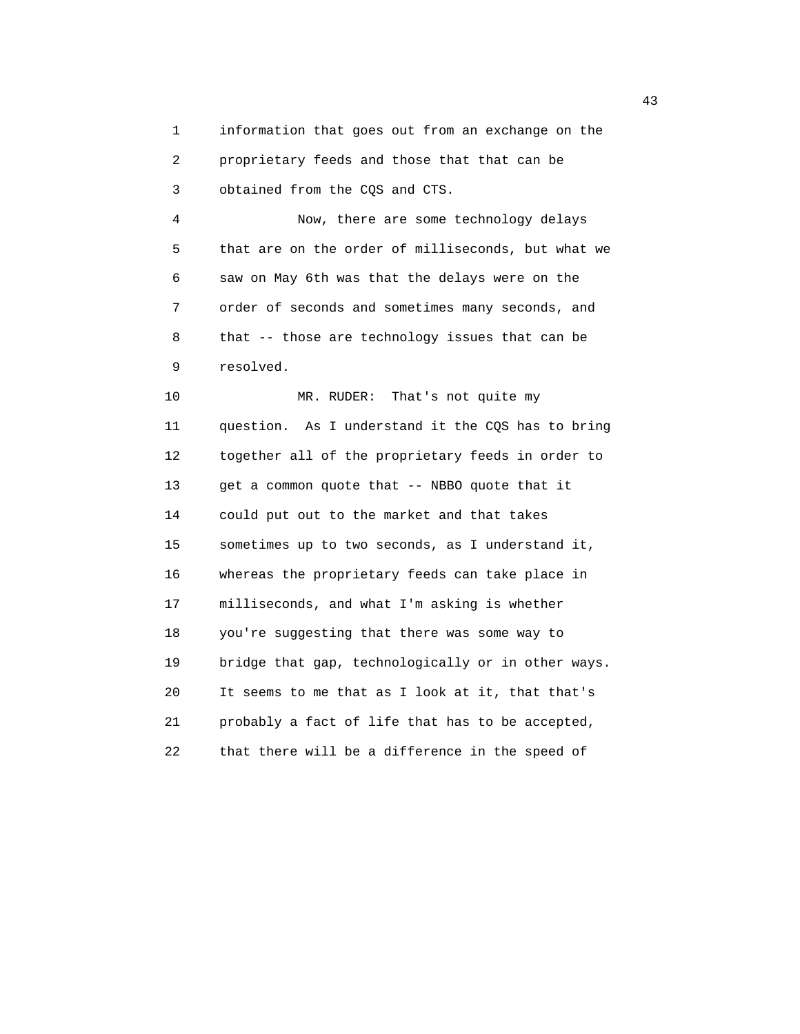information that goes out from an exchange on the proprietary feeds and those that that can be obtained from the CQS and CTS.

Now, there are some technology delays that are on the order of milliseconds, but what we saw on May 6th was that the delays were on the order of seconds and sometimes many seconds, and that -- those are technology issues that can be resolved.

MR. RUDER: That's not quite my question. As I understand it the CQS has to bring together all of the proprietary feeds in order to get a common quote that -- NBBO quote that it could put out to the market and that takes sometimes up to two seconds, as I understand it, whereas the proprietary feeds can take place in milliseconds, and what I'm asking is whether you're suggesting that there was some way to bridge that gap, technologically or in other ways. It seems to me that as I look at it, that that's probably a fact of life that has to be accepted, that there will be a difference in the speed of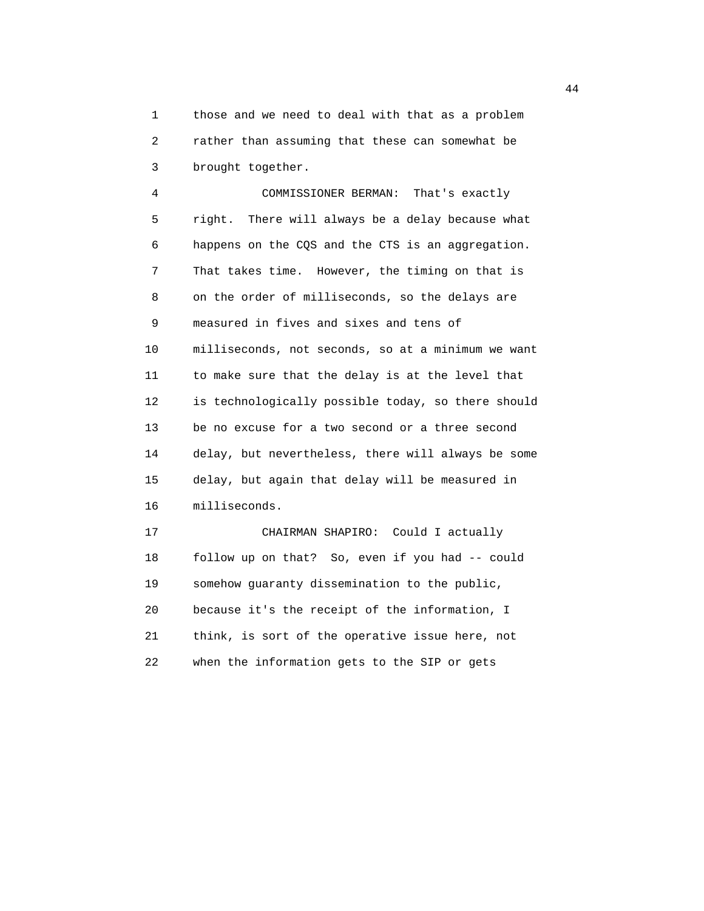those and we need to deal with that as a problem rather than assuming that these can somewhat be brought together.

COMMISSIONER BERMAN: That's exactly right. There will always be a delay because what happens on the CQS and the CTS is an aggregation. That takes time. However, the timing on that is on the order of milliseconds, so the delays are measured in fives and sixes and tens of milliseconds, not seconds, so at a minimum we want to make sure that the delay is at the level that is technologically possible today, so there should be no excuse for a two second or a three second delay, but nevertheless, there will always be some delay, but again that delay will be measured in milliseconds.

CHAIRMAN SHAPIRO: Could I actually follow up on that? So, even if you had -- could somehow guaranty dissemination to the public, because it's the receipt of the information, I think, is sort of the operative issue here, not when the information gets to the SIP or gets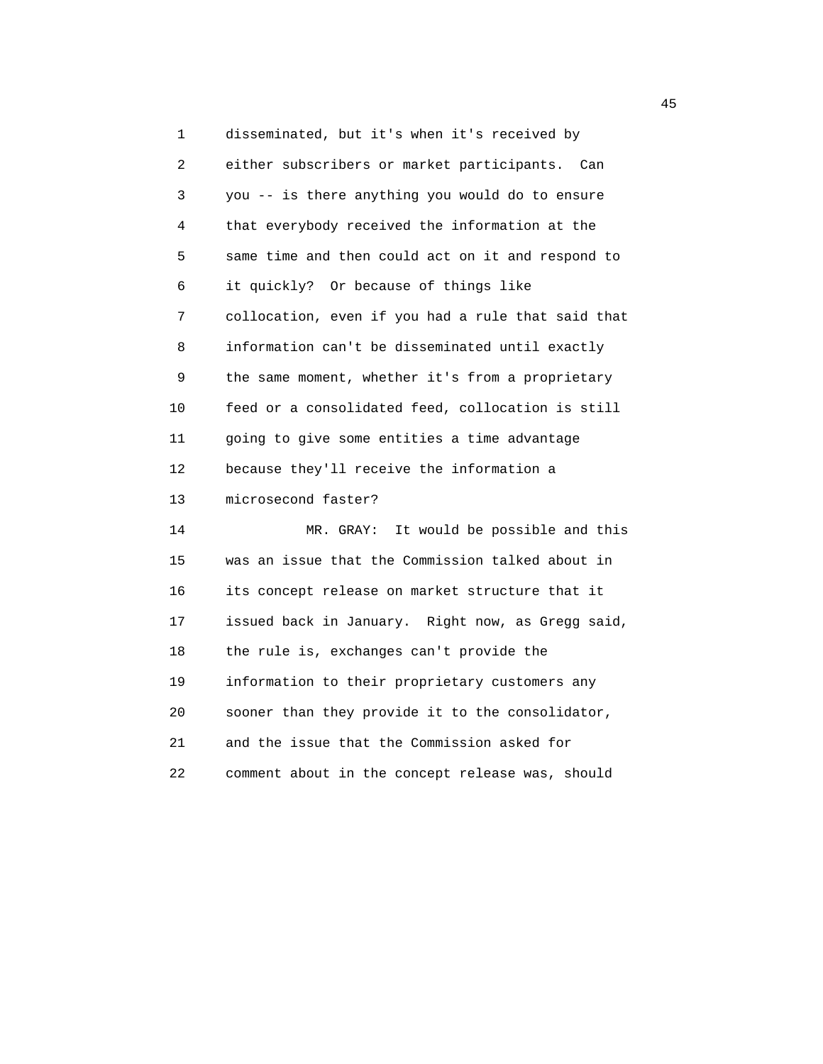disseminated, but it's when it's received by either subscribers or market participants. Can you -- is there anything you would do to ensure that everybody received the information at the same time and then could act on it and respond to it quickly? Or because of things like collocation, even if you had a rule that said that information can't be disseminated until exactly the same moment, whether it's from a proprietary feed or a consolidated feed, collocation is still going to give some entities a time advantage because they'll receive the information a microsecond faster?

MR. GRAY: It would be possible and this was an issue that the Commission talked about in its concept release on market structure that it issued back in January. Right now, as Gregg said, the rule is, exchanges can't provide the information to their proprietary customers any sooner than they provide it to the consolidator, and the issue that the Commission asked for comment about in the concept release was, should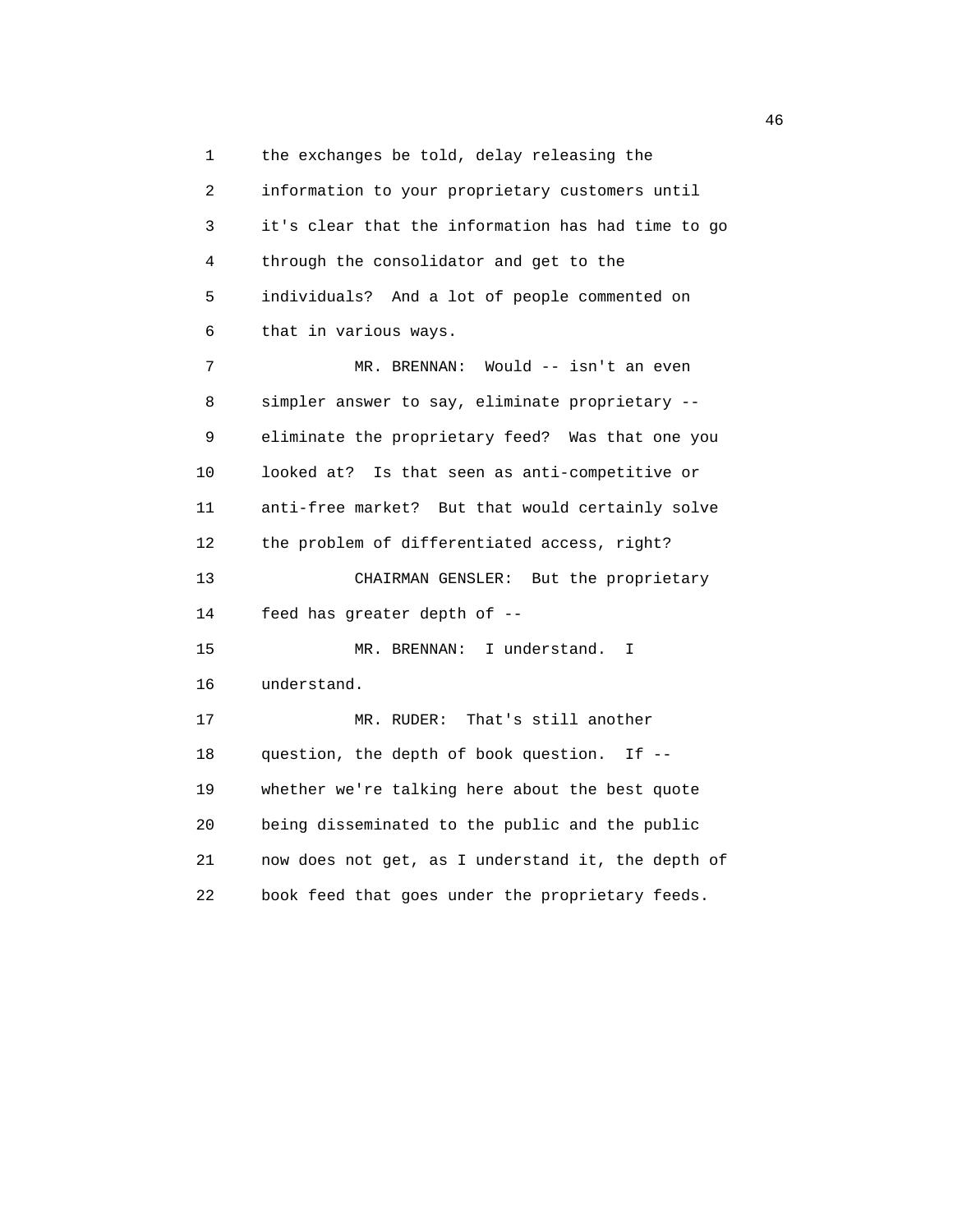the exchanges be told, delay releasing the information to your proprietary customers until it's clear that the information has had time to go through the consolidator and get to the individuals? And a lot of people commented on that in various ways.

MR. BRENNAN: Would -- isn't an even simpler answer to say, eliminate proprietary -- eliminate the proprietary feed? Was that one you looked at? Is that seen as anti-competitive or anti-free market? But that would certainly solve the problem of differentiated access, right?

CHAIRMAN GENSLER: But the proprietary feed has greater depth of --

MR. BRENNAN: I understand. I understand.

MR. RUDER: That's still another question, the depth of book question. If -- whether we're talking here about the best quote being disseminated to the public and the public now does not get, as I understand it, the depth of book feed that goes under the proprietary feeds.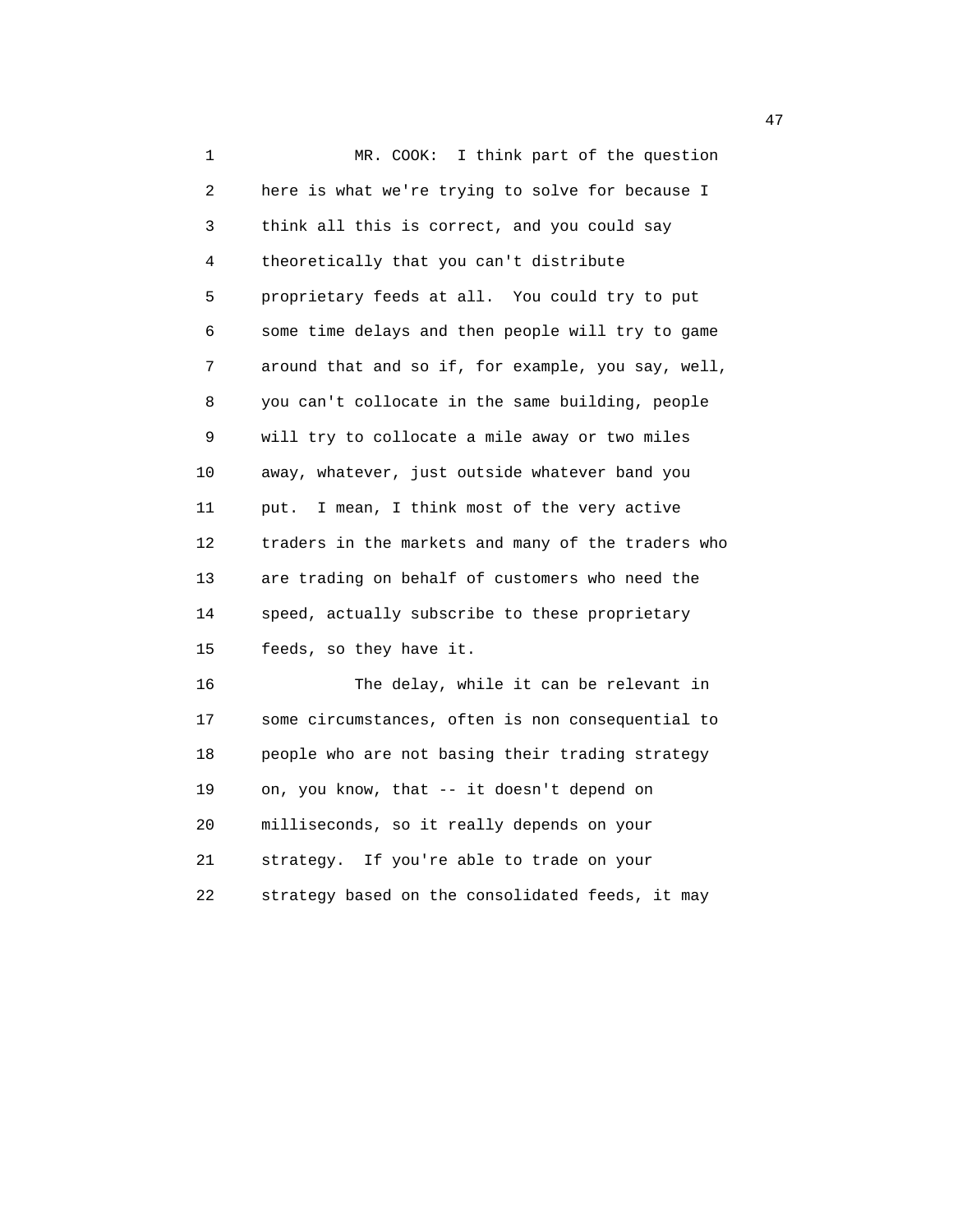MR. COOK: I think part of the question here is what we're trying to solve for because I think all this is correct, and you could say theoretically that you can't distribute proprietary feeds at all. You could try to put some time delays and then people will try to game around that and so if, for example, you say, well, you can't collocate in the same building, people will try to collocate a mile away or two miles away, whatever, just outside whatever band you put. I mean, I think most of the very active traders in the markets and many of the traders who are trading on behalf of customers who need the speed, actually subscribe to these proprietary feeds, so they have it.

The delay, while it can be relevant in some circumstances, often is non consequential to people who are not basing their trading strategy on, you know, that -- it doesn't depend on milliseconds, so it really depends on your strategy. If you're able to trade on your strategy based on the consolidated feeds, it may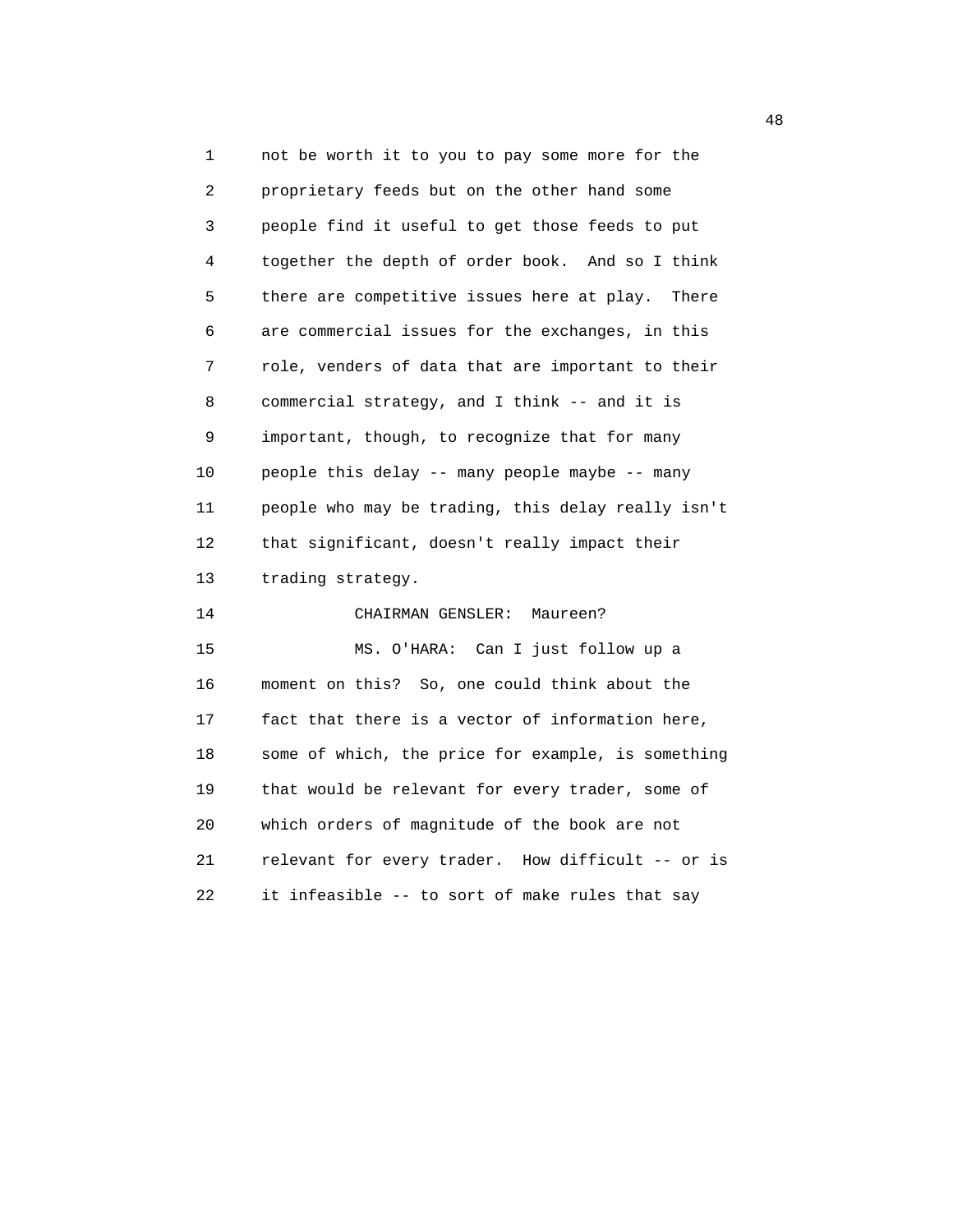not be worth it to you to pay some more for the proprietary feeds but on the other hand some people find it useful to get those feeds to put together the depth of order book. And so I think there are competitive issues here at play. There are commercial issues for the exchanges, in this role, venders of data that are important to their commercial strategy, and I think -- and it is important, though, to recognize that for many people this delay -- many people maybe -- many people who may be trading, this delay really isn't that significant, doesn't really impact their trading strategy.

CHAIRMAN GENSLER: Maureen?

MS. O'HARA: Can I just follow up a moment on this? So, one could think about the fact that there is a vector of information here, some of which, the price for example, is something that would be relevant for every trader, some of which orders of magnitude of the book are not relevant for every trader. How difficult -- or is it infeasible -- to sort of make rules that say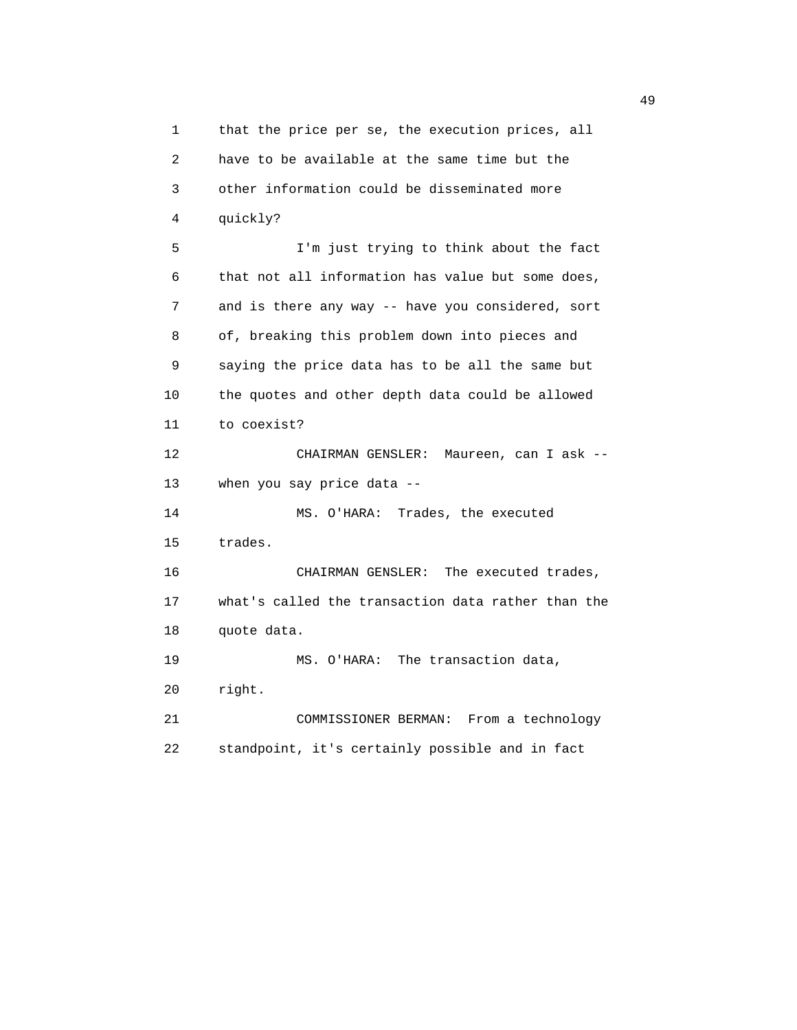that the price per se, the execution prices, all have to be available at the same time but the other information could be disseminated more quickly?

I'm just trying to think about the fact that not all information has value but some does, and is there any way -- have you considered, sort of, breaking this problem down into pieces and saying the price data has to be all the same but the quotes and other depth data could be allowed to coexist?

CHAIRMAN GENSLER: Maureen, can I ask -- when you say price data --

MS. O'HARA: Trades, the executed trades.

CHAIRMAN GENSLER: The executed trades, what's called the transaction data rather than the quote data.

MS. O'HARA: The transaction data, right.

COMMISSIONER BERMAN: From a technology standpoint, it's certainly possible and in fact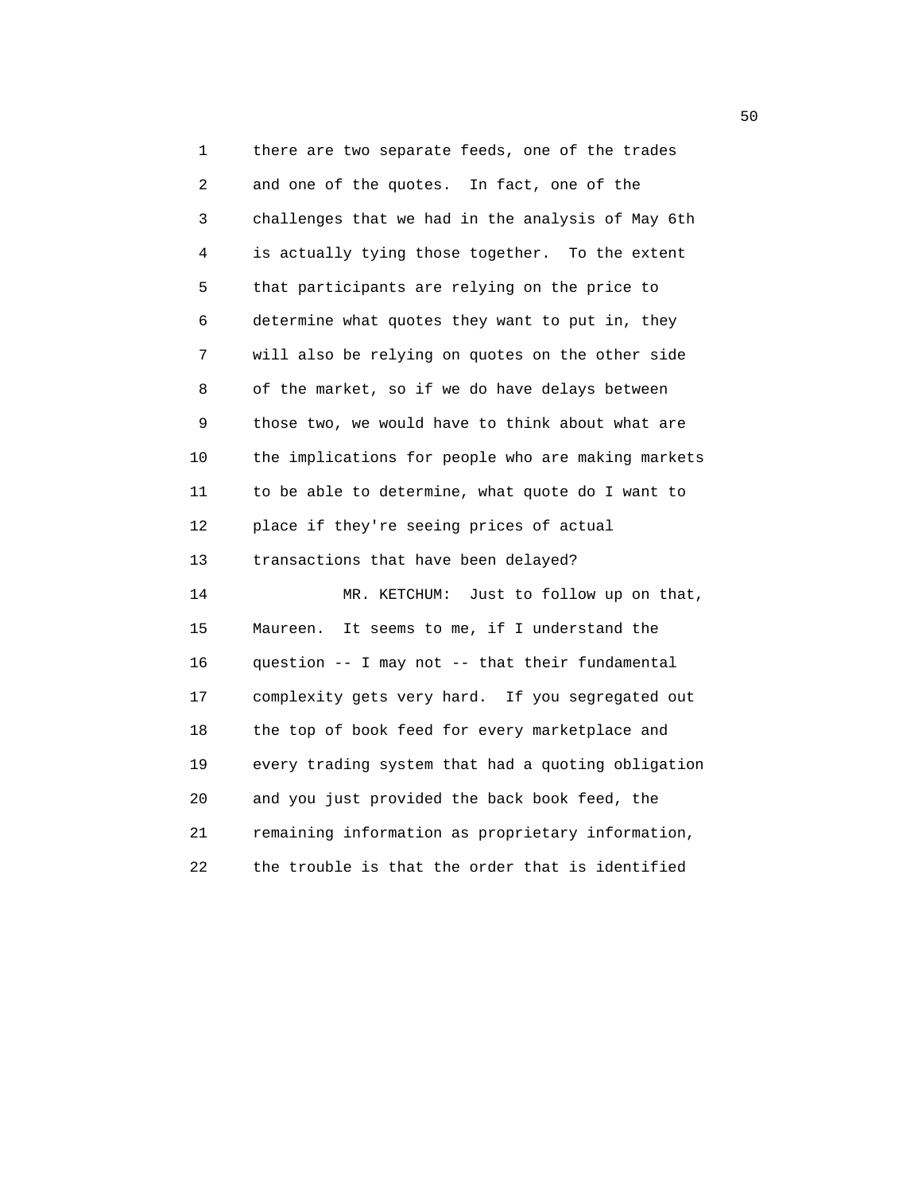there are two separate feeds, one of the trades and one of the quotes. In fact, one of the challenges that we had in the analysis of May 6th is actually tying those together. To the extent that participants are relying on the price to determine what quotes they want to put in, they will also be relying on quotes on the other side of the market, so if we do have delays between those two, we would have to think about what are the implications for people who are making markets to be able to determine, what quote do I want to place if they're seeing prices of actual transactions that have been delayed?

MR. KETCHUM: Just to follow up on that, Maureen. It seems to me, if I understand the question -- I may not -- that their fundamental complexity gets very hard. If you segregated out the top of book feed for every marketplace and every trading system that had a quoting obligation and you just provided the back book feed, the remaining information as proprietary information, the trouble is that the order that is identified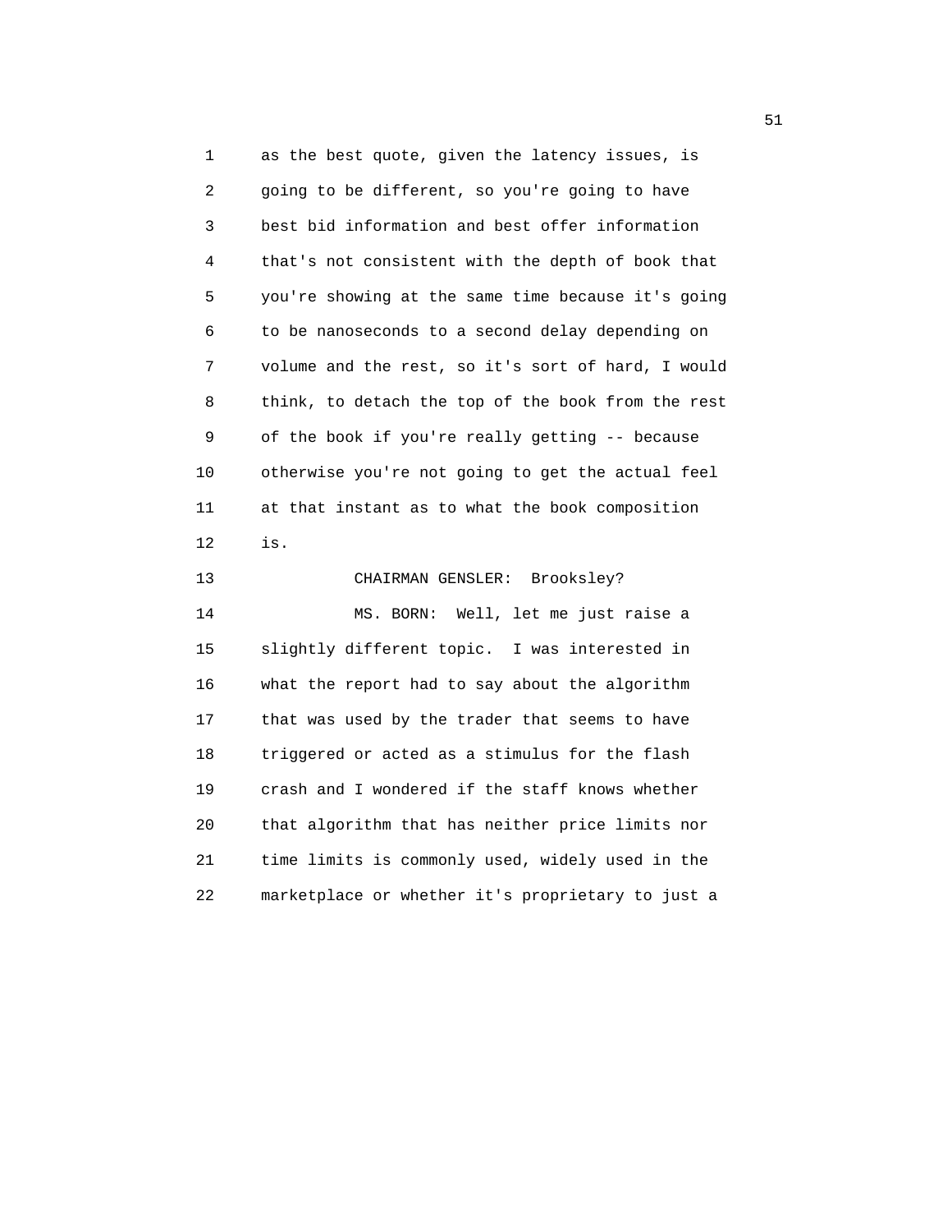as the best quote, given the latency issues, is going to be different, so you're going to have best bid information and best offer information that's not consistent with the depth of book that you're showing at the same time because it's going to be nanoseconds to a second delay depending on volume and the rest, so it's sort of hard, I would think, to detach the top of the book from the rest of the book if you're really getting -- because otherwise you're not going to get the actual feel at that instant as to what the book composition is.

CHAIRMAN GENSLER: Brooksley?

MS. BORN: Well, let me just raise a slightly different topic. I was interested in what the report had to say about the algorithm that was used by the trader that seems to have triggered or acted as a stimulus for the flash crash and I wondered if the staff knows whether that algorithm that has neither price limits nor time limits is commonly used, widely used in the marketplace or whether it's proprietary to just a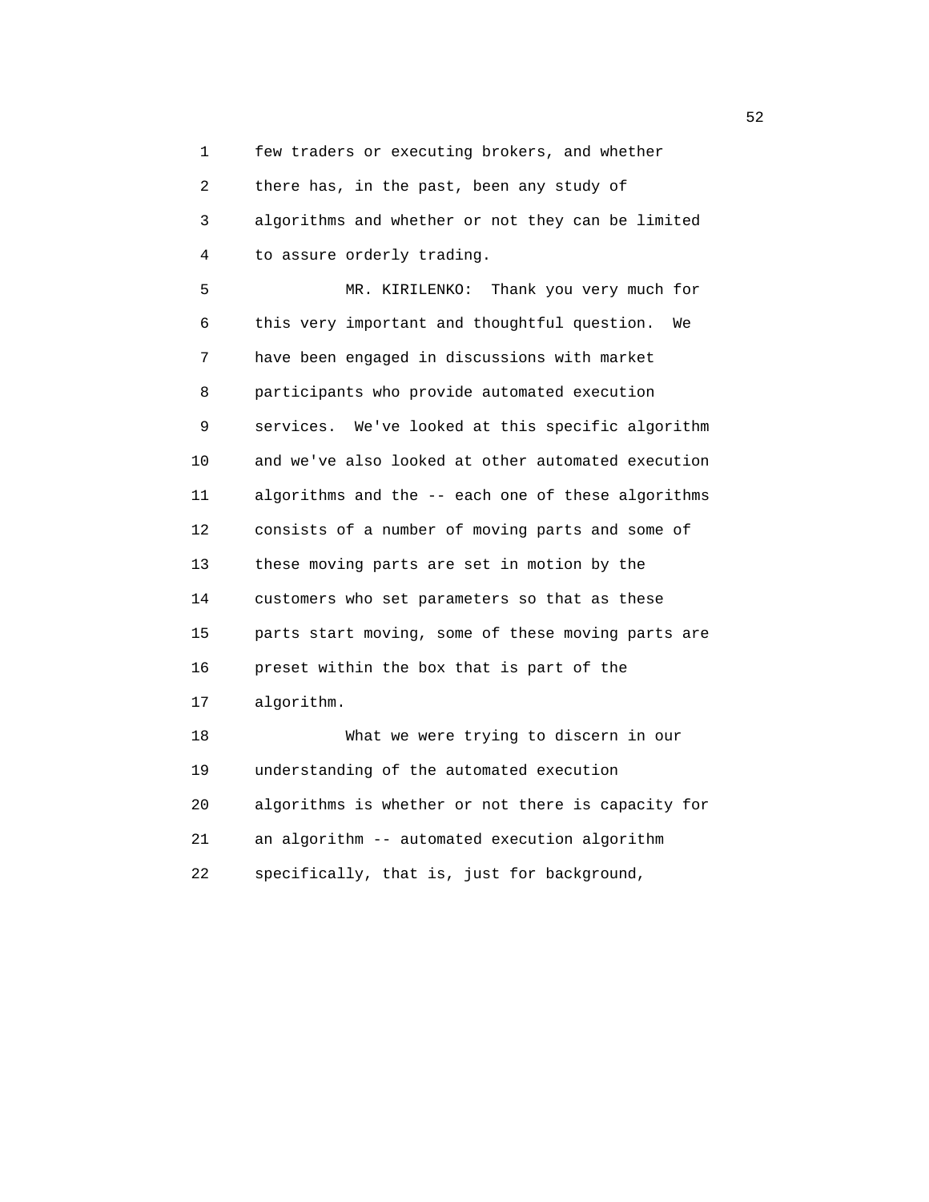few traders or executing brokers, and whether there has, in the past, been any study of algorithms and whether or not they can be limited to assure orderly trading.

MR. KIRILENKO: Thank you very much for this very important and thoughtful question. We have been engaged in discussions with market participants who provide automated execution services. We've looked at this specific algorithm and we've also looked at other automated execution algorithms and the -- each one of these algorithms consists of a number of moving parts and some of these moving parts are set in motion by the customers who set parameters so that as these parts start moving, some of these moving parts are preset within the box that is part of the algorithm.

What we were trying to discern in our understanding of the automated execution algorithms is whether or not there is capacity for an algorithm -- automated execution algorithm specifically, that is, just for background,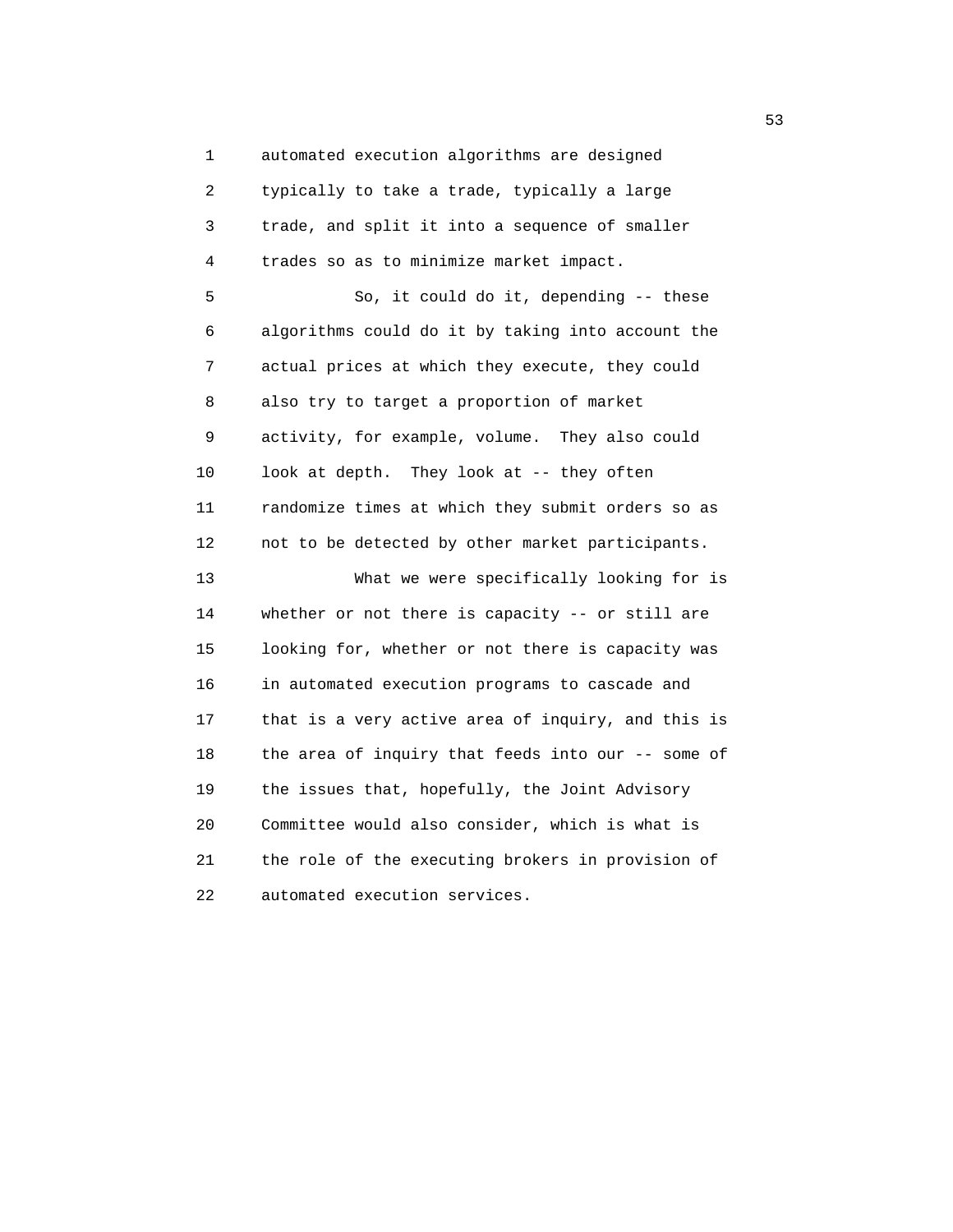automated execution algorithms are designed typically to take a trade, typically a large trade, and split it into a sequence of smaller trades so as to minimize market impact.

So, it could do it, depending -- these algorithms could do it by taking into account the actual prices at which they execute, they could also try to target a proportion of market activity, for example, volume. They also could look at depth. They look at -- they often randomize times at which they submit orders so as not to be detected by other market participants.

What we were specifically looking for is whether or not there is capacity -- or still are looking for, whether or not there is capacity was in automated execution programs to cascade and that is a very active area of inquiry, and this is the area of inquiry that feeds into our -- some of the issues that, hopefully, the Joint Advisory Committee would also consider, which is what is the role of the executing brokers in provision of automated execution services.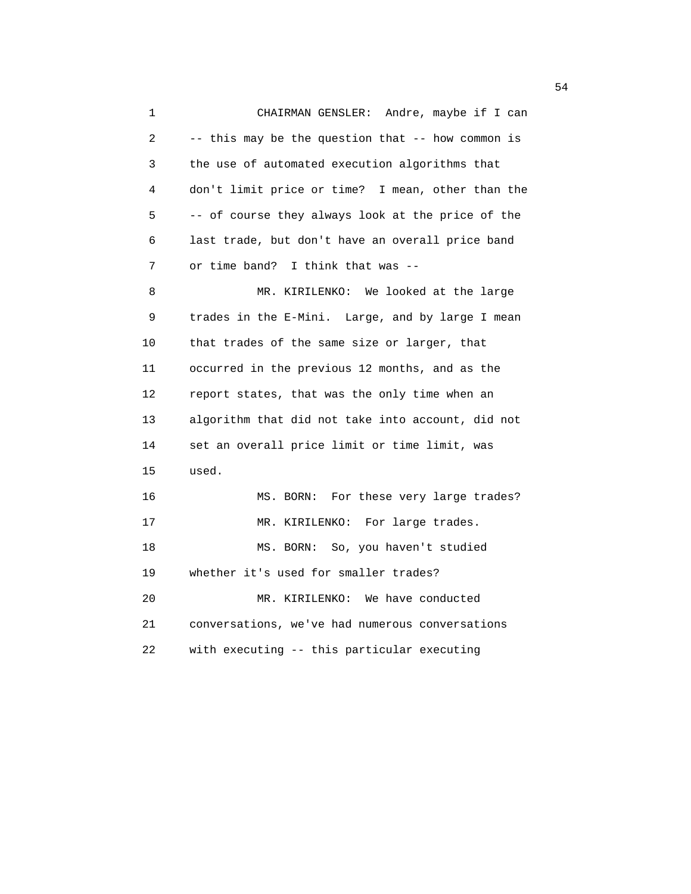CHAIRMAN GENSLER: Andre, maybe if I can -- this may be the question that -- how common is the use of automated execution algorithms that don't limit price or time? I mean, other than the -- of course they always look at the price of the last trade, but don't have an overall price band or time band? I think that was --

MR. KIRILENKO: We looked at the large trades in the E-Mini. Large, and by large I mean that trades of the same size or larger, that occurred in the previous 12 months, and as the report states, that was the only time when an algorithm that did not take into account, did not set an overall price limit or time limit, was used.

MS. BORN: For these very large trades?

MR. KIRILENKO: For large trades.

MS. BORN: So, you haven't studied whether it's used for smaller trades?

MR. KIRILENKO: We have conducted conversations, we've had numerous conversations with executing -- this particular executing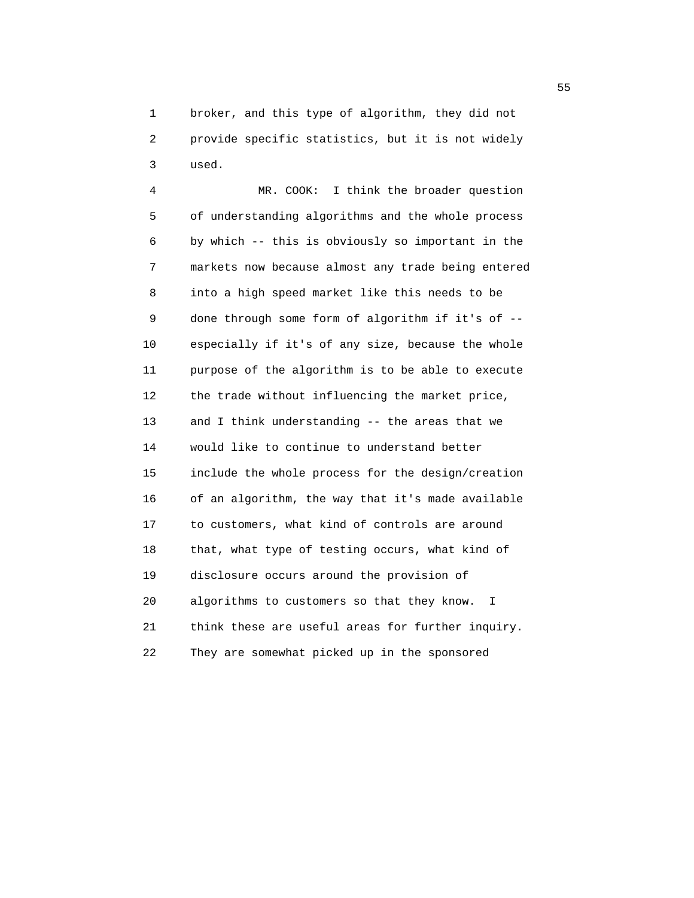broker, and this type of algorithm, they did not provide specific statistics, but it is not widely used.

MR. COOK: I think the broader question of understanding algorithms and the whole process by which -- this is obviously so important in the markets now because almost any trade being entered into a high speed market like this needs to be done through some form of algorithm if it's of -- especially if it's of any size, because the whole purpose of the algorithm is to be able to execute the trade without influencing the market price, and I think understanding -- the areas that we would like to continue to understand better include the whole process for the design/creation of an algorithm, the way that it's made available to customers, what kind of controls are around that, what type of testing occurs, what kind of disclosure occurs around the provision of algorithms to customers so that they know. I think these are useful areas for further inquiry. They are somewhat picked up in the sponsored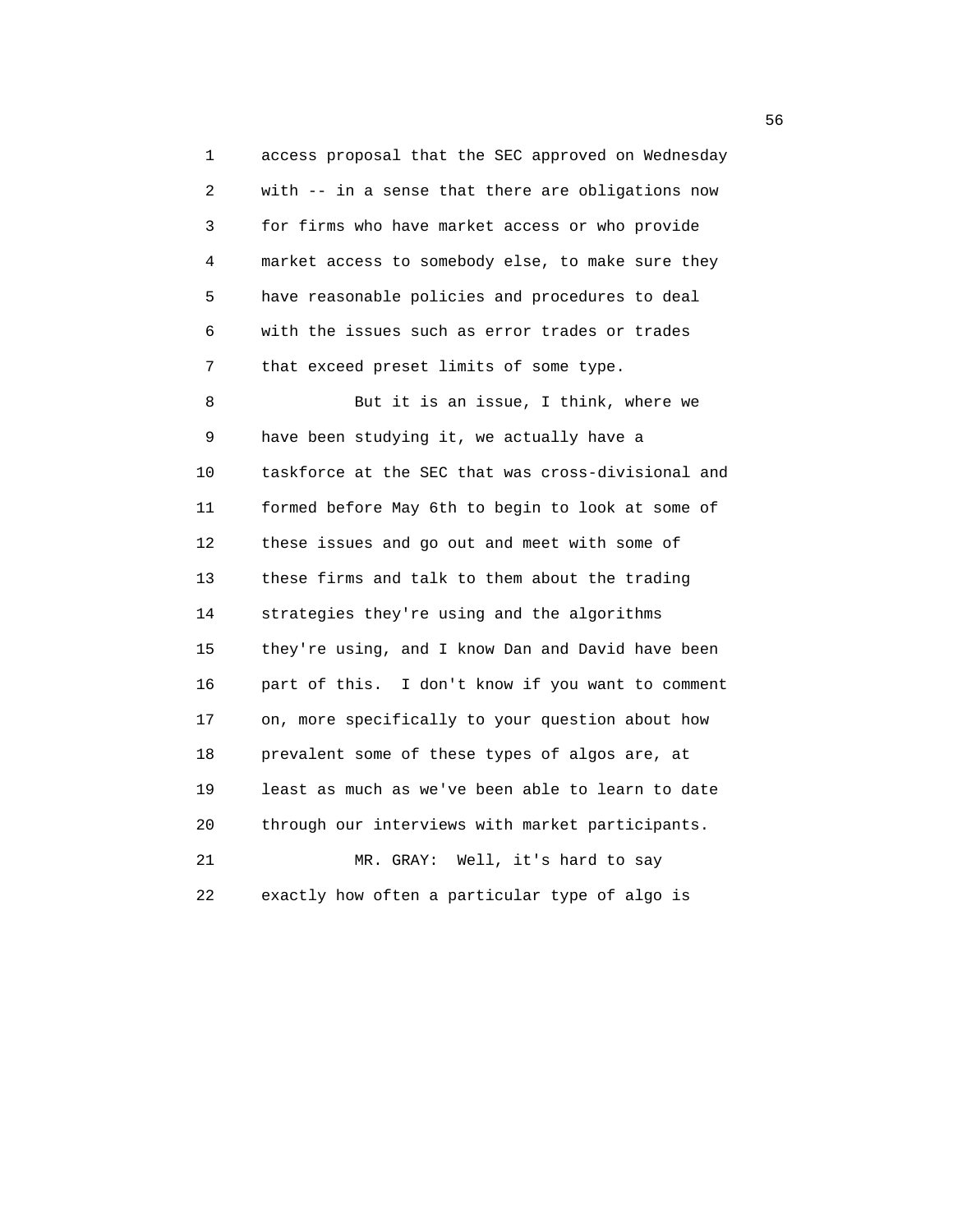access proposal that the SEC approved on Wednesday with -- in a sense that there are obligations now for firms who have market access or who provide market access to somebody else, to make sure they have reasonable policies and procedures to deal with the issues such as error trades or trades that exceed preset limits of some type.

But it is an issue, I think, where we have been studying it, we actually have a taskforce at the SEC that was cross-divisional and formed before May 6th to begin to look at some of these issues and go out and meet with some of these firms and talk to them about the trading strategies they're using and the algorithms they're using, and I know Dan and David have been part of this. I don't know if you want to comment on, more specifically to your question about how prevalent some of these types of algos are, at least as much as we've been able to learn to date through our interviews with market participants.

MR. GRAY: Well, it's hard to say exactly how often a particular type of algo is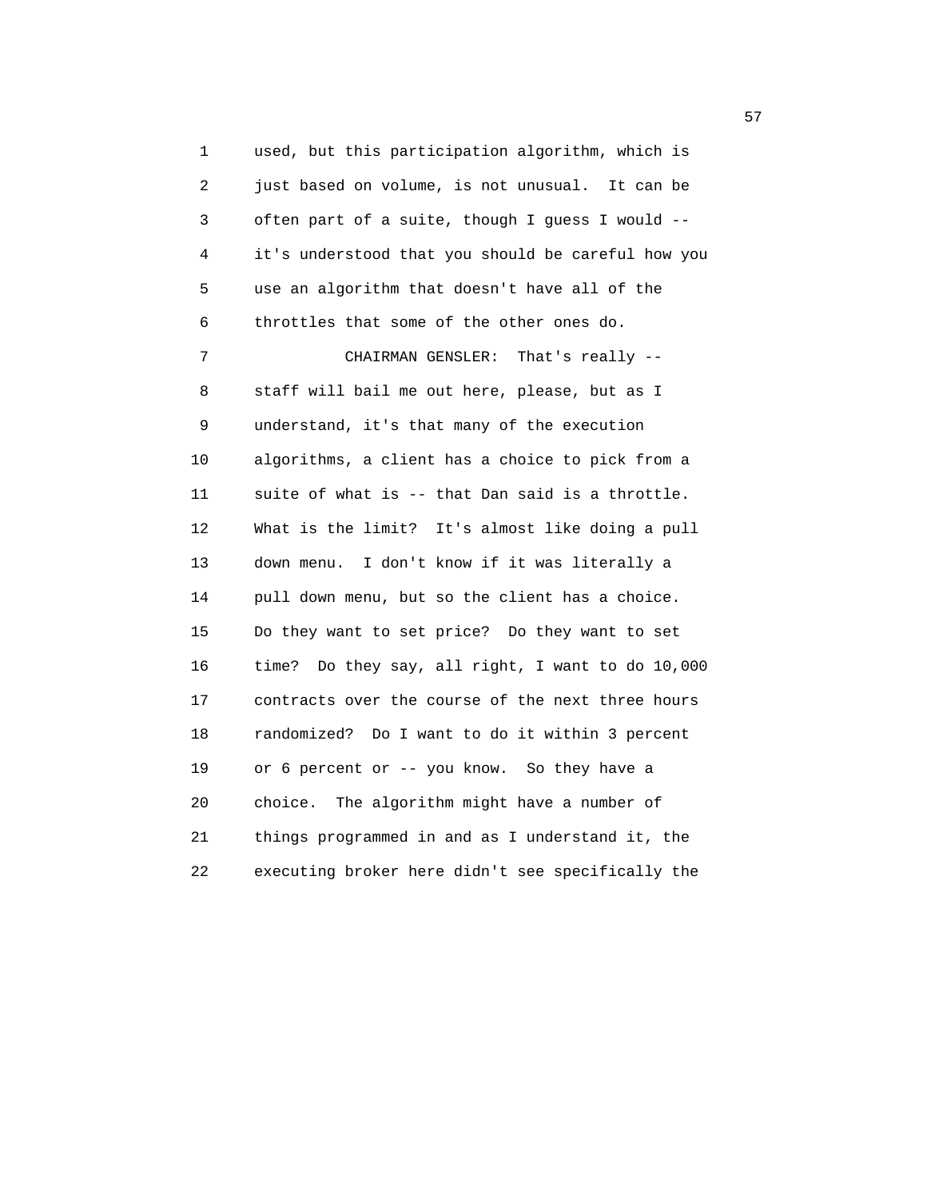used, but this participation algorithm, which is just based on volume, is not unusual. It can be often part of a suite, though I guess I would -- it's understood that you should be careful how you use an algorithm that doesn't have all of the throttles that some of the other ones do.

CHAIRMAN GENSLER: That's really -- staff will bail me out here, please, but as I understand, it's that many of the execution algorithms, a client has a choice to pick from a suite of what is -- that Dan said is a throttle. What is the limit? It's almost like doing a pull down menu. I don't know if it was literally a pull down menu, but so the client has a choice. Do they want to set price? Do they want to set time? Do they say, all right, I want to do 10,000 contracts over the course of the next three hours randomized? Do I want to do it within 3 percent or 6 percent or -- you know. So they have a choice. The algorithm might have a number of things programmed in and as I understand it, the executing broker here didn't see specifically the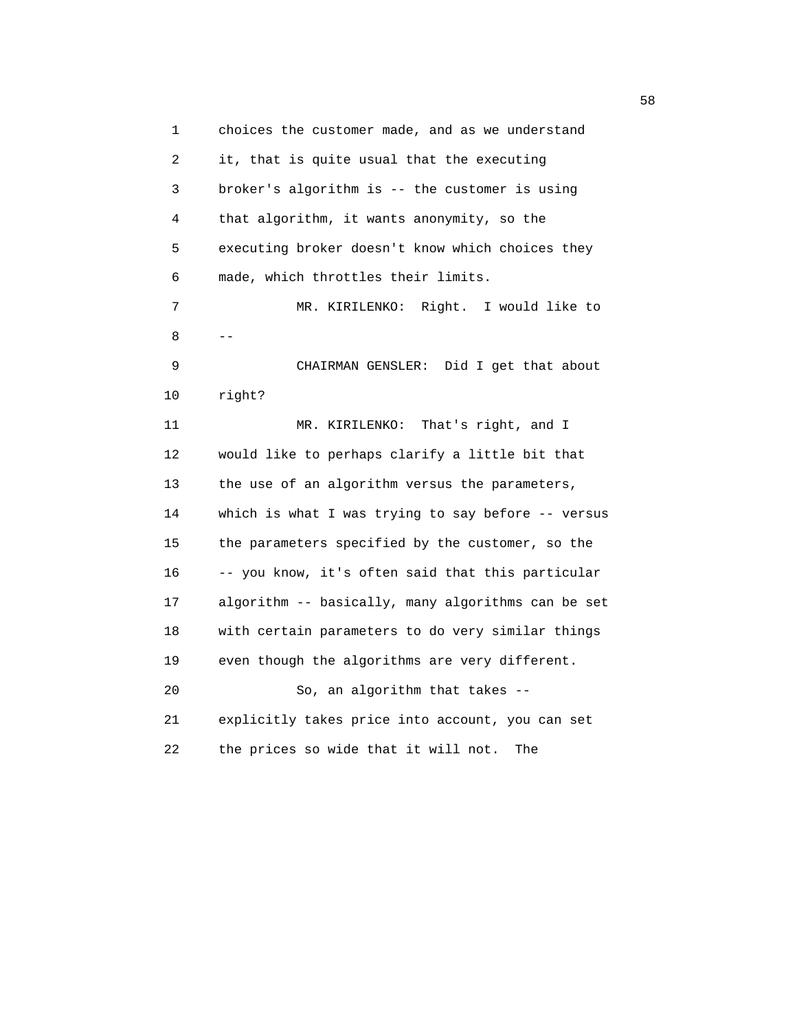choices the customer made, and as we understand it, that is quite usual that the executing broker's algorithm is -- the customer is using that algorithm, it wants anonymity, so the executing broker doesn't know which choices they made, which throttles their limits.

MR. KIRILENKO: Right. I would like to --

CHAIRMAN GENSLER: Did I get that about right?

MR. KIRILENKO: That's right, and I would like to perhaps clarify a little bit that the use of an algorithm versus the parameters, which is what I was trying to say before -- versus the parameters specified by the customer, so the -- you know, it's often said that this particular algorithm -- basically, many algorithms can be set with certain parameters to do very similar things even though the algorithms are very different.

So, an algorithm that takes -- explicitly takes price into account, you can set the prices so wide that it will not. The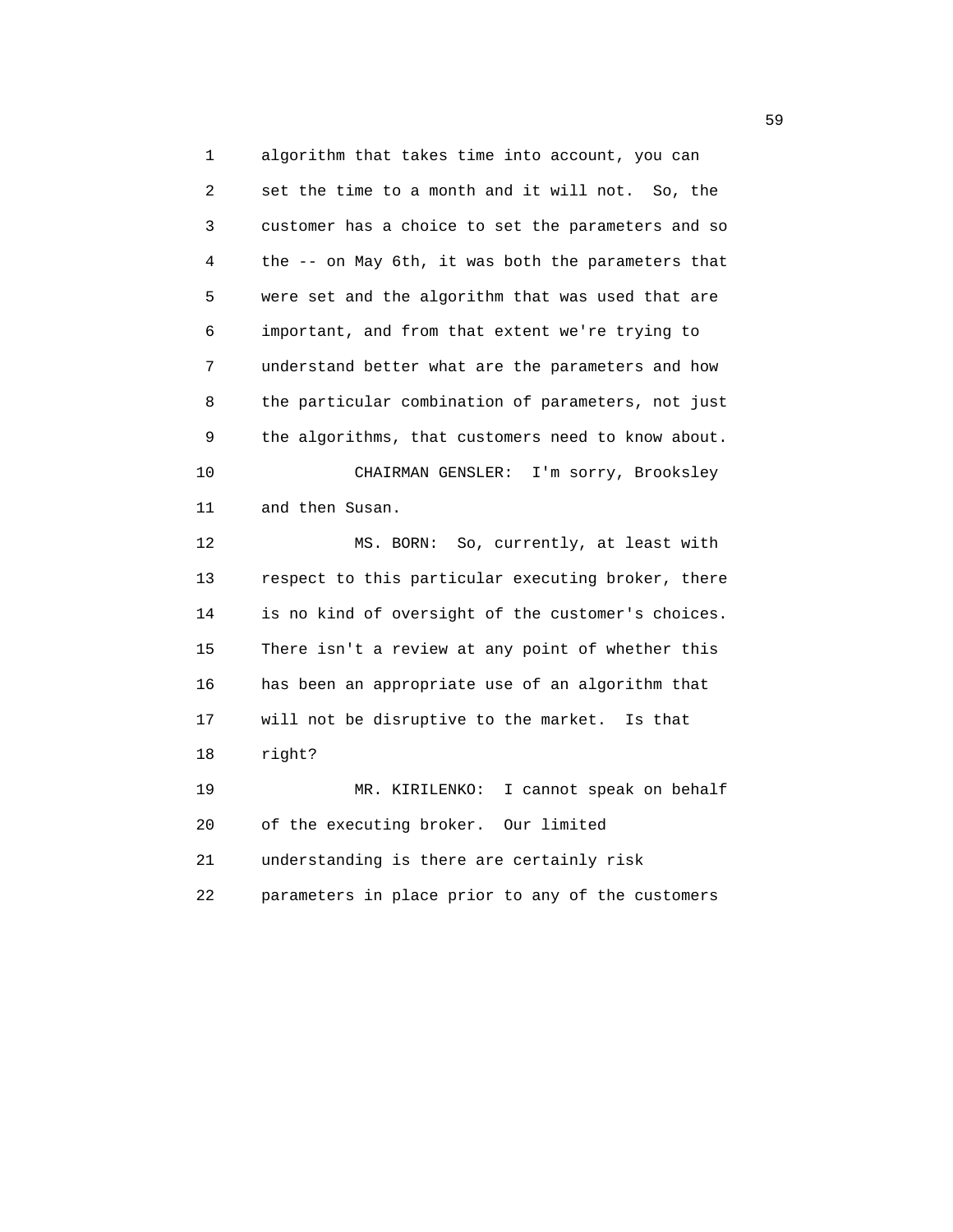algorithm that takes time into account, you can set the time to a month and it will not. So, the customer has a choice to set the parameters and so the -- on May 6th, it was both the parameters that were set and the algorithm that was used that are important, and from that extent we're trying to understand better what are the parameters and how the particular combination of parameters, not just the algorithms, that customers need to know about.

CHAIRMAN GENSLER: I'm sorry, Brooksley and then Susan.

MS. BORN: So, currently, at least with respect to this particular executing broker, there is no kind of oversight of the customer's choices. There isn't a review at any point of whether this has been an appropriate use of an algorithm that will not be disruptive to the market. Is that right?

MR. KIRILENKO: I cannot speak on behalf of the executing broker. Our limited understanding is there are certainly risk parameters in place prior to any of the customers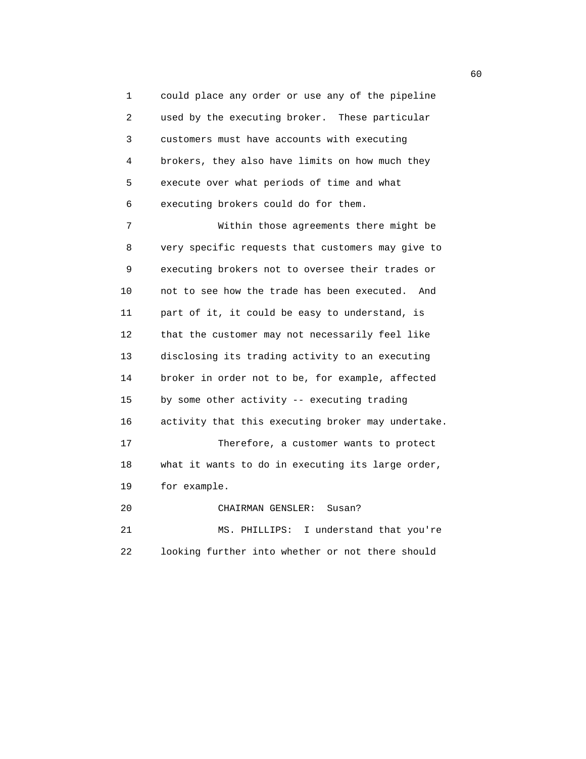could place any order or use any of the pipeline used by the executing broker. These particular customers must have accounts with executing brokers, they also have limits on how much they execute over what periods of time and what executing brokers could do for them.

Within those agreements there might be very specific requests that customers may give to executing brokers not to oversee their trades or not to see how the trade has been executed. And part of it, it could be easy to understand, is that the customer may not necessarily feel like disclosing its trading activity to an executing broker in order not to be, for example, affected by some other activity -- executing trading activity that this executing broker may undertake.

Therefore, a customer wants to protect what it wants to do in executing its large order, for example.

CHAIRMAN GENSLER: Susan?

MS. PHILLIPS: I understand that you're looking further into whether or not there should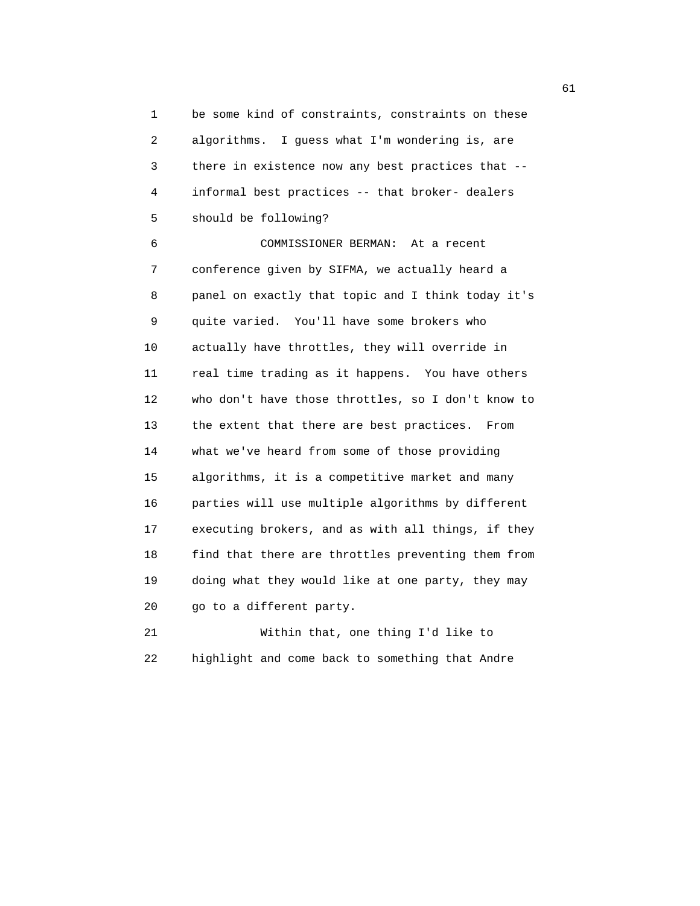be some kind of constraints, constraints on these algorithms. I guess what I'm wondering is, are there in existence now any best practices that -- informal best practices -- that broker- dealers should be following?

COMMISSIONER BERMAN: At a recent conference given by SIFMA, we actually heard a panel on exactly that topic and I think today it's quite varied. You'll have some brokers who actually have throttles, they will override in real time trading as it happens. You have others who don't have those throttles, so I don't know to the extent that there are best practices. From what we've heard from some of those providing algorithms, it is a competitive market and many parties will use multiple algorithms by different executing brokers, and as with all things, if they find that there are throttles preventing them from doing what they would like at one party, they may go to a different party.

Within that, one thing I'd like to highlight and come back to something that Andre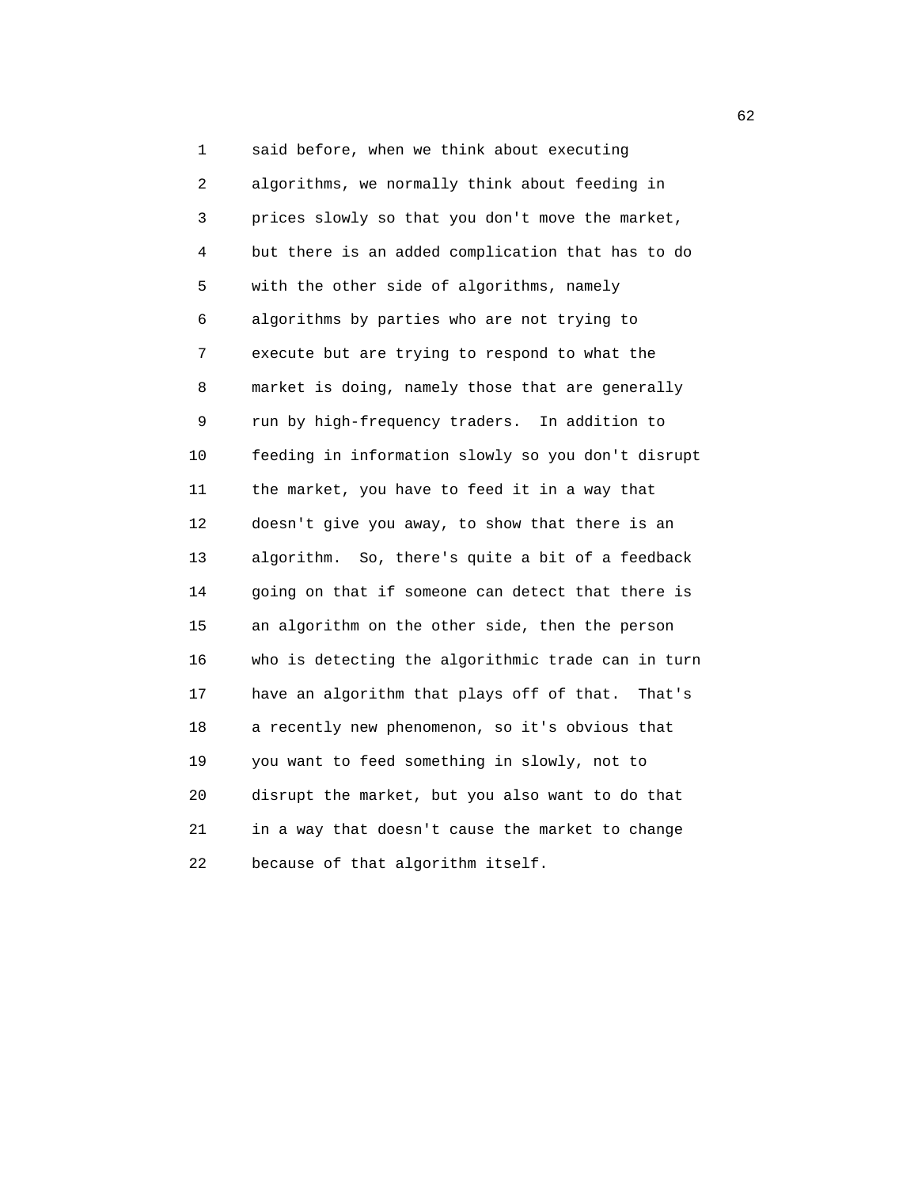said before, when we think about executing algorithms, we normally think about feeding in prices slowly so that you don't move the market, but there is an added complication that has to do with the other side of algorithms, namely algorithms by parties who are not trying to execute but are trying to respond to what the market is doing, namely those that are generally run by high-frequency traders. In addition to feeding in information slowly so you don't disrupt the market, you have to feed it in a way that doesn't give you away, to show that there is an algorithm. So, there's quite a bit of a feedback going on that if someone can detect that there is an algorithm on the other side, then the person who is detecting the algorithmic trade can in turn have an algorithm that plays off of that. That's a recently new phenomenon, so it's obvious that you want to feed something in slowly, not to disrupt the market, but you also want to do that in a way that doesn't cause the market to change because of that algorithm itself.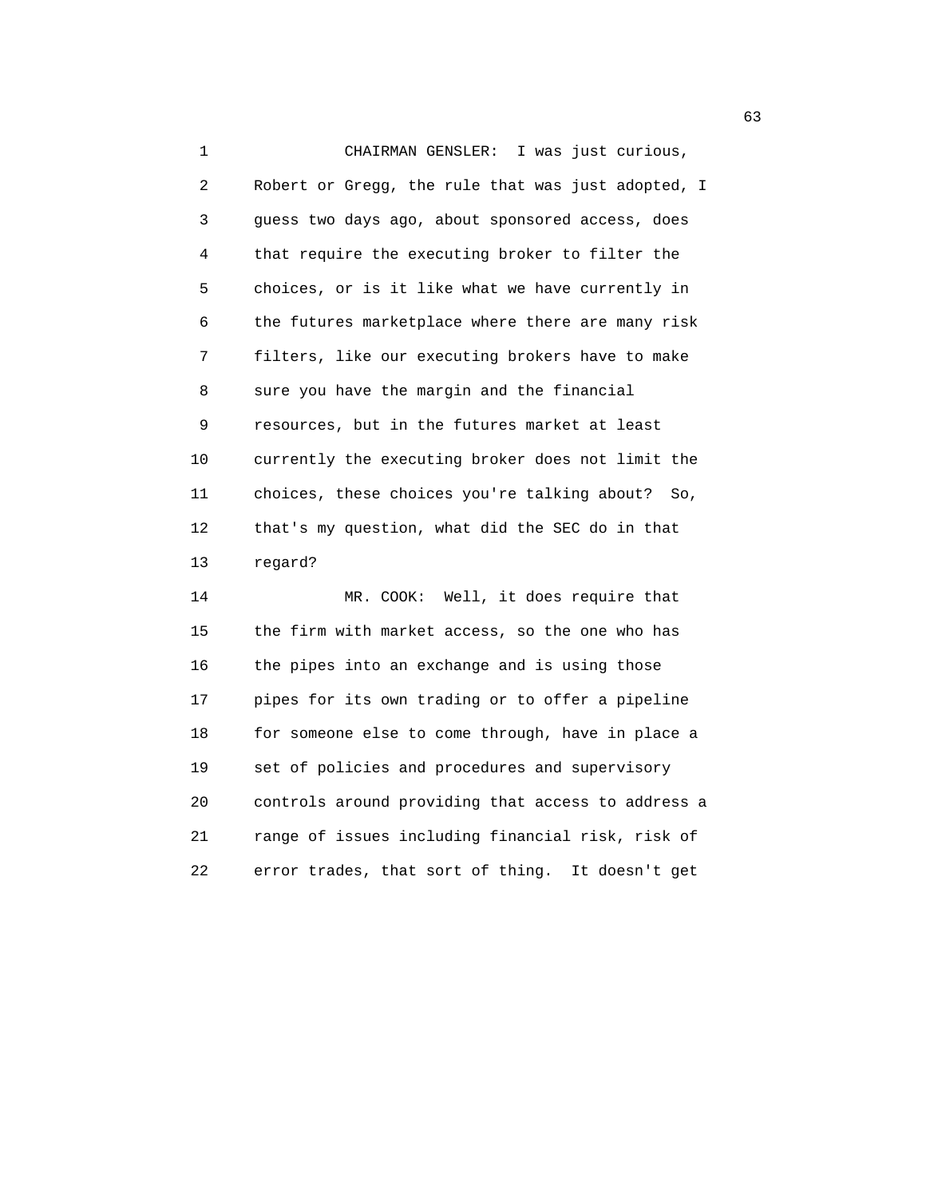CHAIRMAN GENSLER: I was just curious, Robert or Gregg, the rule that was just adopted, I guess two days ago, about sponsored access, does that require the executing broker to filter the choices, or is it like what we have currently in the futures marketplace where there are many risk filters, like our executing brokers have to make sure you have the margin and the financial resources, but in the futures market at least currently the executing broker does not limit the choices, these choices you're talking about? So, that's my question, what did the SEC do in that regard?

MR. COOK: Well, it does require that the firm with market access, so the one who has the pipes into an exchange and is using those pipes for its own trading or to offer a pipeline for someone else to come through, have in place a set of policies and procedures and supervisory controls around providing that access to address a range of issues including financial risk, risk of error trades, that sort of thing. It doesn't get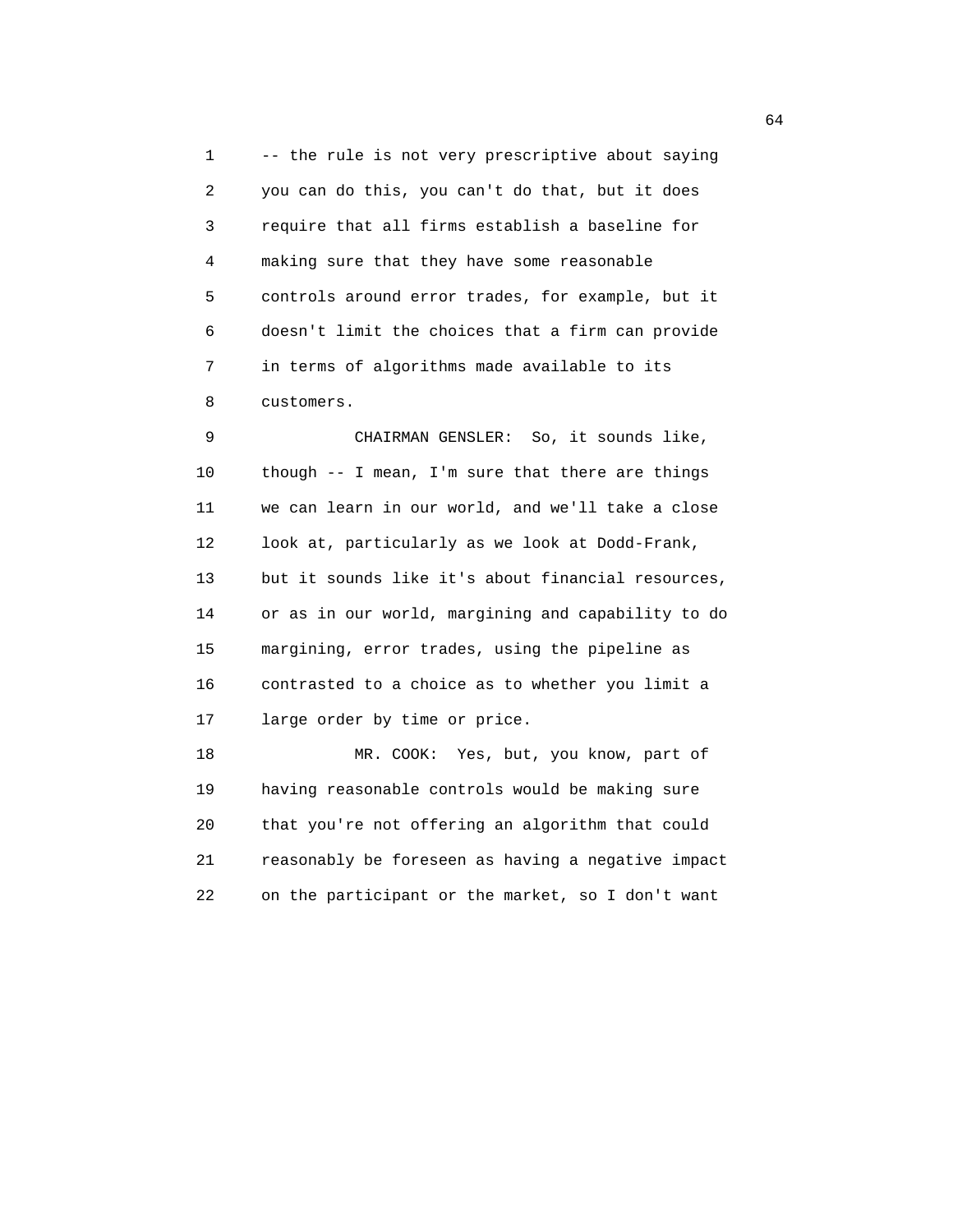-- the rule is not very prescriptive about saying you can do this, you can't do that, but it does require that all firms establish a baseline for making sure that they have some reasonable controls around error trades, for example, but it doesn't limit the choices that a firm can provide in terms of algorithms made available to its customers.

CHAIRMAN GENSLER: So, it sounds like, though -- I mean, I'm sure that there are things we can learn in our world, and we'll take a close look at, particularly as we look at Dodd-Frank, but it sounds like it's about financial resources, or as in our world, margining and capability to do margining, error trades, using the pipeline as contrasted to a choice as to whether you limit a large order by time or price.

MR. COOK: Yes, but, you know, part of having reasonable controls would be making sure that you're not offering an algorithm that could reasonably be foreseen as having a negative impact on the participant or the market, so I don't want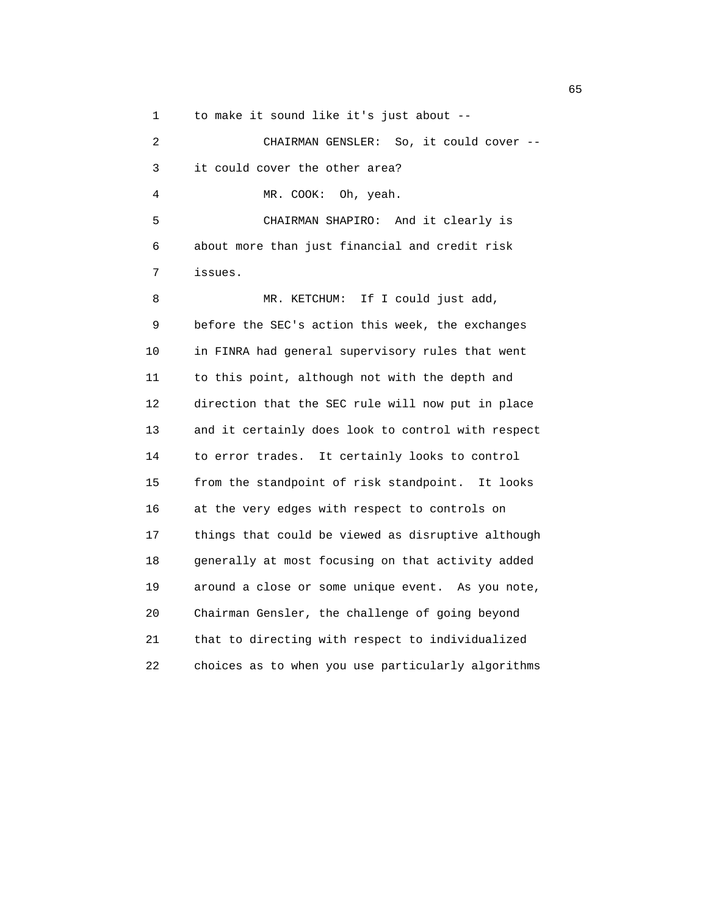to make it sound like it's just about --

CHAIRMAN GENSLER: So, it could cover -- it could cover the other area?

MR. COOK: Oh, yeah.

CHAIRMAN SHAPIRO: And it clearly is about more than just financial and credit risk issues.

MR. KETCHUM: If I could just add, before the SEC's action this week, the exchanges in FINRA had general supervisory rules that went to this point, although not with the depth and direction that the SEC rule will now put in place and it certainly does look to control with respect to error trades. It certainly looks to control from the standpoint of risk standpoint. It looks at the very edges with respect to controls on things that could be viewed as disruptive although generally at most focusing on that activity added around a close or some unique event. As you note, Chairman Gensler, the challenge of going beyond that to directing with respect to individualized choices as to when you use particularly algorithms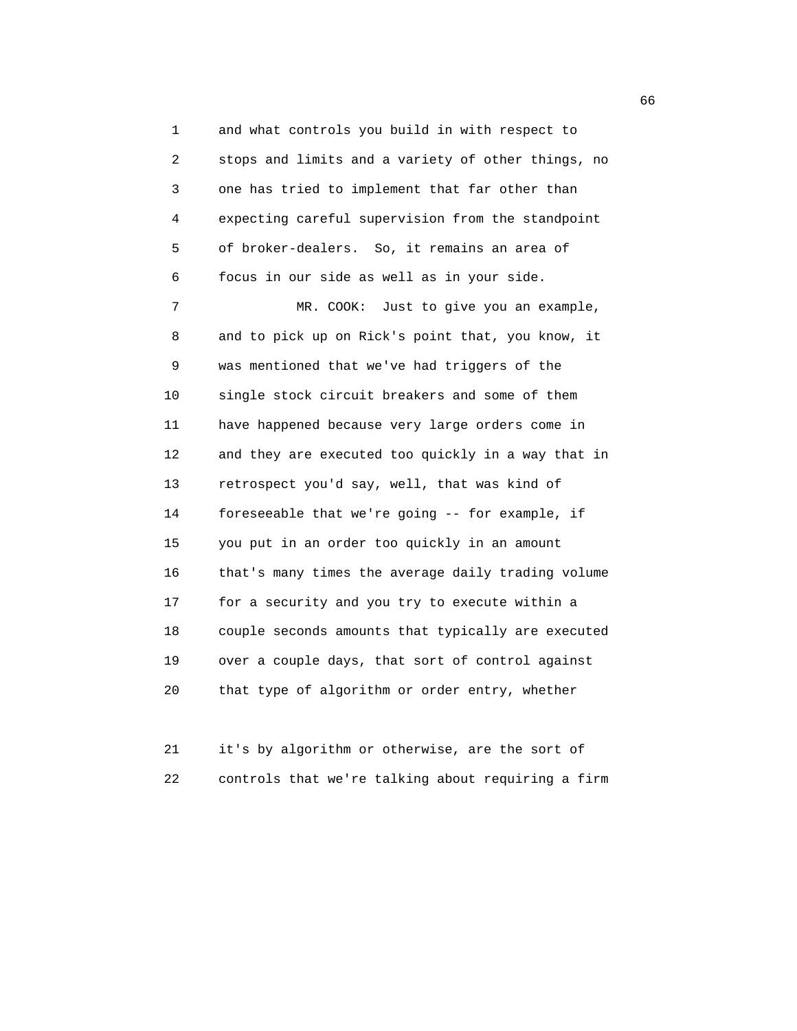and what controls you build in with respect to stops and limits and a variety of other things, no one has tried to implement that far other than expecting careful supervision from the standpoint of broker-dealers. So, it remains an area of focus in our side as well as in your side.

MR. COOK: Just to give you an example, and to pick up on Rick's point that, you know, it was mentioned that we've had triggers of the single stock circuit breakers and some of them have happened because very large orders come in and they are executed too quickly in a way that in retrospect you'd say, well, that was kind of foreseeable that we're going -- for example, if you put in an order too quickly in an amount that's many times the average daily trading volume for a security and you try to execute within a couple seconds amounts that typically are executed over a couple days, that sort of control against that type of algorithm or order entry, whether it's by algorithm or otherwise, are the sort of controls that we're talking about requiring a firm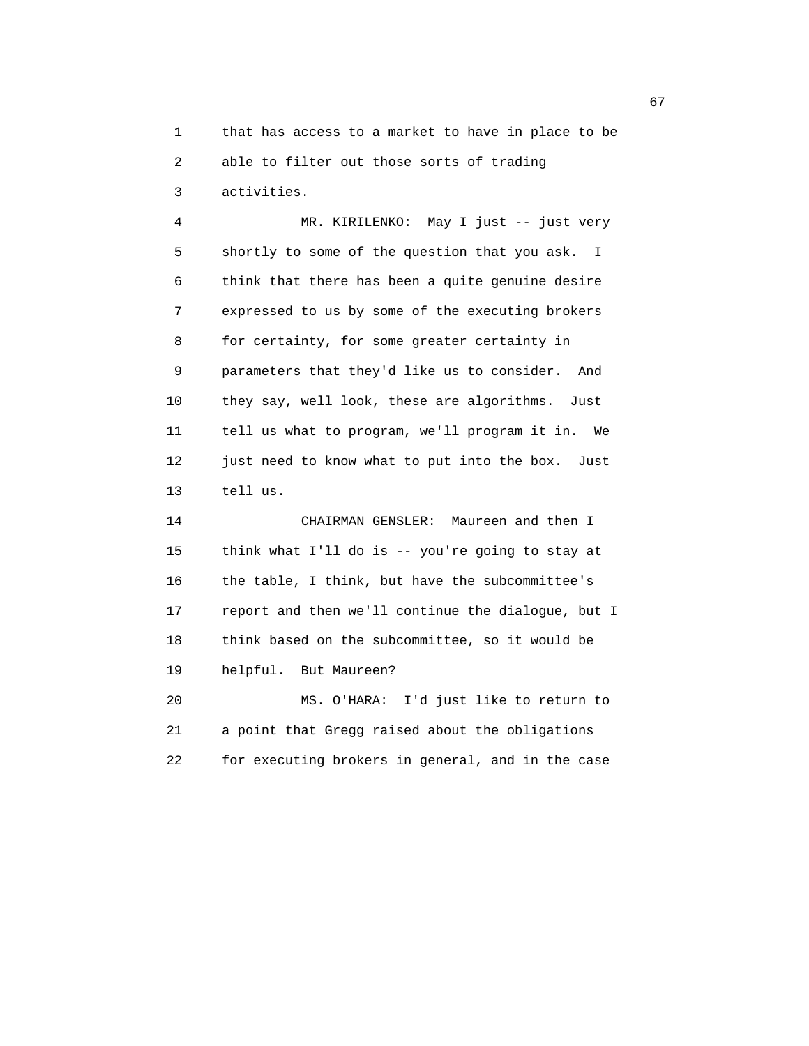that has access to a market to have in place to be able to filter out those sorts of trading activities.

MR. KIRILENKO: May I just -- just very shortly to some of the question that you ask. I think that there has been a quite genuine desire expressed to us by some of the executing brokers for certainty, for some greater certainty in parameters that they'd like us to consider. And they say, well look, these are algorithms. Just tell us what to program, we'll program it in. We just need to know what to put into the box. Just tell us.

CHAIRMAN GENSLER: Maureen and then I think what I'll do is -- you're going to stay at the table, I think, but have the subcommittee's report and then we'll continue the dialogue, but I think based on the subcommittee, so it would be helpful. But Maureen?

MS. O'HARA: I'd just like to return to a point that Gregg raised about the obligations for executing brokers in general, and in the case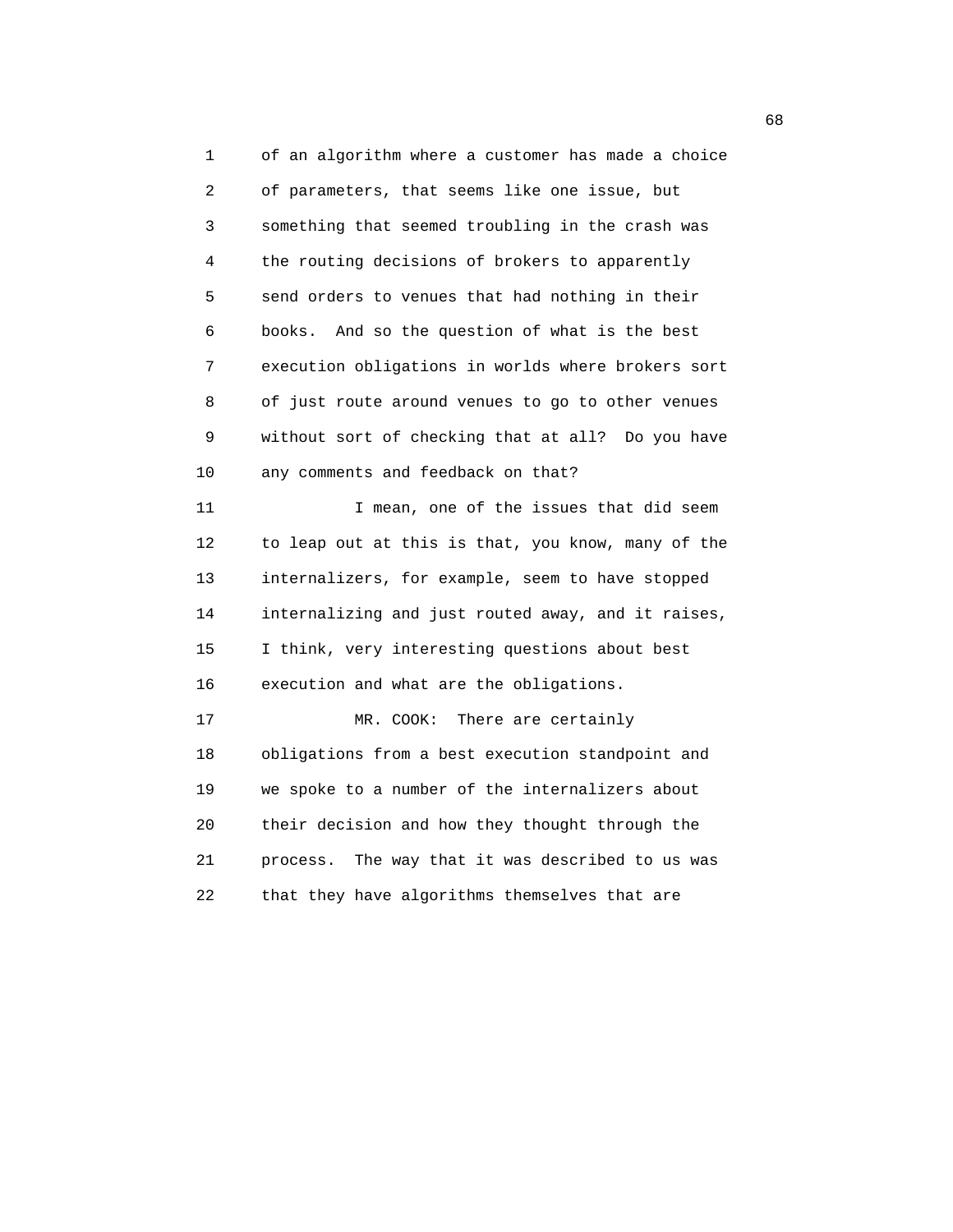of an algorithm where a customer has made a choice of parameters, that seems like one issue, but something that seemed troubling in the crash was the routing decisions of brokers to apparently send orders to venues that had nothing in their books. And so the question of what is the best execution obligations in worlds where brokers sort of just route around venues to go to other venues without sort of checking that at all? Do you have any comments and feedback on that?

I mean, one of the issues that did seem to leap out at this is that, you know, many of the internalizers, for example, seem to have stopped internalizing and just routed away, and it raises, I think, very interesting questions about best execution and what are the obligations.

MR. COOK: There are certainly obligations from a best execution standpoint and we spoke to a number of the internalizers about their decision and how they thought through the process. The way that it was described to us was that they have algorithms themselves that are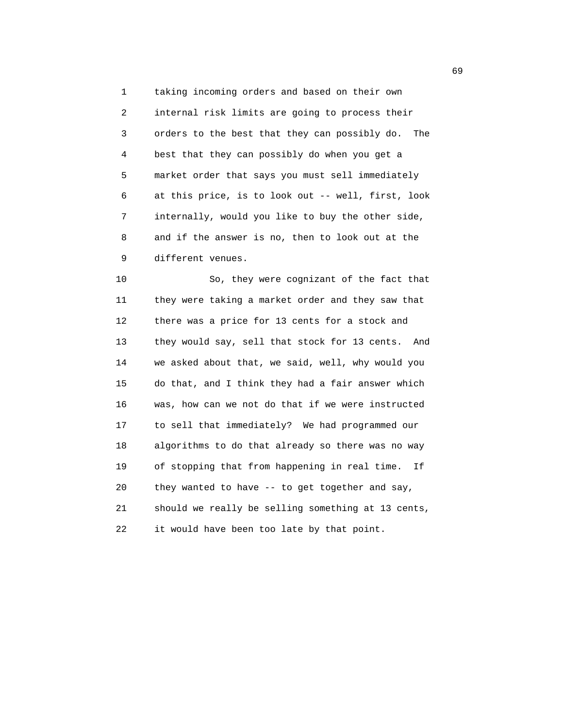taking incoming orders and based on their own internal risk limits are going to process their orders to the best that they can possibly do. The best that they can possibly do when you get a market order that says you must sell immediately at this price, is to look out -- well, first, look internally, would you like to buy the other side, and if the answer is no, then to look out at the different venues.

So, they were cognizant of the fact that they were taking a market order and they saw that there was a price for 13 cents for a stock and they would say, sell that stock for 13 cents. And we asked about that, we said, well, why would you do that, and I think they had a fair answer which was, how can we not do that if we were instructed to sell that immediately? We had programmed our algorithms to do that already so there was no way of stopping that from happening in real time. If they wanted to have -- to get together and say, should we really be selling something at 13 cents, it would have been too late by that point.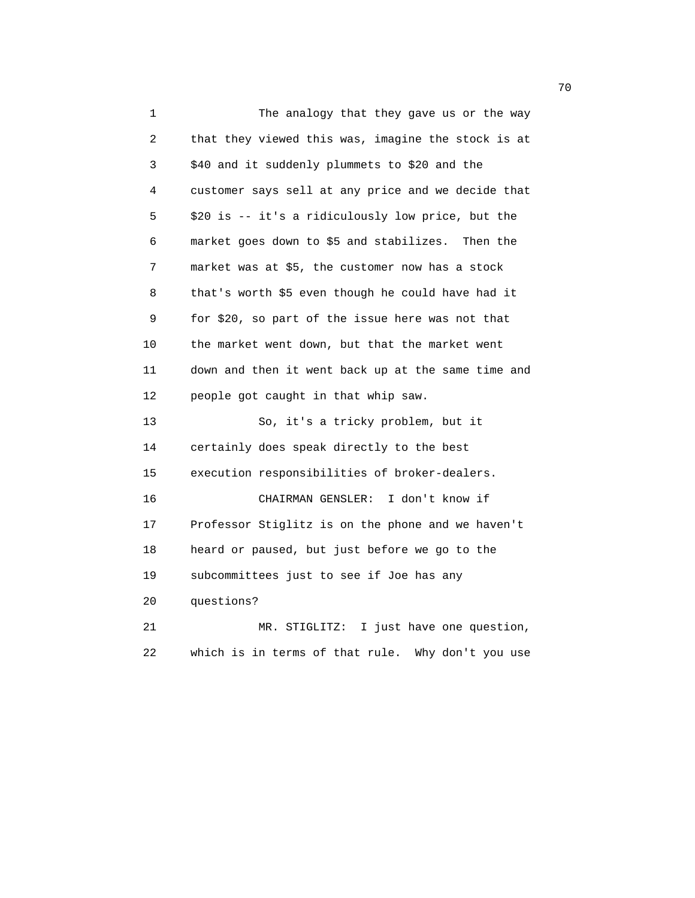The analogy that they gave us or the way that they viewed this was, imagine the stock is at $40 and it suddenly plummets to $20 and the customer says sell at any price and we decide that $20 is -- it's a ridiculously low price, but the market goes down to $5 and stabilizes. Then the market was at $5, the customer now has a stock that's worth $5 even though he could have had it for $20, so part of the issue here was not that the market went down, but that the market went down and then it went back up at the same time and people got caught in that whip saw.

So, it's a tricky problem, but it certainly does speak directly to the best execution responsibilities of broker-dealers.

CHAIRMAN GENSLER: I don't know if Professor Stiglitz is on the phone and we haven't heard or paused, but just before we go to the subcommittees just to see if Joe has any questions?

MR. STIGLITZ: I just have one question, which is in terms of that rule. Why don't you use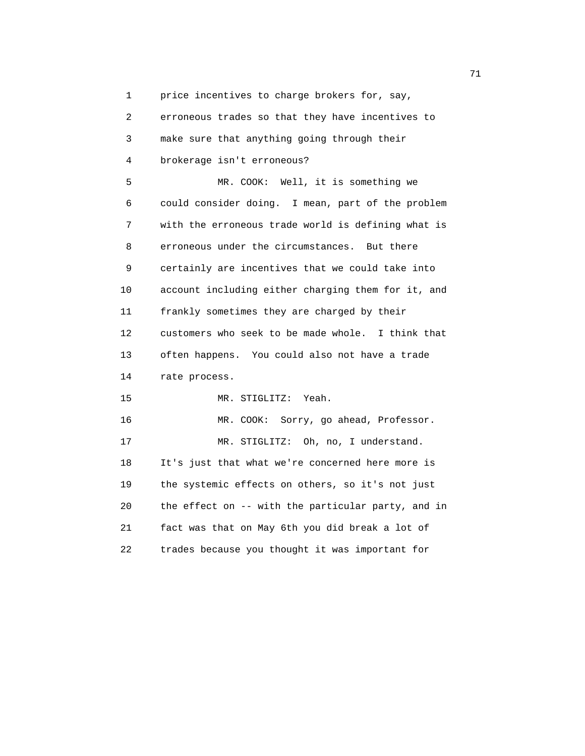price incentives to charge brokers for, say, erroneous trades so that they have incentives to make sure that anything going through their brokerage isn't erroneous?

MR. COOK: Well, it is something we could consider doing. I mean, part of the problem with the erroneous trade world is defining what is erroneous under the circumstances. But there certainly are incentives that we could take into account including either charging them for it, and frankly sometimes they are charged by their customers who seek to be made whole. I think that often happens. You could also not have a trade rate process.

MR. STIGLITZ: Yeah.

MR. COOK: Sorry, go ahead, Professor.

MR. STIGLITZ: Oh, no, I understand. It's just that what we're concerned here more is the systemic effects on others, so it's not just the effect on -- with the particular party, and in fact was that on May 6th you did break a lot of trades because you thought it was important for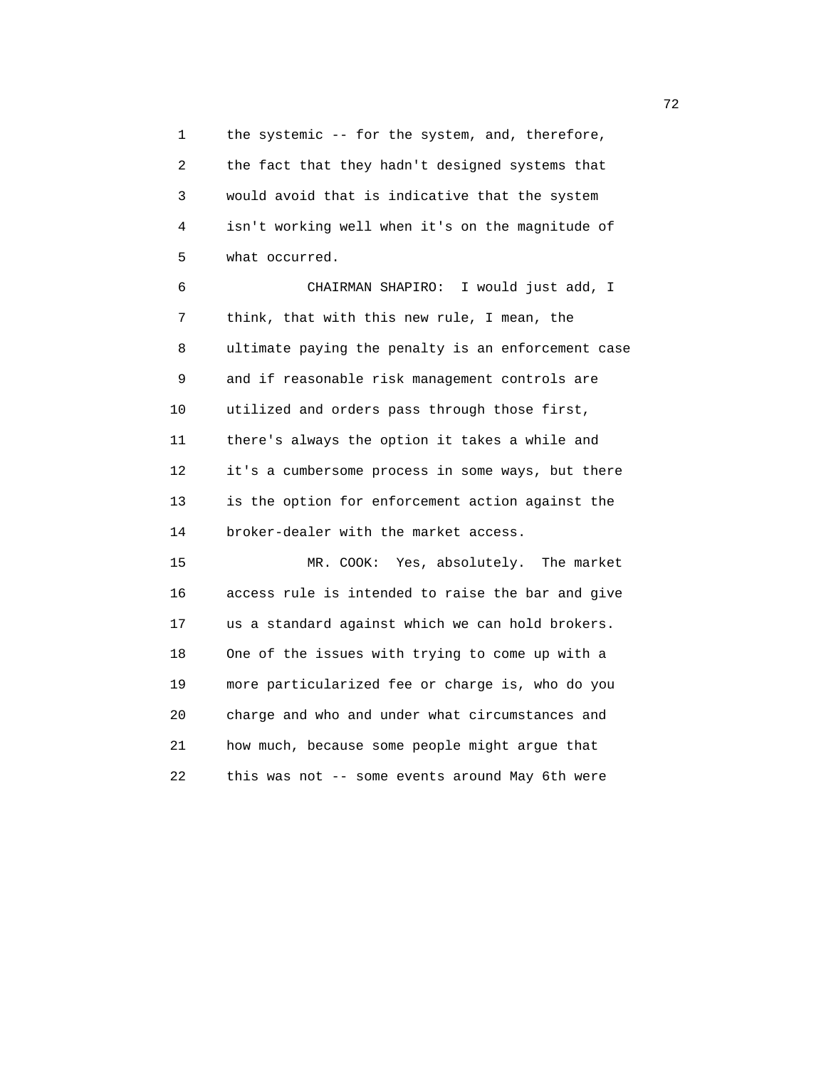the systemic -- for the system, and, therefore, the fact that they hadn't designed systems that would avoid that is indicative that the system isn't working well when it's on the magnitude of what occurred.

CHAIRMAN SHAPIRO: I would just add, I think, that with this new rule, I mean, the ultimate paying the penalty is an enforcement case and if reasonable risk management controls are utilized and orders pass through those first, there's always the option it takes a while and it's a cumbersome process in some ways, but there is the option for enforcement action against the broker-dealer with the market access.

MR. COOK: Yes, absolutely. The market access rule is intended to raise the bar and give us a standard against which we can hold brokers. One of the issues with trying to come up with a more particularized fee or charge is, who do you charge and who and under what circumstances and how much, because some people might argue that this was not -- some events around May 6th were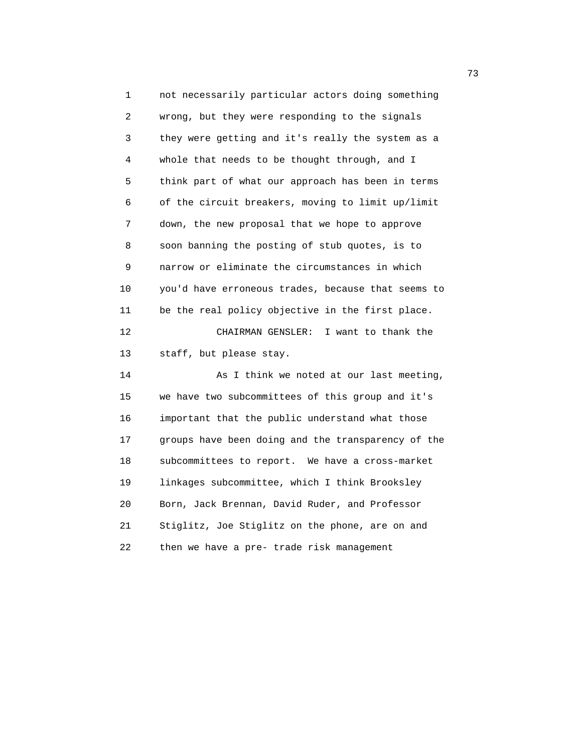not necessarily particular actors doing something wrong, but they were responding to the signals they were getting and it's really the system as a whole that needs to be thought through, and I think part of what our approach has been in terms of the circuit breakers, moving to limit up/limit down, the new proposal that we hope to approve soon banning the posting of stub quotes, is to narrow or eliminate the circumstances in which you'd have erroneous trades, because that seems to be the real policy objective in the first place.

CHAIRMAN GENSLER: I want to thank the staff, but please stay.

As I think we noted at our last meeting, we have two subcommittees of this group and it's important that the public understand what those groups have been doing and the transparency of the subcommittees to report. We have a cross-market linkages subcommittee, which I think Brooksley Born, Jack Brennan, David Ruder, and Professor Stiglitz, Joe Stiglitz on the phone, are on and then we have a pre- trade risk management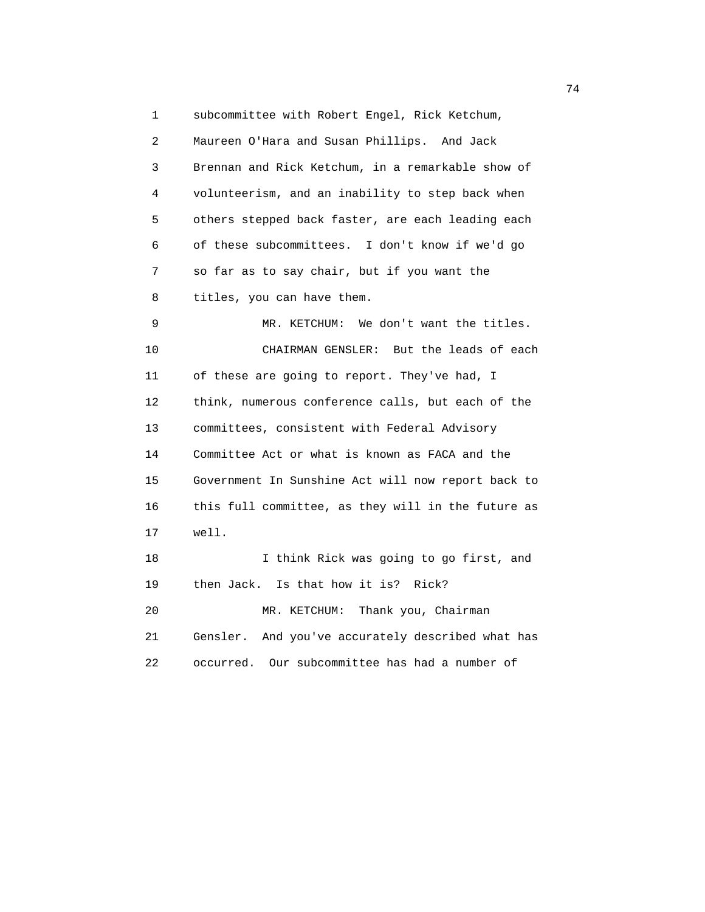subcommittee with Robert Engel, Rick Ketchum, Maureen O'Hara and Susan Phillips. And Jack Brennan and Rick Ketchum, in a remarkable show of volunteerism, and an inability to step back when others stepped back faster, are each leading each of these subcommittees. I don't know if we'd go so far as to say chair, but if you want the titles, you can have them.

MR. KETCHUM: We don't want the titles.

CHAIRMAN GENSLER: But the leads of each of these are going to report. They've had, I think, numerous conference calls, but each of the committees, consistent with Federal Advisory Committee Act or what is known as FACA and the Government In Sunshine Act will now report back to this full committee, as they will in the future as well.

I think Rick was going to go first, and then Jack. Is that how it is? Rick?

MR. KETCHUM: Thank you, Chairman Gensler. And you've accurately described what has occurred. Our subcommittee has had a number of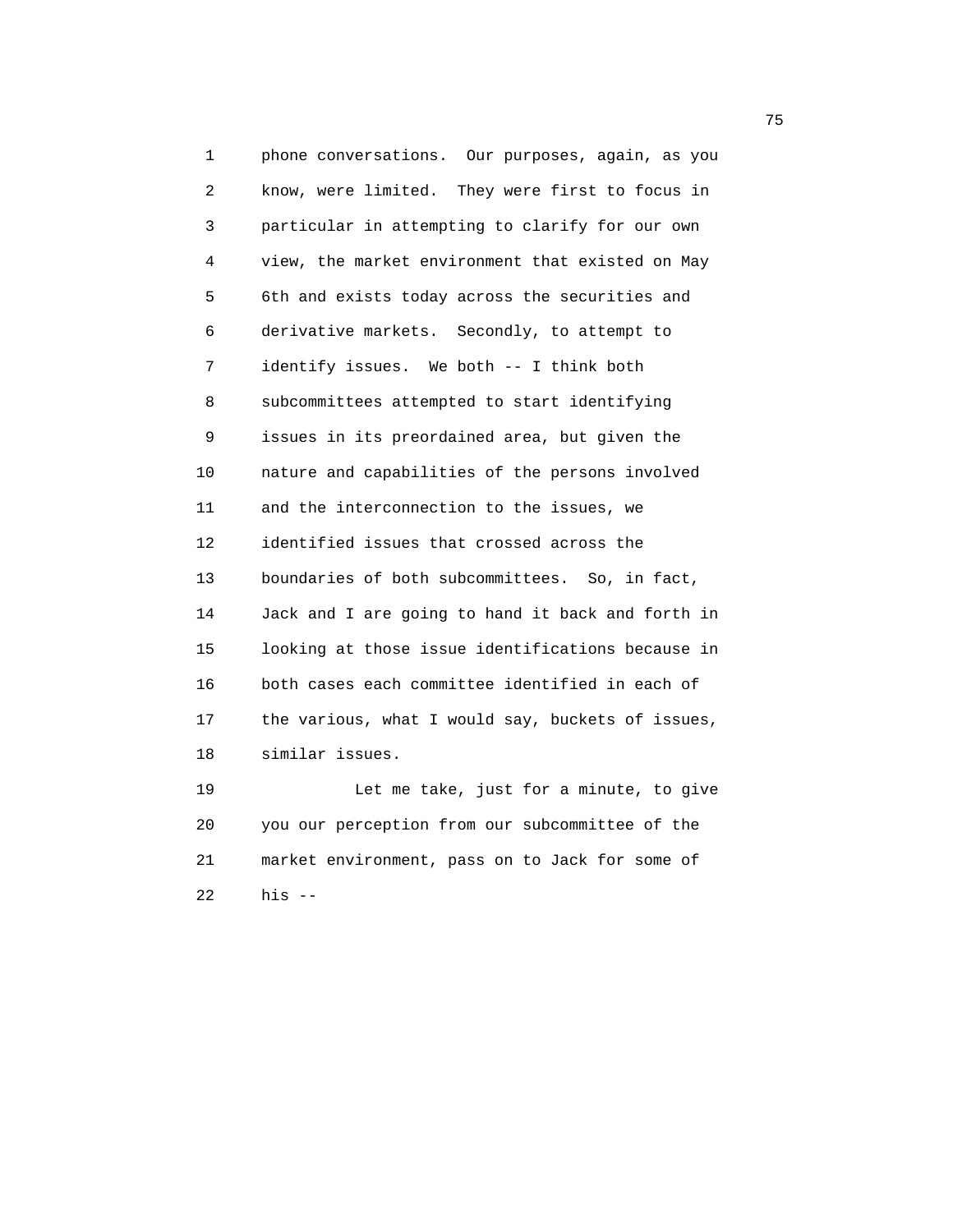phone conversations. Our purposes, again, as you know, were limited. They were first to focus in particular in attempting to clarify for our own view, the market environment that existed on May 6th and exists today across the securities and derivative markets. Secondly, to attempt to identify issues. We both -- I think both subcommittees attempted to start identifying issues in its preordained area, but given the nature and capabilities of the persons involved and the interconnection to the issues, we identified issues that crossed across the boundaries of both subcommittees. So, in fact, Jack and I are going to hand it back and forth in looking at those issue identifications because in both cases each committee identified in each of the various, what I would say, buckets of issues, similar issues.

Let me take, just for a minute, to give you our perception from our subcommittee of the market environment, pass on to Jack for some of his --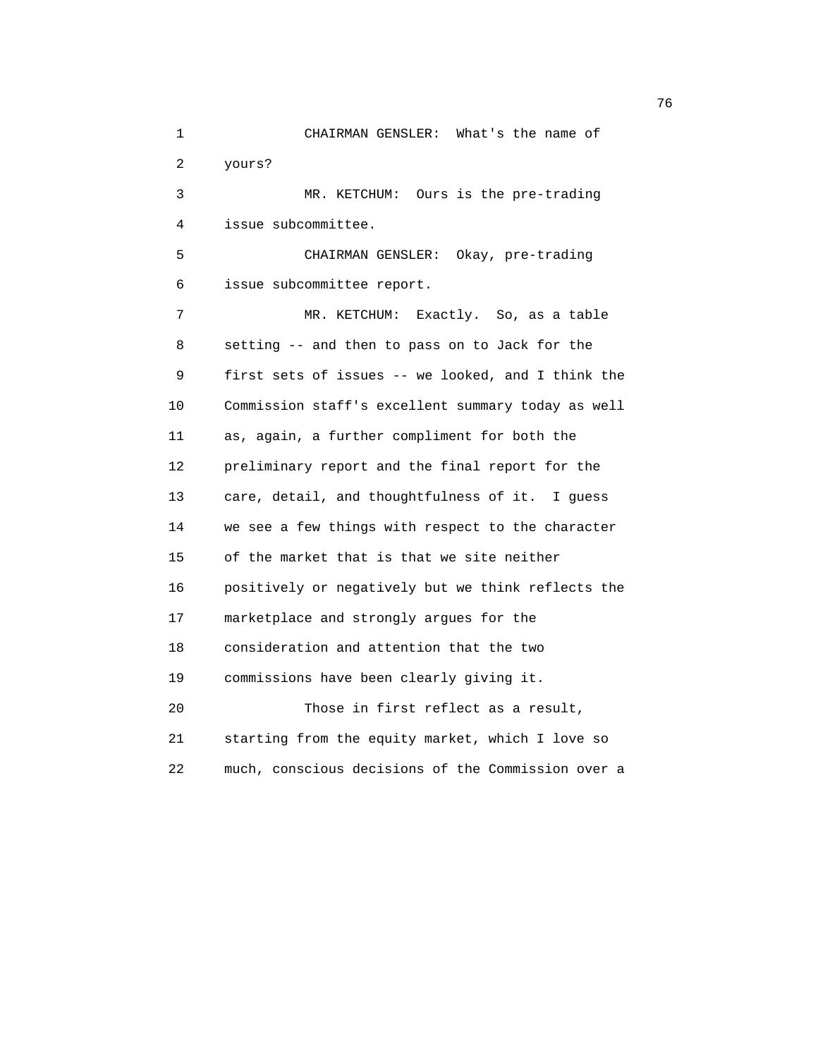CHAIRMAN GENSLER: What's the name of yours?

MR. KETCHUM: Ours is the pre-trading issue subcommittee.

CHAIRMAN GENSLER: Okay, pre-trading issue subcommittee report.

MR. KETCHUM: Exactly. So, as a table setting -- and then to pass on to Jack for the first sets of issues -- we looked, and I think the Commission staff's excellent summary today as well as, again, a further compliment for both the preliminary report and the final report for the care, detail, and thoughtfulness of it. I guess we see a few things with respect to the character of the market that is that we site neither positively or negatively but we think reflects the marketplace and strongly argues for the consideration and attention that the two commissions have been clearly giving it.

Those in first reflect as a result, starting from the equity market, which I love so much, conscious decisions of the Commission over a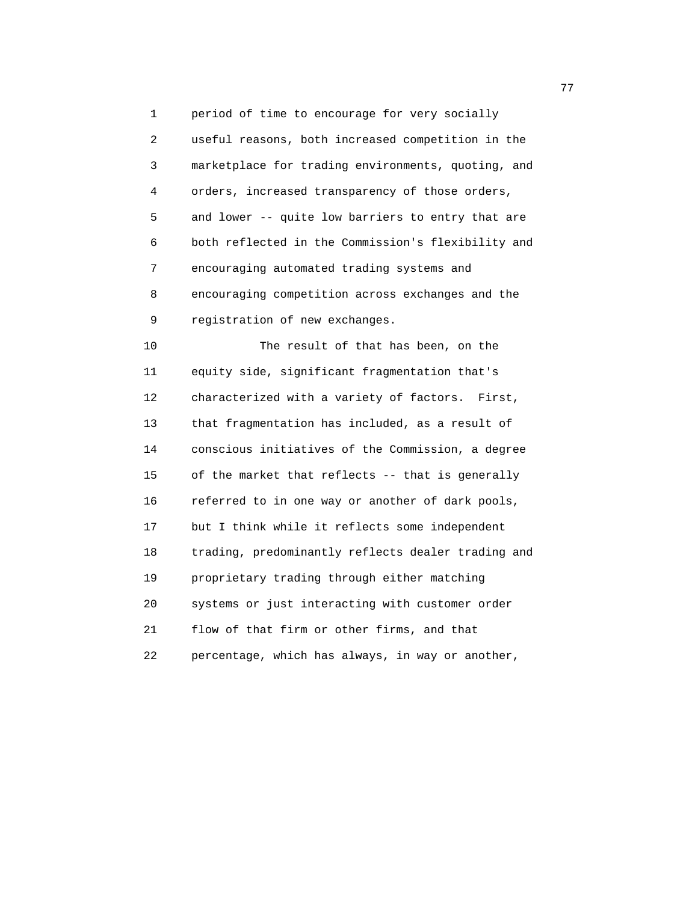period of time to encourage for very socially useful reasons, both increased competition in the marketplace for trading environments, quoting, and orders, increased transparency of those orders, and lower -- quite low barriers to entry that are both reflected in the Commission's flexibility and encouraging automated trading systems and encouraging competition across exchanges and the registration of new exchanges.

The result of that has been, on the equity side, significant fragmentation that's characterized with a variety of factors. First, that fragmentation has included, as a result of conscious initiatives of the Commission, a degree of the market that reflects -- that is generally referred to in one way or another of dark pools, but I think while it reflects some independent trading, predominantly reflects dealer trading and proprietary trading through either matching systems or just interacting with customer order flow of that firm or other firms, and that percentage, which has always, in way or another,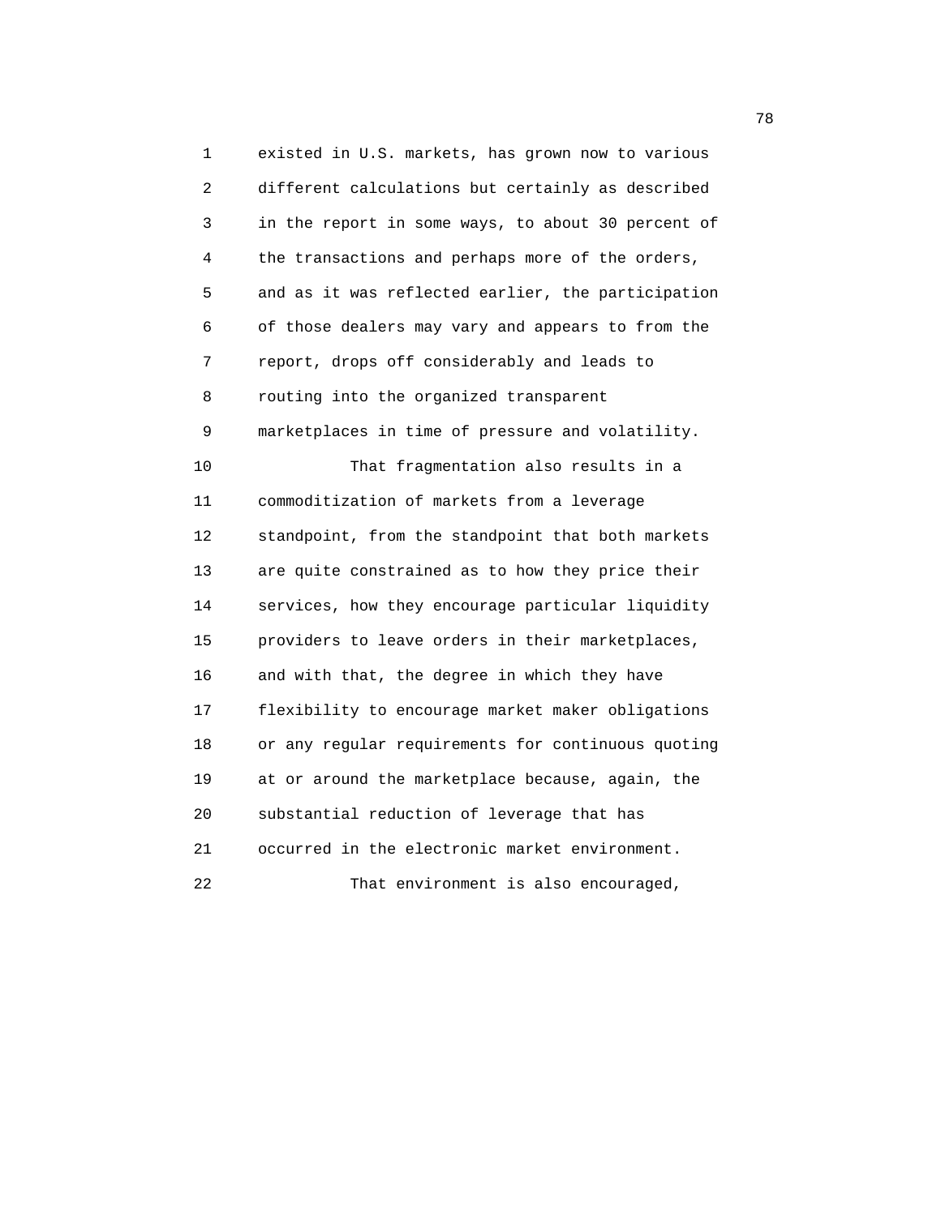existed in U.S. markets, has grown now to various different calculations but certainly as described in the report in some ways, to about 30 percent of the transactions and perhaps more of the orders, and as it was reflected earlier, the participation of those dealers may vary and appears to from the report, drops off considerably and leads to routing into the organized transparent marketplaces in time of pressure and volatility.

That fragmentation also results in a commoditization of markets from a leverage standpoint, from the standpoint that both markets are quite constrained as to how they price their services, how they encourage particular liquidity providers to leave orders in their marketplaces, and with that, the degree in which they have flexibility to encourage market maker obligations or any regular requirements for continuous quoting at or around the marketplace because, again, the substantial reduction of leverage that has occurred in the electronic market environment.

That environment is also encouraged,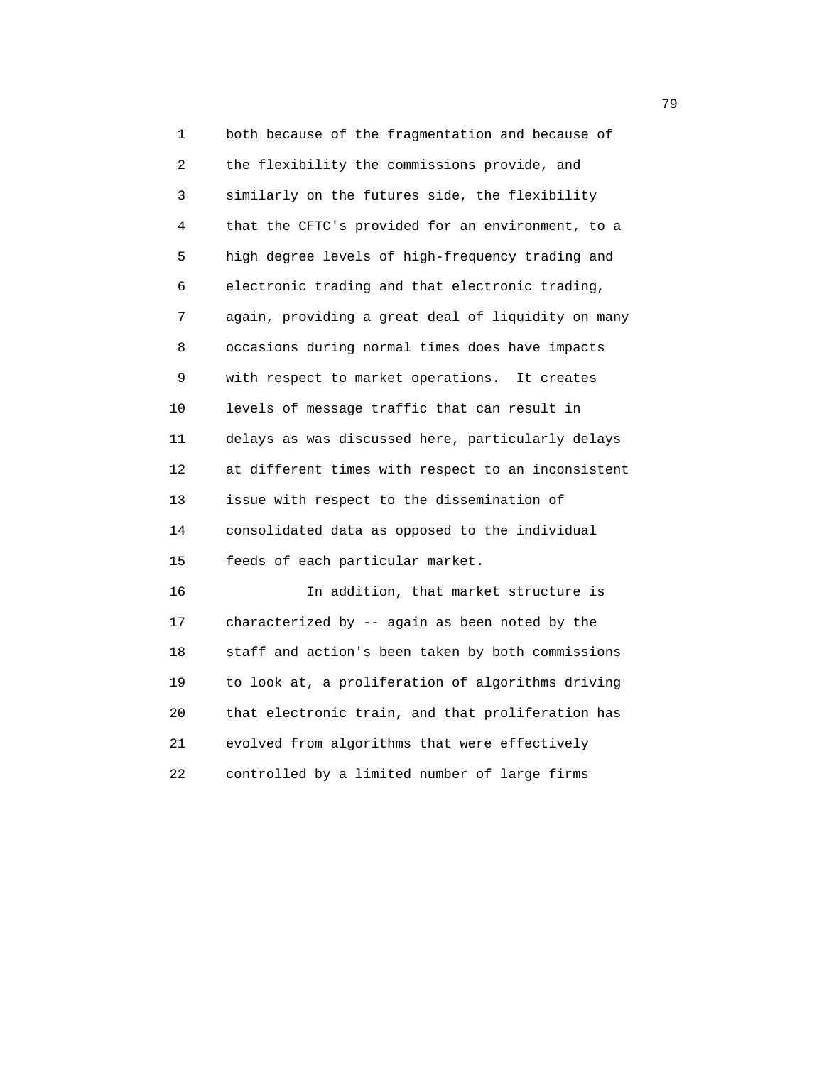both because of the fragmentation and because of the flexibility the commissions provide, and similarly on the futures side, the flexibility that the CFTC's provided for an environment, to a high degree levels of high-frequency trading and electronic trading and that electronic trading, again, providing a great deal of liquidity on many occasions during normal times does have impacts with respect to market operations. It creates levels of message traffic that can result in delays as was discussed here, particularly delays at different times with respect to an inconsistent issue with respect to the dissemination of consolidated data as opposed to the individual feeds of each particular market.

In addition, that market structure is characterized by -- again as been noted by the staff and action's been taken by both commissions to look at, a proliferation of algorithms driving that electronic train, and that proliferation has evolved from algorithms that were effectively controlled by a limited number of large firms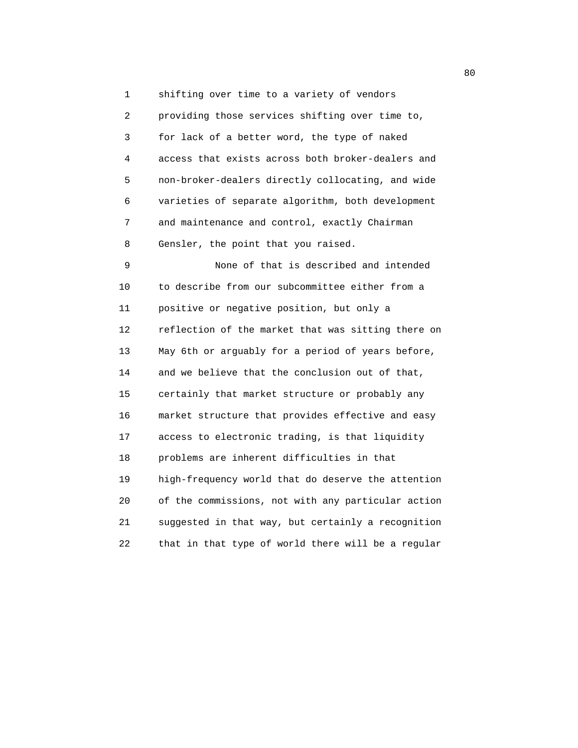shifting over time to a variety of vendors providing those services shifting over time to, for lack of a better word, the type of naked access that exists across both broker-dealers and non-broker-dealers directly collocating, and wide varieties of separate algorithm, both development and maintenance and control, exactly Chairman Gensler, the point that you raised.

None of that is described and intended to describe from our subcommittee either from a positive or negative position, but only a reflection of the market that was sitting there on May 6th or arguably for a period of years before, and we believe that the conclusion out of that, certainly that market structure or probably any market structure that provides effective and easy access to electronic trading, is that liquidity problems are inherent difficulties in that high-frequency world that do deserve the attention of the commissions, not with any particular action suggested in that way, but certainly a recognition that in that type of world there will be a regular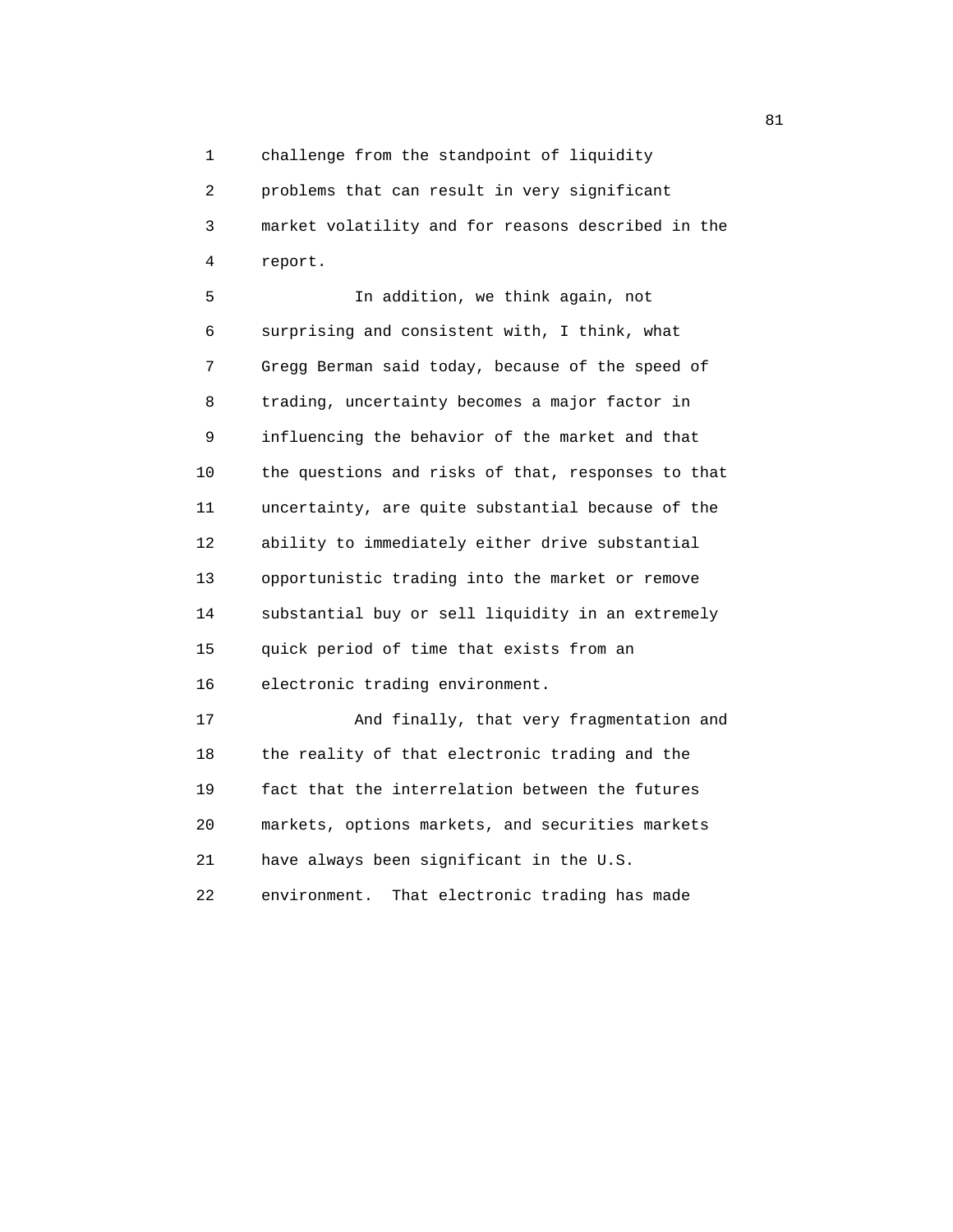challenge from the standpoint of liquidity problems that can result in very significant market volatility and for reasons described in the report.

In addition, we think again, not surprising and consistent with, I think, what Gregg Berman said today, because of the speed of trading, uncertainty becomes a major factor in influencing the behavior of the market and that the questions and risks of that, responses to that uncertainty, are quite substantial because of the ability to immediately either drive substantial opportunistic trading into the market or remove substantial buy or sell liquidity in an extremely quick period of time that exists from an electronic trading environment.

And finally, that very fragmentation and the reality of that electronic trading and the fact that the interrelation between the futures markets, options markets, and securities markets have always been significant in the U.S. environment. That electronic trading has made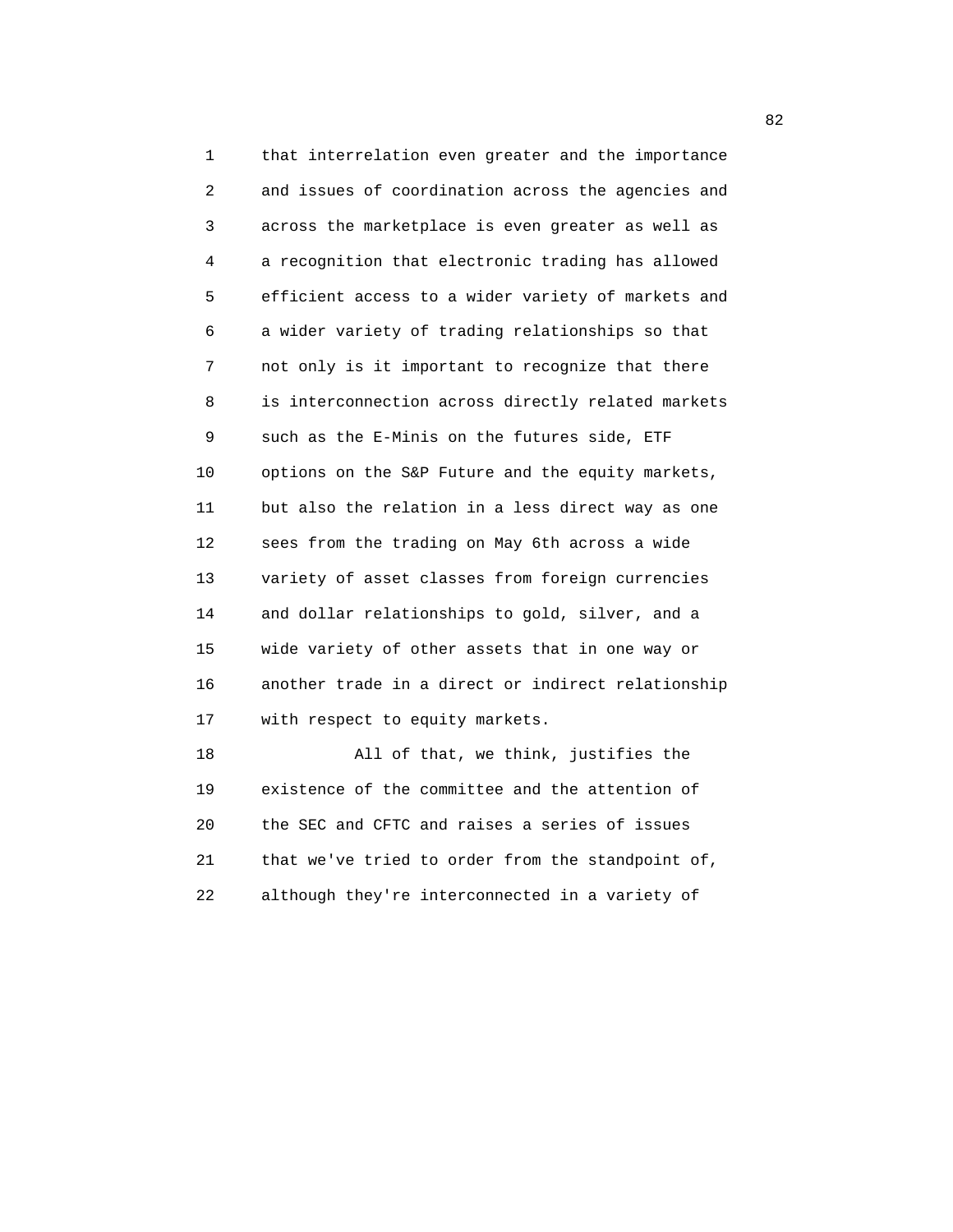that interrelation even greater and the importance and issues of coordination across the agencies and across the marketplace is even greater as well as a recognition that electronic trading has allowed efficient access to a wider variety of markets and a wider variety of trading relationships so that not only is it important to recognize that there is interconnection across directly related markets such as the E-Minis on the futures side, ETF options on the S&P Future and the equity markets, but also the relation in a less direct way as one sees from the trading on May 6th across a wide variety of asset classes from foreign currencies and dollar relationships to gold, silver, and a wide variety of other assets that in one way or another trade in a direct or indirect relationship with respect to equity markets.

All of that, we think, justifies the existence of the committee and the attention of the SEC and CFTC and raises a series of issues that we've tried to order from the standpoint of, although they're interconnected in a variety of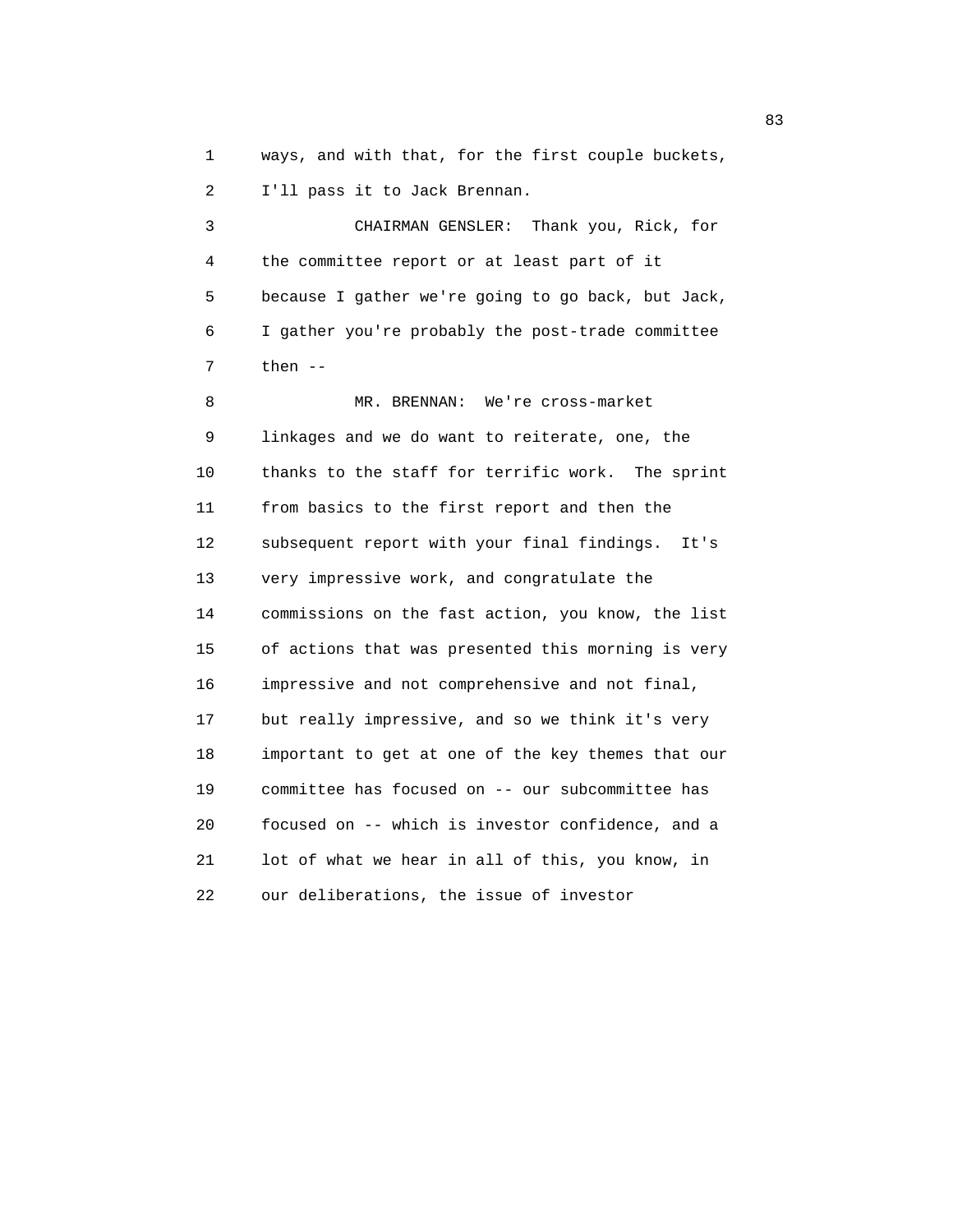ways, and with that, for the first couple buckets, I'll pass it to Jack Brennan.

CHAIRMAN GENSLER: Thank you, Rick, for the committee report or at least part of it because I gather we're going to go back, but Jack, I gather you're probably the post-trade committee then --

MR. BRENNAN: We're cross-market linkages and we do want to reiterate, one, the thanks to the staff for terrific work. The sprint from basics to the first report and then the subsequent report with your final findings. It's very impressive work, and congratulate the commissions on the fast action, you know, the list of actions that was presented this morning is very impressive and not comprehensive and not final, but really impressive, and so we think it's very important to get at one of the key themes that our committee has focused on -- our subcommittee has focused on -- which is investor confidence, and a lot of what we hear in all of this, you know, in our deliberations, the issue of investor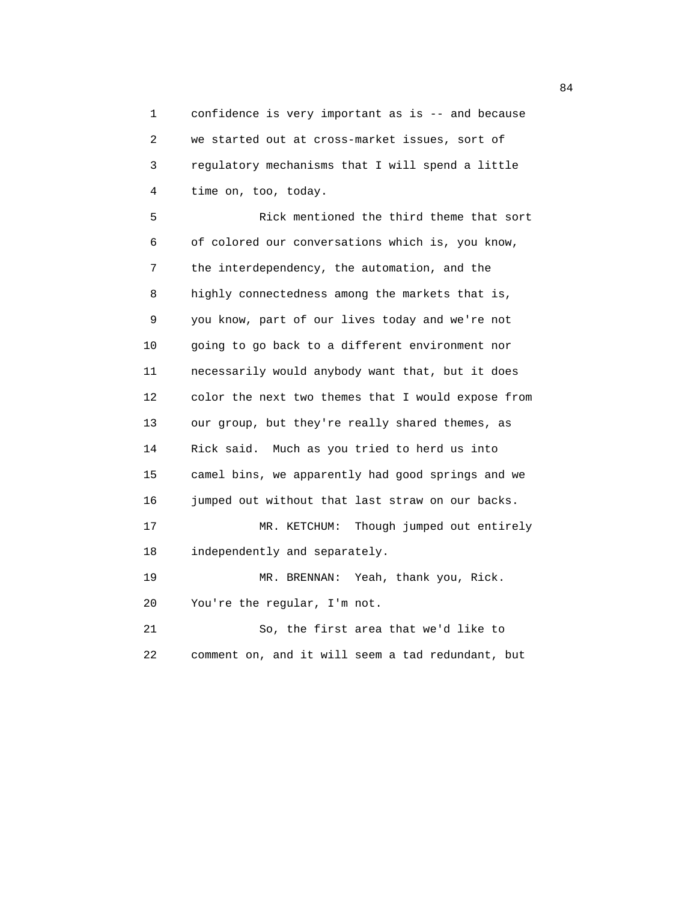confidence is very important as is -- and because we started out at cross-market issues, sort of regulatory mechanisms that I will spend a little time on, too, today.

Rick mentioned the third theme that sort of colored our conversations which is, you know, the interdependency, the automation, and the highly connectedness among the markets that is, you know, part of our lives today and we're not going to go back to a different environment nor necessarily would anybody want that, but it does color the next two themes that I would expose from our group, but they're really shared themes, as Rick said. Much as you tried to herd us into camel bins, we apparently had good springs and we jumped out without that last straw on our backs.

MR. KETCHUM: Though jumped out entirely independently and separately.

MR. BRENNAN: Yeah, thank you, Rick. You're the regular, I'm not.

So, the first area that we'd like to comment on, and it will seem a tad redundant, but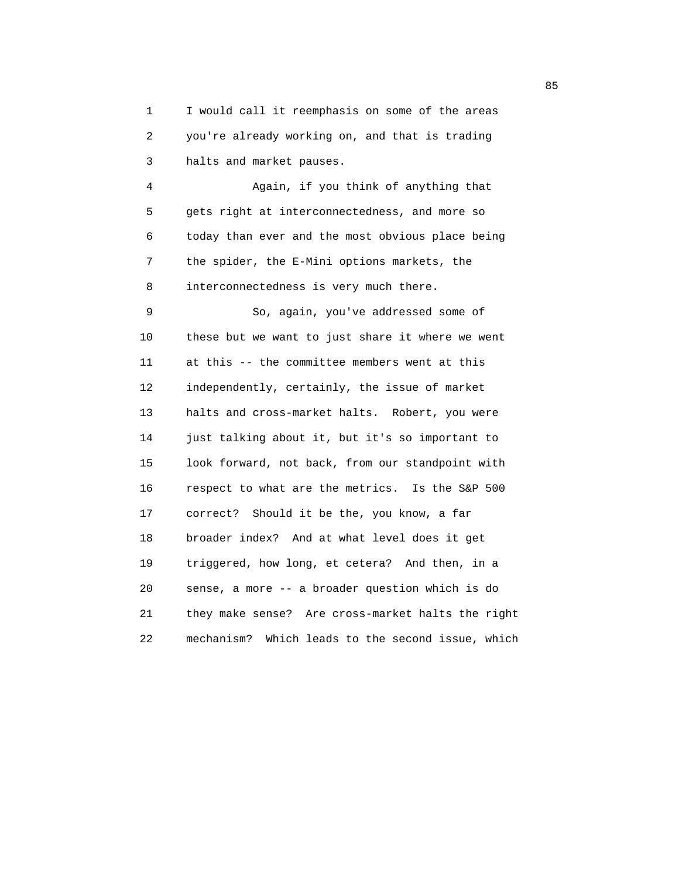I would call it reemphasis on some of the areas you're already working on, and that is trading halts and market pauses.

Again, if you think of anything that gets right at interconnectedness, and more so today than ever and the most obvious place being the spider, the E-Mini options markets, the interconnectedness is very much there.

So, again, you've addressed some of these but we want to just share it where we went at this -- the committee members went at this independently, certainly, the issue of market halts and cross-market halts. Robert, you were just talking about it, but it's so important to look forward, not back, from our standpoint with respect to what are the metrics. Is the S&P 500 correct? Should it be the, you know, a far broader index? And at what level does it get triggered, how long, et cetera? And then, in a sense, a more -- a broader question which is do they make sense? Are cross-market halts the right mechanism? Which leads to the second issue, which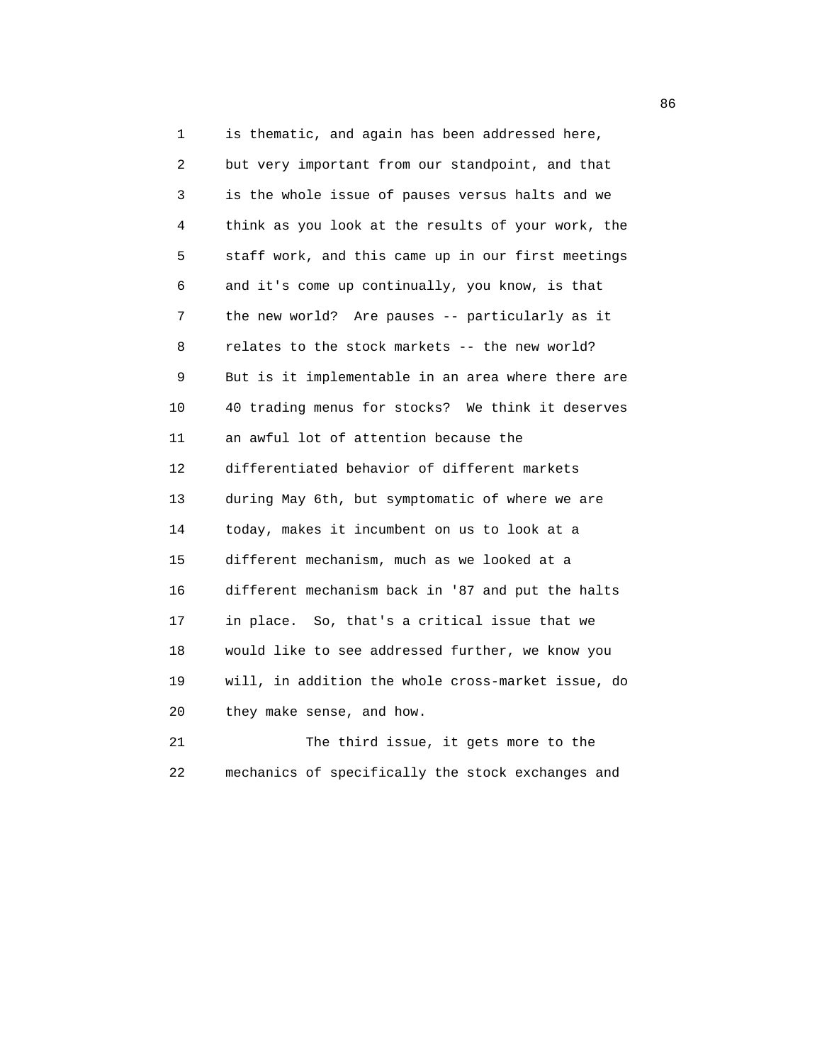is thematic, and again has been addressed here, but very important from our standpoint, and that is the whole issue of pauses versus halts and we think as you look at the results of your work, the staff work, and this came up in our first meetings and it's come up continually, you know, is that the new world? Are pauses -- particularly as it relates to the stock markets -- the new world? But is it implementable in an area where there are 40 trading menus for stocks? We think it deserves an awful lot of attention because the differentiated behavior of different markets during May 6th, but symptomatic of where we are today, makes it incumbent on us to look at a different mechanism, much as we looked at a different mechanism back in '87 and put the halts in place. So, that's a critical issue that we would like to see addressed further, we know you will, in addition the whole cross-market issue, do they make sense, and how.

The third issue, it gets more to the mechanics of specifically the stock exchanges and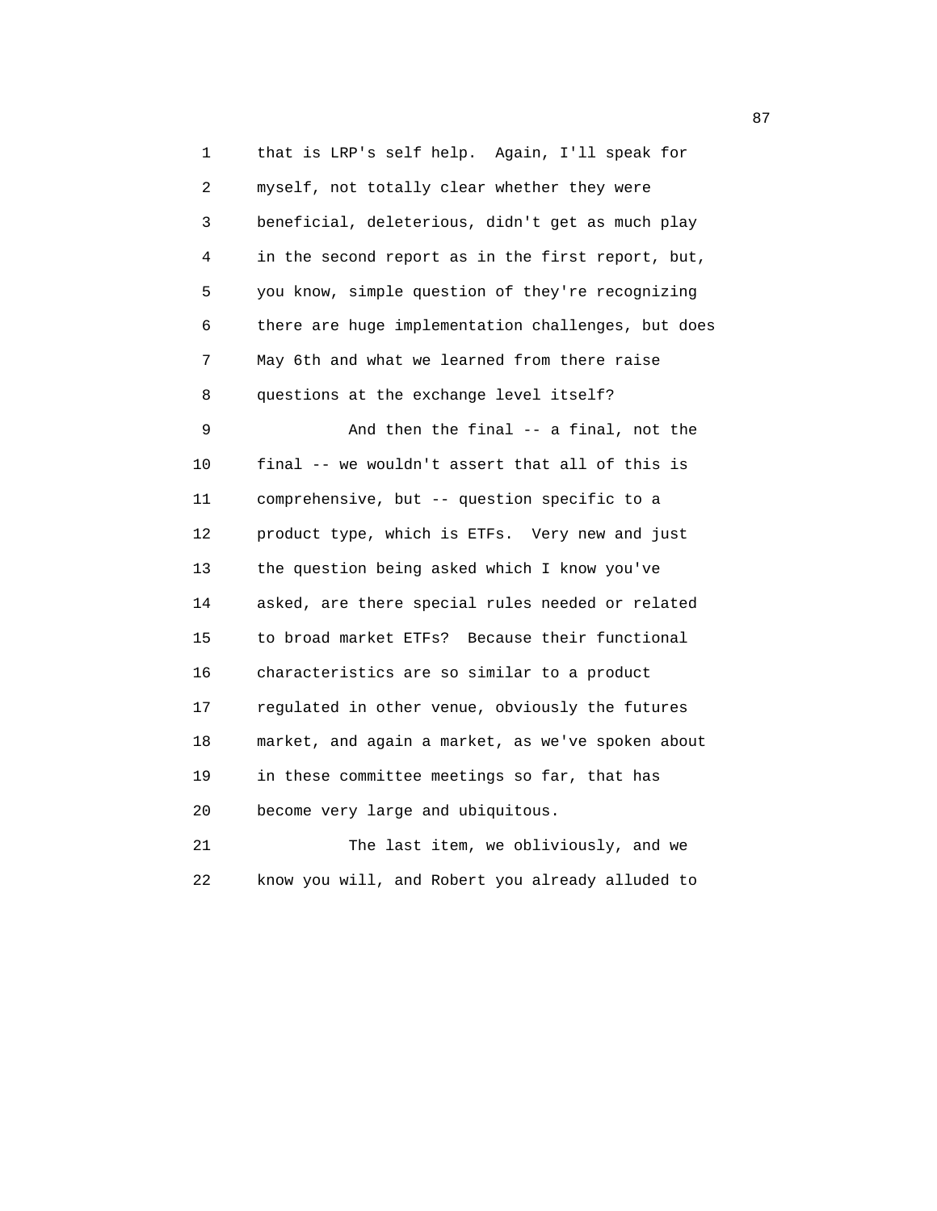that is LRP's self help. Again, I'll speak for myself, not totally clear whether they were beneficial, deleterious, didn't get as much play in the second report as in the first report, but, you know, simple question of they're recognizing there are huge implementation challenges, but does May 6th and what we learned from there raise questions at the exchange level itself?

And then the final -- a final, not the final -- we wouldn't assert that all of this is comprehensive, but -- question specific to a product type, which is ETFs. Very new and just the question being asked which I know you've asked, are there special rules needed or related to broad market ETFs? Because their functional characteristics are so similar to a product regulated in other venue, obviously the futures market, and again a market, as we've spoken about in these committee meetings so far, that has become very large and ubiquitous.

The last item, we obliviously, and we know you will, and Robert you already alluded to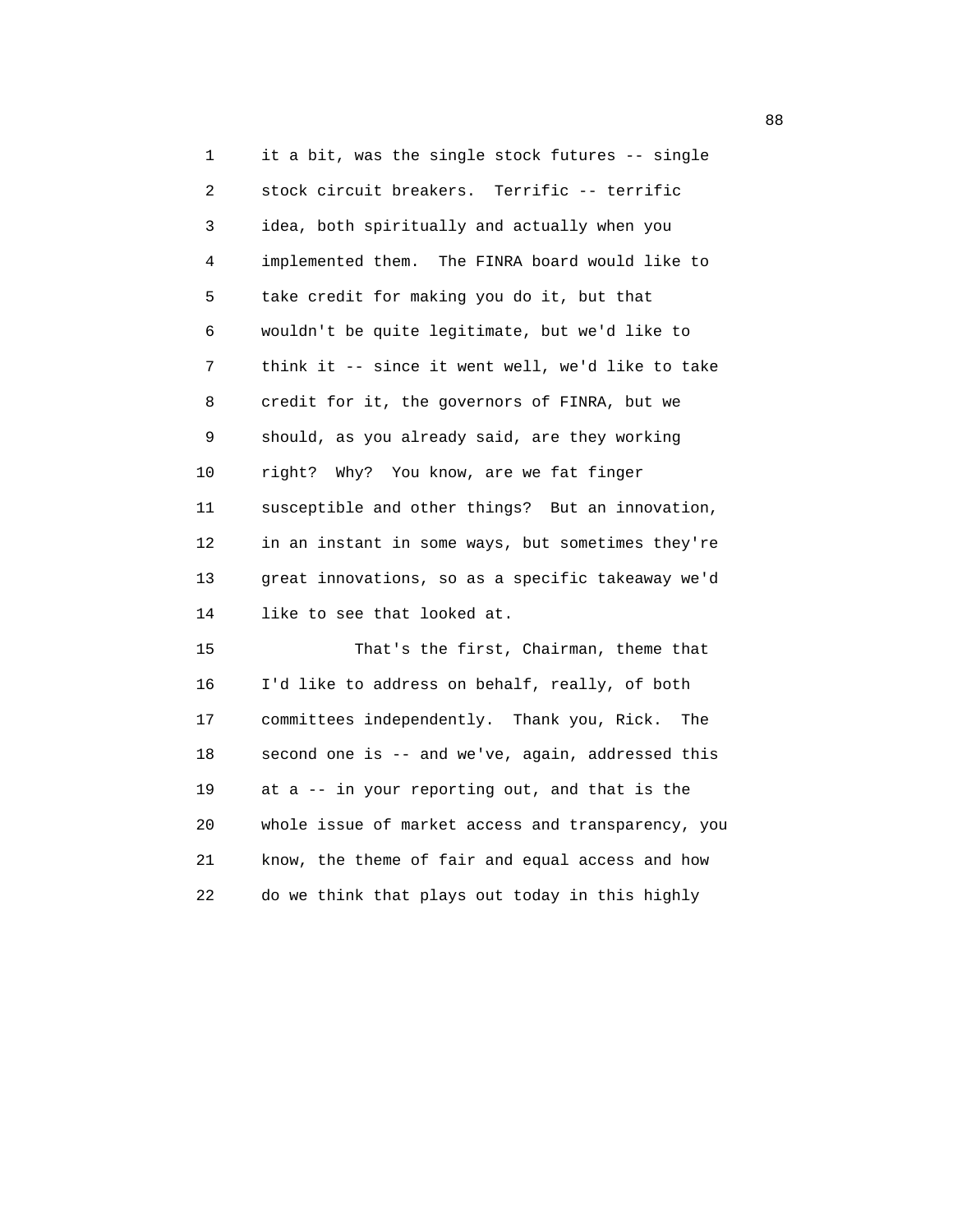it a bit, was the single stock futures -- single stock circuit breakers. Terrific -- terrific idea, both spiritually and actually when you implemented them. The FINRA board would like to take credit for making you do it, but that wouldn't be quite legitimate, but we'd like to think it -- since it went well, we'd like to take credit for it, the governors of FINRA, but we should, as you already said, are they working right? Why? You know, are we fat finger susceptible and other things? But an innovation, in an instant in some ways, but sometimes they're great innovations, so as a specific takeaway we'd like to see that looked at.

That's the first, Chairman, theme that I'd like to address on behalf, really, of both committees independently. Thank you, Rick. The second one is -- and we've, again, addressed this at a -- in your reporting out, and that is the whole issue of market access and transparency, you know, the theme of fair and equal access and how do we think that plays out today in this highly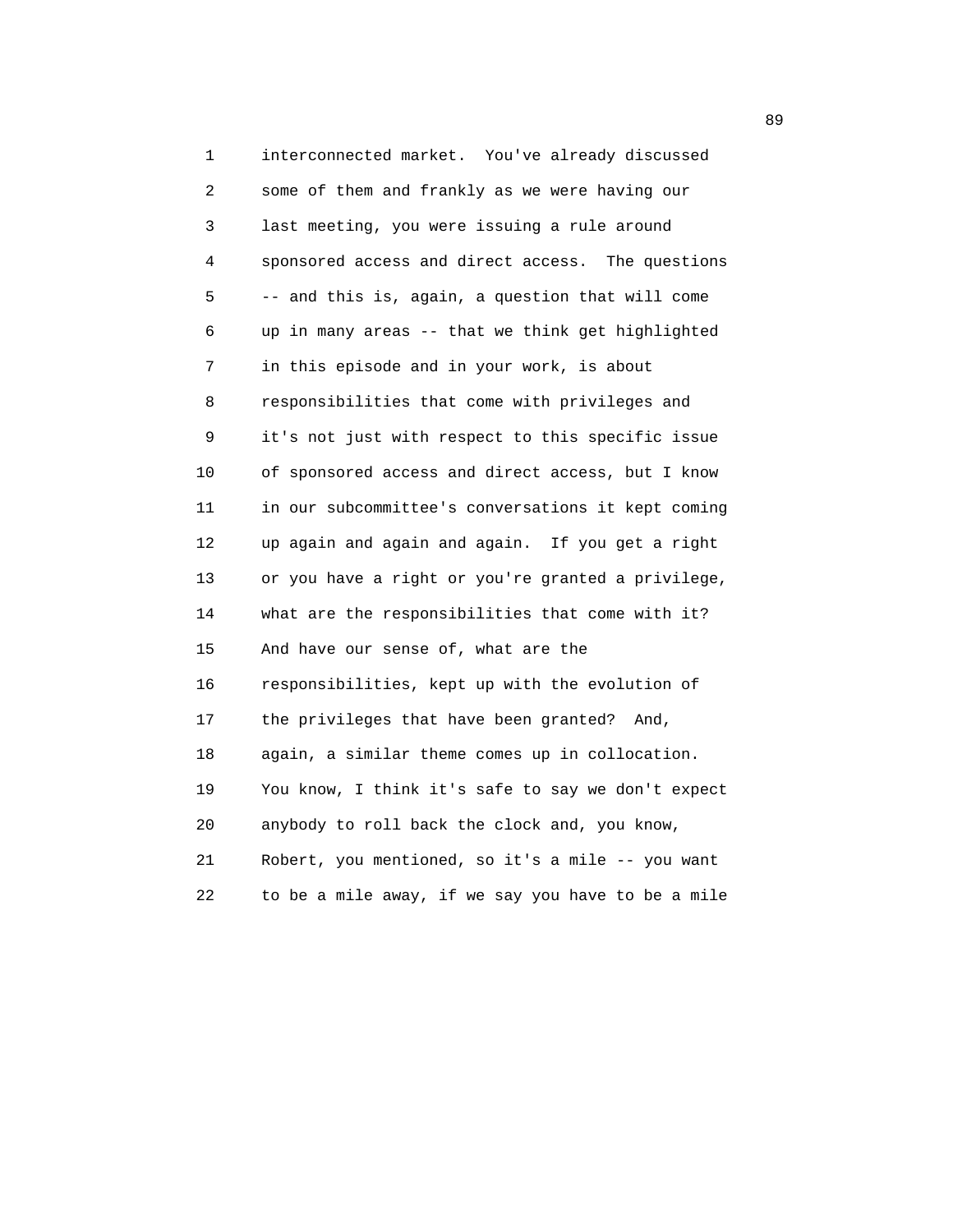interconnected market. You've already discussed some of them and frankly as we were having our last meeting, you were issuing a rule around sponsored access and direct access. The questions -- and this is, again, a question that will come up in many areas -- that we think get highlighted in this episode and in your work, is about responsibilities that come with privileges and it's not just with respect to this specific issue of sponsored access and direct access, but I know in our subcommittee's conversations it kept coming up again and again and again. If you get a right or you have a right or you're granted a privilege, what are the responsibilities that come with it? And have our sense of, what are the responsibilities, kept up with the evolution of the privileges that have been granted? And, again, a similar theme comes up in collocation. You know, I think it's safe to say we don't expect anybody to roll back the clock and, you know, Robert, you mentioned, so it's a mile -- you want to be a mile away, if we say you have to be a mile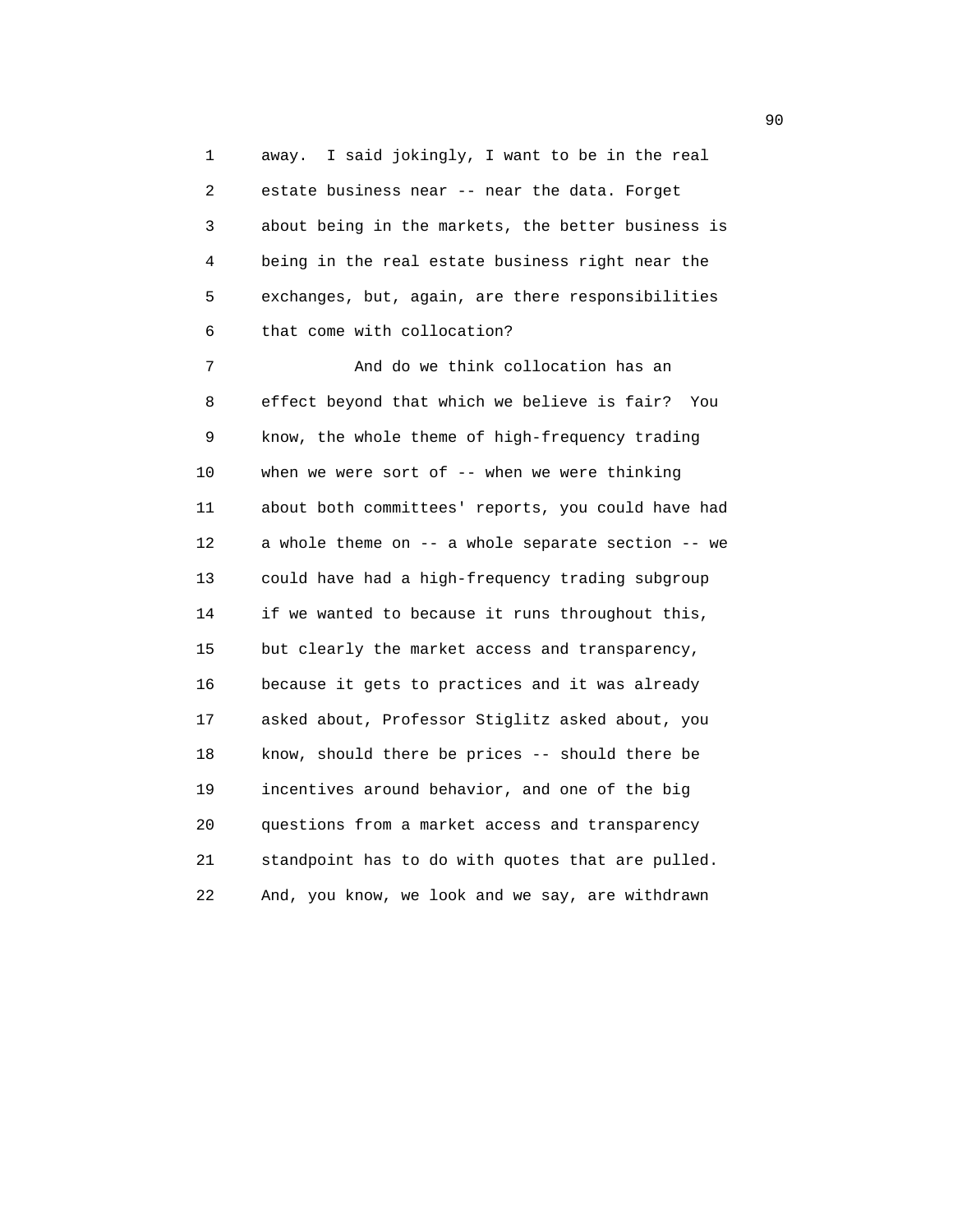away. I said jokingly, I want to be in the real estate business near -- near the data. Forget about being in the markets, the better business is being in the real estate business right near the exchanges, but, again, are there responsibilities that come with collocation?

And do we think collocation has an effect beyond that which we believe is fair? You know, the whole theme of high-frequency trading when we were sort of -- when we were thinking about both committees' reports, you could have had a whole theme on -- a whole separate section -- we could have had a high-frequency trading subgroup if we wanted to because it runs throughout this, but clearly the market access and transparency, because it gets to practices and it was already asked about, Professor Stiglitz asked about, you know, should there be prices -- should there be incentives around behavior, and one of the big questions from a market access and transparency standpoint has to do with quotes that are pulled. And, you know, we look and we say, are withdrawn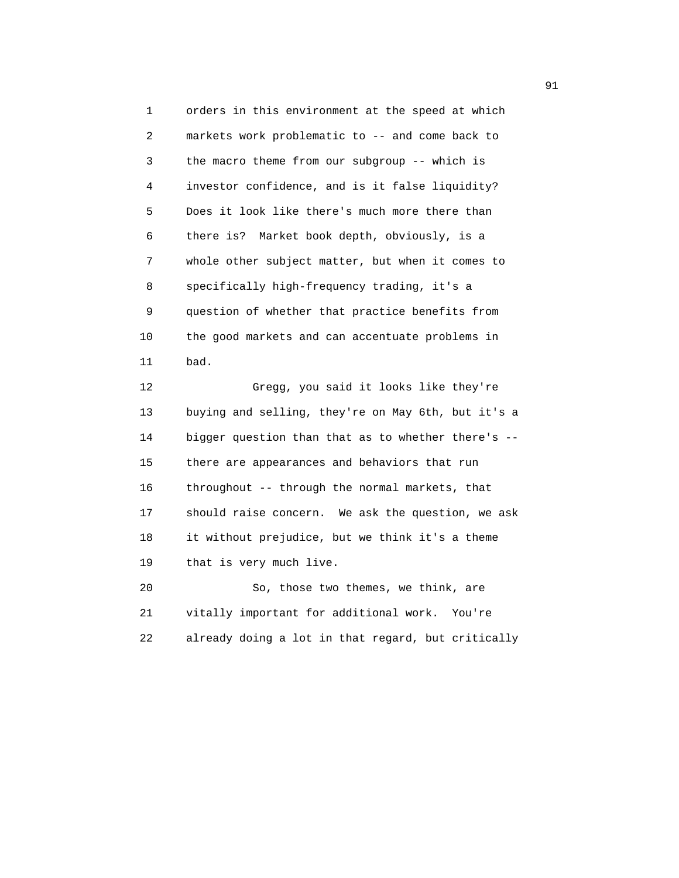orders in this environment at the speed at which markets work problematic to -- and come back to the macro theme from our subgroup -- which is investor confidence, and is it false liquidity? Does it look like there's much more there than there is? Market book depth, obviously, is a whole other subject matter, but when it comes to specifically high-frequency trading, it's a question of whether that practice benefits from the good markets and can accentuate problems in bad.

Gregg, you said it looks like they're buying and selling, they're on May 6th, but it's a bigger question than that as to whether there's -- there are appearances and behaviors that run throughout -- through the normal markets, that should raise concern. We ask the question, we ask it without prejudice, but we think it's a theme that is very much live.

So, those two themes, we think, are vitally important for additional work. You're already doing a lot in that regard, but critically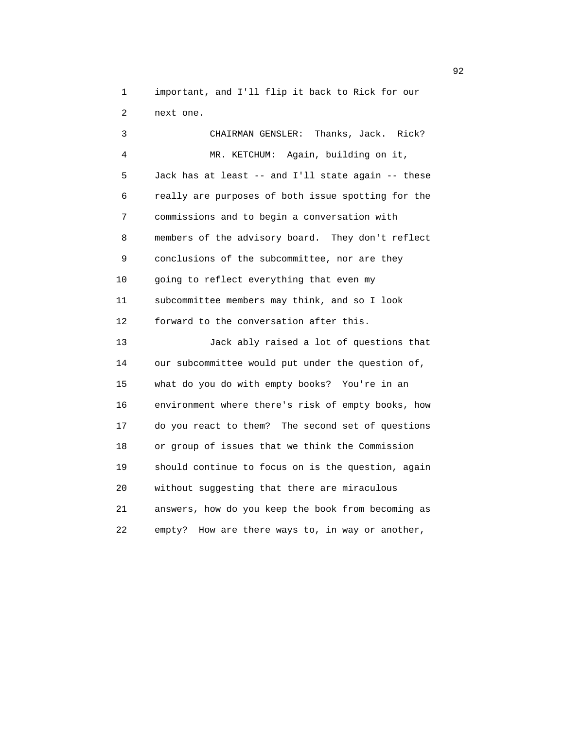important, and I'll flip it back to Rick for our next one.

CHAIRMAN GENSLER: Thanks, Jack. Rick?

MR. KETCHUM: Again, building on it, Jack has at least -- and I'll state again -- these really are purposes of both issue spotting for the commissions and to begin a conversation with members of the advisory board. They don't reflect conclusions of the subcommittee, nor are they going to reflect everything that even my subcommittee members may think, and so I look forward to the conversation after this.

Jack ably raised a lot of questions that our subcommittee would put under the question of, what do you do with empty books? You're in an environment where there's risk of empty books, how do you react to them? The second set of questions or group of issues that we think the Commission should continue to focus on is the question, again without suggesting that there are miraculous answers, how do you keep the book from becoming as empty? How are there ways to, in way or another,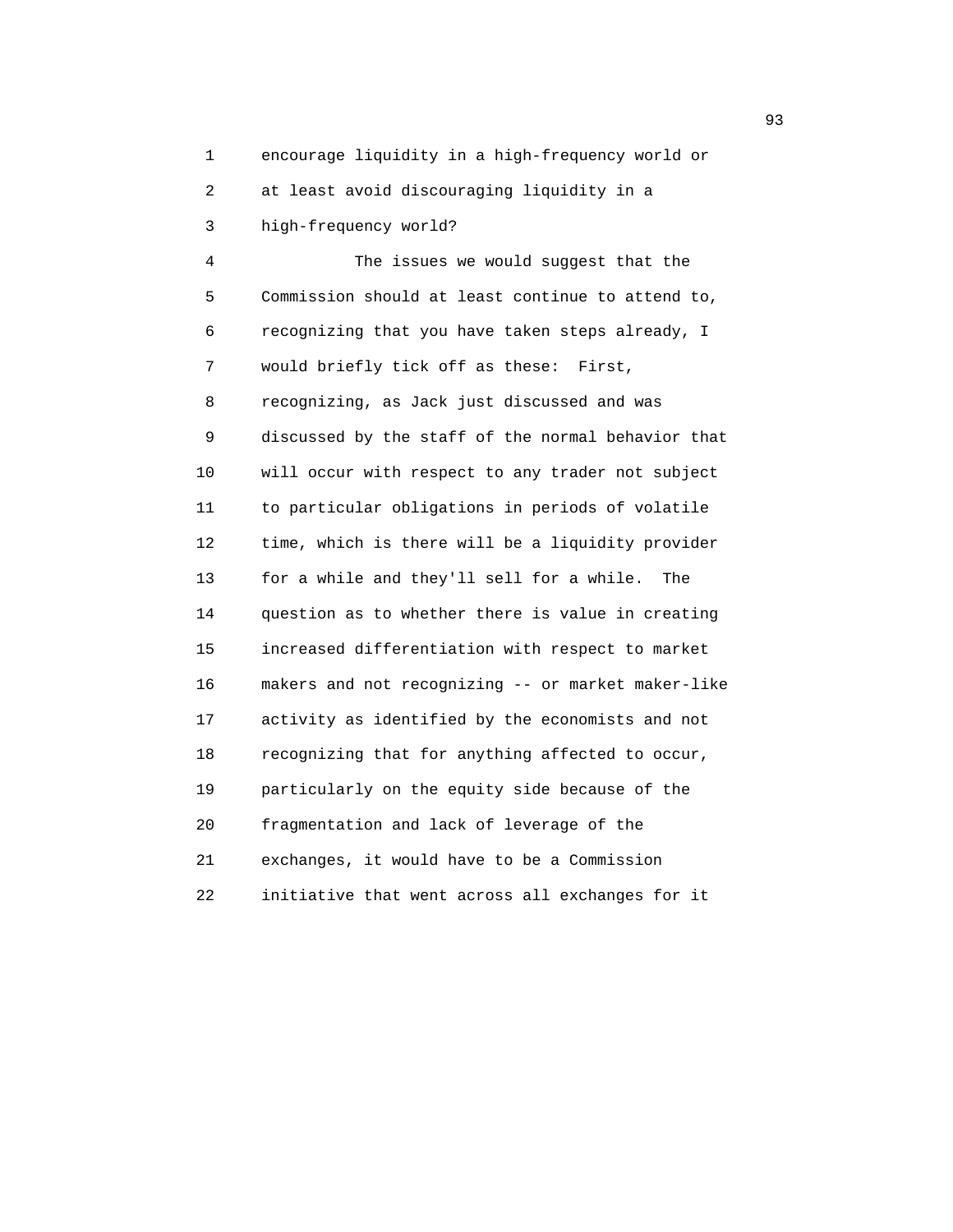encourage liquidity in a high-frequency world or at least avoid discouraging liquidity in a high-frequency world?

The issues we would suggest that the Commission should at least continue to attend to, recognizing that you have taken steps already, I would briefly tick off as these: First, recognizing, as Jack just discussed and was discussed by the staff of the normal behavior that will occur with respect to any trader not subject to particular obligations in periods of volatile time, which is there will be a liquidity provider for a while and they'll sell for a while. The question as to whether there is value in creating increased differentiation with respect to market makers and not recognizing -- or market maker-like activity as identified by the economists and not recognizing that for anything affected to occur, particularly on the equity side because of the fragmentation and lack of leverage of the exchanges, it would have to be a Commission initiative that went across all exchanges for it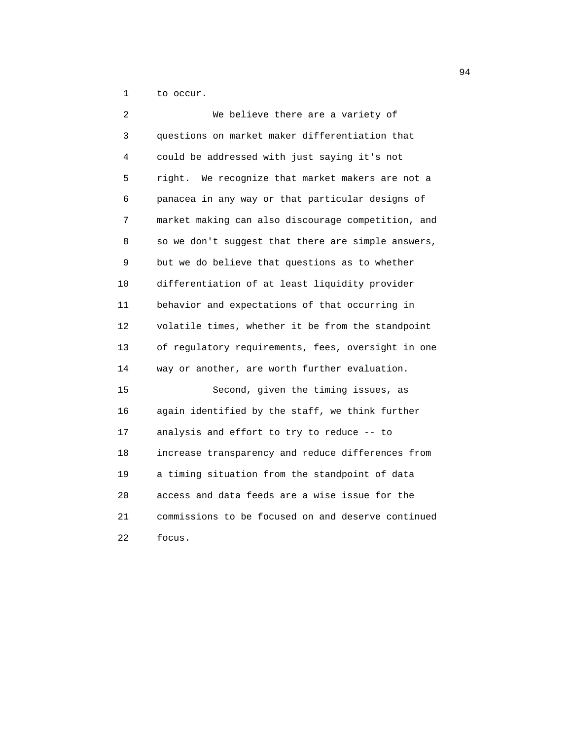to occur.

We believe there are a variety of questions on market maker differentiation that could be addressed with just saying it's not right. We recognize that market makers are not a panacea in any way or that particular designs of market making can also discourage competition, and so we don't suggest that there are simple answers, but we do believe that questions as to whether differentiation of at least liquidity provider behavior and expectations of that occurring in volatile times, whether it be from the standpoint of regulatory requirements, fees, oversight in one way or another, are worth further evaluation.

Second, given the timing issues, as again identified by the staff, we think further analysis and effort to try to reduce -- to increase transparency and reduce differences from a timing situation from the standpoint of data access and data feeds are a wise issue for the commissions to be focused on and deserve continued focus.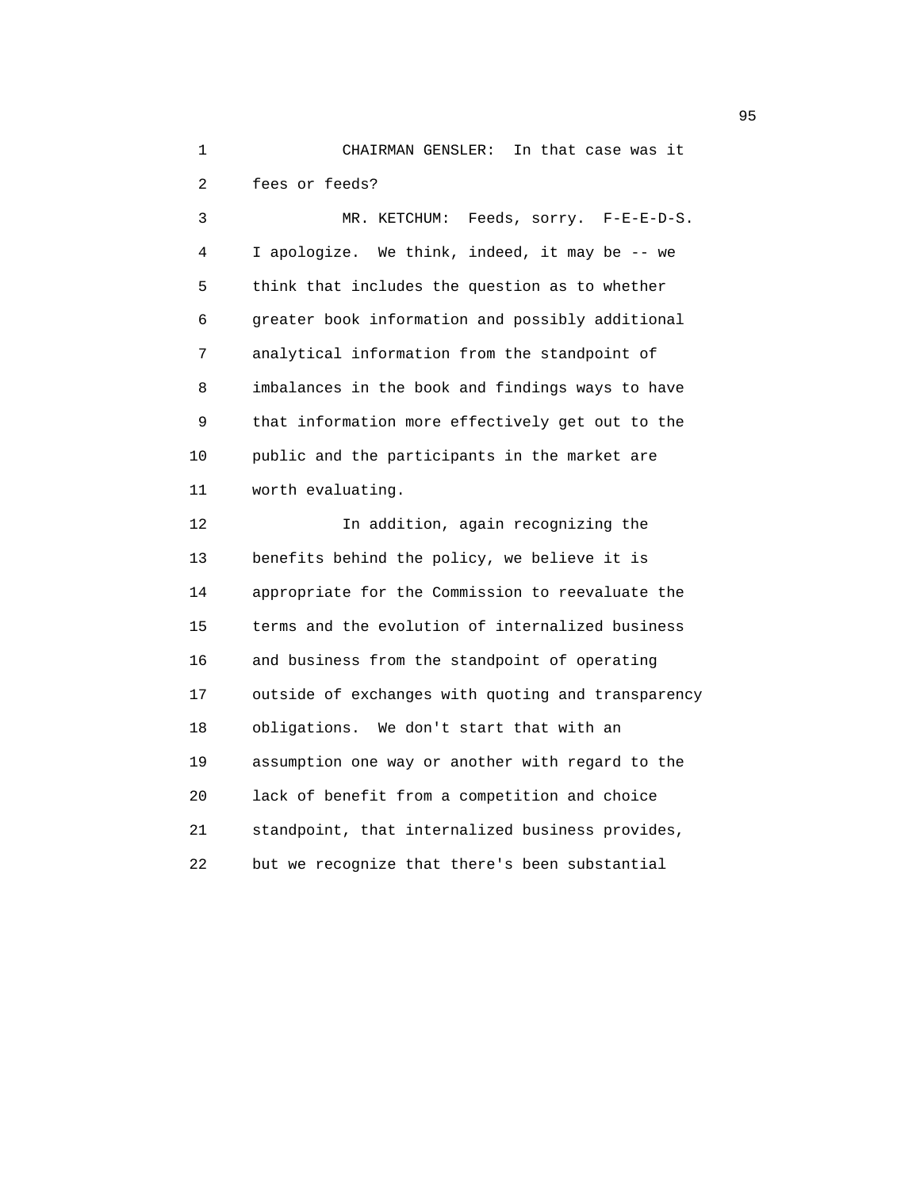CHAIRMAN GENSLER: In that case was it fees or feeds?

MR. KETCHUM: Feeds, sorry. F-E-E-D-S. I apologize. We think, indeed, it may be -- we think that includes the question as to whether greater book information and possibly additional analytical information from the standpoint of imbalances in the book and findings ways to have that information more effectively get out to the public and the participants in the market are worth evaluating.

In addition, again recognizing the benefits behind the policy, we believe it is appropriate for the Commission to reevaluate the terms and the evolution of internalized business and business from the standpoint of operating outside of exchanges with quoting and transparency obligations. We don't start that with an assumption one way or another with regard to the lack of benefit from a competition and choice standpoint, that internalized business provides, but we recognize that there's been substantial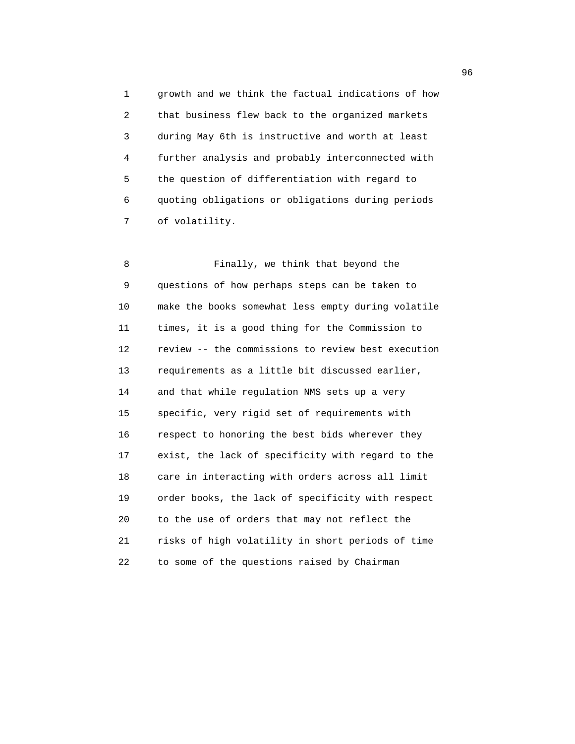growth and we think the factual indications of how that business flew back to the organized markets during May 6th is instructive and worth at least further analysis and probably interconnected with the question of differentiation with regard to quoting obligations or obligations during periods of volatility.

Finally, we think that beyond the questions of how perhaps steps can be taken to make the books somewhat less empty during volatile times, it is a good thing for the Commission to review -- the commissions to review best execution requirements as a little bit discussed earlier, and that while regulation NMS sets up a very specific, very rigid set of requirements with respect to honoring the best bids wherever they exist, the lack of specificity with regard to the care in interacting with orders across all limit order books, the lack of specificity with respect to the use of orders that may not reflect the risks of high volatility in short periods of time to some of the questions raised by Chairman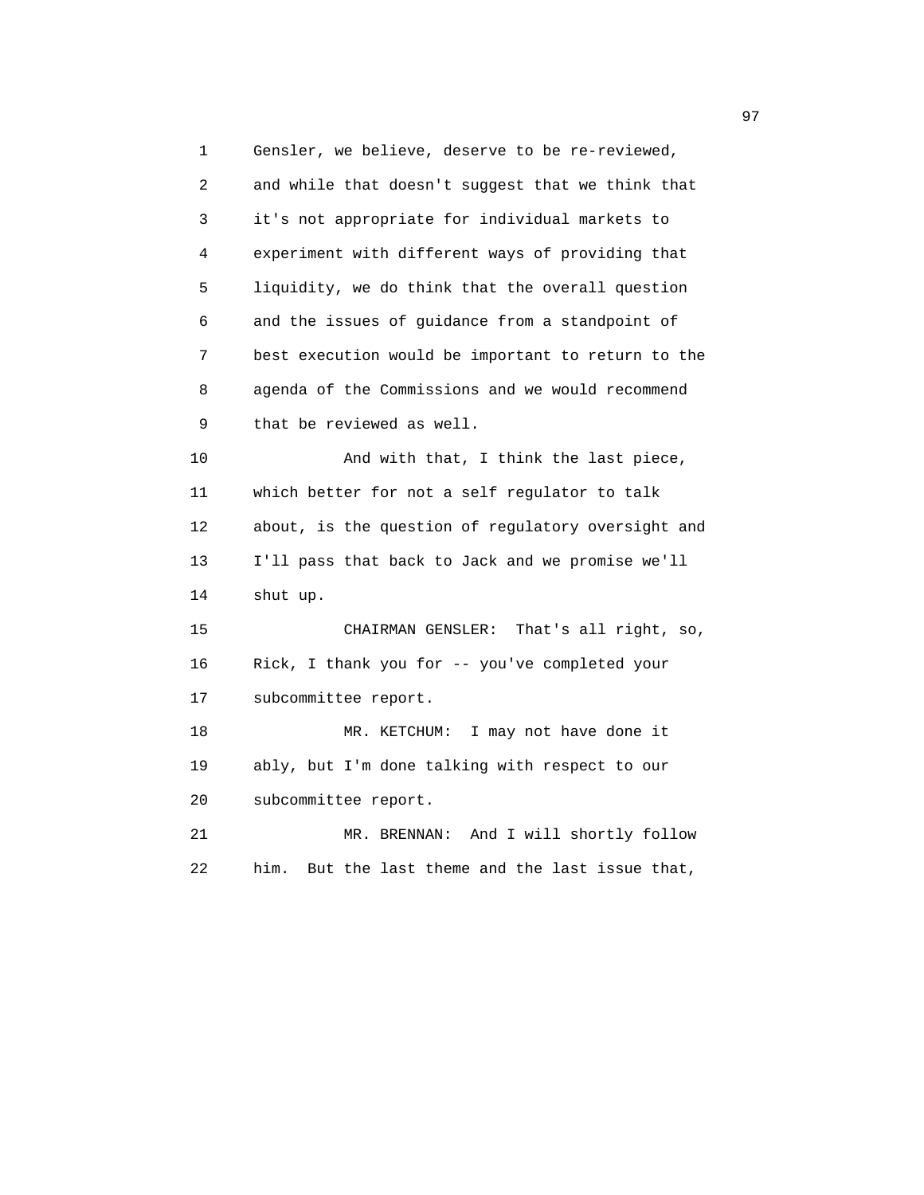Gensler, we believe, deserve to be re-reviewed, and while that doesn't suggest that we think that it's not appropriate for individual markets to experiment with different ways of providing that liquidity, we do think that the overall question and the issues of guidance from a standpoint of best execution would be important to return to the agenda of the Commissions and we would recommend that be reviewed as well.

And with that, I think the last piece, which better for not a self regulator to talk about, is the question of regulatory oversight and I'll pass that back to Jack and we promise we'll shut up.

CHAIRMAN GENSLER: That's all right, so, Rick, I thank you for -- you've completed your subcommittee report.

MR. KETCHUM: I may not have done it ably, but I'm done talking with respect to our subcommittee report.

MR. BRENNAN: And I will shortly follow him. But the last theme and the last issue that,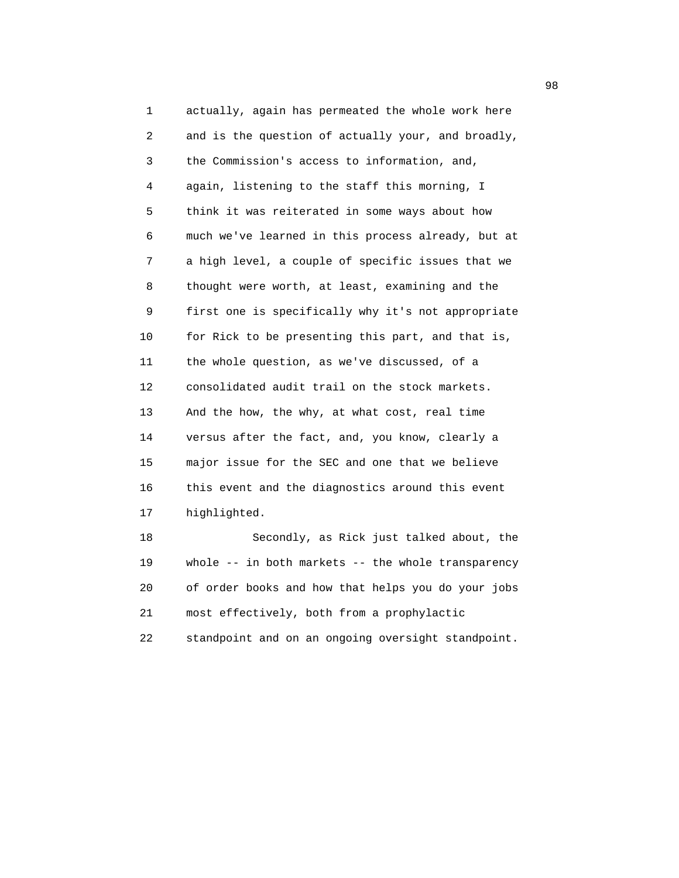actually, again has permeated the whole work here and is the question of actually your, and broadly, the Commission's access to information, and, again, listening to the staff this morning, I think it was reiterated in some ways about how much we've learned in this process already, but at a high level, a couple of specific issues that we thought were worth, at least, examining and the first one is specifically why it's not appropriate for Rick to be presenting this part, and that is, the whole question, as we've discussed, of a consolidated audit trail on the stock markets. And the how, the why, at what cost, real time versus after the fact, and, you know, clearly a major issue for the SEC and one that we believe this event and the diagnostics around this event highlighted.

Secondly, as Rick just talked about, the whole -- in both markets -- the whole transparency of order books and how that helps you do your jobs most effectively, both from a prophylactic standpoint and on an ongoing oversight standpoint.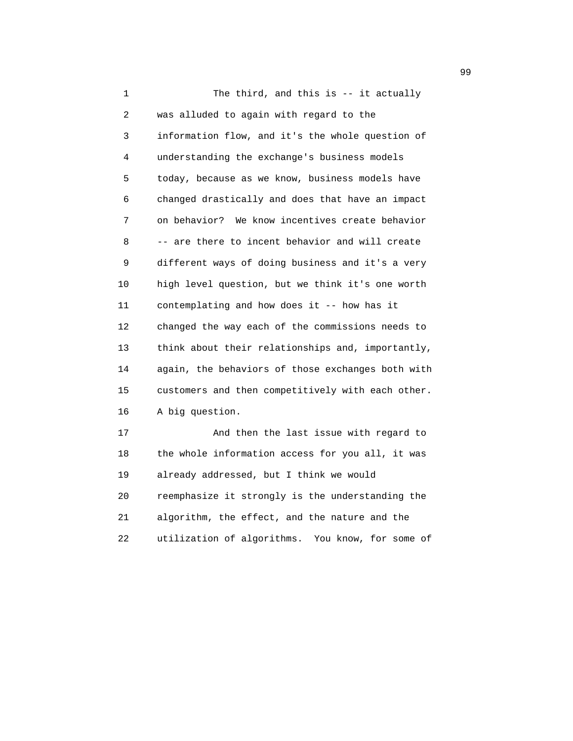The third, and this is -- it actually was alluded to again with regard to the information flow, and it's the whole question of understanding the exchange's business models today, because as we know, business models have changed drastically and does that have an impact on behavior? We know incentives create behavior -- are there to incent behavior and will create different ways of doing business and it's a very high level question, but we think it's one worth contemplating and how does it -- how has it changed the way each of the commissions needs to think about their relationships and, importantly, again, the behaviors of those exchanges both with customers and then competitively with each other. A big question.

And then the last issue with regard to the whole information access for you all, it was already addressed, but I think we would reemphasize it strongly is the understanding the algorithm, the effect, and the nature and the utilization of algorithms. You know, for some of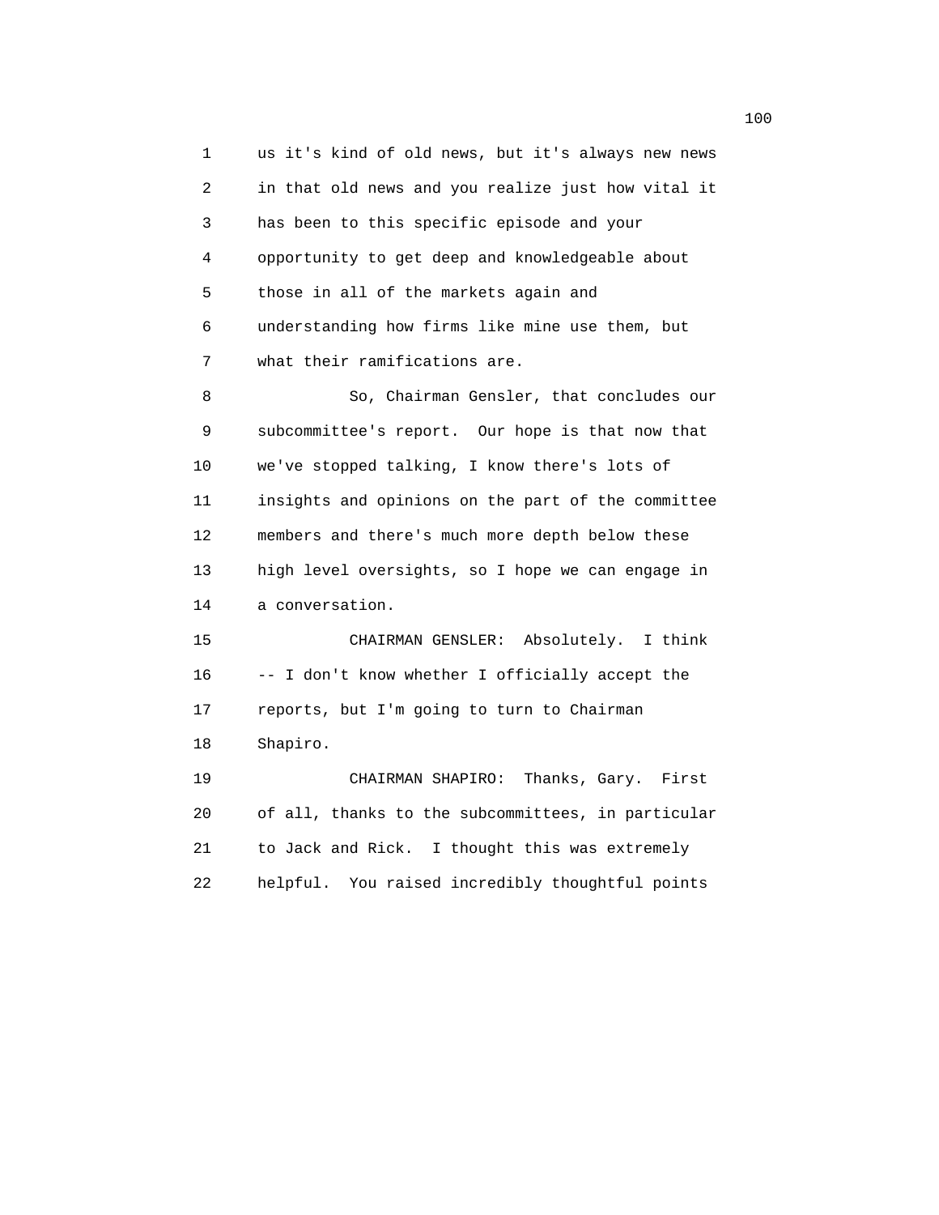us it's kind of old news, but it's always new news in that old news and you realize just how vital it has been to this specific episode and your opportunity to get deep and knowledgeable about those in all of the markets again and understanding how firms like mine use them, but what their ramifications are.

So, Chairman Gensler, that concludes our subcommittee's report. Our hope is that now that we've stopped talking, I know there's lots of insights and opinions on the part of the committee members and there's much more depth below these high level oversights, so I hope we can engage in a conversation.

CHAIRMAN GENSLER: Absolutely. I think -- I don't know whether I officially accept the reports, but I'm going to turn to Chairman Shapiro.

CHAIRMAN SHAPIRO: Thanks, Gary. First of all, thanks to the subcommittees, in particular to Jack and Rick. I thought this was extremely helpful. You raised incredibly thoughtful points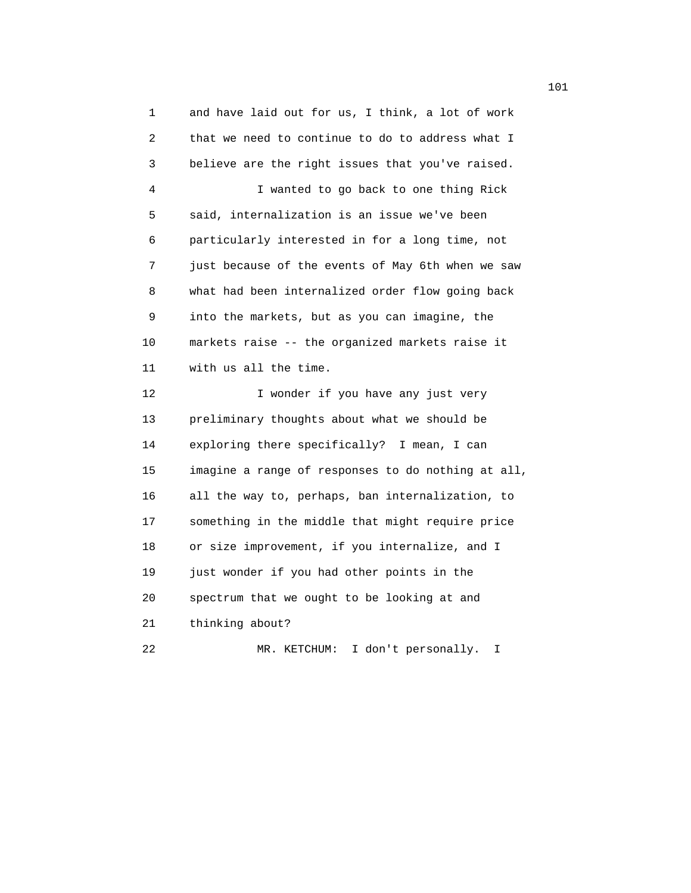and have laid out for us, I think, a lot of work that we need to continue to do to address what I believe are the right issues that you've raised.

I wanted to go back to one thing Rick said, internalization is an issue we've been particularly interested in for a long time, not just because of the events of May 6th when we saw what had been internalized order flow going back into the markets, but as you can imagine, the markets raise -- the organized markets raise it with us all the time.

I wonder if you have any just very preliminary thoughts about what we should be exploring there specifically? I mean, I can imagine a range of responses to do nothing at all, all the way to, perhaps, ban internalization, to something in the middle that might require price or size improvement, if you internalize, and I just wonder if you had other points in the spectrum that we ought to be looking at and thinking about?

MR. KETCHUM: I don't personally. I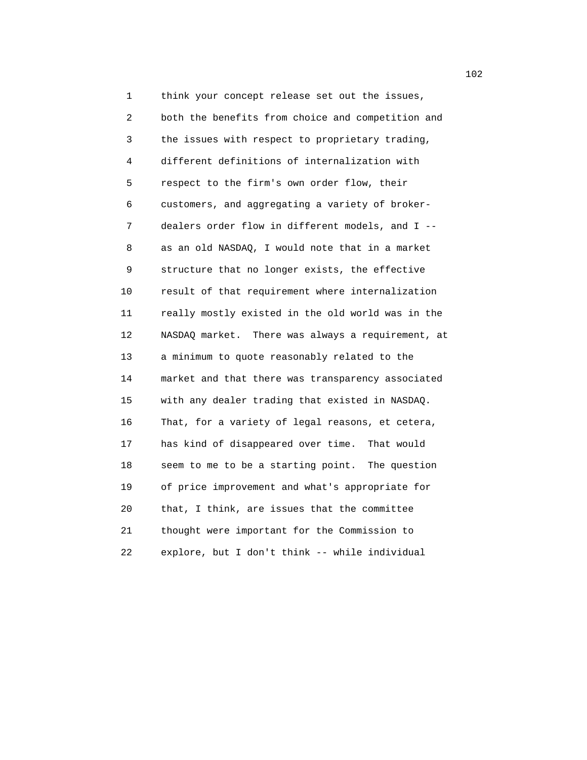think your concept release set out the issues, both the benefits from choice and competition and the issues with respect to proprietary trading, different definitions of internalization with respect to the firm's own order flow, their customers, and aggregating a variety of broker-dealers order flow in different models, and I -- as an old NASDAQ, I would note that in a market structure that no longer exists, the effective result of that requirement where internalization really mostly existed in the old world was in the NASDAQ market. There was always a requirement, at a minimum to quote reasonably related to the market and that there was transparency associated with any dealer trading that existed in NASDAQ. That, for a variety of legal reasons, et cetera, has kind of disappeared over time. That would seem to me to be a starting point. The question of price improvement and what's appropriate for that, I think, are issues that the committee thought were important for the Commission to explore, but I don't think -- while individual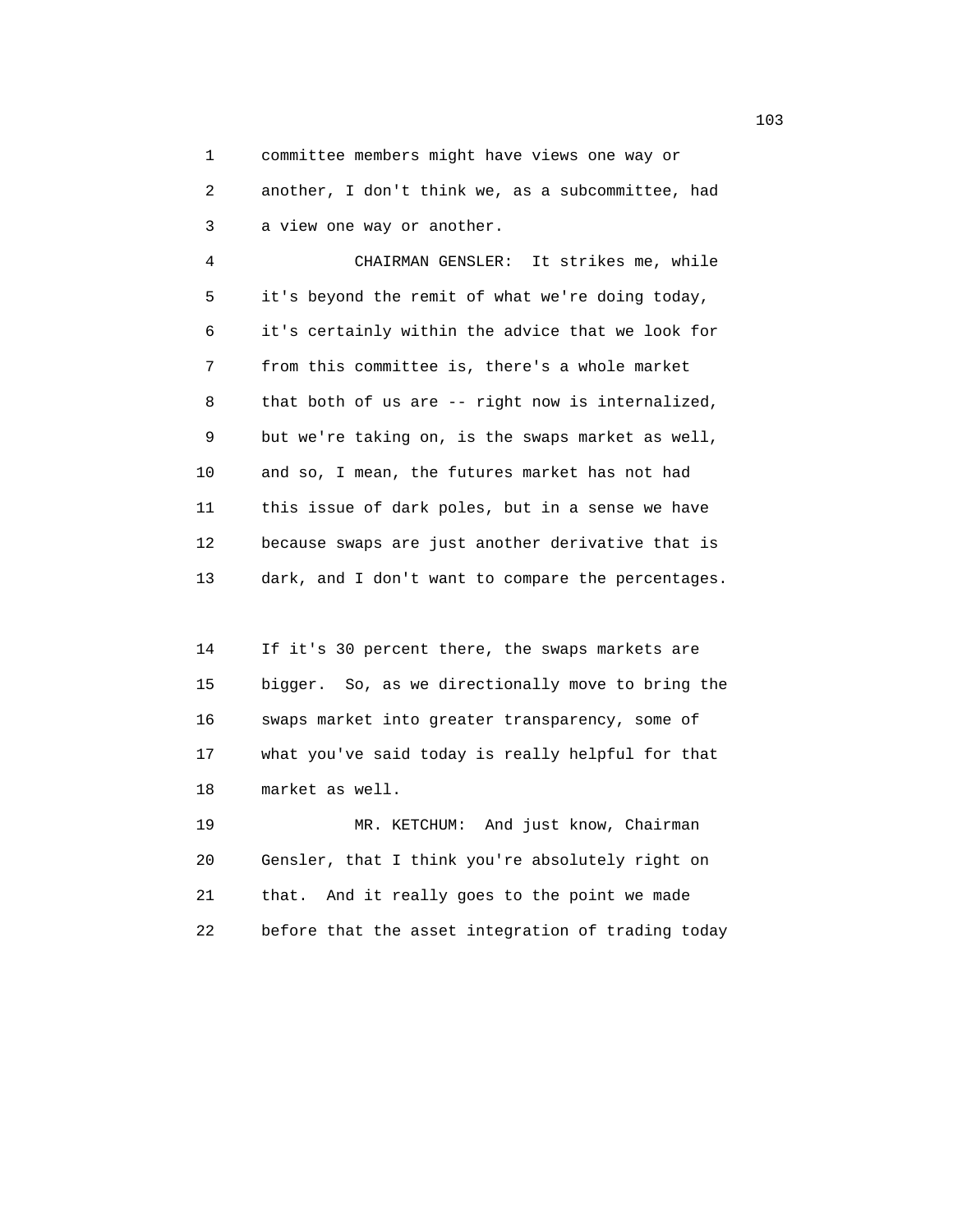committee members might have views one way or another, I don't think we, as a subcommittee, had a view one way or another.

CHAIRMAN GENSLER: It strikes me, while it's beyond the remit of what we're doing today, it's certainly within the advice that we look for from this committee is, there's a whole market that both of us are -- right now is internalized, but we're taking on, is the swaps market as well, and so, I mean, the futures market has not had this issue of dark poles, but in a sense we have because swaps are just another derivative that is dark, and I don't want to compare the percentages.

If it's 30 percent there, the swaps markets are bigger. So, as we directionally move to bring the swaps market into greater transparency, some of what you've said today is really helpful for that market as well.

MR. KETCHUM: And just know, Chairman Gensler, that I think you're absolutely right on that. And it really goes to the point we made before that the asset integration of trading today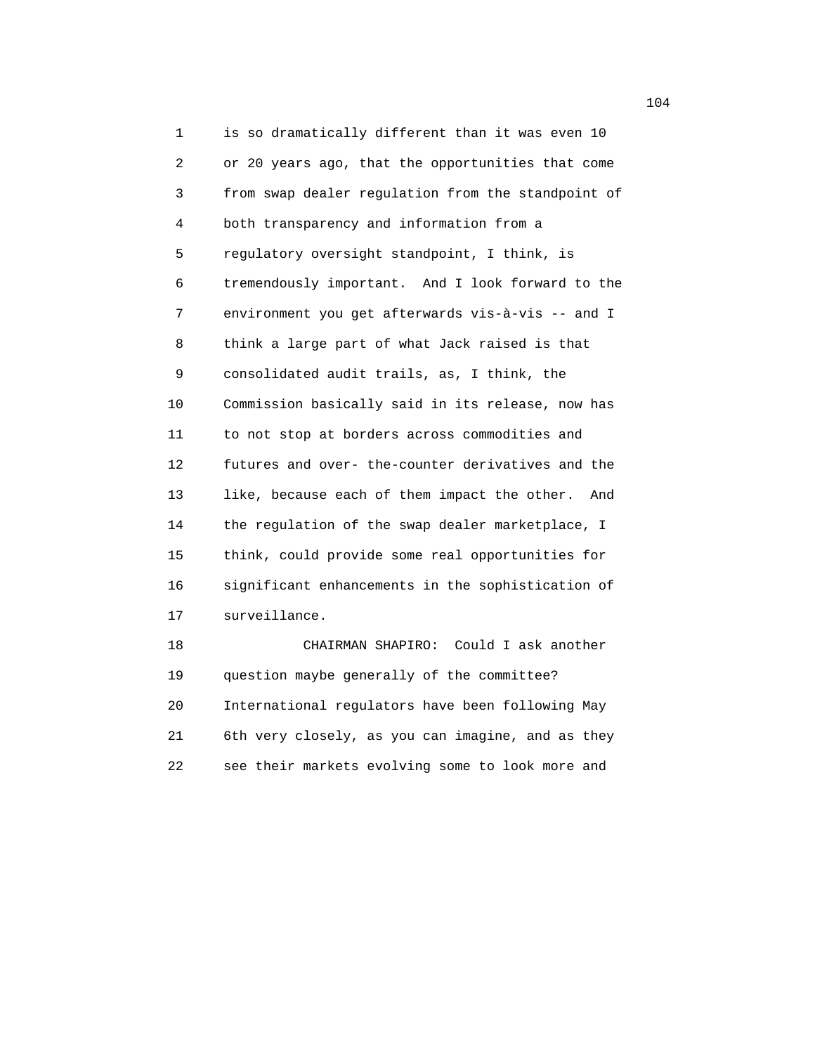is so dramatically different than it was even 10 or 20 years ago, that the opportunities that come from swap dealer regulation from the standpoint of both transparency and information from a regulatory oversight standpoint, I think, is tremendously important. And I look forward to the environment you get afterwards vis-à-vis -- and I think a large part of what Jack raised is that consolidated audit trails, as, I think, the Commission basically said in its release, now has to not stop at borders across commodities and futures and over- the-counter derivatives and the like, because each of them impact the other. And the regulation of the swap dealer marketplace, I think, could provide some real opportunities for significant enhancements in the sophistication of surveillance.

CHAIRMAN SHAPIRO: Could I ask another question maybe generally of the committee? International regulators have been following May 6th very closely, as you can imagine, and as they see their markets evolving some to look more and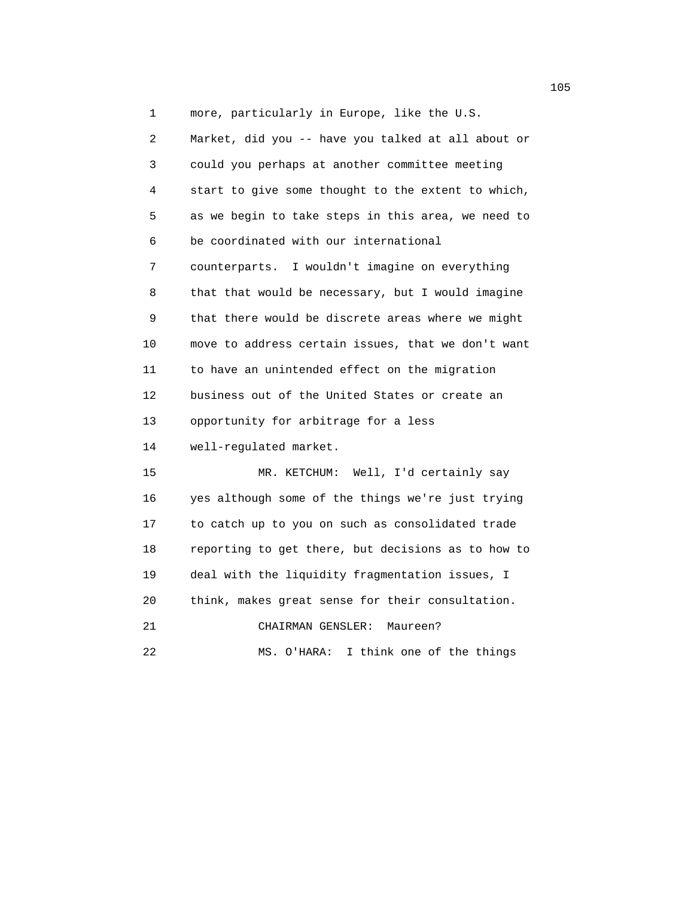more, particularly in Europe, like the U.S. Market, did you -- have you talked at all about or could you perhaps at another committee meeting start to give some thought to the extent to which, as we begin to take steps in this area, we need to be coordinated with our international counterparts. I wouldn't imagine on everything that that would be necessary, but I would imagine that there would be discrete areas where we might move to address certain issues, that we don't want to have an unintended effect on the migration business out of the United States or create an opportunity for arbitrage for a less well-regulated market.

MR. KETCHUM: Well, I'd certainly say yes although some of the things we're just trying to catch up to you on such as consolidated trade reporting to get there, but decisions as to how to deal with the liquidity fragmentation issues, I think, makes great sense for their consultation.

CHAIRMAN GENSLER: Maureen?

MS. O'HARA: I think one of the things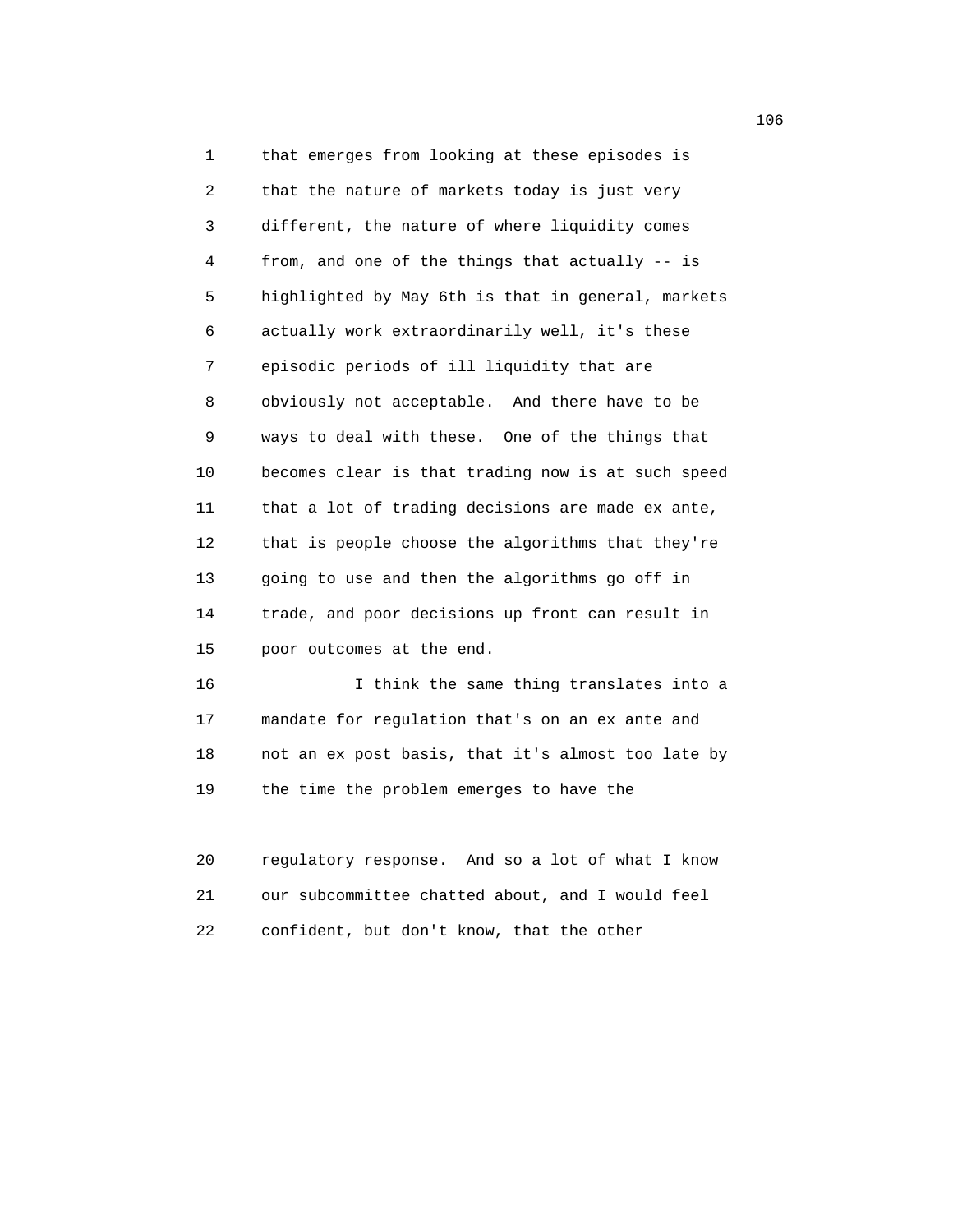that emerges from looking at these episodes is that the nature of markets today is just very different, the nature of where liquidity comes from, and one of the things that actually -- is highlighted by May 6th is that in general, markets actually work extraordinarily well, it's these episodic periods of ill liquidity that are obviously not acceptable. And there have to be ways to deal with these. One of the things that becomes clear is that trading now is at such speed that a lot of trading decisions are made ex ante, that is people choose the algorithms that they're going to use and then the algorithms go off in trade, and poor decisions up front can result in poor outcomes at the end.

I think the same thing translates into a mandate for regulation that's on an ex ante and not an ex post basis, that it's almost too late by the time the problem emerges to have the regulatory response. And so a lot of what I know our subcommittee chatted about, and I would feel confident, but don't know, that the other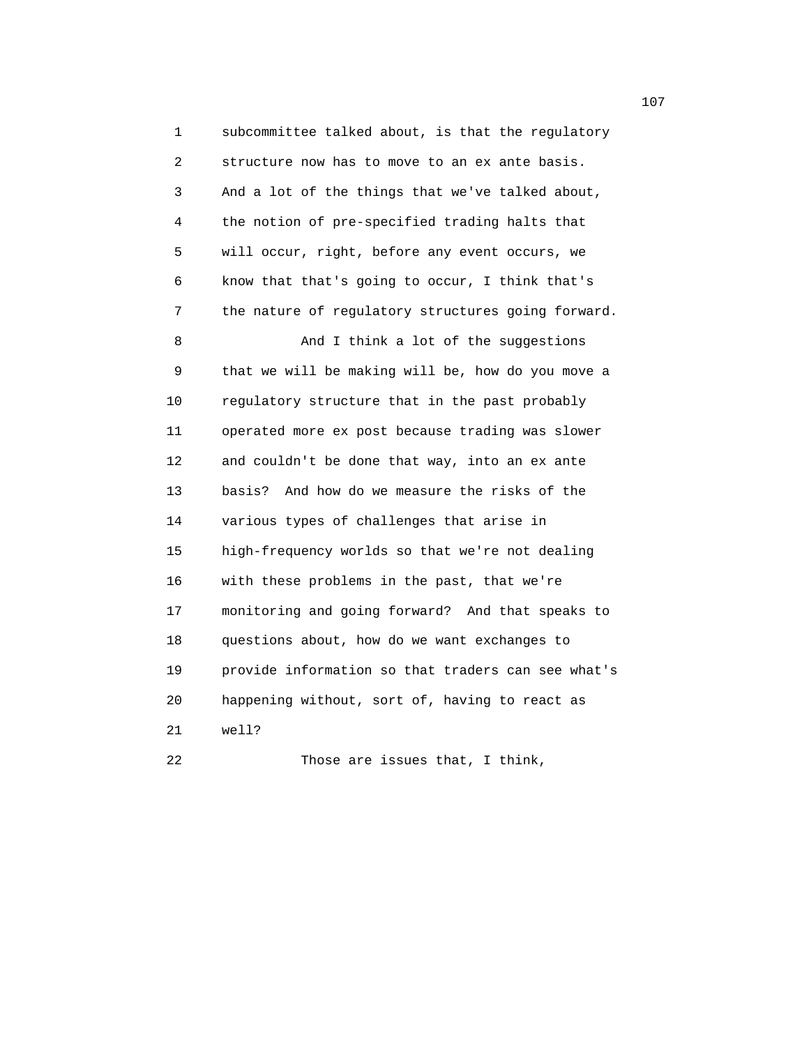subcommittee talked about, is that the regulatory structure now has to move to an ex ante basis. And a lot of the things that we've talked about, the notion of pre-specified trading halts that will occur, right, before any event occurs, we know that that's going to occur, I think that's the nature of regulatory structures going forward.

And I think a lot of the suggestions that we will be making will be, how do you move a regulatory structure that in the past probably operated more ex post because trading was slower and couldn't be done that way, into an ex ante basis? And how do we measure the risks of the various types of challenges that arise in high-frequency worlds so that we're not dealing with these problems in the past, that we're monitoring and going forward? And that speaks to questions about, how do we want exchanges to provide information so that traders can see what's happening without, sort of, having to react as well?

Those are issues that, I think,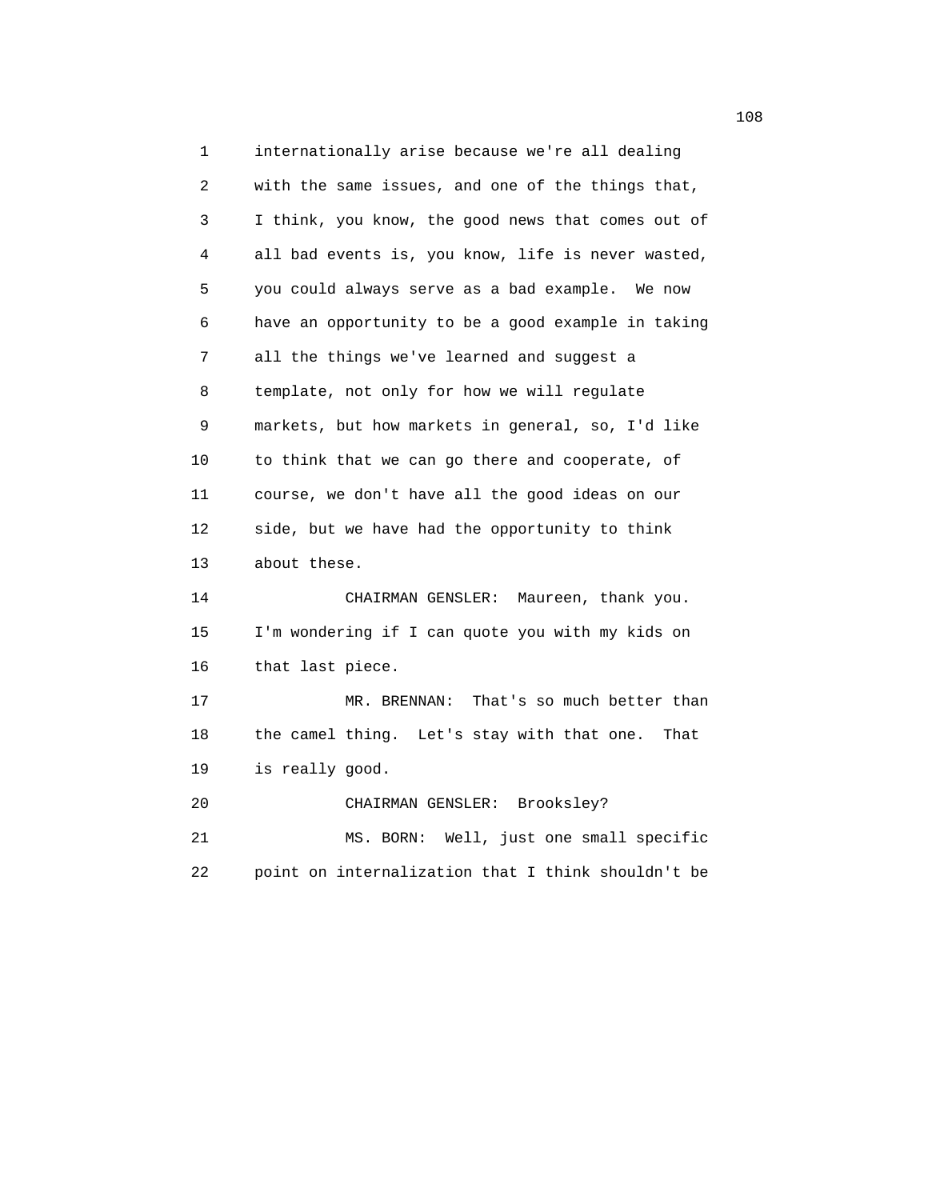internationally arise because we're all dealing with the same issues, and one of the things that, I think, you know, the good news that comes out of all bad events is, you know, life is never wasted, you could always serve as a bad example. We now have an opportunity to be a good example in taking all the things we've learned and suggest a template, not only for how we will regulate markets, but how markets in general, so, I'd like to think that we can go there and cooperate, of course, we don't have all the good ideas on our side, but we have had the opportunity to think about these.

CHAIRMAN GENSLER: Maureen, thank you. I'm wondering if I can quote you with my kids on that last piece.

MR. BRENNAN: That's so much better than the camel thing. Let's stay with that one. That is really good.

CHAIRMAN GENSLER: Brooksley?

MS. BORN: Well, just one small specific point on internalization that I think shouldn't be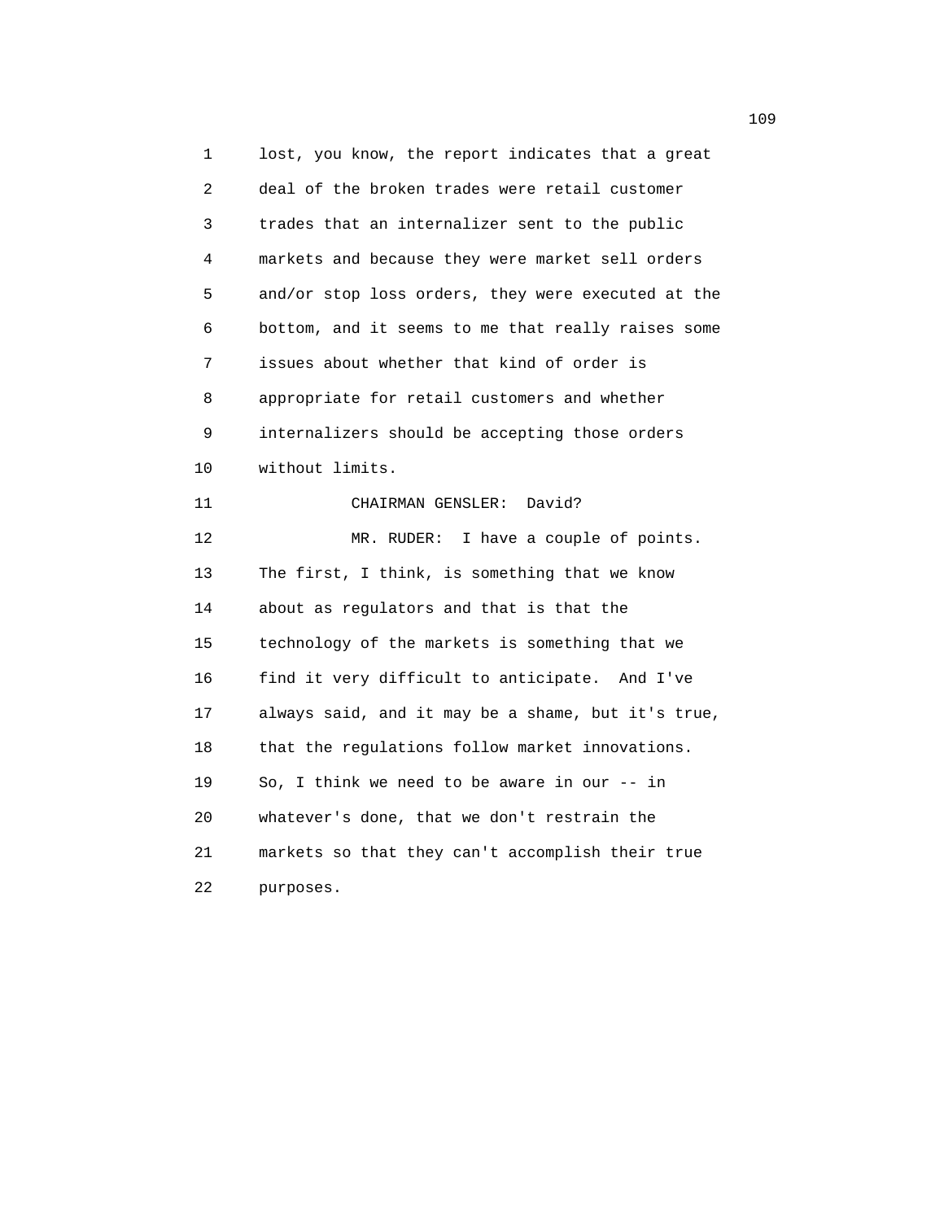lost, you know, the report indicates that a great deal of the broken trades were retail customer trades that an internalizer sent to the public markets and because they were market sell orders and/or stop loss orders, they were executed at the bottom, and it seems to me that really raises some issues about whether that kind of order is appropriate for retail customers and whether internalizers should be accepting those orders without limits.

CHAIRMAN GENSLER: David?

MR. RUDER: I have a couple of points. The first, I think, is something that we know about as regulators and that is that the technology of the markets is something that we find it very difficult to anticipate. And I've always said, and it may be a shame, but it's true, that the regulations follow market innovations. So, I think we need to be aware in our -- in whatever's done, that we don't restrain the markets so that they can't accomplish their true purposes.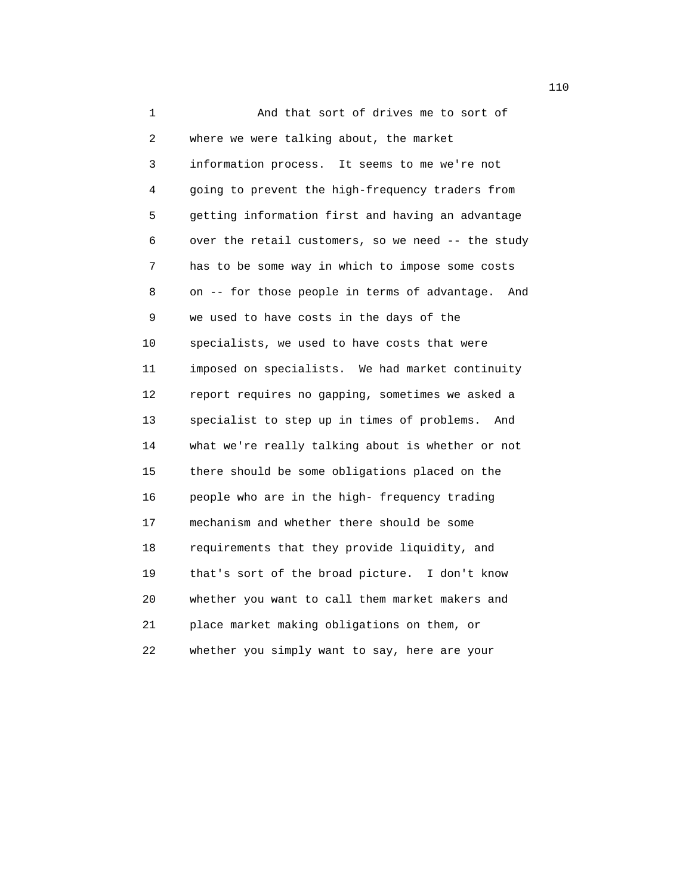And that sort of drives me to sort of where we were talking about, the market information process. It seems to me we're not going to prevent the high-frequency traders from getting information first and having an advantage over the retail customers, so we need -- the study has to be some way in which to impose some costs on -- for those people in terms of advantage. And we used to have costs in the days of the specialists, we used to have costs that were imposed on specialists. We had market continuity report requires no gapping, sometimes we asked a specialist to step up in times of problems. And what we're really talking about is whether or not there should be some obligations placed on the people who are in the high- frequency trading mechanism and whether there should be some requirements that they provide liquidity, and that's sort of the broad picture. I don't know whether you want to call them market makers and place market making obligations on them, or whether you simply want to say, here are your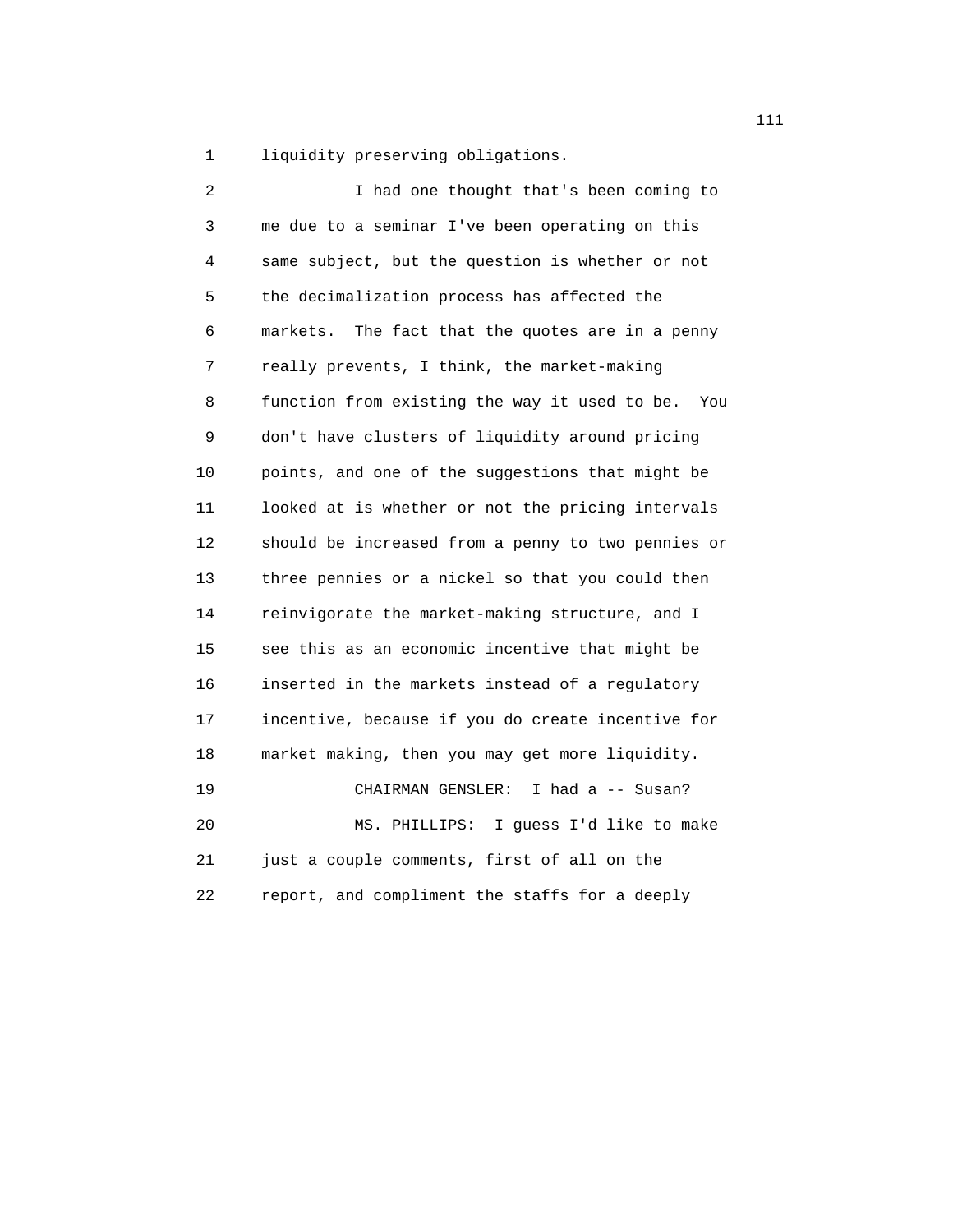liquidity preserving obligations.

I had one thought that's been coming to me due to a seminar I've been operating on this same subject, but the question is whether or not the decimalization process has affected the markets. The fact that the quotes are in a penny really prevents, I think, the market-making function from existing the way it used to be. You don't have clusters of liquidity around pricing points, and one of the suggestions that might be looked at is whether or not the pricing intervals should be increased from a penny to two pennies or three pennies or a nickel so that you could then reinvigorate the market-making structure, and I see this as an economic incentive that might be inserted in the markets instead of a regulatory incentive, because if you do create incentive for market making, then you may get more liquidity.

CHAIRMAN GENSLER: I had a -- Susan?

MS. PHILLIPS: I guess I'd like to make just a couple comments, first of all on the report, and compliment the staffs for a deeply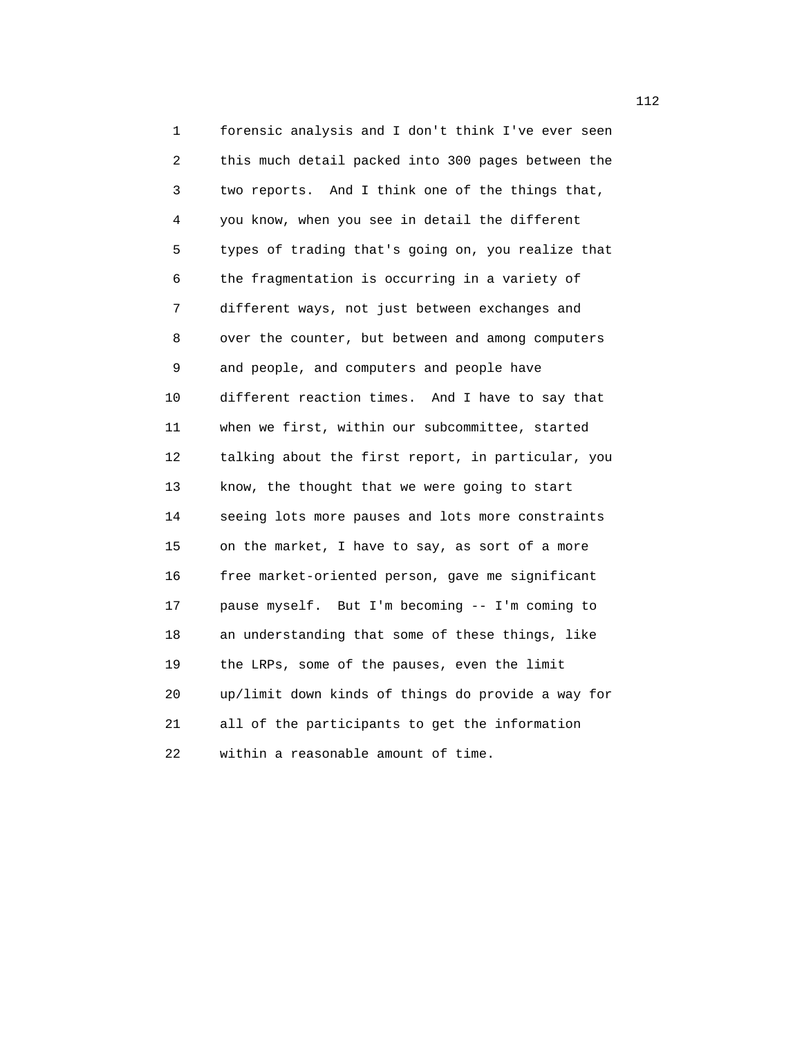forensic analysis and I don't think I've ever seen this much detail packed into 300 pages between the two reports. And I think one of the things that, you know, when you see in detail the different types of trading that's going on, you realize that the fragmentation is occurring in a variety of different ways, not just between exchanges and over the counter, but between and among computers and people, and computers and people have different reaction times. And I have to say that when we first, within our subcommittee, started talking about the first report, in particular, you know, the thought that we were going to start seeing lots more pauses and lots more constraints on the market, I have to say, as sort of a more free market-oriented person, gave me significant pause myself. But I'm becoming -- I'm coming to an understanding that some of these things, like the LRPs, some of the pauses, even the limit up/limit down kinds of things do provide a way for all of the participants to get the information within a reasonable amount of time.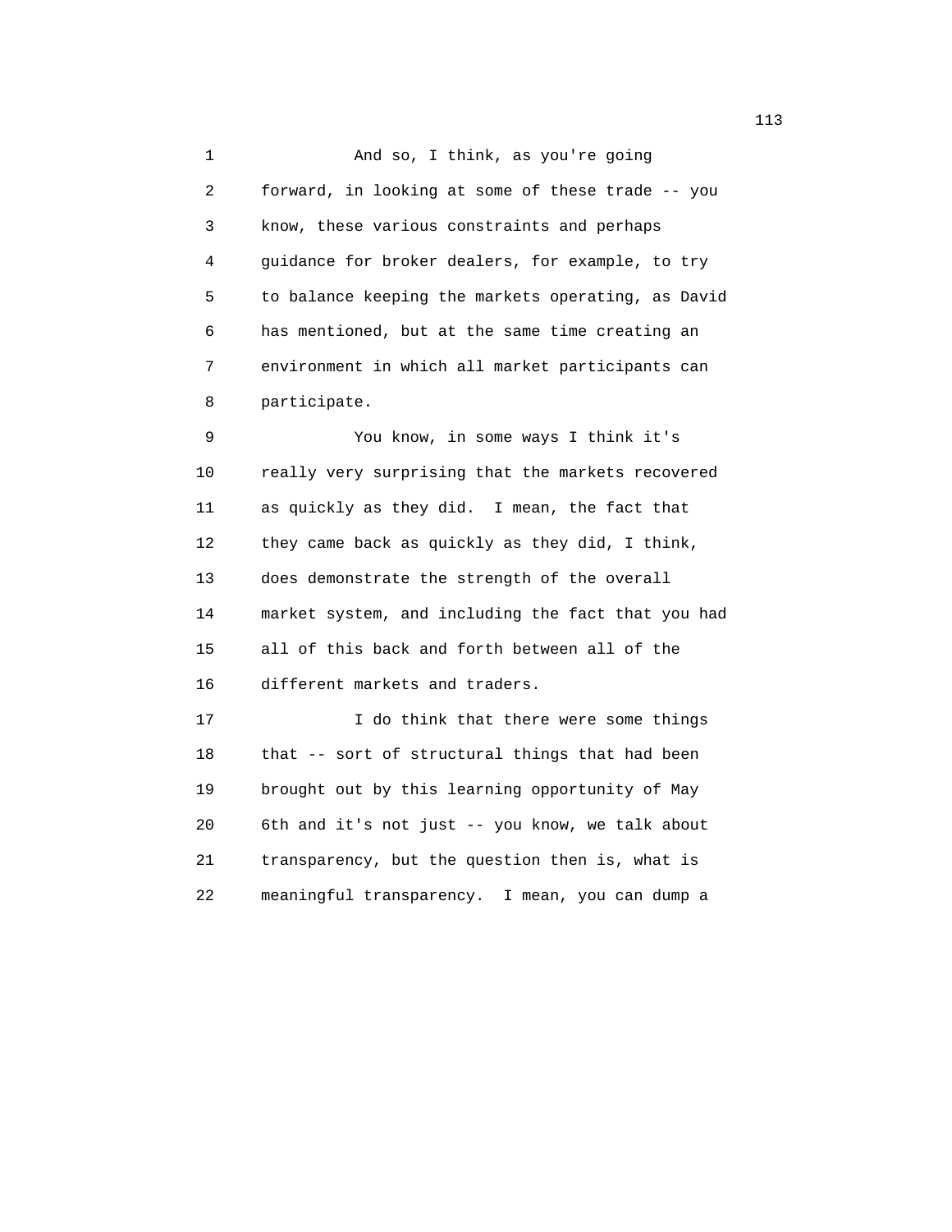And so, I think, as you're going forward, in looking at some of these trade -- you know, these various constraints and perhaps guidance for broker dealers, for example, to try to balance keeping the markets operating, as David has mentioned, but at the same time creating an environment in which all market participants can participate.

You know, in some ways I think it's really very surprising that the markets recovered as quickly as they did. I mean, the fact that they came back as quickly as they did, I think, does demonstrate the strength of the overall market system, and including the fact that you had all of this back and forth between all of the different markets and traders.

I do think that there were some things that -- sort of structural things that had been brought out by this learning opportunity of May 6th and it's not just -- you know, we talk about transparency, but the question then is, what is meaningful transparency. I mean, you can dump a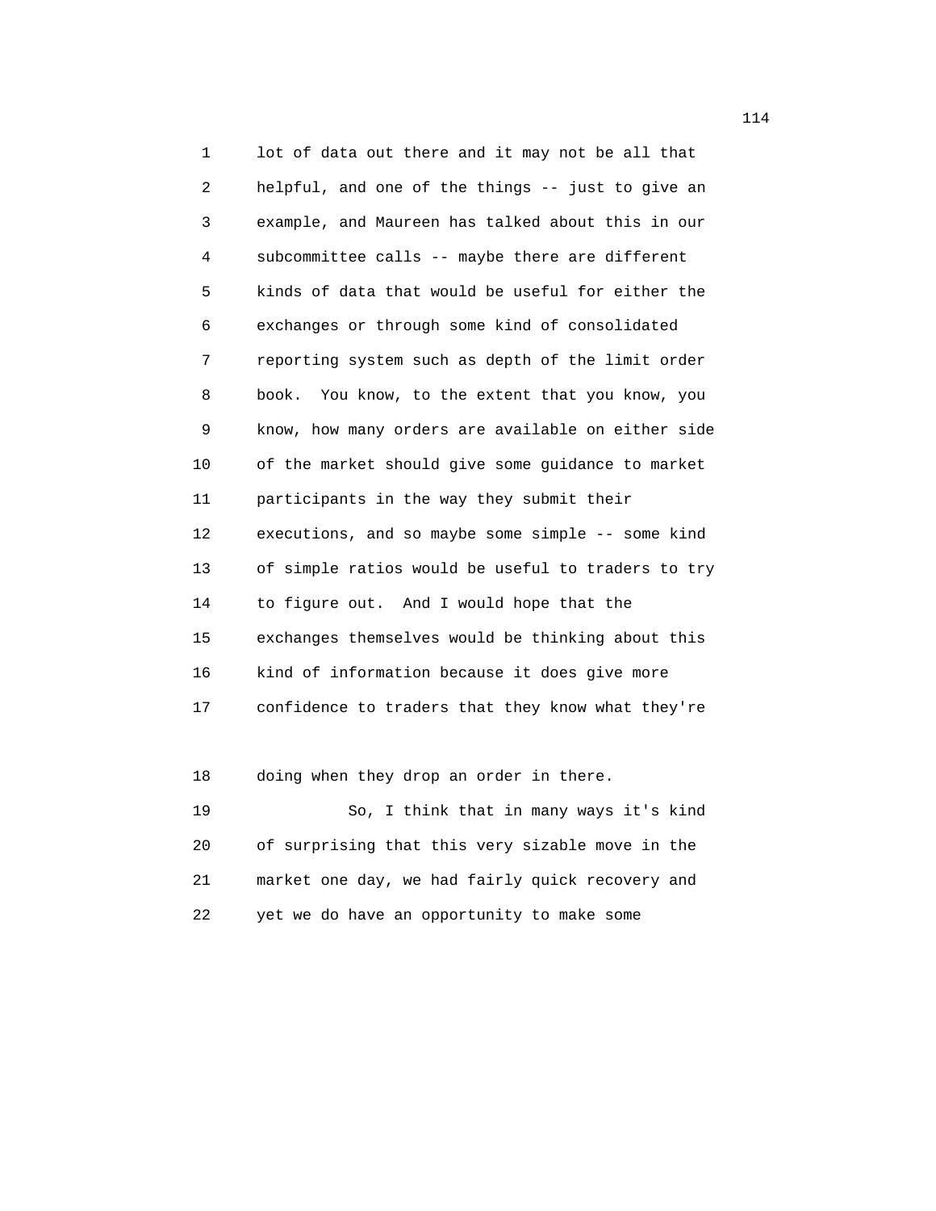lot of data out there and it may not be all that helpful, and one of the things -- just to give an example, and Maureen has talked about this in our subcommittee calls -- maybe there are different kinds of data that would be useful for either the exchanges or through some kind of consolidated reporting system such as depth of the limit order book. You know, to the extent that you know, you know, how many orders are available on either side of the market should give some guidance to market participants in the way they submit their executions, and so maybe some simple -- some kind of simple ratios would be useful to traders to try to figure out. And I would hope that the exchanges themselves would be thinking about this kind of information because it does give more confidence to traders that they know what they're doing when they drop an order in there.

So, I think that in many ways it's kind of surprising that this very sizable move in the market one day, we had fairly quick recovery and yet we do have an opportunity to make some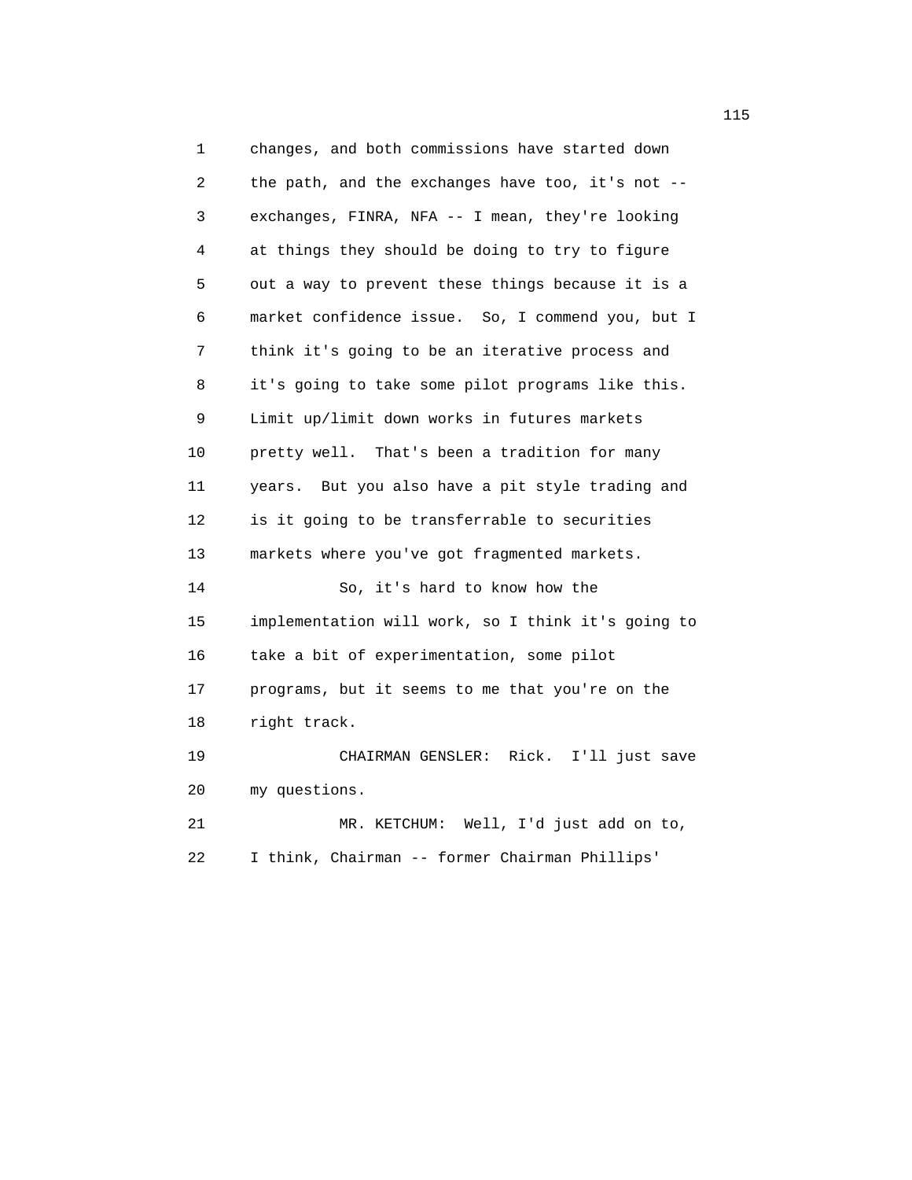changes, and both commissions have started down the path, and the exchanges have too, it's not -- exchanges, FINRA, NFA -- I mean, they're looking at things they should be doing to try to figure out a way to prevent these things because it is a market confidence issue. So, I commend you, but I think it's going to be an iterative process and it's going to take some pilot programs like this. Limit up/limit down works in futures markets pretty well. That's been a tradition for many years. But you also have a pit style trading and is it going to be transferrable to securities markets where you've got fragmented markets.

So, it's hard to know how the implementation will work, so I think it's going to take a bit of experimentation, some pilot programs, but it seems to me that you're on the right track.

CHAIRMAN GENSLER: Rick. I'll just save my questions.

MR. KETCHUM: Well, I'd just add on to, I think, Chairman -- former Chairman Phillips'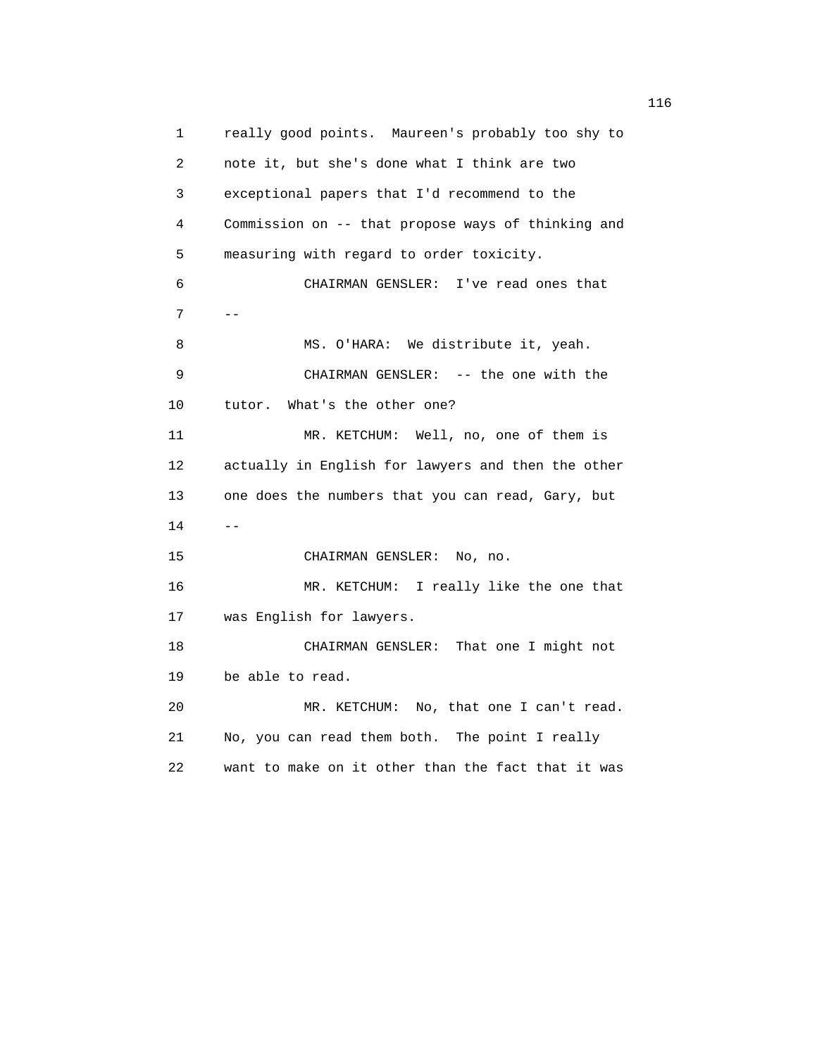really good points. Maureen's probably too shy to note it, but she's done what I think are two exceptional papers that I'd recommend to the Commission on -- that propose ways of thinking and measuring with regard to order toxicity.

CHAIRMAN GENSLER: I've read ones that --

MS. O'HARA: We distribute it, yeah.

CHAIRMAN GENSLER: -- the one with the tutor. What's the other one?

MR. KETCHUM: Well, no, one of them is actually in English for lawyers and then the other one does the numbers that you can read, Gary, but --

CHAIRMAN GENSLER: No, no.

MR. KETCHUM: I really like the one that was English for lawyers.

CHAIRMAN GENSLER: That one I might not be able to read.

MR. KETCHUM: No, that one I can't read. No, you can read them both. The point I really want to make on it other than the fact that it was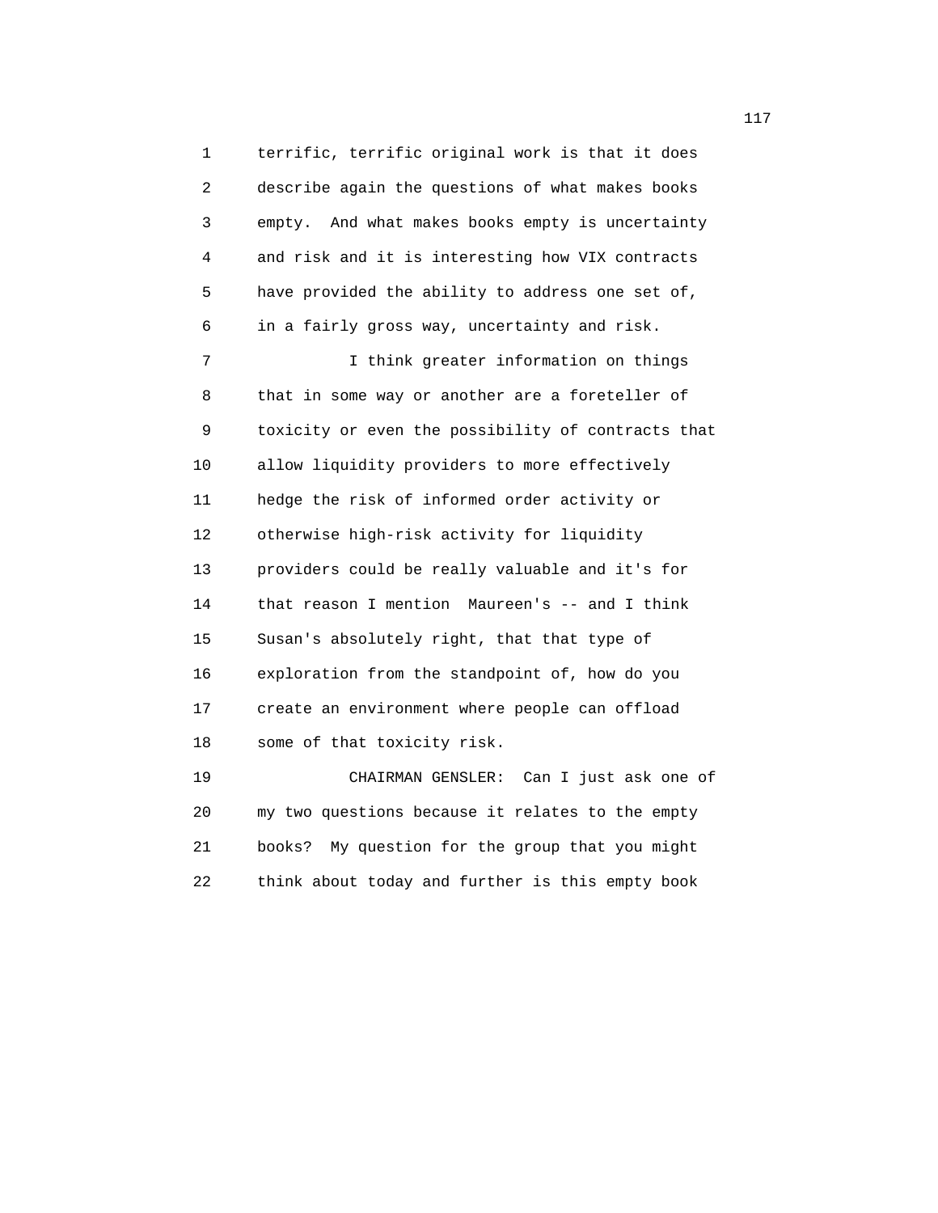terrific, terrific original work is that it does describe again the questions of what makes books empty. And what makes books empty is uncertainty and risk and it is interesting how VIX contracts have provided the ability to address one set of, in a fairly gross way, uncertainty and risk.

I think greater information on things that in some way or another are a foreteller of toxicity or even the possibility of contracts that allow liquidity providers to more effectively hedge the risk of informed order activity or otherwise high-risk activity for liquidity providers could be really valuable and it's for that reason I mention Maureen's -- and I think Susan's absolutely right, that that type of exploration from the standpoint of, how do you create an environment where people can offload some of that toxicity risk.

CHAIRMAN GENSLER: Can I just ask one of my two questions because it relates to the empty books? My question for the group that you might think about today and further is this empty book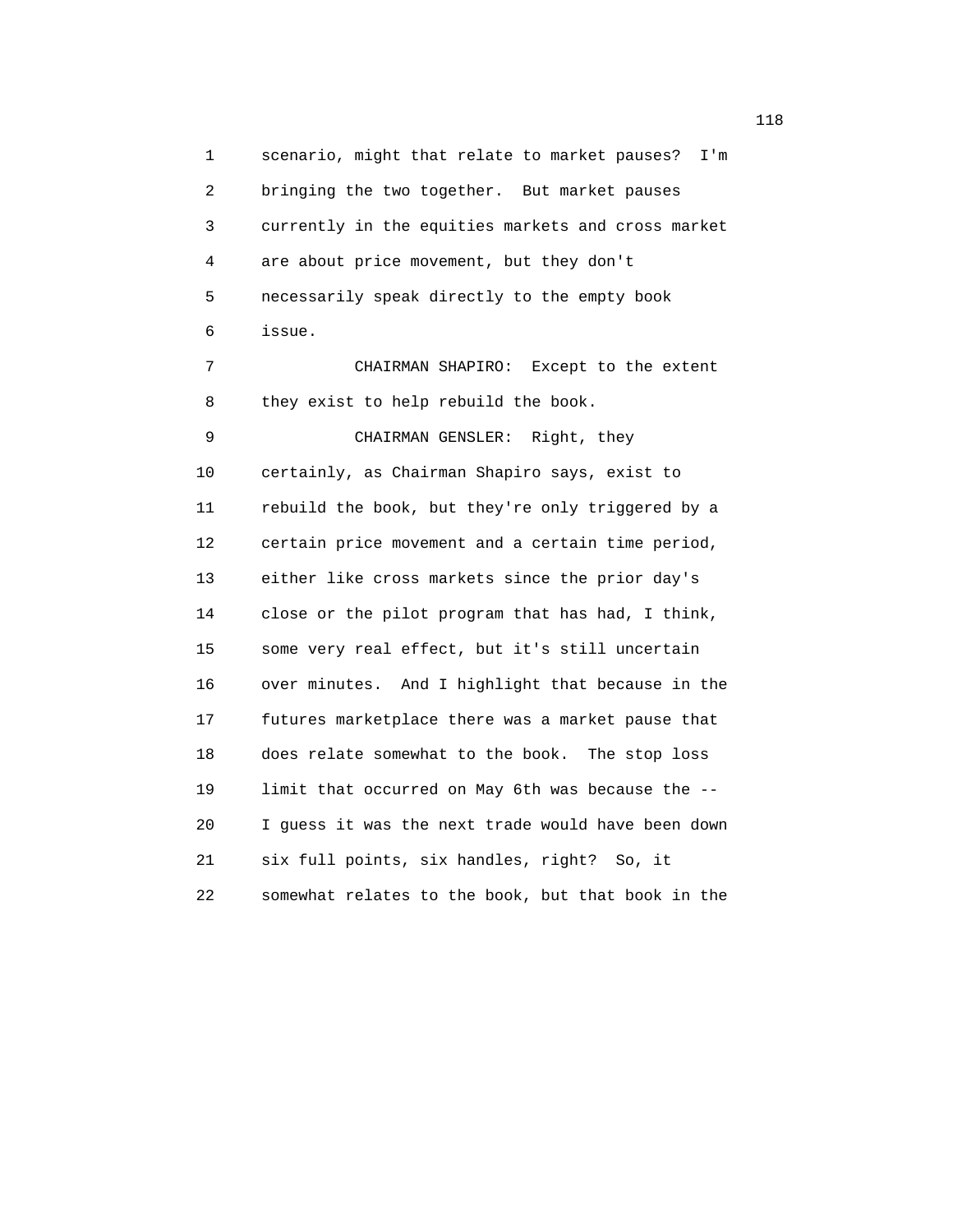scenario, might that relate to market pauses? I'm bringing the two together. But market pauses currently in the equities markets and cross market are about price movement, but they don't necessarily speak directly to the empty book issue.

CHAIRMAN SHAPIRO: Except to the extent they exist to help rebuild the book.

CHAIRMAN GENSLER: Right, they certainly, as Chairman Shapiro says, exist to rebuild the book, but they're only triggered by a certain price movement and a certain time period, either like cross markets since the prior day's close or the pilot program that has had, I think, some very real effect, but it's still uncertain over minutes. And I highlight that because in the futures marketplace there was a market pause that does relate somewhat to the book. The stop loss limit that occurred on May 6th was because the -- I guess it was the next trade would have been down six full points, six handles, right? So, it somewhat relates to the book, but that book in the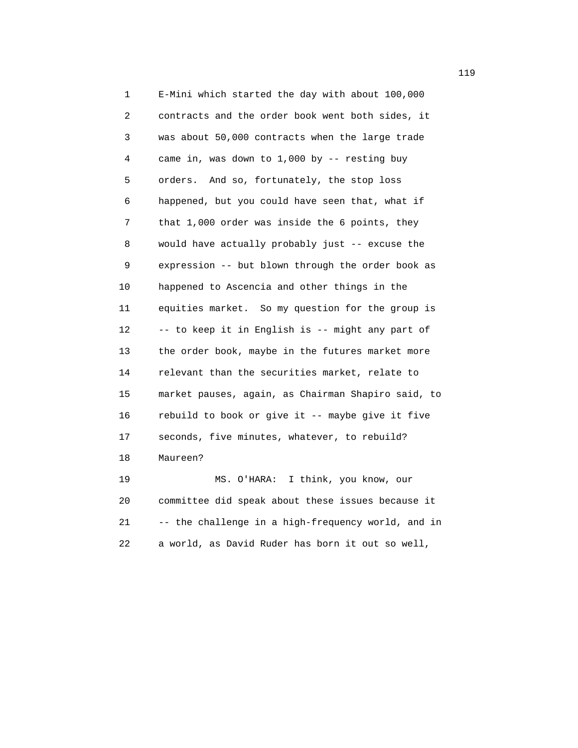E-Mini which started the day with about 100,000 contracts and the order book went both sides, it was about 50,000 contracts when the large trade came in, was down to 1,000 by -- resting buy orders. And so, fortunately, the stop loss happened, but you could have seen that, what if that 1,000 order was inside the 6 points, they would have actually probably just -- excuse the expression -- but blown through the order book as happened to Ascencia and other things in the equities market. So my question for the group is -- to keep it in English is -- might any part of the order book, maybe in the futures market more relevant than the securities market, relate to market pauses, again, as Chairman Shapiro said, to rebuild to book or give it -- maybe give it five seconds, five minutes, whatever, to rebuild? Maureen?

MS. O'HARA: I think, you know, our committee did speak about these issues because it -- the challenge in a high-frequency world, and in a world, as David Ruder has born it out so well,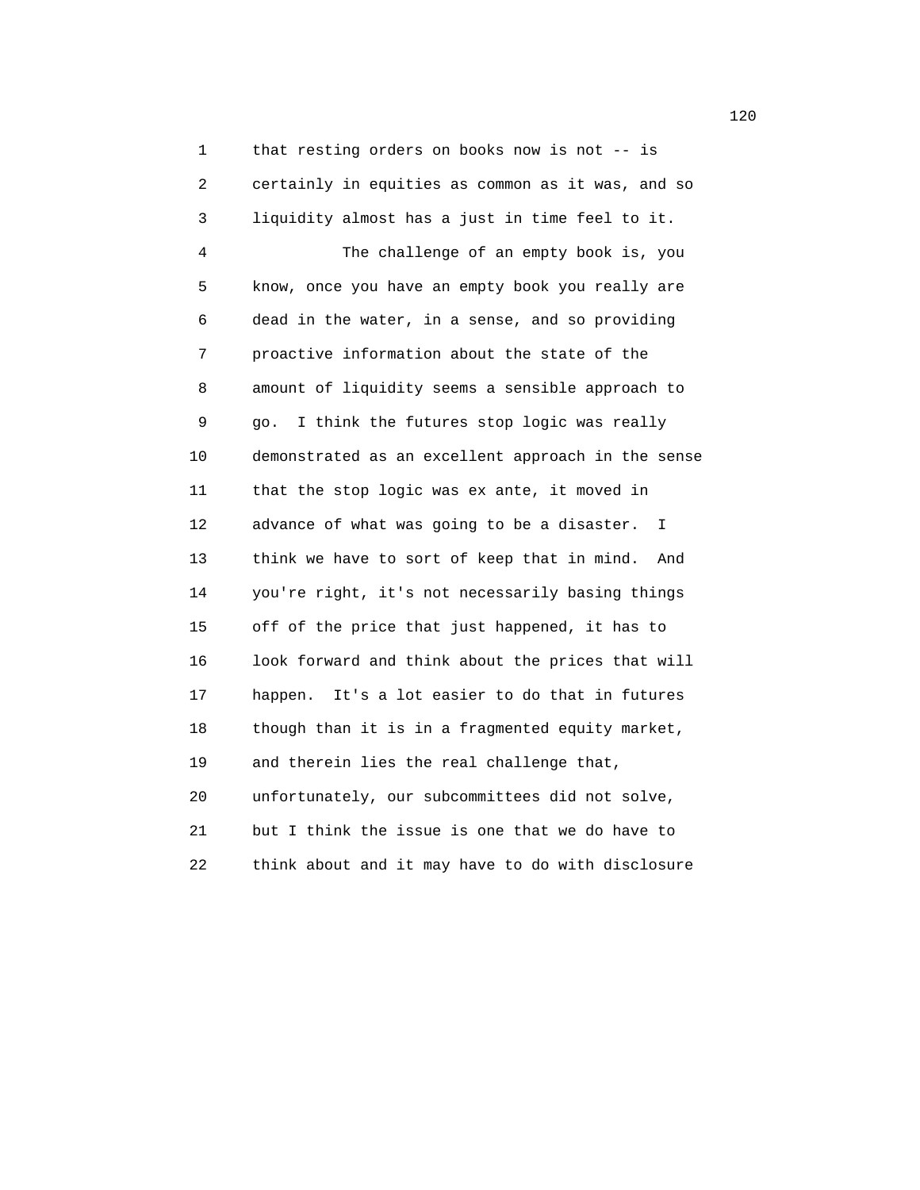that resting orders on books now is not -- is certainly in equities as common as it was, and so liquidity almost has a just in time feel to it.

The challenge of an empty book is, you know, once you have an empty book you really are dead in the water, in a sense, and so providing proactive information about the state of the amount of liquidity seems a sensible approach to go. I think the futures stop logic was really demonstrated as an excellent approach in the sense that the stop logic was ex ante, it moved in advance of what was going to be a disaster. I think we have to sort of keep that in mind. And you're right, it's not necessarily basing things off of the price that just happened, it has to look forward and think about the prices that will happen. It's a lot easier to do that in futures though than it is in a fragmented equity market, and therein lies the real challenge that, unfortunately, our subcommittees did not solve, but I think the issue is one that we do have to think about and it may have to do with disclosure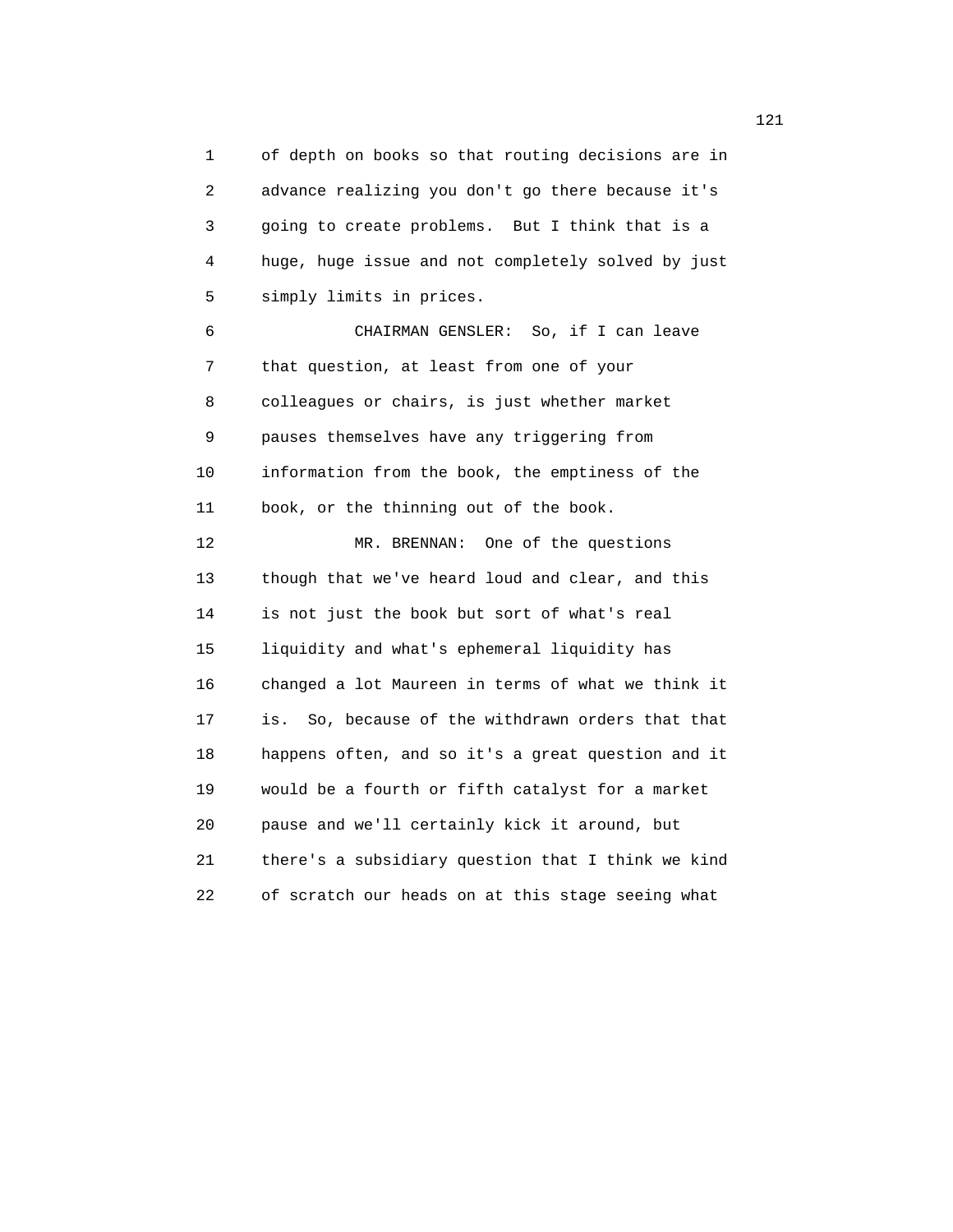of depth on books so that routing decisions are in advance realizing you don't go there because it's going to create problems. But I think that is a huge, huge issue and not completely solved by just simply limits in prices.

CHAIRMAN GENSLER: So, if I can leave that question, at least from one of your colleagues or chairs, is just whether market pauses themselves have any triggering from information from the book, the emptiness of the book, or the thinning out of the book.

MR. BRENNAN: One of the questions though that we've heard loud and clear, and this is not just the book but sort of what's real liquidity and what's ephemeral liquidity has changed a lot Maureen in terms of what we think it is. So, because of the withdrawn orders that that happens often, and so it's a great question and it would be a fourth or fifth catalyst for a market pause and we'll certainly kick it around, but there's a subsidiary question that I think we kind of scratch our heads on at this stage seeing what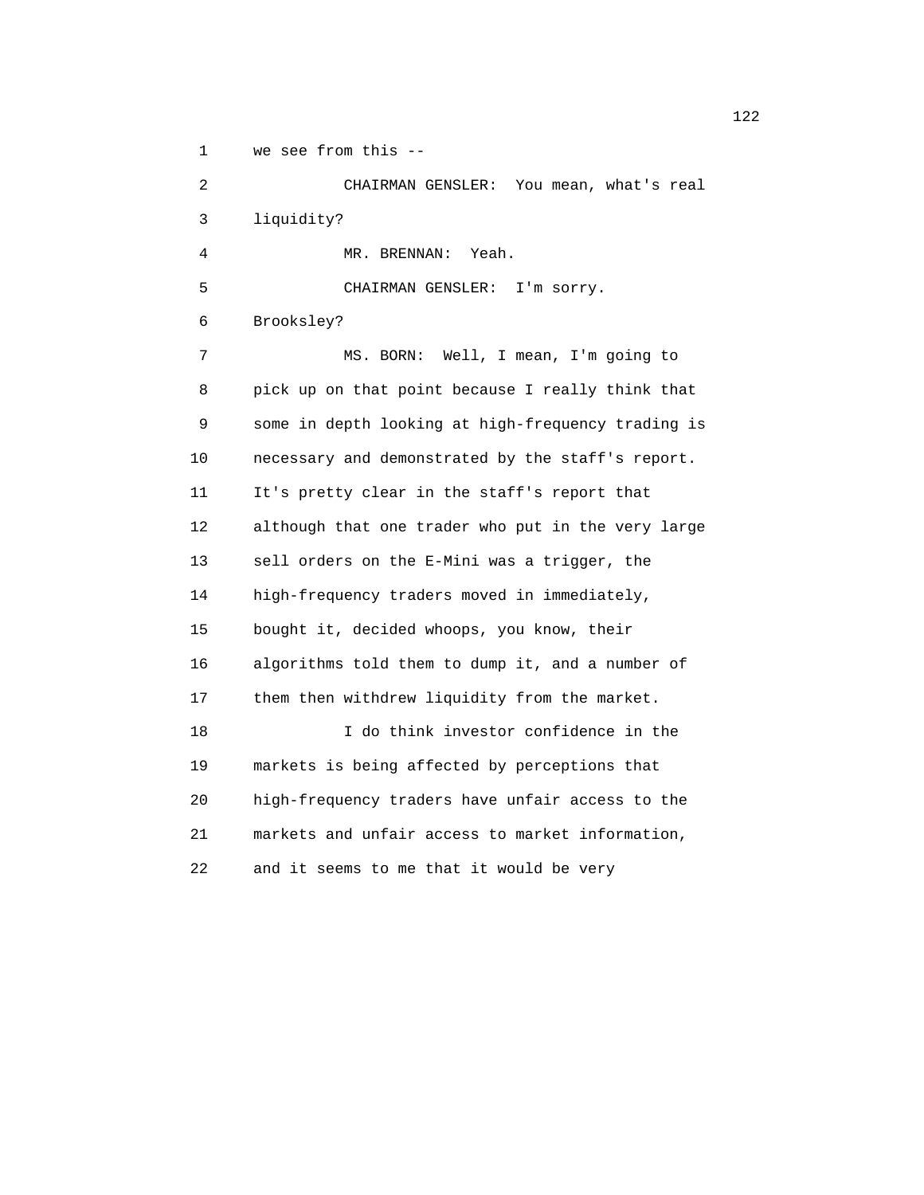we see from this --

CHAIRMAN GENSLER: You mean, what's real liquidity?

MR. BRENNAN: Yeah.

CHAIRMAN GENSLER: I'm sorry. Brooksley?

MS. BORN: Well, I mean, I'm going to pick up on that point because I really think that some in depth looking at high-frequency trading is necessary and demonstrated by the staff's report. It's pretty clear in the staff's report that although that one trader who put in the very large sell orders on the E-Mini was a trigger, the high-frequency traders moved in immediately, bought it, decided whoops, you know, their algorithms told them to dump it, and a number of them then withdrew liquidity from the market.

I do think investor confidence in the markets is being affected by perceptions that high-frequency traders have unfair access to the markets and unfair access to market information, and it seems to me that it would be very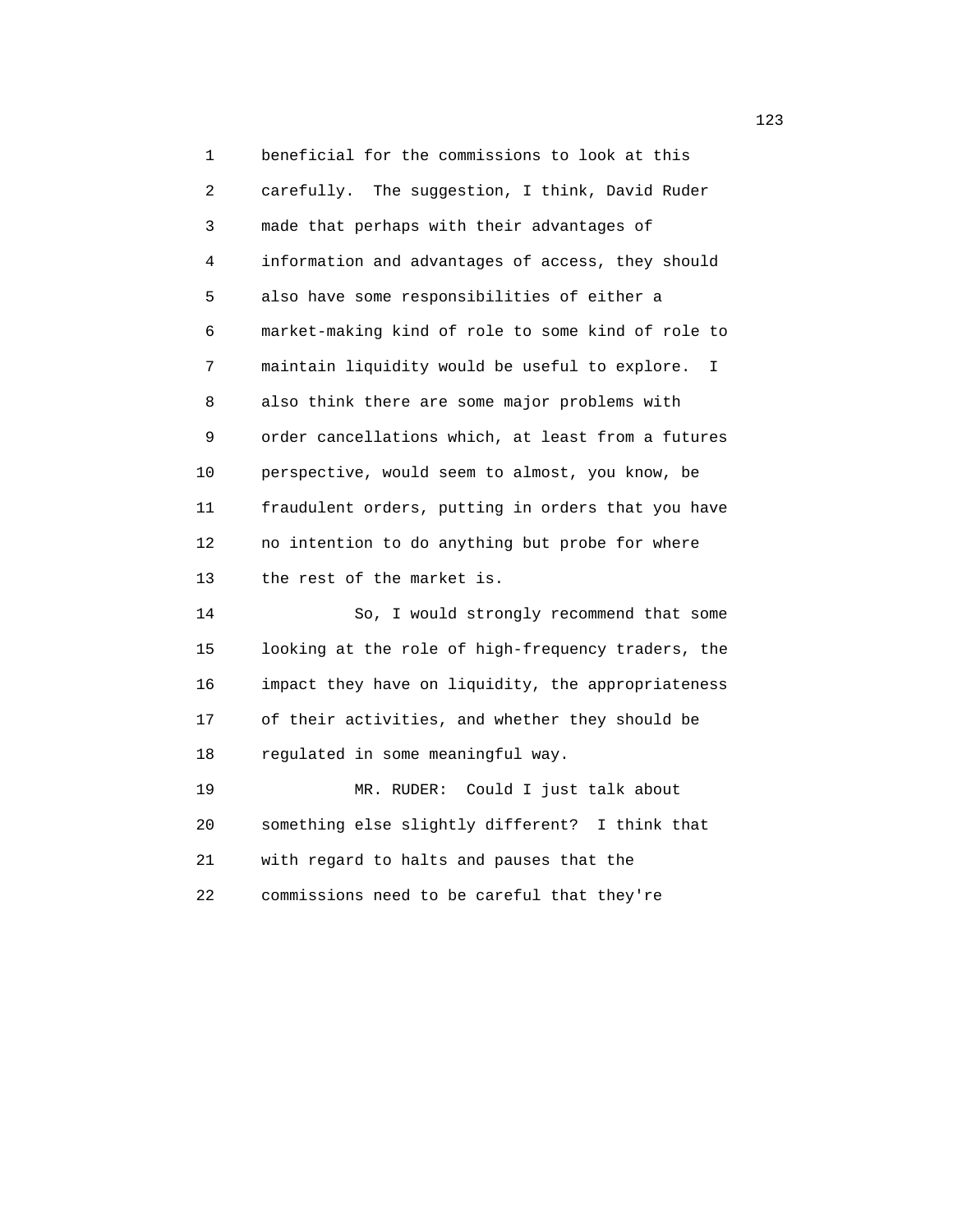beneficial for the commissions to look at this carefully. The suggestion, I think, David Ruder made that perhaps with their advantages of information and advantages of access, they should also have some responsibilities of either a market-making kind of role to some kind of role to maintain liquidity would be useful to explore. I also think there are some major problems with order cancellations which, at least from a futures perspective, would seem to almost, you know, be fraudulent orders, putting in orders that you have no intention to do anything but probe for where the rest of the market is.

So, I would strongly recommend that some looking at the role of high-frequency traders, the impact they have on liquidity, the appropriateness of their activities, and whether they should be regulated in some meaningful way.

MR. RUDER: Could I just talk about something else slightly different? I think that with regard to halts and pauses that the commissions need to be careful that they're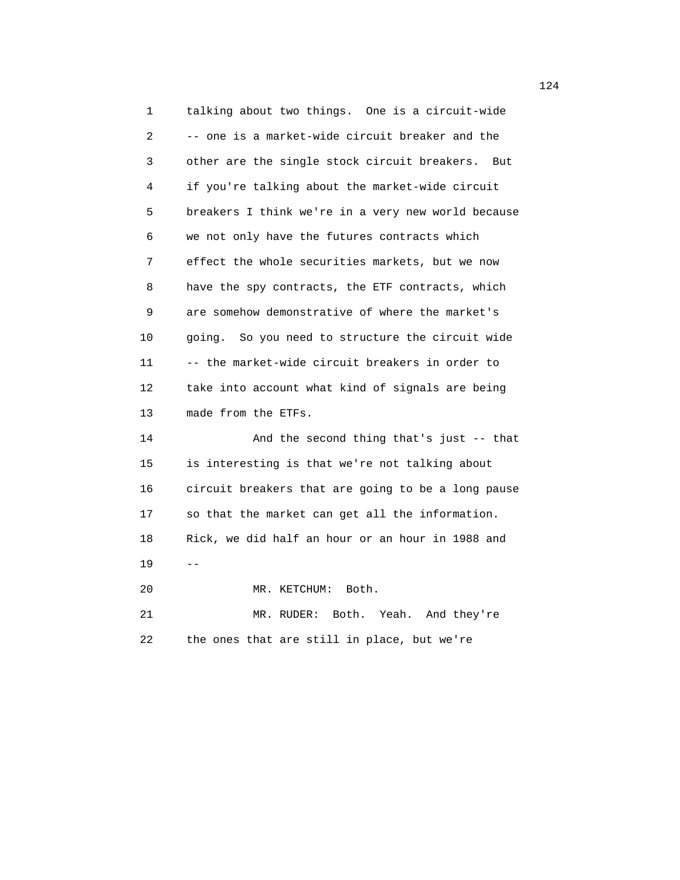talking about two things. One is a circuit-wide -- one is a market-wide circuit breaker and the other are the single stock circuit breakers. But if you're talking about the market-wide circuit breakers I think we're in a very new world because we not only have the futures contracts which effect the whole securities markets, but we now have the spy contracts, the ETF contracts, which are somehow demonstrative of where the market's going. So you need to structure the circuit wide -- the market-wide circuit breakers in order to take into account what kind of signals are being made from the ETFs.

And the second thing that's just -- that is interesting is that we're not talking about circuit breakers that are going to be a long pause so that the market can get all the information. Rick, we did half an hour or an hour in 1988 and --

MR. KETCHUM: Both.

MR. RUDER: Both. Yeah. And they're the ones that are still in place, but we're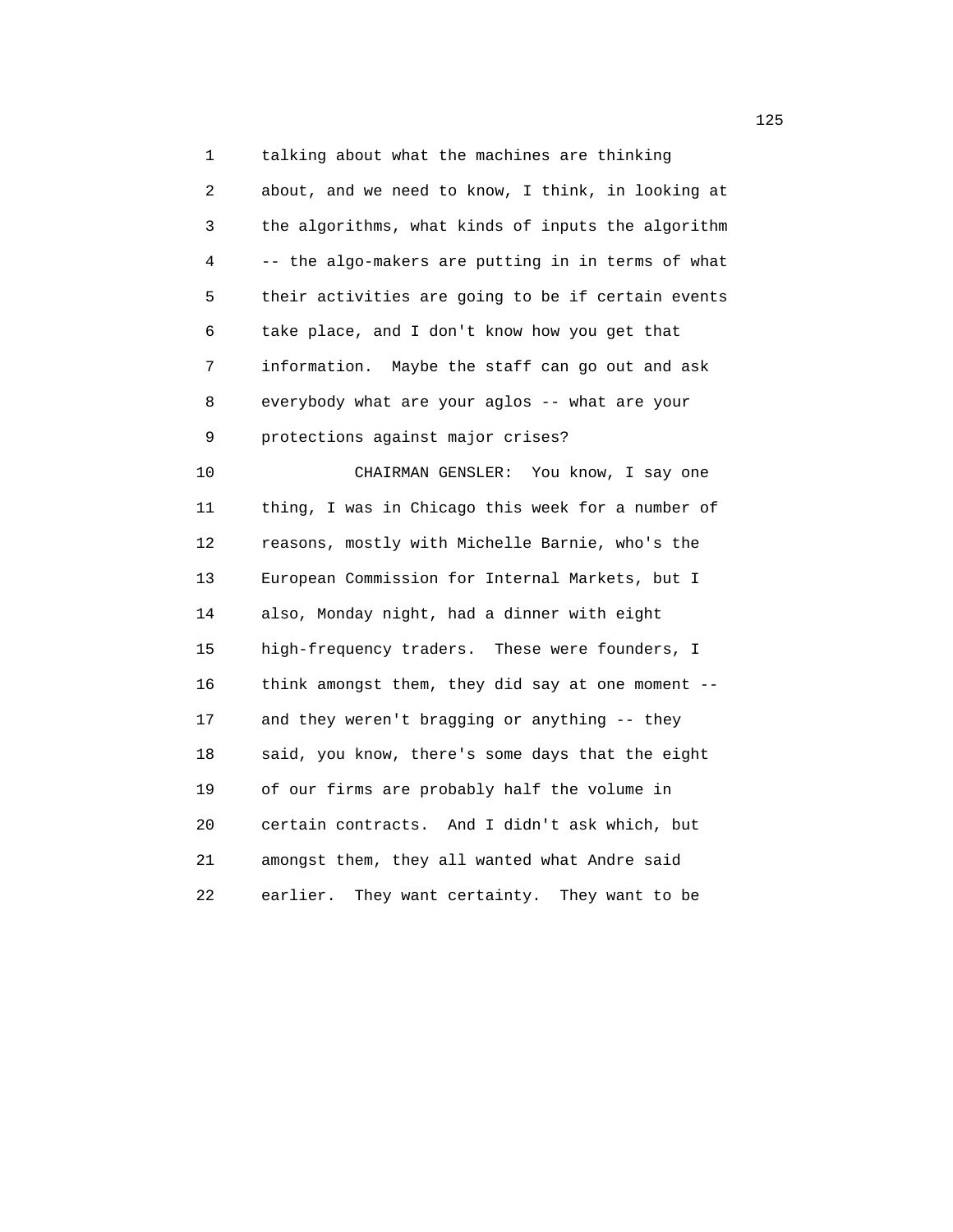talking about what the machines are thinking about, and we need to know, I think, in looking at the algorithms, what kinds of inputs the algorithm -- the algo-makers are putting in in terms of what their activities are going to be if certain events take place, and I don't know how you get that information. Maybe the staff can go out and ask everybody what are your aglos -- what are your protections against major crises?

CHAIRMAN GENSLER: You know, I say one thing, I was in Chicago this week for a number of reasons, mostly with Michelle Barnie, who's the European Commission for Internal Markets, but I also, Monday night, had a dinner with eight high-frequency traders. These were founders, I think amongst them, they did say at one moment -- and they weren't bragging or anything -- they said, you know, there's some days that the eight of our firms are probably half the volume in certain contracts. And I didn't ask which, but amongst them, they all wanted what Andre said earlier. They want certainty. They want to be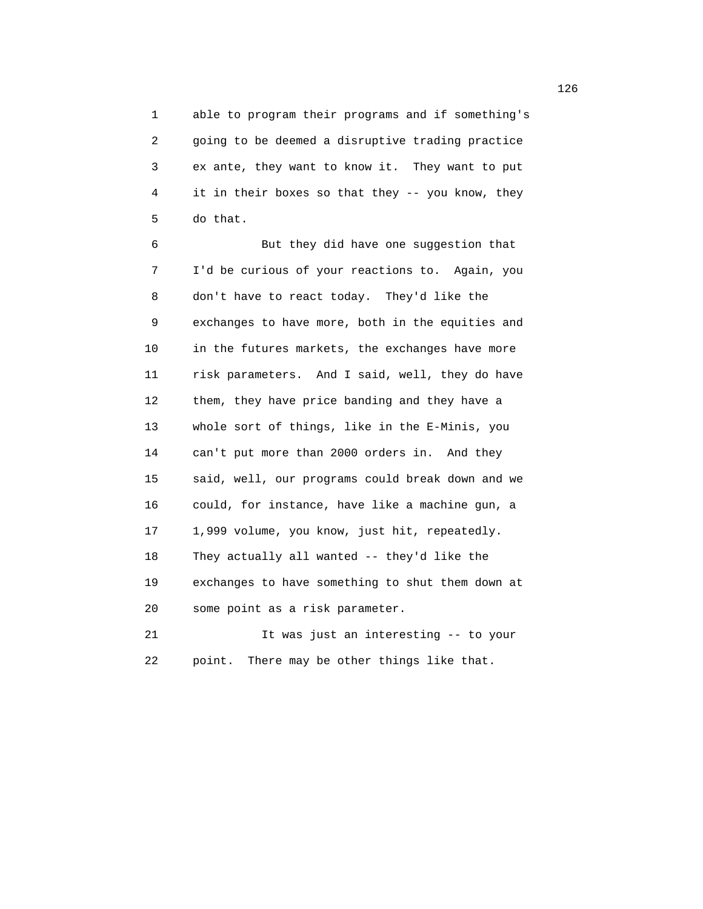able to program their programs and if something's going to be deemed a disruptive trading practice ex ante, they want to know it. They want to put it in their boxes so that they -- you know, they do that.

But they did have one suggestion that I'd be curious of your reactions to. Again, you don't have to react today. They'd like the exchanges to have more, both in the equities and in the futures markets, the exchanges have more risk parameters. And I said, well, they do have them, they have price banding and they have a whole sort of things, like in the E-Minis, you can't put more than 2000 orders in. And they said, well, our programs could break down and we could, for instance, have like a machine gun, a 1,999 volume, you know, just hit, repeatedly. They actually all wanted -- they'd like the exchanges to have something to shut them down at some point as a risk parameter.

It was just an interesting -- to your point. There may be other things like that.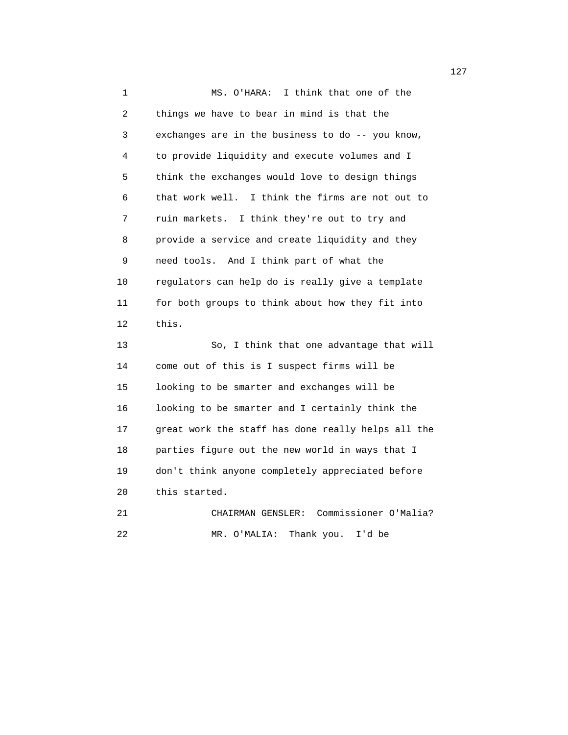MS. O'HARA: I think that one of the things we have to bear in mind is that the exchanges are in the business to do -- you know, to provide liquidity and execute volumes and I think the exchanges would love to design things that work well. I think the firms are not out to ruin markets. I think they're out to try and provide a service and create liquidity and they need tools. And I think part of what the regulators can help do is really give a template for both groups to think about how they fit into this.

So, I think that one advantage that will come out of this is I suspect firms will be looking to be smarter and exchanges will be looking to be smarter and I certainly think the great work the staff has done really helps all the parties figure out the new world in ways that I don't think anyone completely appreciated before this started.

CHAIRMAN GENSLER: Commissioner O'Malia?

MR. O'MALIA: Thank you. I'd be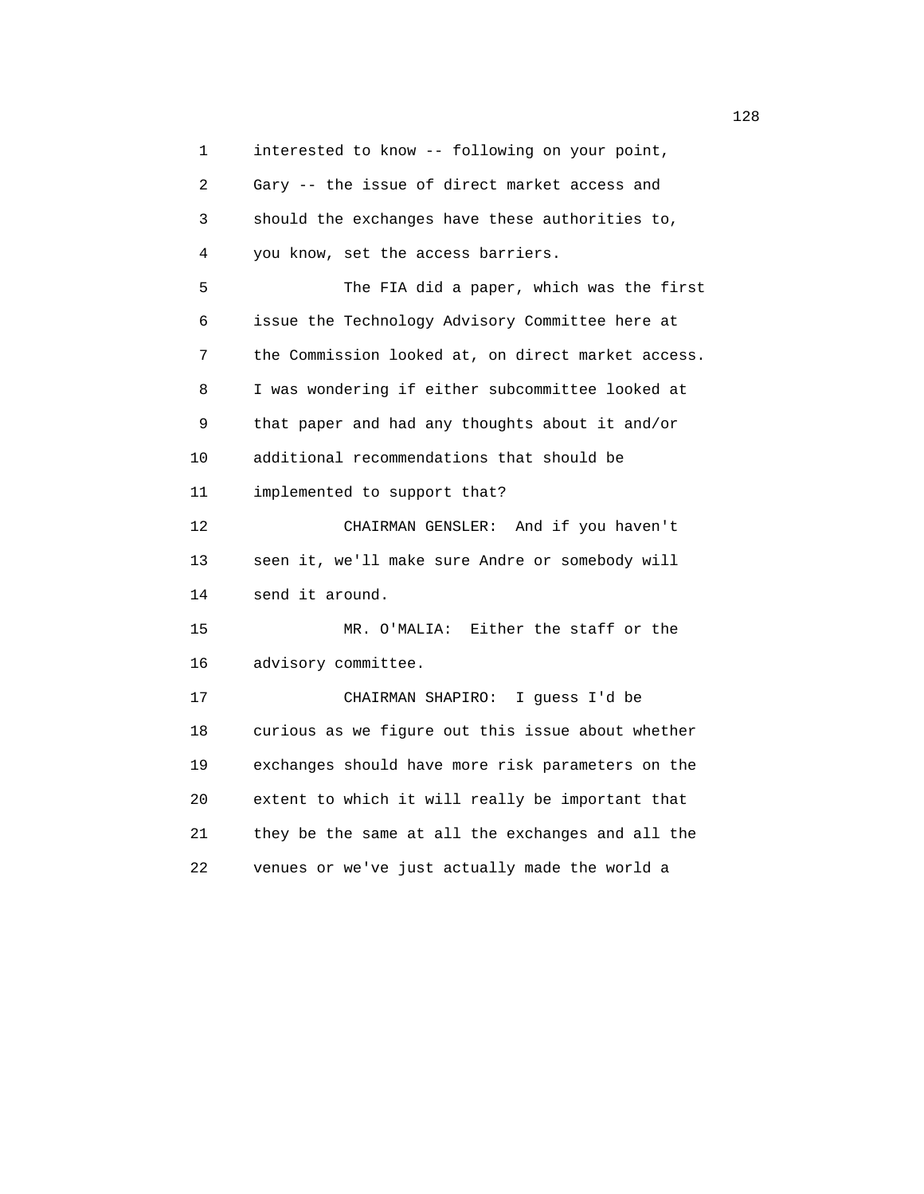interested to know -- following on your point, Gary -- the issue of direct market access and should the exchanges have these authorities to, you know, set the access barriers.

The FIA did a paper, which was the first issue the Technology Advisory Committee here at the Commission looked at, on direct market access. I was wondering if either subcommittee looked at that paper and had any thoughts about it and/or additional recommendations that should be implemented to support that?

CHAIRMAN GENSLER: And if you haven't seen it, we'll make sure Andre or somebody will send it around.

MR. O'MALIA: Either the staff or the advisory committee.

CHAIRMAN SHAPIRO: I guess I'd be curious as we figure out this issue about whether exchanges should have more risk parameters on the extent to which it will really be important that they be the same at all the exchanges and all the venues or we've just actually made the world a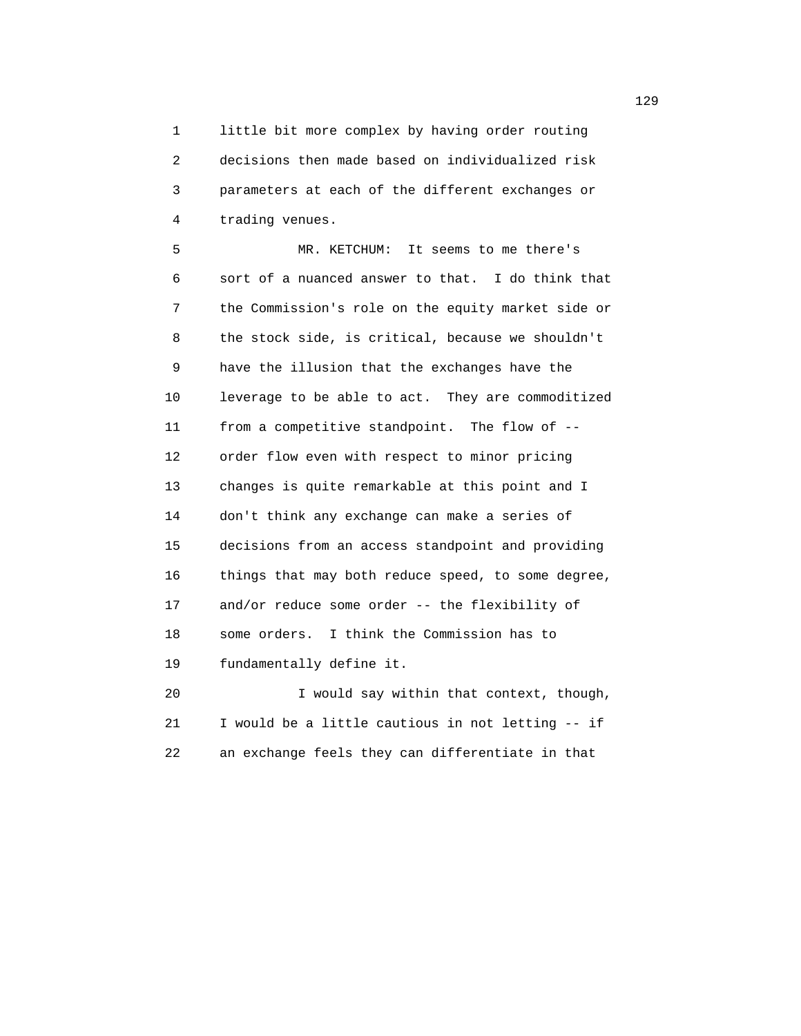little bit more complex by having order routing decisions then made based on individualized risk parameters at each of the different exchanges or trading venues.

MR. KETCHUM: It seems to me there's sort of a nuanced answer to that. I do think that the Commission's role on the equity market side or the stock side, is critical, because we shouldn't have the illusion that the exchanges have the leverage to be able to act. They are commoditized from a competitive standpoint. The flow of -- order flow even with respect to minor pricing changes is quite remarkable at this point and I don't think any exchange can make a series of decisions from an access standpoint and providing things that may both reduce speed, to some degree, and/or reduce some order -- the flexibility of some orders. I think the Commission has to fundamentally define it.

I would say within that context, though, I would be a little cautious in not letting -- if an exchange feels they can differentiate in that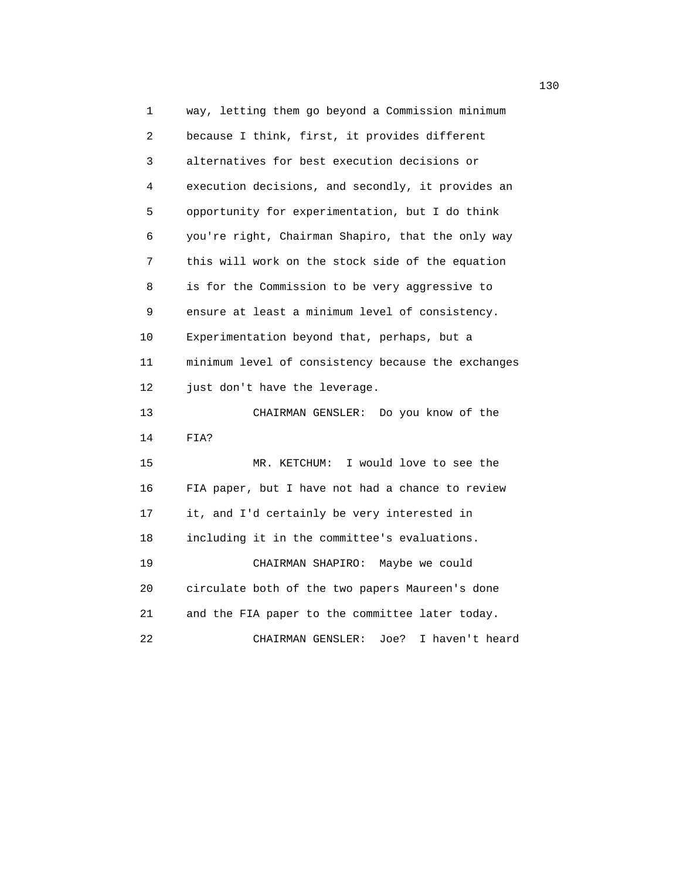way, letting them go beyond a Commission minimum because I think, first, it provides different alternatives for best execution decisions or execution decisions, and secondly, it provides an opportunity for experimentation, but I do think you're right, Chairman Shapiro, that the only way this will work on the stock side of the equation is for the Commission to be very aggressive to ensure at least a minimum level of consistency. Experimentation beyond that, perhaps, but a minimum level of consistency because the exchanges just don't have the leverage.

CHAIRMAN GENSLER: Do you know of the FIA?

MR. KETCHUM: I would love to see the FIA paper, but I have not had a chance to review it, and I'd certainly be very interested in including it in the committee's evaluations.

CHAIRMAN SHAPIRO: Maybe we could circulate both of the two papers Maureen's done and the FIA paper to the committee later today.

CHAIRMAN GENSLER: Joe? I haven't heard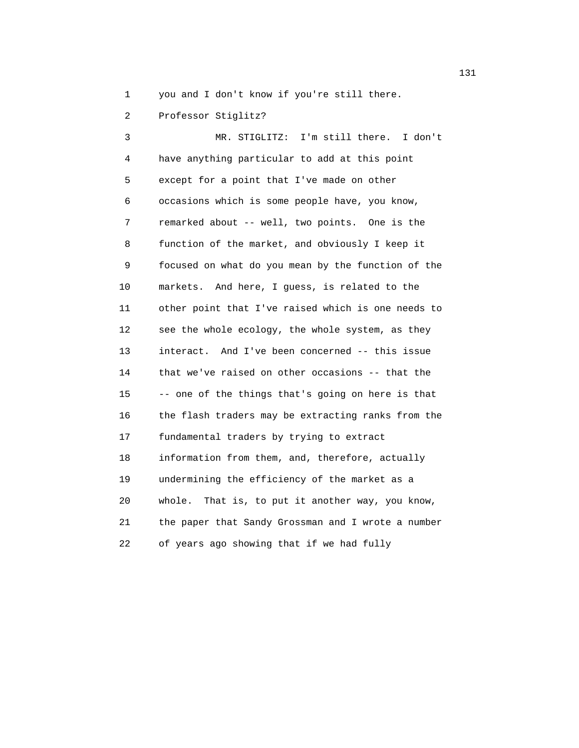you and I don't know if you're still there.

Professor Stiglitz?

MR. STIGLITZ: I'm still there. I don't have anything particular to add at this point except for a point that I've made on other occasions which is some people have, you know, remarked about -- well, two points. One is the function of the market, and obviously I keep it focused on what do you mean by the function of the markets. And here, I guess, is related to the other point that I've raised which is one needs to see the whole ecology, the whole system, as they interact. And I've been concerned -- this issue that we've raised on other occasions -- that the -- one of the things that's going on here is that the flash traders may be extracting ranks from the fundamental traders by trying to extract information from them, and, therefore, actually undermining the efficiency of the market as a whole. That is, to put it another way, you know, the paper that Sandy Grossman and I wrote a number of years ago showing that if we had fully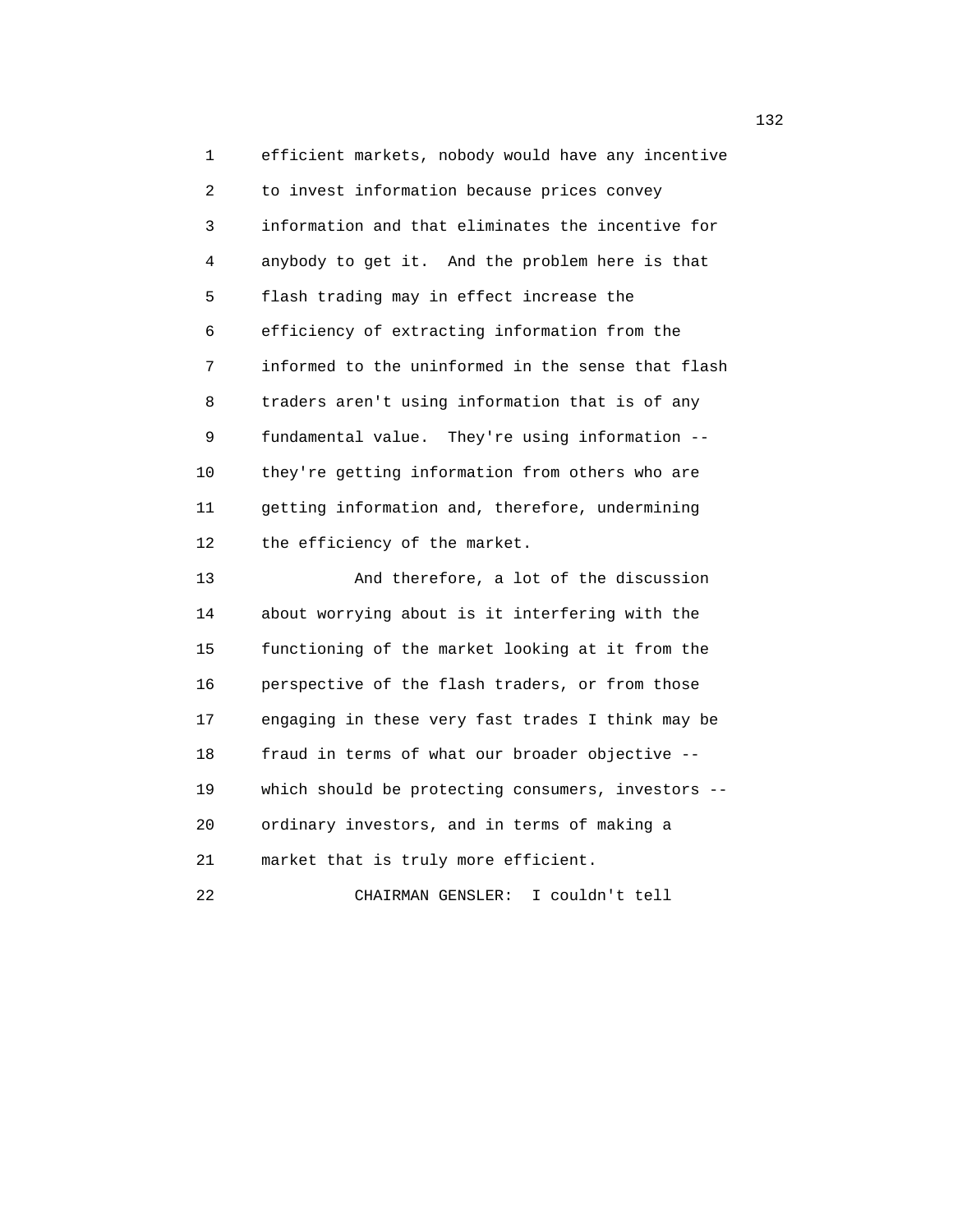efficient markets, nobody would have any incentive to invest information because prices convey information and that eliminates the incentive for anybody to get it. And the problem here is that flash trading may in effect increase the efficiency of extracting information from the informed to the uninformed in the sense that flash traders aren't using information that is of any fundamental value. They're using information -- they're getting information from others who are getting information and, therefore, undermining the efficiency of the market.

And therefore, a lot of the discussion about worrying about is it interfering with the functioning of the market looking at it from the perspective of the flash traders, or from those engaging in these very fast trades I think may be fraud in terms of what our broader objective -- which should be protecting consumers, investors -- ordinary investors, and in terms of making a market that is truly more efficient.

CHAIRMAN GENSLER: I couldn't tell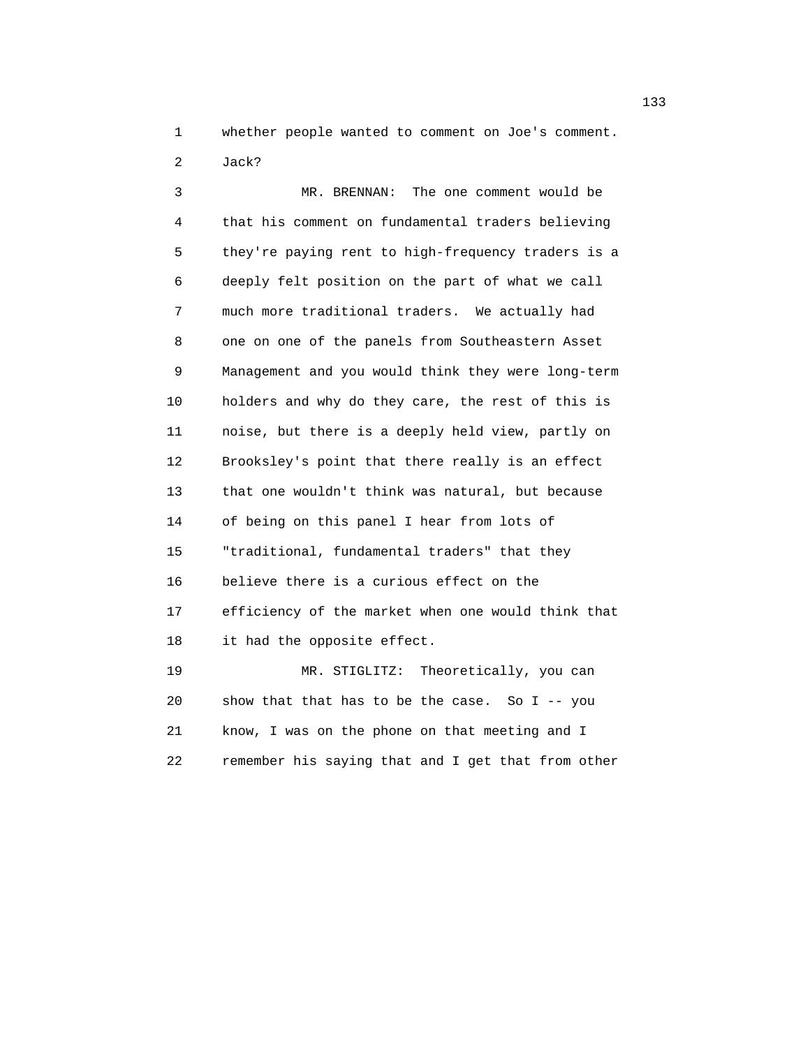whether people wanted to comment on Joe's comment. Jack?

MR. BRENNAN: The one comment would be that his comment on fundamental traders believing they're paying rent to high-frequency traders is a deeply felt position on the part of what we call much more traditional traders. We actually had one on one of the panels from Southeastern Asset Management and you would think they were long-term holders and why do they care, the rest of this is noise, but there is a deeply held view, partly on Brooksley's point that there really is an effect that one wouldn't think was natural, but because of being on this panel I hear from lots of "traditional, fundamental traders" that they believe there is a curious effect on the efficiency of the market when one would think that it had the opposite effect.

MR. STIGLITZ: Theoretically, you can show that that has to be the case. So I -- you know, I was on the phone on that meeting and I remember his saying that and I get that from other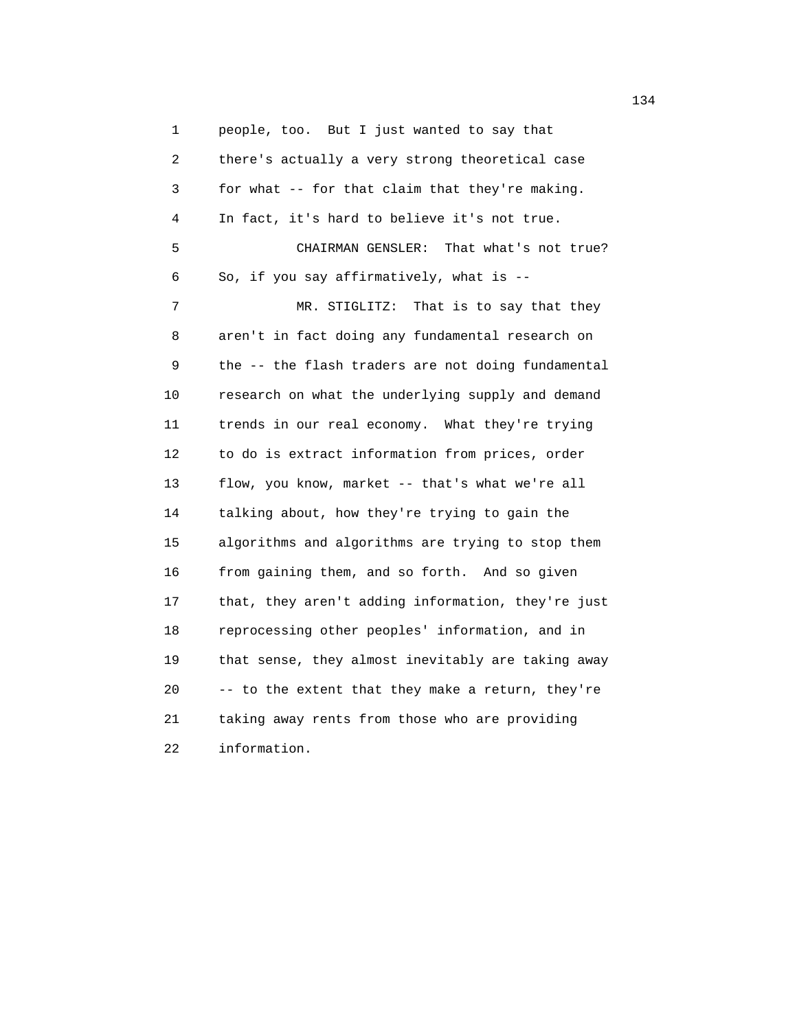people, too. But I just wanted to say that there's actually a very strong theoretical case for what -- for that claim that they're making. In fact, it's hard to believe it's not true.

CHAIRMAN GENSLER: That what's not true? So, if you say affirmatively, what is --

MR. STIGLITZ: That is to say that they aren't in fact doing any fundamental research on the -- the flash traders are not doing fundamental research on what the underlying supply and demand trends in our real economy. What they're trying to do is extract information from prices, order flow, you know, market -- that's what we're all talking about, how they're trying to gain the algorithms and algorithms are trying to stop them from gaining them, and so forth. And so given that, they aren't adding information, they're just reprocessing other peoples' information, and in that sense, they almost inevitably are taking away -- to the extent that they make a return, they're taking away rents from those who are providing information.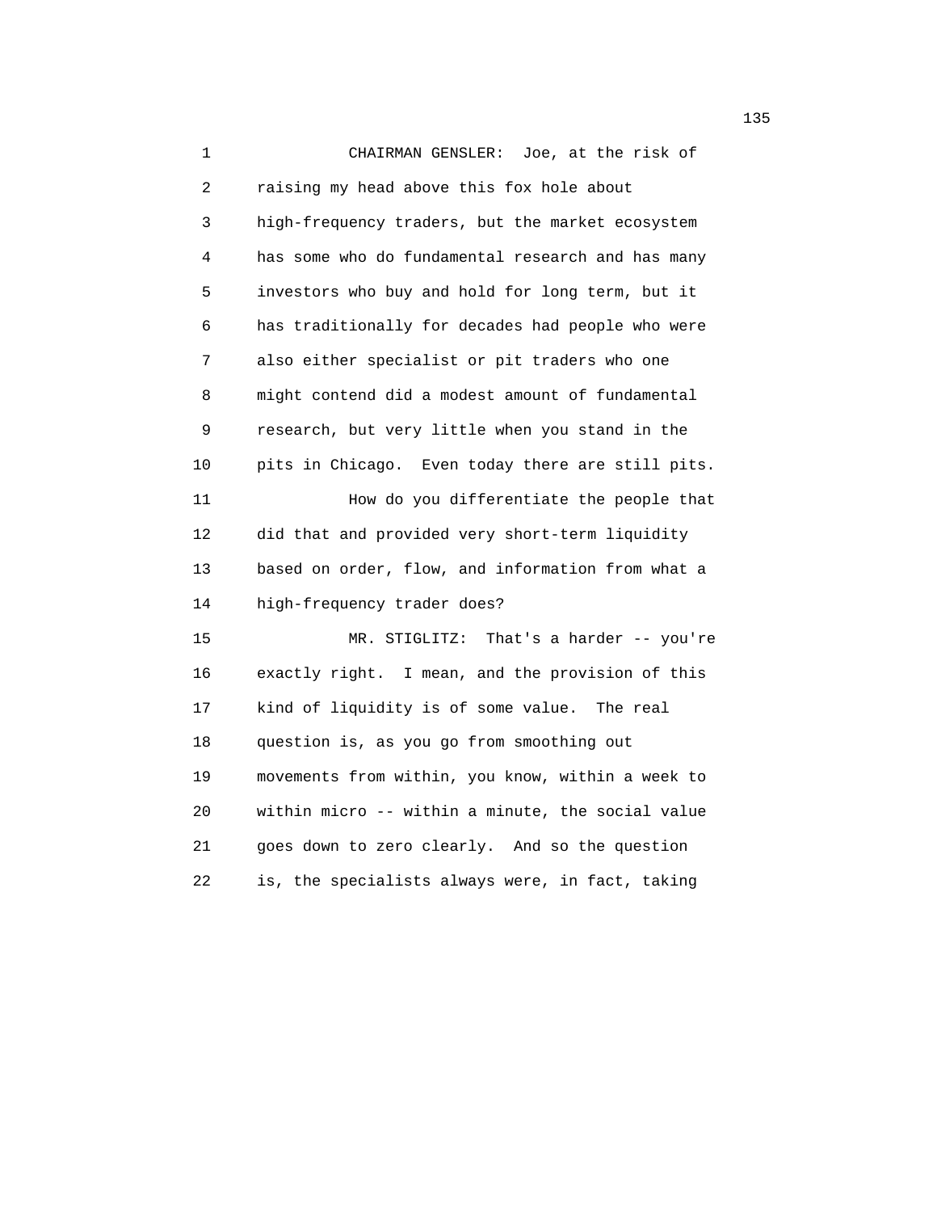CHAIRMAN GENSLER: Joe, at the risk of raising my head above this fox hole about high-frequency traders, but the market ecosystem has some who do fundamental research and has many investors who buy and hold for long term, but it has traditionally for decades had people who were also either specialist or pit traders who one might contend did a modest amount of fundamental research, but very little when you stand in the pits in Chicago. Even today there are still pits.

How do you differentiate the people that did that and provided very short-term liquidity based on order, flow, and information from what a high-frequency trader does?

MR. STIGLITZ: That's a harder -- you're exactly right. I mean, and the provision of this kind of liquidity is of some value. The real question is, as you go from smoothing out movements from within, you know, within a week to within micro -- within a minute, the social value goes down to zero clearly. And so the question is, the specialists always were, in fact, taking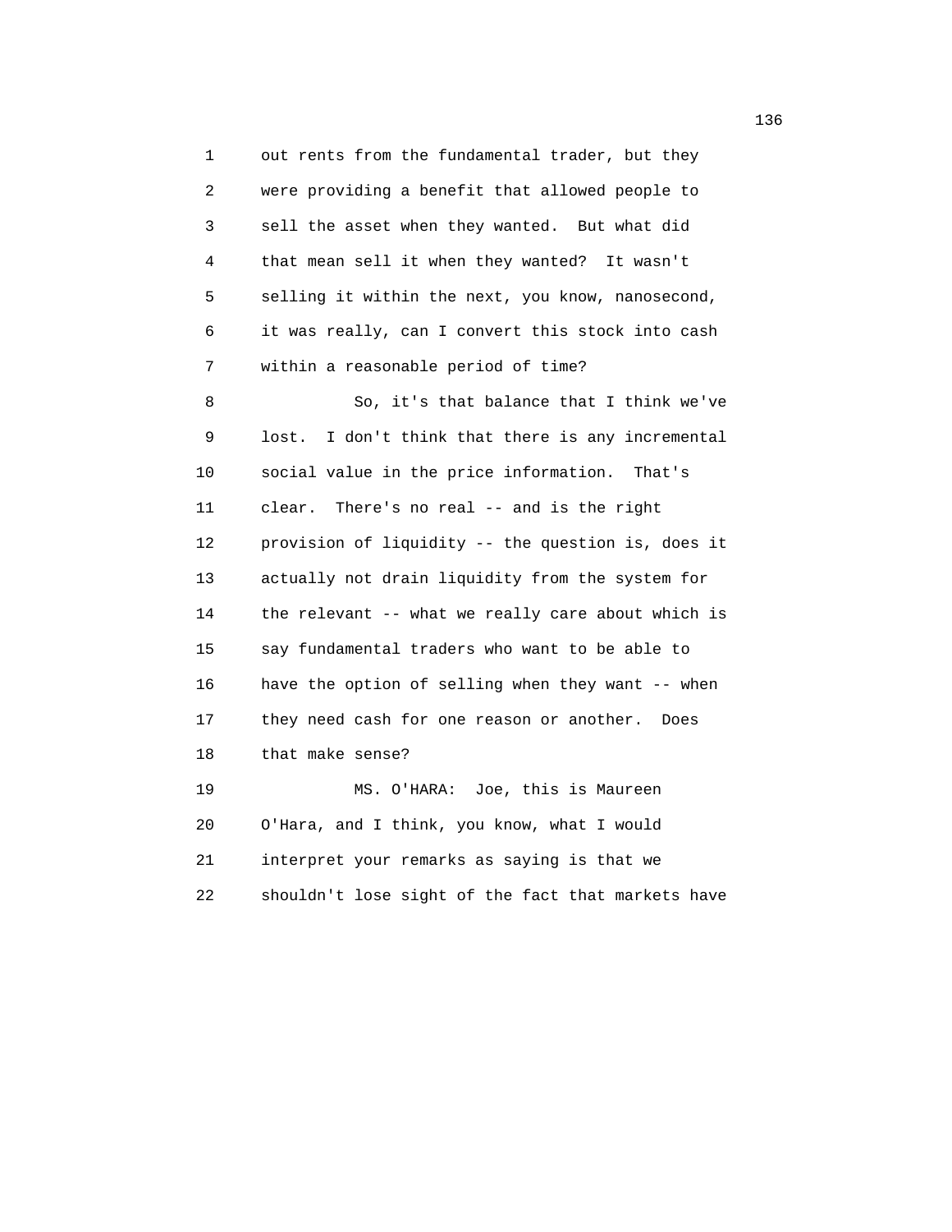out rents from the fundamental trader, but they were providing a benefit that allowed people to sell the asset when they wanted. But what did that mean sell it when they wanted? It wasn't selling it within the next, you know, nanosecond, it was really, can I convert this stock into cash within a reasonable period of time?

So, it's that balance that I think we've lost. I don't think that there is any incremental social value in the price information. That's clear. There's no real -- and is the right provision of liquidity -- the question is, does it actually not drain liquidity from the system for the relevant -- what we really care about which is say fundamental traders who want to be able to have the option of selling when they want -- when they need cash for one reason or another. Does that make sense?

MS. O'HARA: Joe, this is Maureen O'Hara, and I think, you know, what I would interpret your remarks as saying is that we shouldn't lose sight of the fact that markets have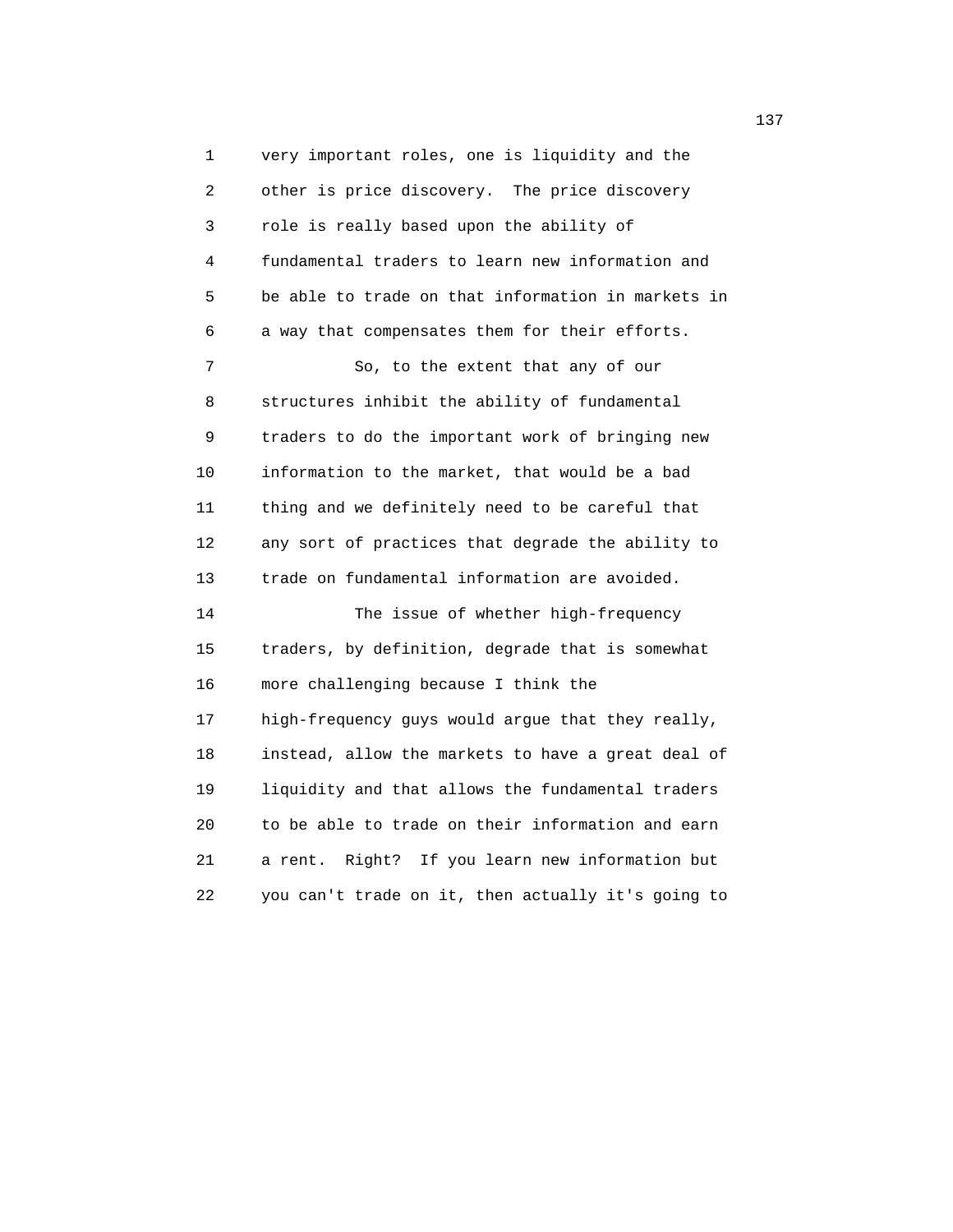very important roles, one is liquidity and the other is price discovery. The price discovery role is really based upon the ability of fundamental traders to learn new information and be able to trade on that information in markets in a way that compensates them for their efforts.

So, to the extent that any of our structures inhibit the ability of fundamental traders to do the important work of bringing new information to the market, that would be a bad thing and we definitely need to be careful that any sort of practices that degrade the ability to trade on fundamental information are avoided.

The issue of whether high-frequency traders, by definition, degrade that is somewhat more challenging because I think the high-frequency guys would argue that they really, instead, allow the markets to have a great deal of liquidity and that allows the fundamental traders to be able to trade on their information and earn a rent. Right? If you learn new information but you can't trade on it, then actually it's going to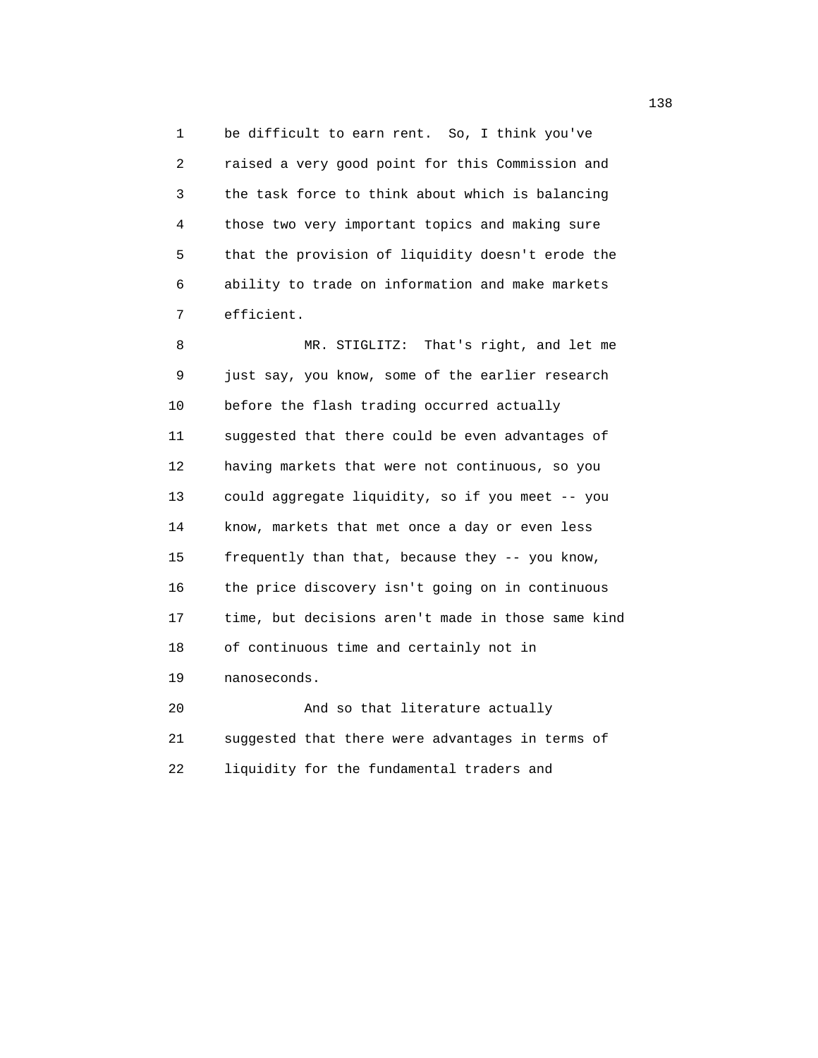be difficult to earn rent. So, I think you've raised a very good point for this Commission and the task force to think about which is balancing those two very important topics and making sure that the provision of liquidity doesn't erode the ability to trade on information and make markets efficient.

MR. STIGLITZ: That's right, and let me just say, you know, some of the earlier research before the flash trading occurred actually suggested that there could be even advantages of having markets that were not continuous, so you could aggregate liquidity, so if you meet -- you know, markets that met once a day or even less frequently than that, because they -- you know, the price discovery isn't going on in continuous time, but decisions aren't made in those same kind of continuous time and certainly not in nanoseconds.

And so that literature actually suggested that there were advantages in terms of liquidity for the fundamental traders and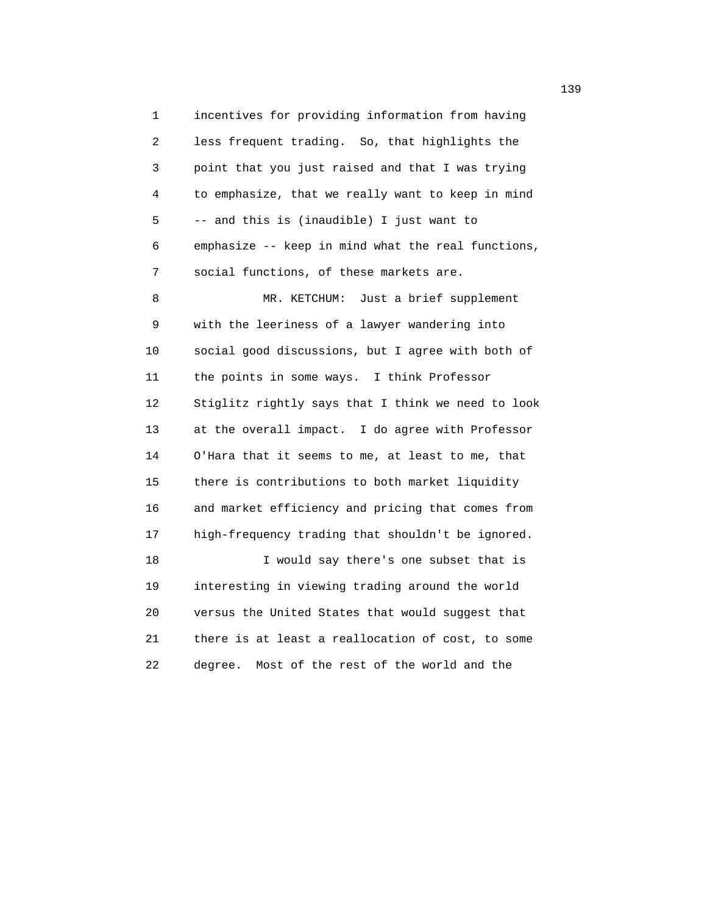incentives for providing information from having less frequent trading. So, that highlights the point that you just raised and that I was trying to emphasize, that we really want to keep in mind -- and this is (inaudible) I just want to emphasize -- keep in mind what the real functions, social functions, of these markets are.

MR. KETCHUM: Just a brief supplement with the leeriness of a lawyer wandering into social good discussions, but I agree with both of the points in some ways. I think Professor Stiglitz rightly says that I think we need to look at the overall impact. I do agree with Professor O'Hara that it seems to me, at least to me, that there is contributions to both market liquidity and market efficiency and pricing that comes from high-frequency trading that shouldn't be ignored.

I would say there's one subset that is interesting in viewing trading around the world versus the United States that would suggest that there is at least a reallocation of cost, to some degree. Most of the rest of the world and the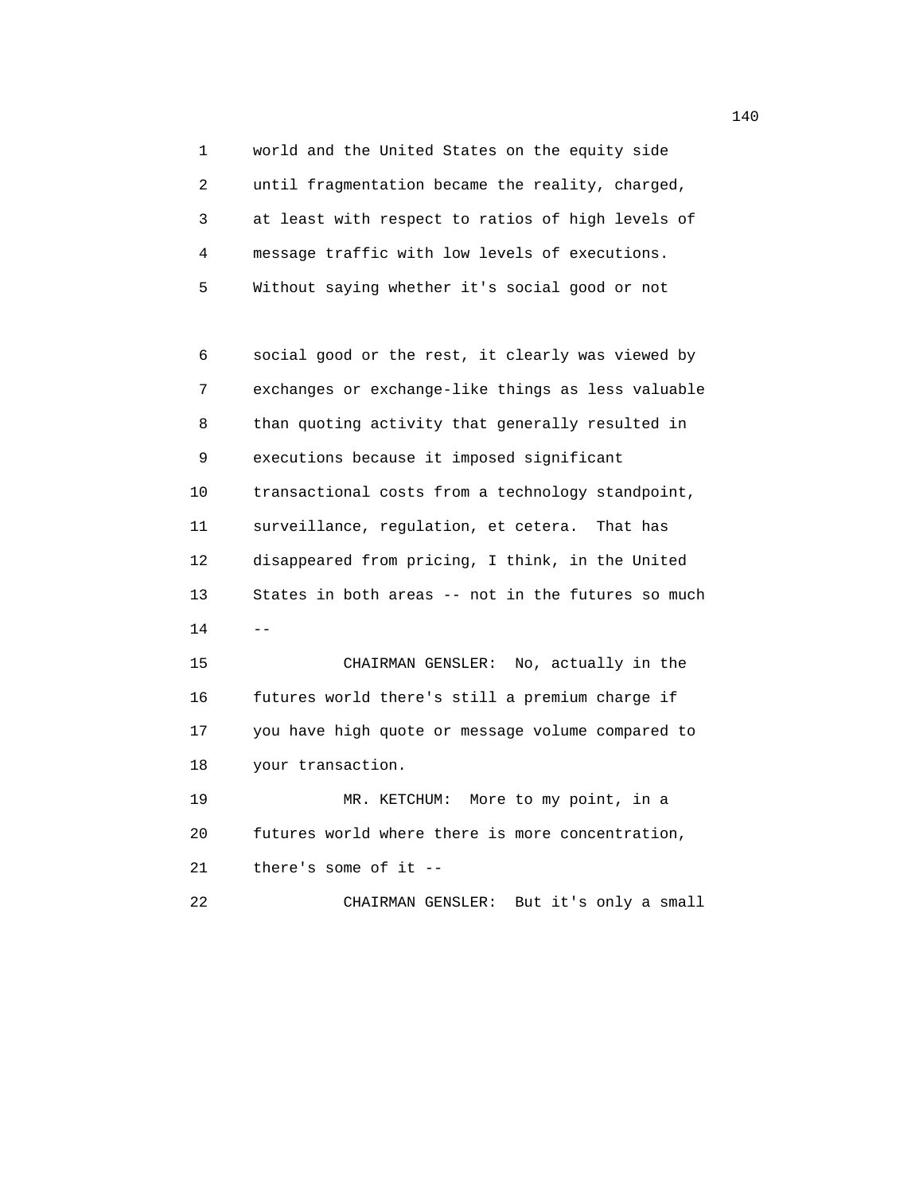world and the United States on the equity side until fragmentation became the reality, charged, at least with respect to ratios of high levels of message traffic with low levels of executions. Without saying whether it's social good or not

social good or the rest, it clearly was viewed by exchanges or exchange-like things as less valuable than quoting activity that generally resulted in executions because it imposed significant transactional costs from a technology standpoint, surveillance, regulation, et cetera. That has disappeared from pricing, I think, in the United States in both areas -- not in the futures so much --

CHAIRMAN GENSLER: No, actually in the futures world there's still a premium charge if you have high quote or message volume compared to your transaction.

MR. KETCHUM: More to my point, in a futures world where there is more concentration, there's some of it --

CHAIRMAN GENSLER: But it's only a small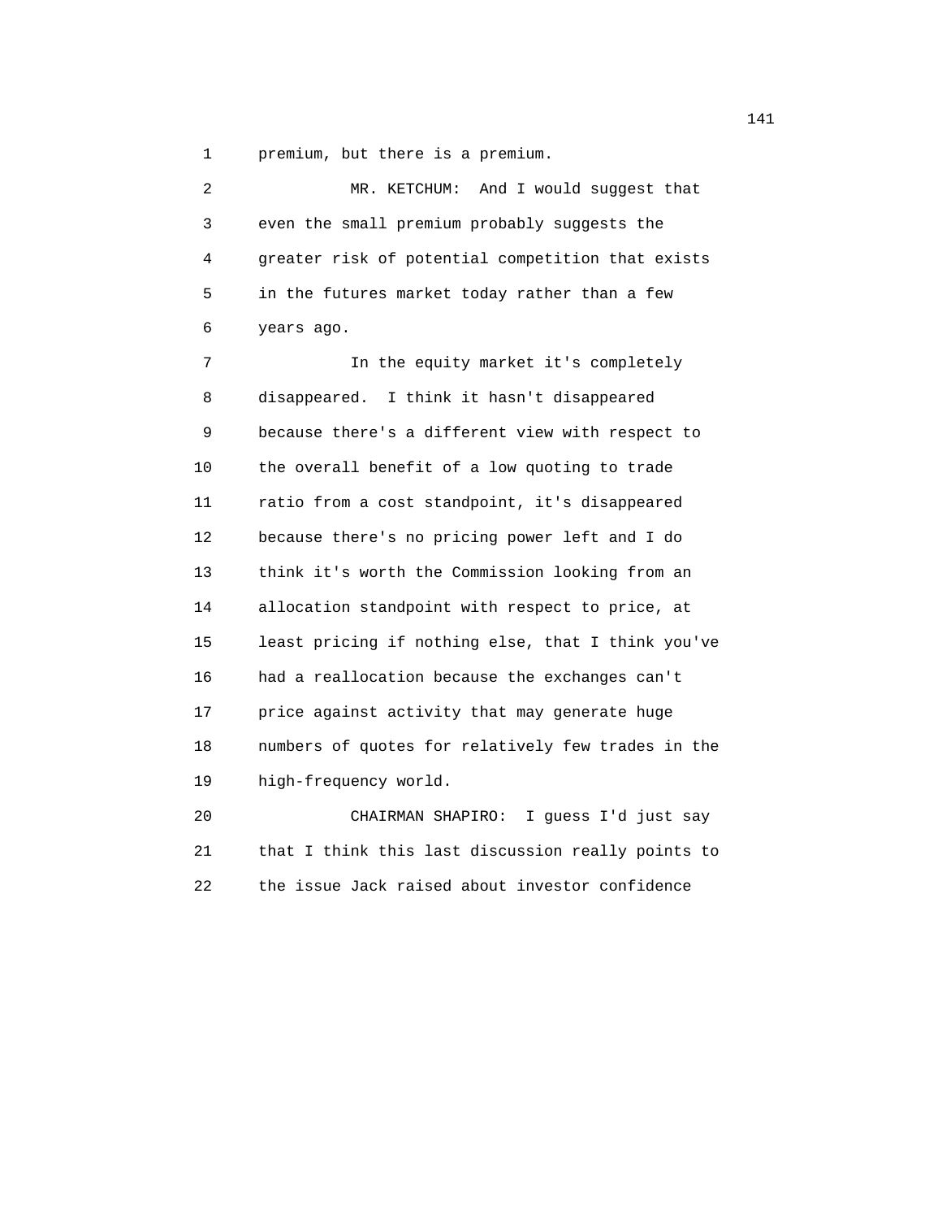premium, but there is a premium.

MR. KETCHUM: And I would suggest that even the small premium probably suggests the greater risk of potential competition that exists in the futures market today rather than a few years ago.

In the equity market it's completely disappeared. I think it hasn't disappeared because there's a different view with respect to the overall benefit of a low quoting to trade ratio from a cost standpoint, it's disappeared because there's no pricing power left and I do think it's worth the Commission looking from an allocation standpoint with respect to price, at least pricing if nothing else, that I think you've had a reallocation because the exchanges can't price against activity that may generate huge numbers of quotes for relatively few trades in the high-frequency world.

CHAIRMAN SHAPIRO: I guess I'd just say that I think this last discussion really points to the issue Jack raised about investor confidence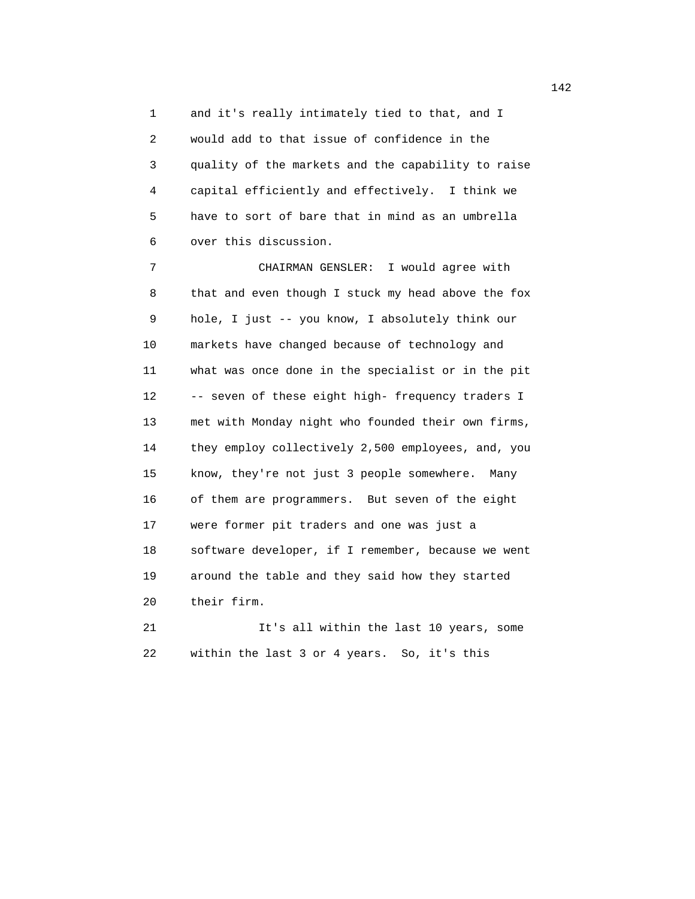and it's really intimately tied to that, and I would add to that issue of confidence in the quality of the markets and the capability to raise capital efficiently and effectively. I think we have to sort of bare that in mind as an umbrella over this discussion.

CHAIRMAN GENSLER: I would agree with that and even though I stuck my head above the fox hole, I just -- you know, I absolutely think our markets have changed because of technology and what was once done in the specialist or in the pit -- seven of these eight high- frequency traders I met with Monday night who founded their own firms, they employ collectively 2,500 employees, and, you know, they're not just 3 people somewhere. Many of them are programmers. But seven of the eight were former pit traders and one was just a software developer, if I remember, because we went around the table and they said how they started their firm.

It's all within the last 10 years, some within the last 3 or 4 years. So, it's this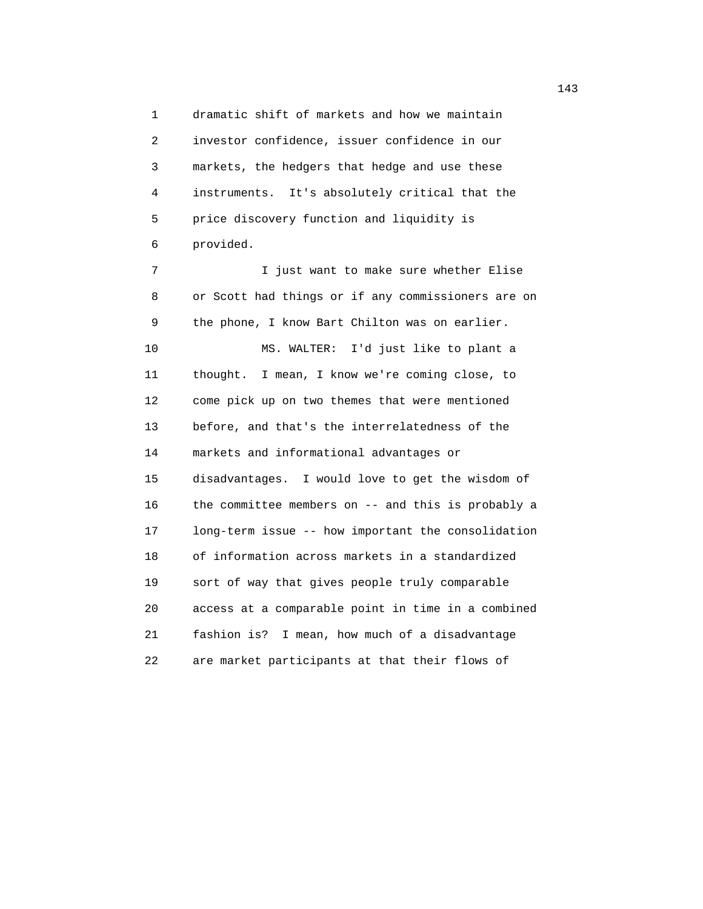dramatic shift of markets and how we maintain investor confidence, issuer confidence in our markets, the hedgers that hedge and use these instruments. It's absolutely critical that the price discovery function and liquidity is provided.

I just want to make sure whether Elise or Scott had things or if any commissioners are on the phone, I know Bart Chilton was on earlier.

MS. WALTER: I'd just like to plant a thought. I mean, I know we're coming close, to come pick up on two themes that were mentioned before, and that's the interrelatedness of the markets and informational advantages or disadvantages. I would love to get the wisdom of the committee members on -- and this is probably a long-term issue -- how important the consolidation of information across markets in a standardized sort of way that gives people truly comparable access at a comparable point in time in a combined fashion is? I mean, how much of a disadvantage are market participants at that their flows of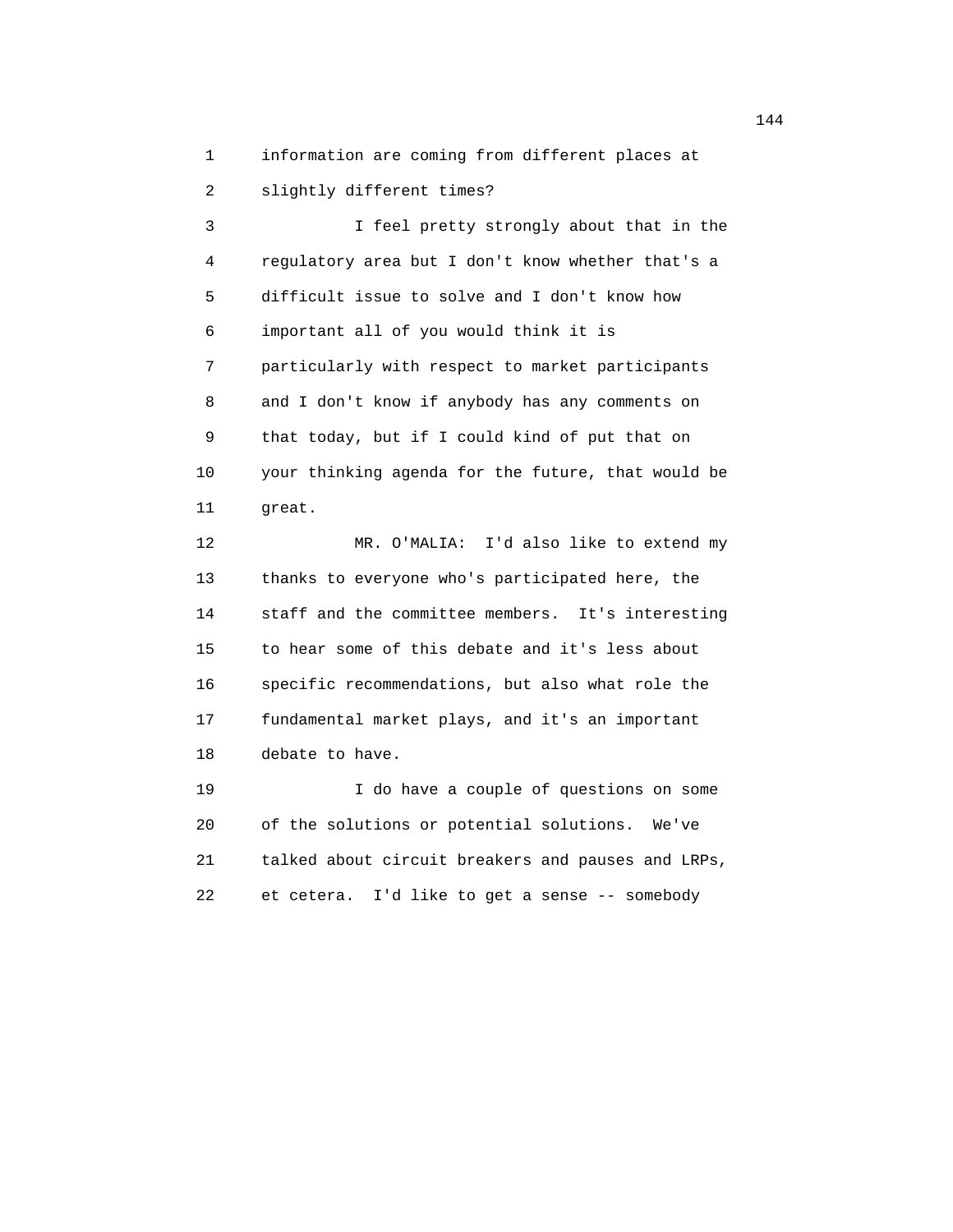information are coming from different places at slightly different times?

I feel pretty strongly about that in the regulatory area but I don't know whether that's a difficult issue to solve and I don't know how important all of you would think it is particularly with respect to market participants and I don't know if anybody has any comments on that today, but if I could kind of put that on your thinking agenda for the future, that would be great.

MR. O'MALIA: I'd also like to extend my thanks to everyone who's participated here, the staff and the committee members. It's interesting to hear some of this debate and it's less about specific recommendations, but also what role the fundamental market plays, and it's an important debate to have.

I do have a couple of questions on some of the solutions or potential solutions. We've talked about circuit breakers and pauses and LRPs, et cetera. I'd like to get a sense -- somebody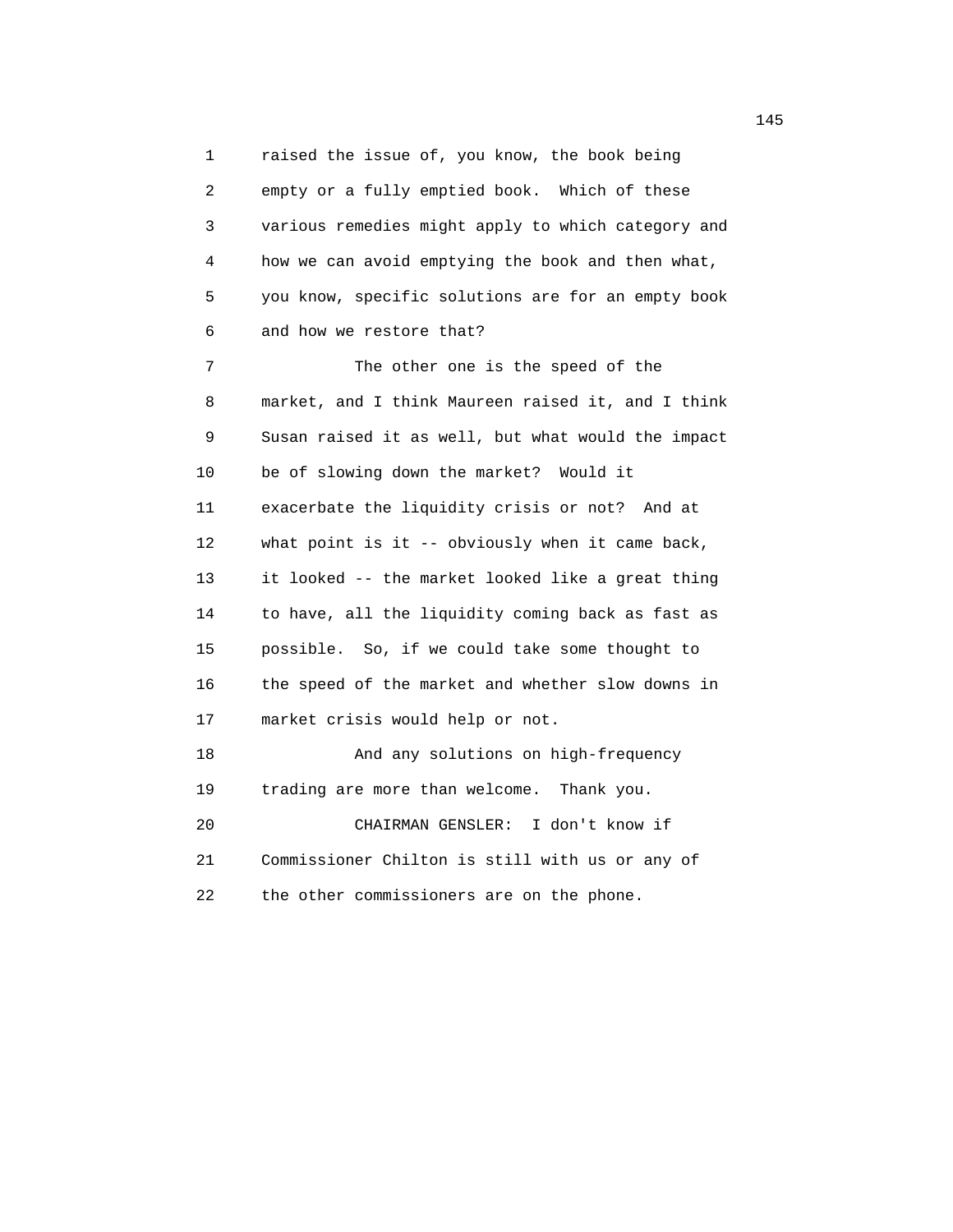raised the issue of, you know, the book being empty or a fully emptied book. Which of these various remedies might apply to which category and how we can avoid emptying the book and then what, you know, specific solutions are for an empty book and how we restore that?

The other one is the speed of the market, and I think Maureen raised it, and I think Susan raised it as well, but what would the impact be of slowing down the market? Would it exacerbate the liquidity crisis or not? And at what point is it -- obviously when it came back, it looked -- the market looked like a great thing to have, all the liquidity coming back as fast as possible. So, if we could take some thought to the speed of the market and whether slow downs in market crisis would help or not.

And any solutions on high-frequency trading are more than welcome. Thank you.

CHAIRMAN GENSLER: I don't know if Commissioner Chilton is still with us or any of the other commissioners are on the phone.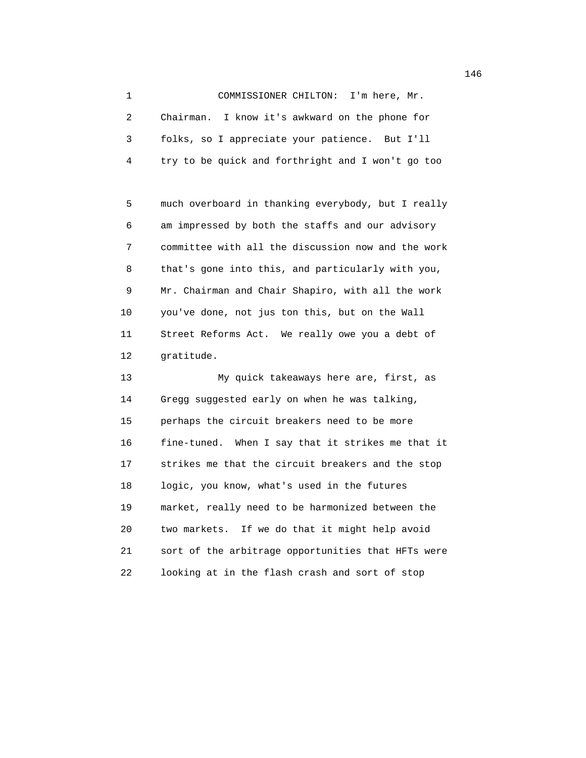COMMISSIONER CHILTON: I'm here, Mr. Chairman. I know it's awkward on the phone for folks, so I appreciate your patience. But I'll try to be quick and forthright and I won't go too much overboard in thanking everybody, but I really am impressed by both the staffs and our advisory committee with all the discussion now and the work that's gone into this, and particularly with you, Mr. Chairman and Chair Shapiro, with all the work you've done, not jus ton this, but on the Wall Street Reforms Act. We really owe you a debt of gratitude.

My quick takeaways here are, first, as Gregg suggested early on when he was talking, perhaps the circuit breakers need to be more fine-tuned. When I say that it strikes me that it strikes me that the circuit breakers and the stop logic, you know, what's used in the futures market, really need to be harmonized between the two markets. If we do that it might help avoid sort of the arbitrage opportunities that HFTs were looking at in the flash crash and sort of stop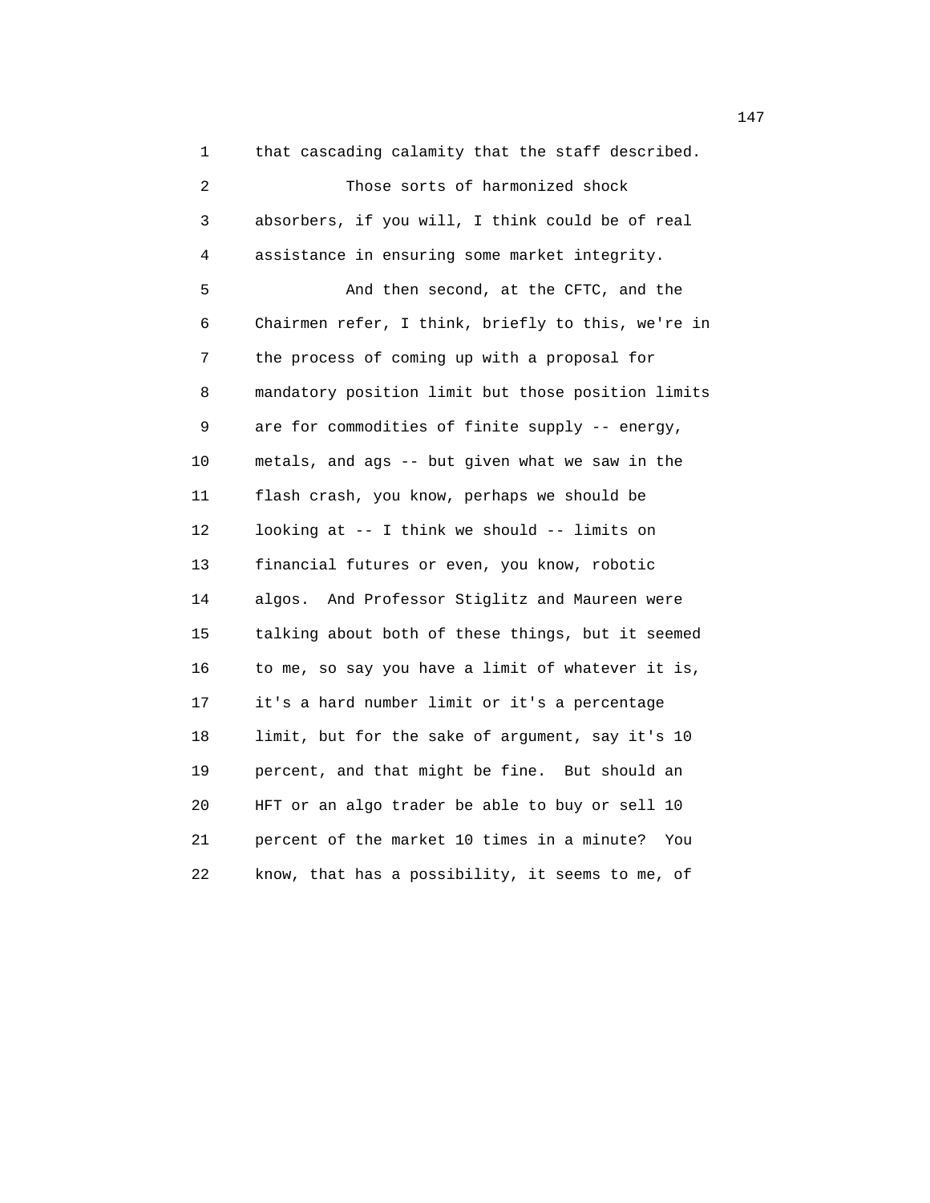that cascading calamity that the staff described.

Those sorts of harmonized shock absorbers, if you will, I think could be of real assistance in ensuring some market integrity.

And then second, at the CFTC, and the Chairmen refer, I think, briefly to this, we're in the process of coming up with a proposal for mandatory position limit but those position limits are for commodities of finite supply -- energy, metals, and ags -- but given what we saw in the flash crash, you know, perhaps we should be looking at -- I think we should -- limits on financial futures or even, you know, robotic algos. And Professor Stiglitz and Maureen were talking about both of these things, but it seemed to me, so say you have a limit of whatever it is, it's a hard number limit or it's a percentage limit, but for the sake of argument, say it's 10 percent, and that might be fine. But should an HFT or an algo trader be able to buy or sell 10 percent of the market 10 times in a minute? You know, that has a possibility, it seems to me, of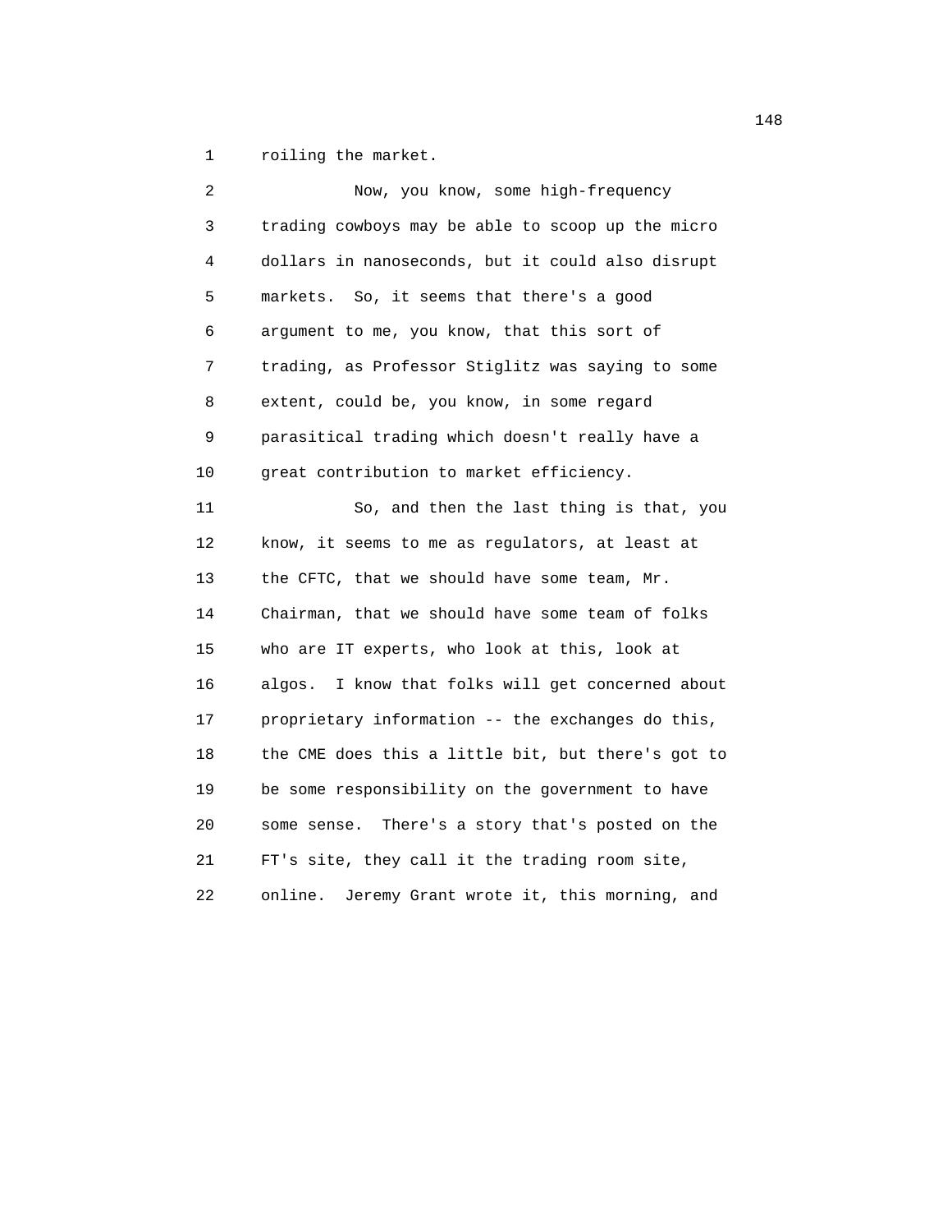roiling the market.

Now, you know, some high-frequency trading cowboys may be able to scoop up the micro dollars in nanoseconds, but it could also disrupt markets. So, it seems that there's a good argument to me, you know, that this sort of trading, as Professor Stiglitz was saying to some extent, could be, you know, in some regard parasitical trading which doesn't really have a great contribution to market efficiency.

So, and then the last thing is that, you know, it seems to me as regulators, at least at the CFTC, that we should have some team, Mr. Chairman, that we should have some team of folks who are IT experts, who look at this, look at algos. I know that folks will get concerned about proprietary information -- the exchanges do this, the CME does this a little bit, but there's got to be some responsibility on the government to have some sense. There's a story that's posted on the FT's site, they call it the trading room site, online. Jeremy Grant wrote it, this morning, and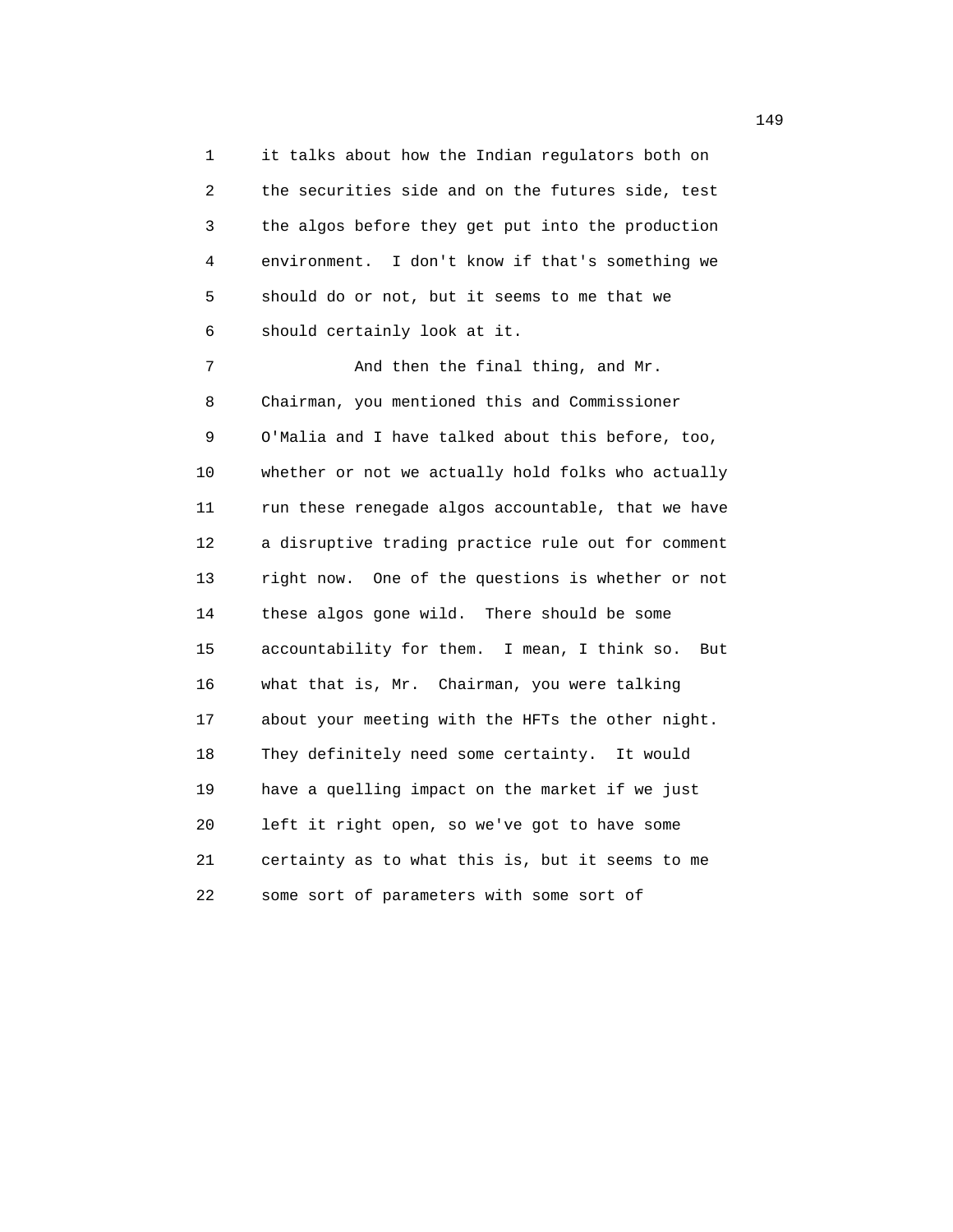it talks about how the Indian regulators both on the securities side and on the futures side, test the algos before they get put into the production environment. I don't know if that's something we should do or not, but it seems to me that we should certainly look at it.

And then the final thing, and Mr. Chairman, you mentioned this and Commissioner O'Malia and I have talked about this before, too, whether or not we actually hold folks who actually run these renegade algos accountable, that we have a disruptive trading practice rule out for comment right now. One of the questions is whether or not these algos gone wild. There should be some accountability for them. I mean, I think so. But what that is, Mr. Chairman, you were talking about your meeting with the HFTs the other night. They definitely need some certainty. It would have a quelling impact on the market if we just left it right open, so we've got to have some certainty as to what this is, but it seems to me some sort of parameters with some sort of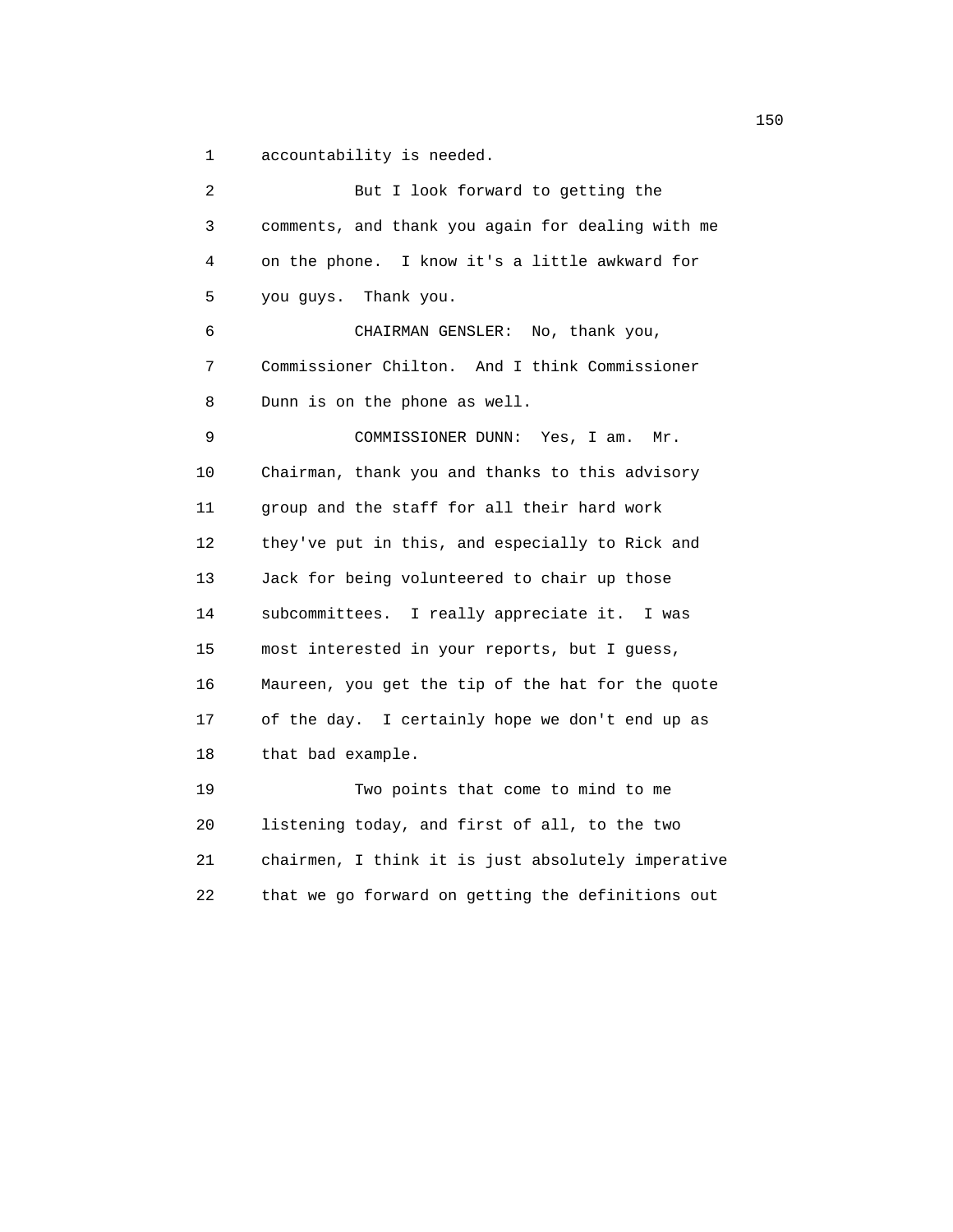accountability is needed.

But I look forward to getting the comments, and thank you again for dealing with me on the phone. I know it's a little awkward for you guys. Thank you.

CHAIRMAN GENSLER: No, thank you, Commissioner Chilton. And I think Commissioner Dunn is on the phone as well.

COMMISSIONER DUNN: Yes, I am. Mr. Chairman, thank you and thanks to this advisory group and the staff for all their hard work they've put in this, and especially to Rick and Jack for being volunteered to chair up those subcommittees. I really appreciate it. I was most interested in your reports, but I guess, Maureen, you get the tip of the hat for the quote of the day. I certainly hope we don't end up as that bad example.

Two points that come to mind to me listening today, and first of all, to the two chairmen, I think it is just absolutely imperative that we go forward on getting the definitions out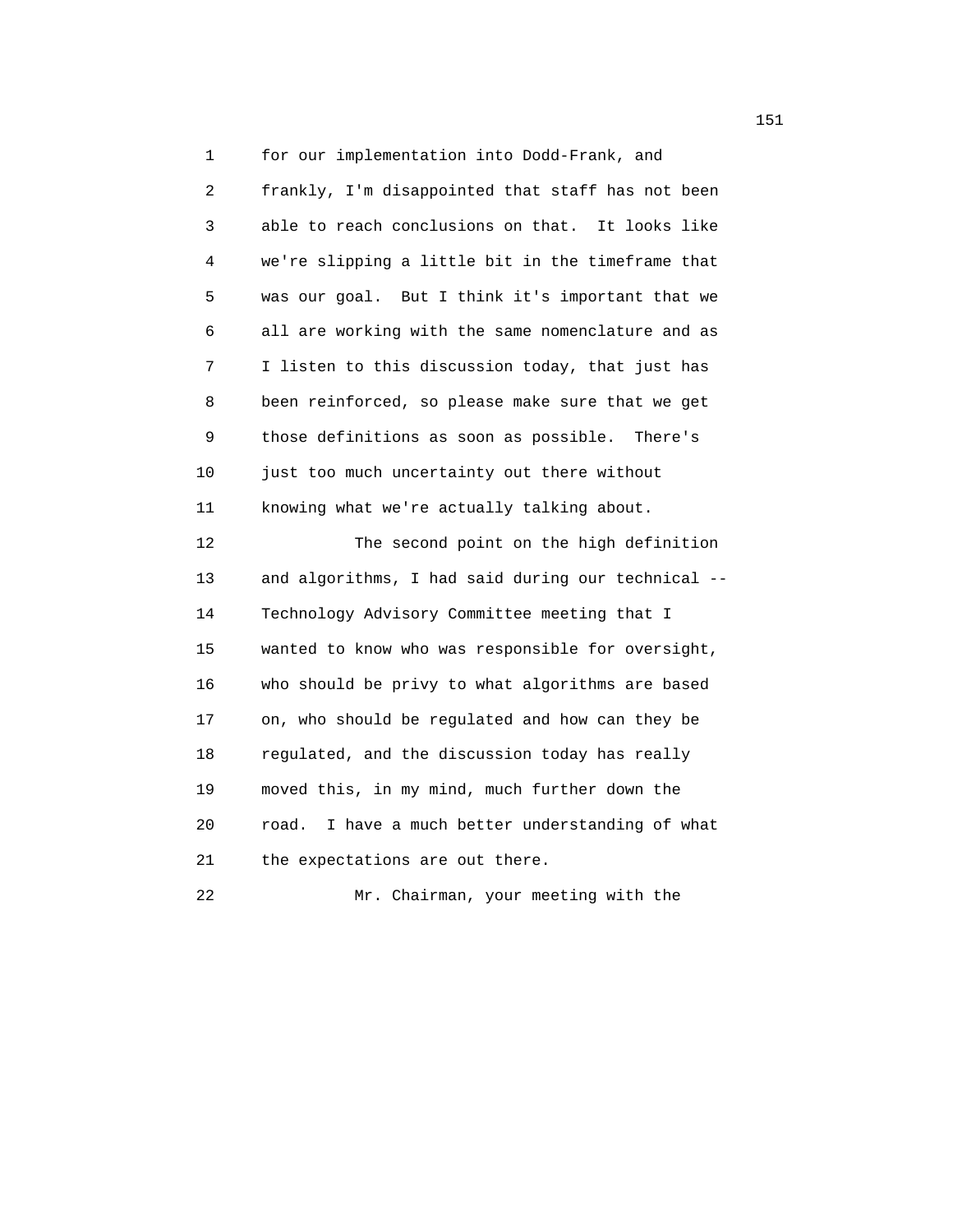for our implementation into Dodd-Frank, and frankly, I'm disappointed that staff has not been able to reach conclusions on that. It looks like we're slipping a little bit in the timeframe that was our goal. But I think it's important that we all are working with the same nomenclature and as I listen to this discussion today, that just has been reinforced, so please make sure that we get those definitions as soon as possible. There's just too much uncertainty out there without knowing what we're actually talking about.

The second point on the high definition and algorithms, I had said during our technical -- Technology Advisory Committee meeting that I wanted to know who was responsible for oversight, who should be privy to what algorithms are based on, who should be regulated and how can they be regulated, and the discussion today has really moved this, in my mind, much further down the road. I have a much better understanding of what the expectations are out there.

Mr. Chairman, your meeting with the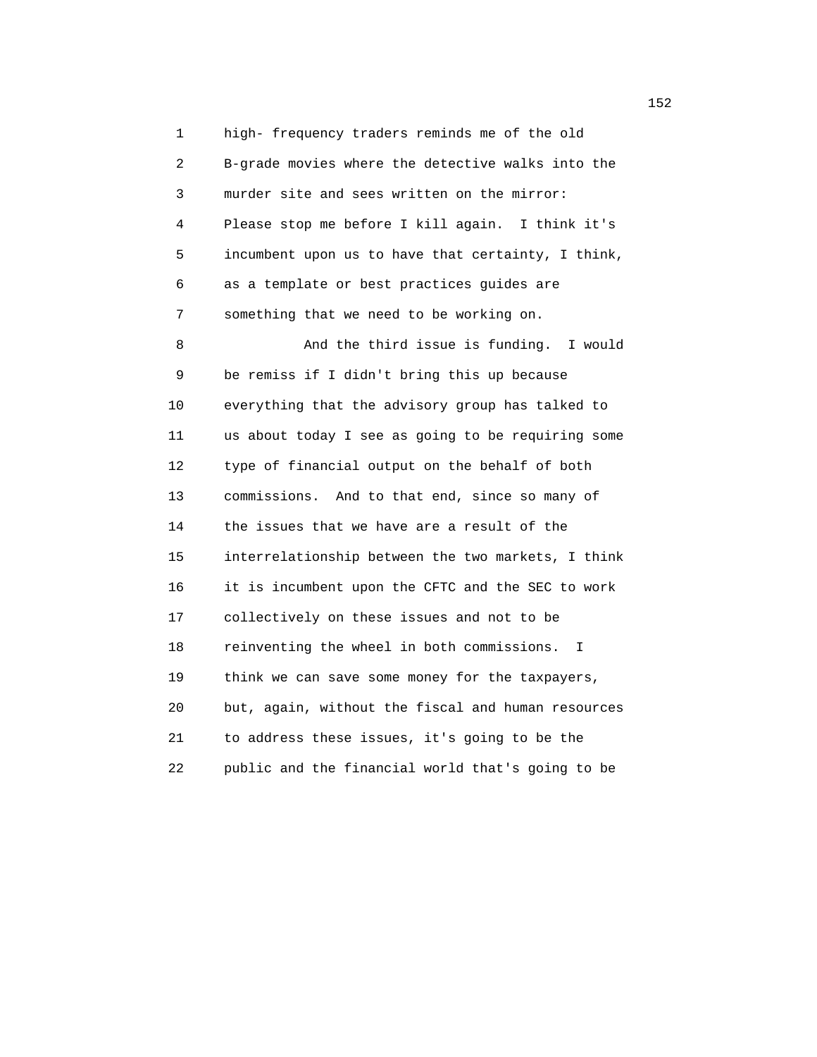high- frequency traders reminds me of the old B-grade movies where the detective walks into the murder site and sees written on the mirror: Please stop me before I kill again. I think it's incumbent upon us to have that certainty, I think, as a template or best practices guides are something that we need to be working on.

And the third issue is funding. I would be remiss if I didn't bring this up because everything that the advisory group has talked to us about today I see as going to be requiring some type of financial output on the behalf of both commissions. And to that end, since so many of the issues that we have are a result of the interrelationship between the two markets, I think it is incumbent upon the CFTC and the SEC to work collectively on these issues and not to be reinventing the wheel in both commissions. I think we can save some money for the taxpayers, but, again, without the fiscal and human resources to address these issues, it's going to be the public and the financial world that's going to be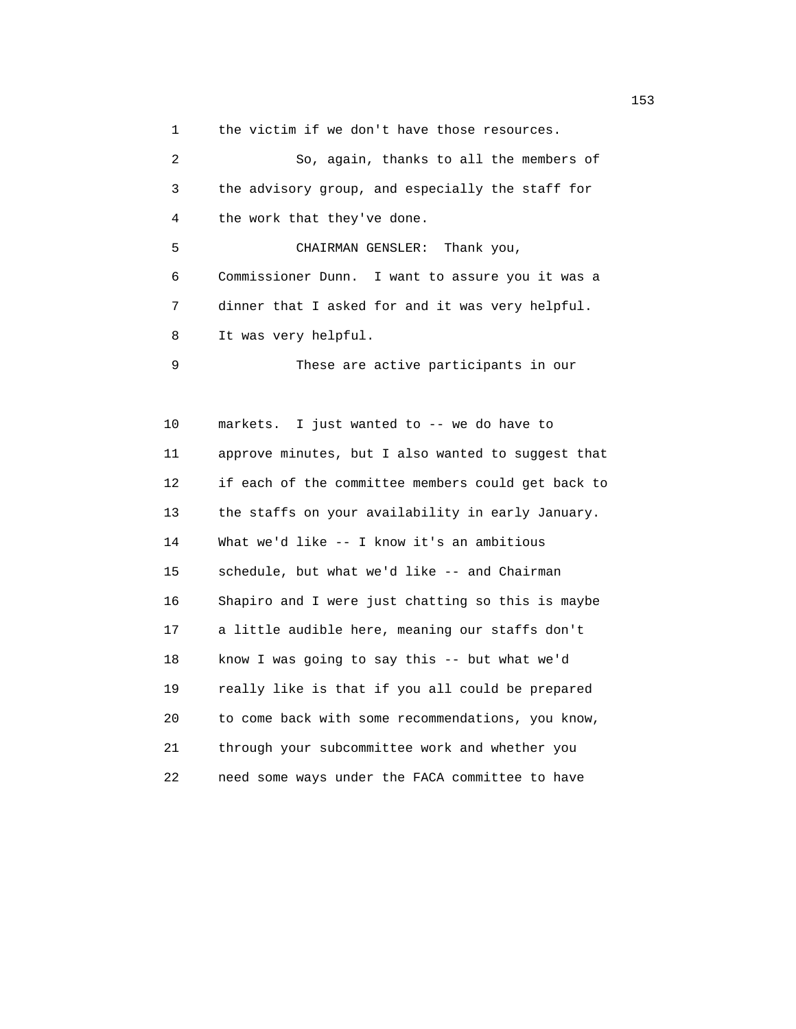the victim if we don't have those resources.

So, again, thanks to all the members of the advisory group, and especially the staff for the work that they've done.

CHAIRMAN GENSLER: Thank you, Commissioner Dunn. I want to assure you it was a dinner that I asked for and it was very helpful. It was very helpful.

These are active participants in our markets. I just wanted to -- we do have to approve minutes, but I also wanted to suggest that if each of the committee members could get back to the staffs on your availability in early January. What we'd like -- I know it's an ambitious schedule, but what we'd like -- and Chairman Shapiro and I were just chatting so this is maybe a little audible here, meaning our staffs don't know I was going to say this -- but what we'd really like is that if you all could be prepared to come back with some recommendations, you know, through your subcommittee work and whether you need some ways under the FACA committee to have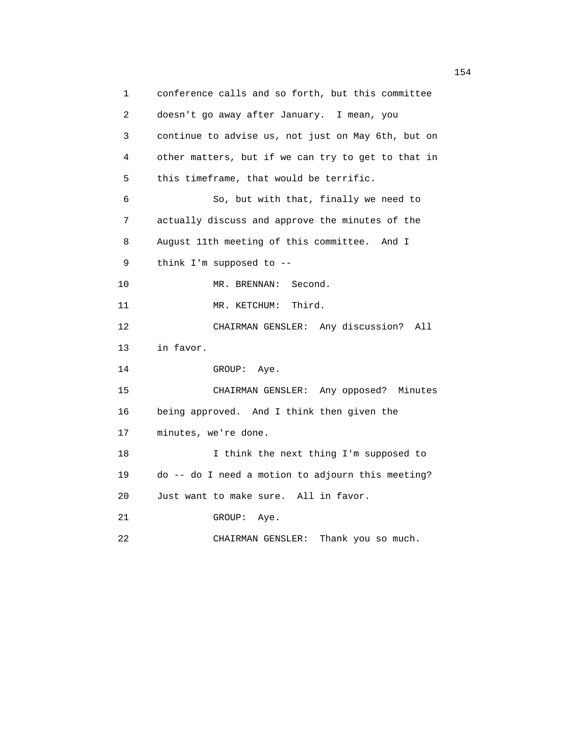conference calls and so forth, but this committee doesn't go away after January. I mean, you continue to advise us, not just on May 6th, but on other matters, but if we can try to get to that in this timeframe, that would be terrific.

So, but with that, finally we need to actually discuss and approve the minutes of the August 11th meeting of this committee. And I think I'm supposed to --

MR. BRENNAN: Second.

MR. KETCHUM: Third.

CHAIRMAN GENSLER: Any discussion? All in favor.

GROUP: Aye.

CHAIRMAN GENSLER: Any opposed? Minutes being approved. And I think then given the minutes, we're done.

I think the next thing I'm supposed to do -- do I need a motion to adjourn this meeting? Just want to make sure. All in favor.

GROUP: Aye.

CHAIRMAN GENSLER: Thank you so much.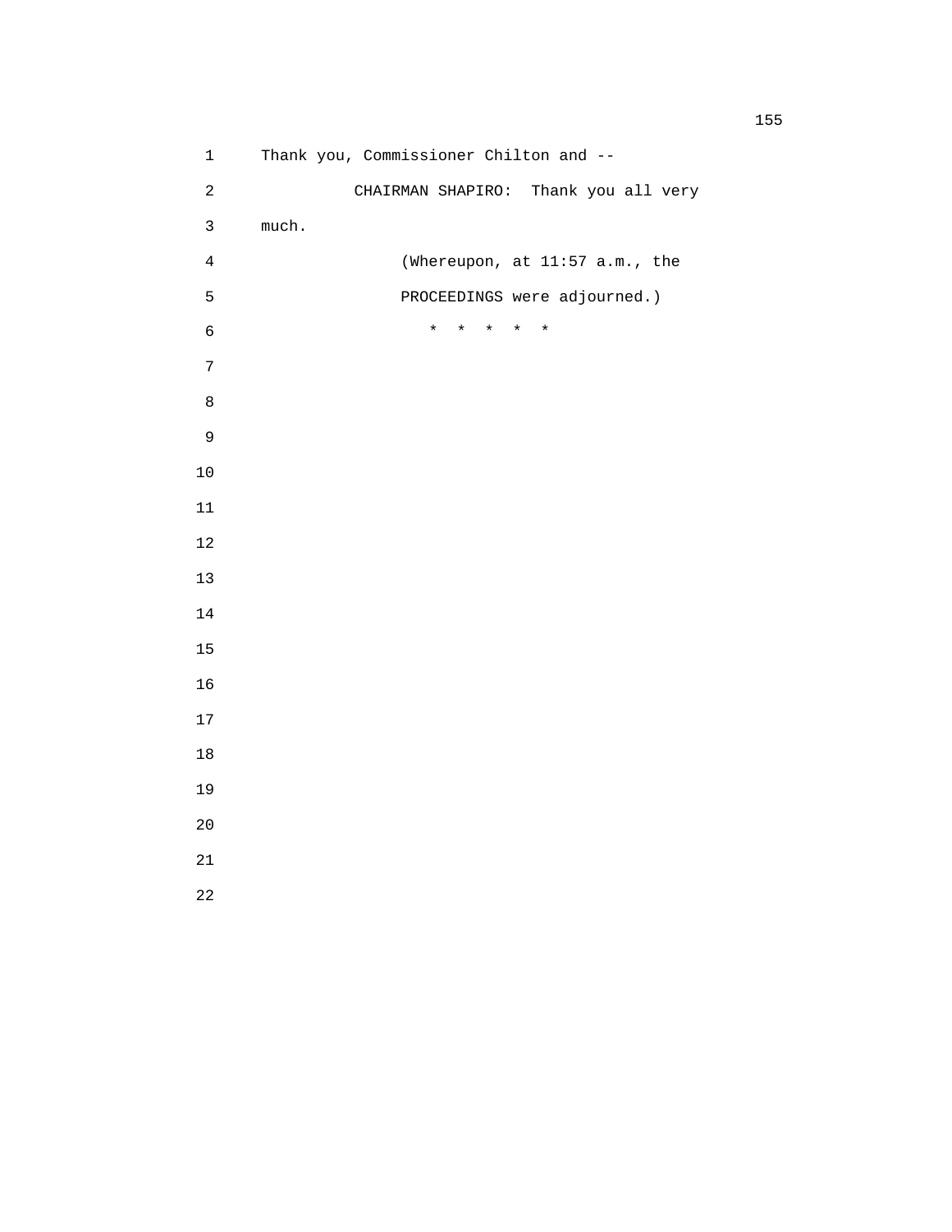Thank you, Commissioner Chilton and --

CHAIRMAN SHAPIRO: Thank you all very much.

(Whereupon, at 11:57 a.m., the PROCEEDINGS were adjourned.)

* * * * *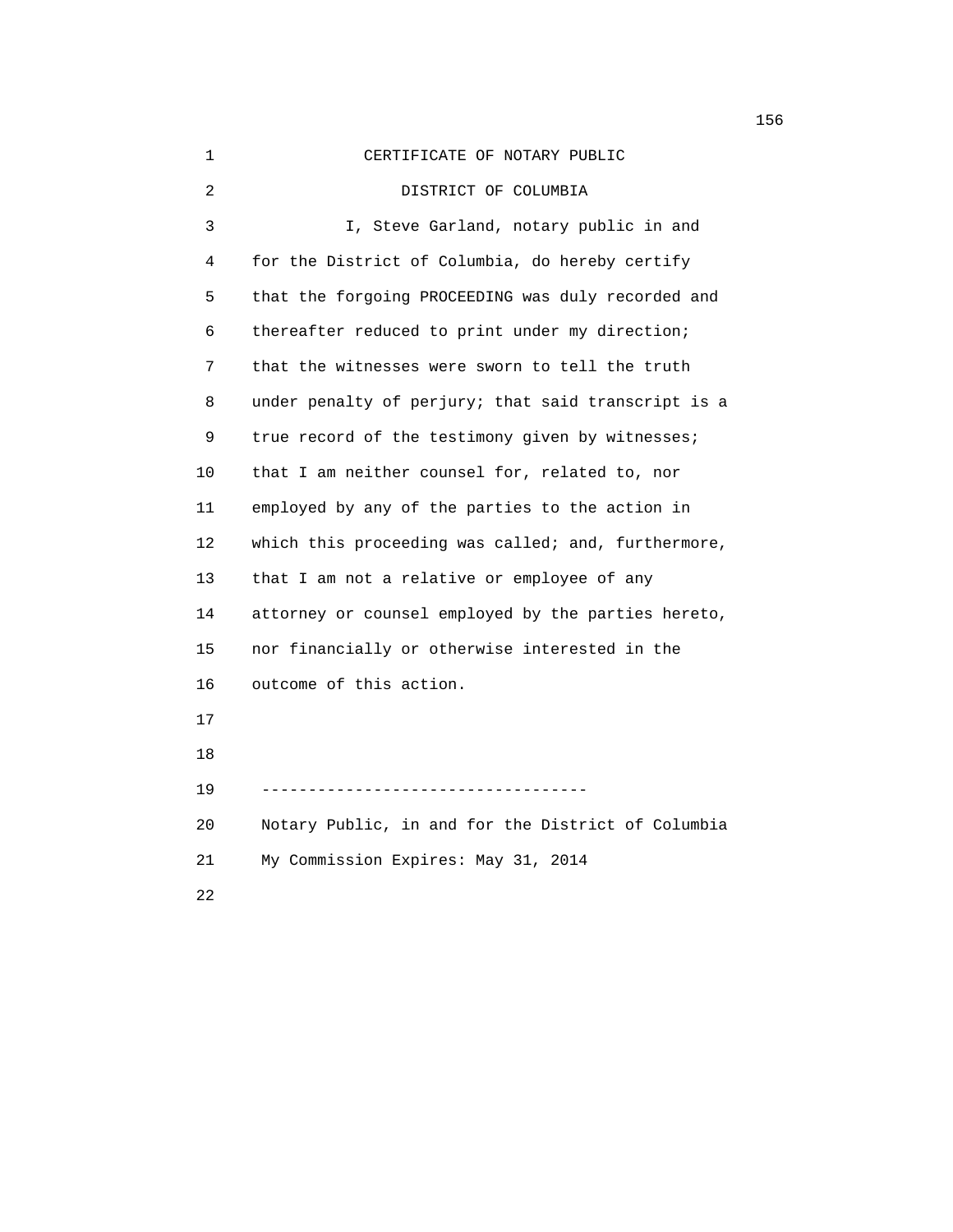# CERTIFICATE OF NOTARY PUBLIC

## DISTRICT OF COLUMBIA

I, Steve Garland, notary public in and for the District of Columbia, do hereby certify that the forgoing PROCEEDING was duly recorded and thereafter reduced to print under my direction; that the witnesses were sworn to tell the truth under penalty of perjury; that said transcript is a true record of the testimony given by witnesses; that I am neither counsel for, related to, nor employed by any of the parties to the action in which this proceeding was called; and, furthermore, that I am not a relative or employee of any attorney or counsel employed by the parties hereto, nor financially or otherwise interested in the outcome of this action.

-----------------------------------

Notary Public, in and for the District of Columbia

My Commission Expires: May 31, 2014